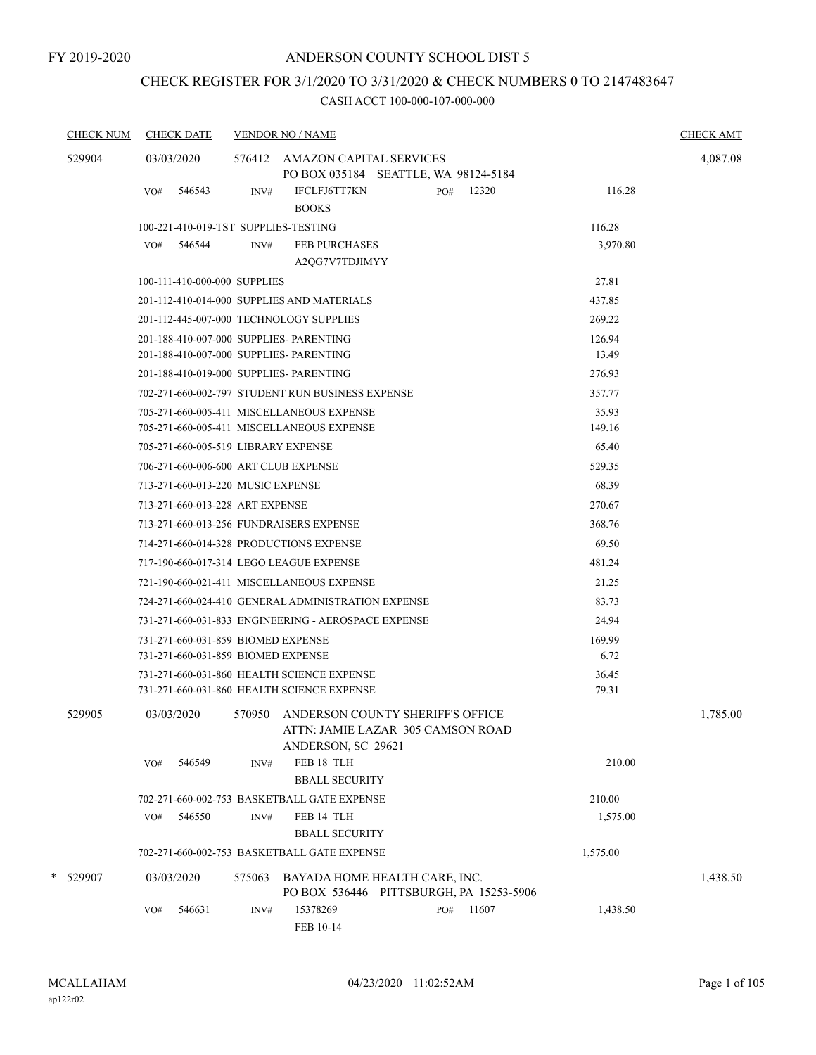FY 2019-2020

# ANDERSON COUNTY SCHOOL DIST 5

## CHECK REGISTER FOR 3/1/2020 TO 3/31/2020 & CHECK NUMBERS 0 TO 2147483647

### CASH ACCT 100-000-107-000-000

| CHECK NUM | CHECK DATE | VENDOR NO / NAME | | CHECK AMT |
|---|---|---|---|---|
| 529904 | 03/03/2020 | 576412 AMAZON CAPITAL SERVICES PO BOX 035184 SEATTLE, WA 98124-5184 | | 4,087.08 |
| | VO# 546543 | INV# IFCLFJ6TT7KN PO# 12320 BOOKS | 116.28 | |
| | | 100-221-410-019-TST SUPPLIES-TESTING | 116.28 | |
| | VO# 546544 | INV# FEB PURCHASES A2QG7V7TDJIMYY | 3,970.80 | |
| | | 100-111-410-000-000 SUPPLIES | 27.81 | |
| | | 201-112-410-014-000 SUPPLIES AND MATERIALS | 437.85 | |
| | | 201-112-445-007-000 TECHNOLOGY SUPPLIES | 269.22 | |
| | | 201-188-410-007-000 SUPPLIES- PARENTING | 126.94 | |
| | | 201-188-410-007-000 SUPPLIES- PARENTING | 13.49 | |
| | | 201-188-410-019-000 SUPPLIES- PARENTING | 276.93 | |
| | | 702-271-660-002-797 STUDENT RUN BUSINESS EXPENSE | 357.77 | |
| | | 705-271-660-005-411 MISCELLANEOUS EXPENSE | 35.93 | |
| | | 705-271-660-005-411 MISCELLANEOUS EXPENSE | 149.16 | |
| | | 705-271-660-005-519 LIBRARY EXPENSE | 65.40 | |
| | | 706-271-660-006-600 ART CLUB EXPENSE | 529.35 | |
| | | 713-271-660-013-220 MUSIC EXPENSE | 68.39 | |
| | | 713-271-660-013-228 ART EXPENSE | 270.67 | |
| | | 713-271-660-013-256 FUNDRAISERS EXPENSE | 368.76 | |
| | | 714-271-660-014-328 PRODUCTIONS EXPENSE | 69.50 | |
| | | 717-190-660-017-314 LEGO LEAGUE EXPENSE | 481.24 | |
| | | 721-190-660-021-411 MISCELLANEOUS EXPENSE | 21.25 | |
| | | 724-271-660-024-410 GENERAL ADMINISTRATION EXPENSE | 83.73 | |
| | | 731-271-660-031-833 ENGINEERING - AEROSPACE EXPENSE | 24.94 | |
| | | 731-271-660-031-859 BIOMED EXPENSE | 169.99 | |
| | | 731-271-660-031-859 BIOMED EXPENSE | 6.72 | |
| | | 731-271-660-031-860 HEALTH SCIENCE EXPENSE | 36.45 | |
| | | 731-271-660-031-860 HEALTH SCIENCE EXPENSE | 79.31 | |
| 529905 | 03/03/2020 | 570950 ANDERSON COUNTY SHERIFF'S OFFICE ATTN: JAMIE LAZAR 305 CAMSON ROAD ANDERSON, SC 29621 | | 1,785.00 |
| | VO# 546549 | INV# FEB 18 TLH BBALL SECURITY | 210.00 | |
| | | 702-271-660-002-753 BASKETBALL GATE EXPENSE | 210.00 | |
| | VO# 546550 | INV# FEB 14 TLH BBALL SECURITY | 1,575.00 | |
| | | 702-271-660-002-753 BASKETBALL GATE EXPENSE | 1,575.00 | |
| * 529907 | 03/03/2020 | 575063 BAYADA HOME HEALTH CARE, INC. PO BOX 536446 PITTSBURGH, PA 15253-5906 | | 1,438.50 |
| | VO# 546631 | INV# 15378269 PO# 11607 FEB 10-14 | 1,438.50 | |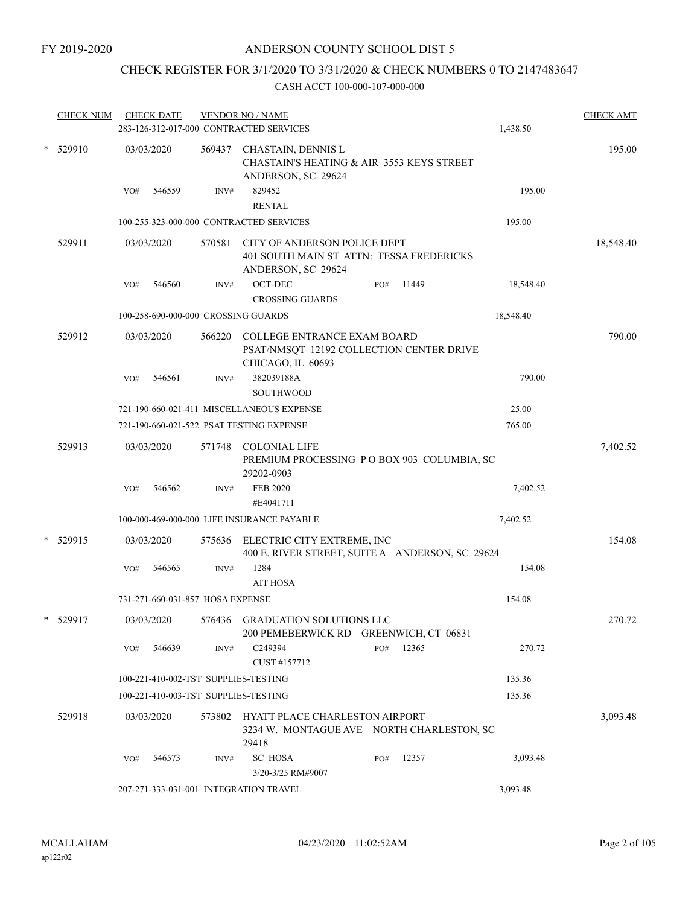FY 2019-2020

# ANDERSON COUNTY SCHOOL DIST 5

## CHECK REGISTER FOR 3/1/2020 TO 3/31/2020 & CHECK NUMBERS 0 TO 2147483647

CASH ACCT 100-000-107-000-000

| CHECK NUM | CHECK DATE | VENDOR NO / NAME | | CHECK AMT |
|---|---|---|---|---|
| | 283-126-312-017-000 CONTRACTED SERVICES | | 1,438.50 | |
| * 529910 | 03/03/2020 | 569437 CHASTAIN, DENNIS L<br>CHASTAIN'S HEATING & AIR 3553 KEYS STREET<br>ANDERSON, SC 29624 | | 195.00 |
| | VO# 546559 | INV# 829452<br>RENTAL | 195.00 | |
| | 100-255-323-000-000 CONTRACTED SERVICES | | 195.00 | |
| 529911 | 03/03/2020 | 570581 CITY OF ANDERSON POLICE DEPT<br>401 SOUTH MAIN ST ATTN: TESSA FREDERICKS<br>ANDERSON, SC 29624 | | 18,548.40 |
| | VO# 546560 | INV# OCT-DEC PO# 11449<br>CROSSING GUARDS | 18,548.40 | |
| | 100-258-690-000-000 CROSSING GUARDS | | 18,548.40 | |
| 529912 | 03/03/2020 | 566220 COLLEGE ENTRANCE EXAM BOARD<br>PSAT/NMSQT 12192 COLLECTION CENTER DRIVE<br>CHICAGO, IL 60693 | | 790.00 |
| | VO# 546561 | INV# 382039188A<br>SOUTHWOOD | 790.00 | |
| | 721-190-660-021-411 MISCELLANEOUS EXPENSE | | 25.00 | |
| | 721-190-660-021-522 PSAT TESTING EXPENSE | | 765.00 | |
| 529913 | 03/03/2020 | 571748 COLONIAL LIFE<br>PREMIUM PROCESSING P O BOX 903 COLUMBIA, SC<br>29202-0903 | | 7,402.52 |
| | VO# 546562 | INV# FEB 2020<br>#E4041711 | 7,402.52 | |
| | 100-000-469-000-000 LIFE INSURANCE PAYABLE | | 7,402.52 | |
| * 529915 | 03/03/2020 | 575636 ELECTRIC CITY EXTREME, INC<br>400 E. RIVER STREET, SUITE A ANDERSON, SC 29624 | | 154.08 |
| | VO# 546565 | INV# 1284<br>AIT HOSA | 154.08 | |
| | 731-271-660-031-857 HOSA EXPENSE | | 154.08 | |
| * 529917 | 03/03/2020 | 576436 GRADUATION SOLUTIONS LLC<br>200 PEMEBERWICK RD GREENWICH, CT 06831 | | 270.72 |
| | VO# 546639 | INV# C249394 PO# 12365<br>CUST #157712 | 270.72 | |
| | 100-221-410-002-TST SUPPLIES-TESTING | | 135.36 | |
| | 100-221-410-003-TST SUPPLIES-TESTING | | 135.36 | |
| 529918 | 03/03/2020 | 573802 HYATT PLACE CHARLESTON AIRPORT<br>3234 W. MONTAGUE AVE NORTH CHARLESTON, SC<br>29418 | | 3,093.48 |
| | VO# 546573 | INV# SC HOSA PO# 12357<br>3/20-3/25 RM#9007 | 3,093.48 | |
| | 207-271-333-031-001 INTEGRATION TRAVEL | | 3,093.48 | |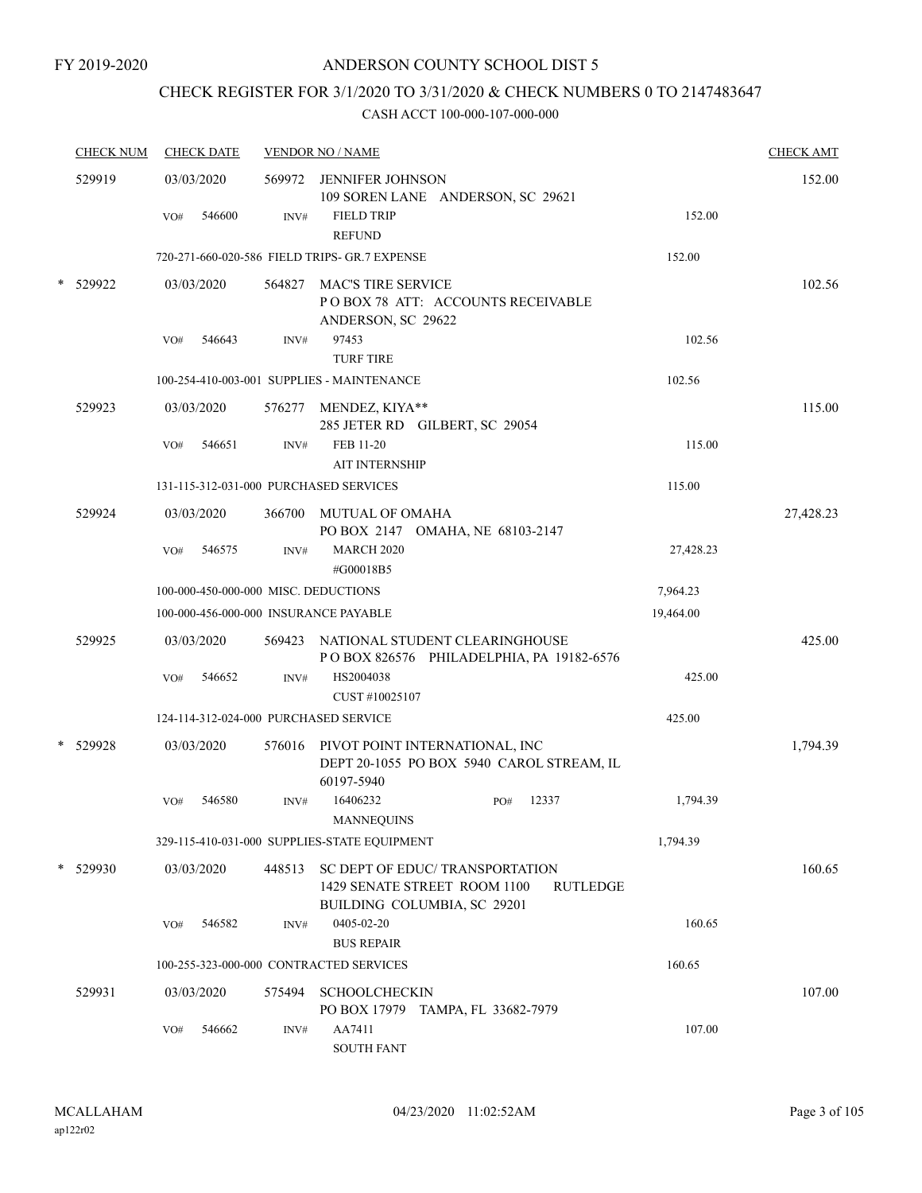FY 2019-2020

# ANDERSON COUNTY SCHOOL DIST 5

## CHECK REGISTER FOR 3/1/2020 TO 3/31/2020 & CHECK NUMBERS 0 TO 2147483647

### CASH ACCT 100-000-107-000-000

| CHECK NUM | CHECK DATE | VENDOR NO / NAME | | CHECK AMT |
|---|---|---|---|---|
| 529919 | 03/03/2020 | 569972 JENNIFER JOHNSON<br>109 SOREN LANE ANDERSON, SC 29621 | | 152.00 |
| | VO# 546600 | INV# FIELD TRIP<br>REFUND | 152.00 | |
| | 720-271-660-020-586 FIELD TRIPS- GR.7 EXPENSE | | 152.00 | |
| * 529922 | 03/03/2020 | 564827 MAC'S TIRE SERVICE<br>P O BOX 78 ATT: ACCOUNTS RECEIVABLE<br>ANDERSON, SC 29622 | | 102.56 |
| | VO# 546643 | INV# 97453<br>TURF TIRE | 102.56 | |
| | 100-254-410-003-001 SUPPLIES - MAINTENANCE | | 102.56 | |
| 529923 | 03/03/2020 | 576277 MENDEZ, KIYA**<br>285 JETER RD GILBERT, SC 29054 | | 115.00 |
| | VO# 546651 | INV# FEB 11-20<br>AIT INTERNSHIP | 115.00 | |
| | 131-115-312-031-000 PURCHASED SERVICES | | 115.00 | |
| 529924 | 03/03/2020 | 366700 MUTUAL OF OMAHA<br>PO BOX 2147 OMAHA, NE 68103-2147 | | 27,428.23 |
| | VO# 546575 | INV# MARCH 2020<br>#G00018B5 | 27,428.23 | |
| | 100-000-450-000-000 MISC. DEDUCTIONS | | 7,964.23 | |
| | 100-000-456-000-000 INSURANCE PAYABLE | | 19,464.00 | |
| 529925 | 03/03/2020 | 569423 NATIONAL STUDENT CLEARINGHOUSE<br>P O BOX 826576 PHILADELPHIA, PA 19182-6576 | | 425.00 |
| | VO# 546652 | INV# HS2004038<br>CUST #10025107 | 425.00 | |
| | 124-114-312-024-000 PURCHASED SERVICE | | 425.00 | |
| * 529928 | 03/03/2020 | 576016 PIVOT POINT INTERNATIONAL, INC<br>DEPT 20-1055 PO BOX 5940 CAROL STREAM, IL<br>60197-5940 | | 1,794.39 |
| | VO# 546580 | INV# 16406232 PO# 12337<br>MANNEQUINS | 1,794.39 | |
| | 329-115-410-031-000 SUPPLIES-STATE EQUIPMENT | | 1,794.39 | |
| * 529930 | 03/03/2020 | 448513 SC DEPT OF EDUC/ TRANSPORTATION<br>1429 SENATE STREET ROOM 1100 RUTLEDGE<br>BUILDING COLUMBIA, SC 29201 | | 160.65 |
| | VO# 546582 | INV# 0405-02-20<br>BUS REPAIR | 160.65 | |
| | 100-255-323-000-000 CONTRACTED SERVICES | | 160.65 | |
| 529931 | 03/03/2020 | 575494 SCHOOLCHECKIN<br>PO BOX 17979 TAMPA, FL 33682-7979 | | 107.00 |
| | VO# 546662 | INV# AA7411<br>SOUTH FANT | 107.00 | |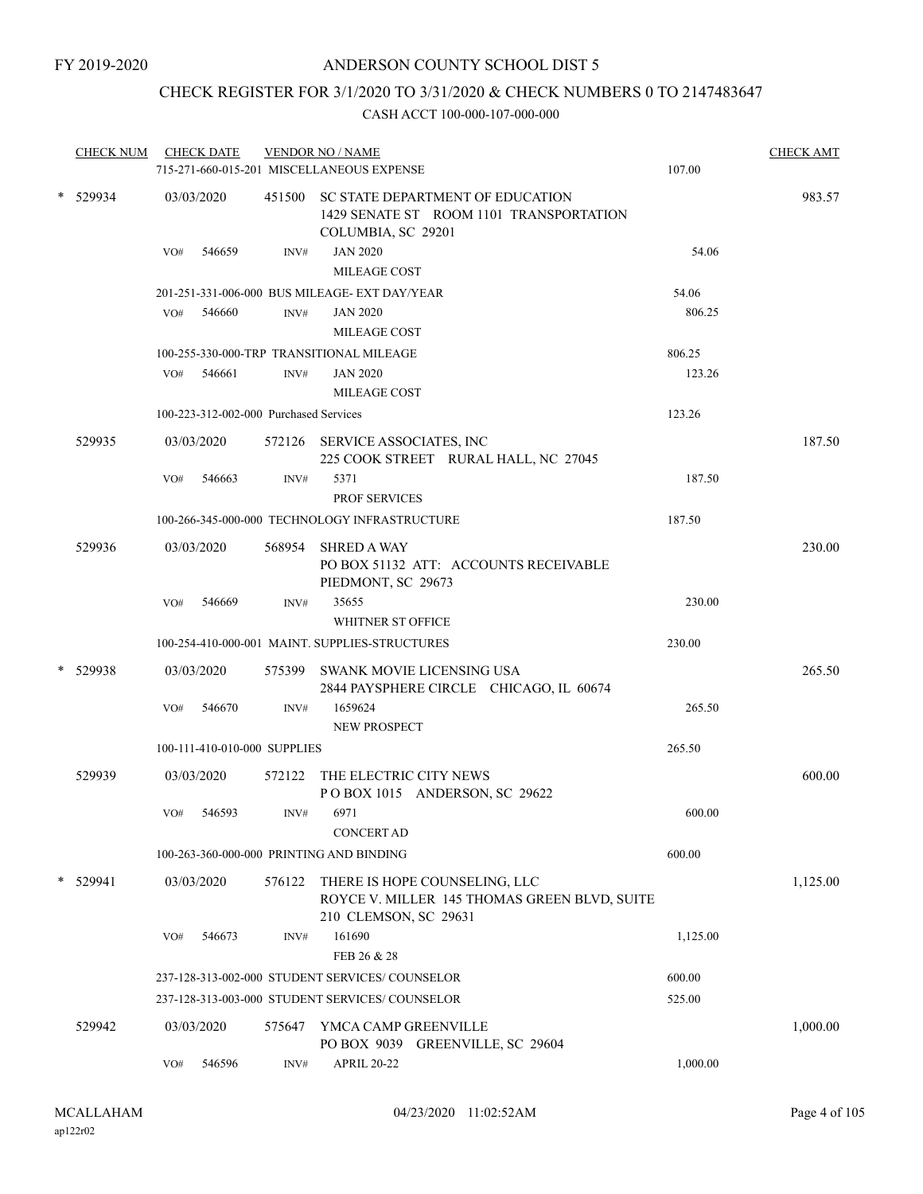FY 2019-2020

# ANDERSON COUNTY SCHOOL DIST 5

## CHECK REGISTER FOR 3/1/2020 TO 3/31/2020 & CHECK NUMBERS 0 TO 2147483647

### CASH ACCT 100-000-107-000-000

| CHECK NUM | CHECK DATE | VENDOR NO / NAME | | CHECK AMT |
|---|---|---|---|---|
| | 715-271-660-015-201 MISCELLANEOUS EXPENSE | | 107.00 | |
| * 529934 | 03/03/2020 | 451500 SC STATE DEPARTMENT OF EDUCATION 1429 SENATE ST ROOM 1101 TRANSPORTATION COLUMBIA, SC 29201 | | 983.57 |
| | VO# 546659 | INV# JAN 2020 MILEAGE COST | 54.06 | |
| | 201-251-331-006-000 BUS MILEAGE- EXT DAY/YEAR | | 54.06 | |
| | VO# 546660 | INV# JAN 2020 MILEAGE COST | 806.25 | |
| | 100-255-330-000-TRP TRANSITIONAL MILEAGE | | 806.25 | |
| | VO# 546661 | INV# JAN 2020 MILEAGE COST | 123.26 | |
| | 100-223-312-002-000 Purchased Services | | 123.26 | |
| 529935 | 03/03/2020 | 572126 SERVICE ASSOCIATES, INC 225 COOK STREET RURAL HALL, NC 27045 | | 187.50 |
| | VO# 546663 | INV# 5371 PROF SERVICES | 187.50 | |
| | 100-266-345-000-000 TECHNOLOGY INFRASTRUCTURE | | 187.50 | |
| 529936 | 03/03/2020 | 568954 SHRED A WAY PO BOX 51132 ATT: ACCOUNTS RECEIVABLE PIEDMONT, SC 29673 | | 230.00 |
| | VO# 546669 | INV# 35655 WHITNER ST OFFICE | 230.00 | |
| | 100-254-410-000-001 MAINT. SUPPLIES-STRUCTURES | | 230.00 | |
| * 529938 | 03/03/2020 | 575399 SWANK MOVIE LICENSING USA 2844 PAYSPHERE CIRCLE CHICAGO, IL 60674 | | 265.50 |
| | VO# 546670 | INV# 1659624 NEW PROSPECT | 265.50 | |
| | 100-111-410-010-000 SUPPLIES | | 265.50 | |
| 529939 | 03/03/2020 | 572122 THE ELECTRIC CITY NEWS P O BOX 1015 ANDERSON, SC 29622 | | 600.00 |
| | VO# 546593 | INV# 6971 CONCERT AD | 600.00 | |
| | 100-263-360-000-000 PRINTING AND BINDING | | 600.00 | |
| * 529941 | 03/03/2020 | 576122 THERE IS HOPE COUNSELING, LLC ROYCE V. MILLER 145 THOMAS GREEN BLVD, SUITE 210 CLEMSON, SC 29631 | | 1,125.00 |
| | VO# 546673 | INV# 161690 FEB 26 & 28 | 1,125.00 | |
| | 237-128-313-002-000 STUDENT SERVICES/ COUNSELOR | | 600.00 | |
| | 237-128-313-003-000 STUDENT SERVICES/ COUNSELOR | | 525.00 | |
| 529942 | 03/03/2020 | 575647 YMCA CAMP GREENVILLE PO BOX 9039 GREENVILLE, SC 29604 | | 1,000.00 |
| | VO# 546596 | INV# APRIL 20-22 | 1,000.00 | |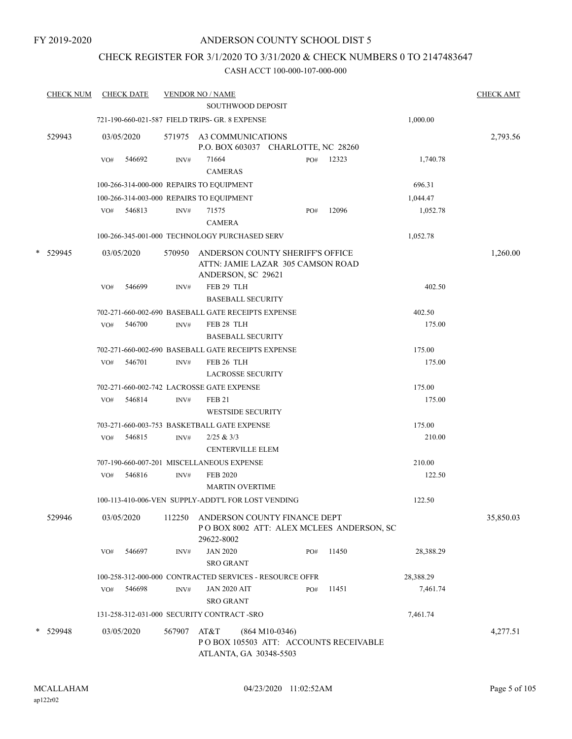FY 2019-2020

# ANDERSON COUNTY SCHOOL DIST 5

## CHECK REGISTER FOR 3/1/2020 TO 3/31/2020 & CHECK NUMBERS 0 TO 2147483647

CASH ACCT 100-000-107-000-000

| CHECK NUM | CHECK DATE | VENDOR NO / NAME | | CHECK AMT |
|---|---|---|---|---|
| | | SOUTHWOOD DEPOSIT | | |
| | | 721-190-660-021-587 FIELD TRIPS- GR. 8 EXPENSE | 1,000.00 | |
| 529943 | 03/05/2020 | 571975 A3 COMMUNICATIONS<br>P.O. BOX 603037 CHARLOTTE, NC 28260 | | 2,793.56 |
| | VO# 546692 | INV# 71664 PO# 12323<br>CAMERAS | 1,740.78 | |
| | | 100-266-314-000-000 REPAIRS TO EQUIPMENT | 696.31 | |
| | | 100-266-314-003-000 REPAIRS TO EQUIPMENT | 1,044.47 | |
| | VO# 546813 | INV# 71575 PO# 12096<br>CAMERA | 1,052.78 | |
| | | 100-266-345-001-000 TECHNOLOGY PURCHASED SERV | 1,052.78 | |
| * 529945 | 03/05/2020 | 570950 ANDERSON COUNTY SHERIFF'S OFFICE<br>ATTN: JAMIE LAZAR 305 CAMSON ROAD<br>ANDERSON, SC 29621 | | 1,260.00 |
| | VO# 546699 | INV# FEB 29 TLH<br>BASEBALL SECURITY | 402.50 | |
| | | 702-271-660-002-690 BASEBALL GATE RECEIPTS EXPENSE | 402.50 | |
| | VO# 546700 | INV# FEB 28 TLH<br>BASEBALL SECURITY | 175.00 | |
| | | 702-271-660-002-690 BASEBALL GATE RECEIPTS EXPENSE | 175.00 | |
| | VO# 546701 | INV# FEB 26 TLH<br>LACROSSE SECURITY | 175.00 | |
| | | 702-271-660-002-742 LACROSSE GATE EXPENSE | 175.00 | |
| | VO# 546814 | INV# FEB 21<br>WESTSIDE SECURITY | 175.00 | |
| | | 703-271-660-003-753 BASKETBALL GATE EXPENSE | 175.00 | |
| | VO# 546815 | INV# 2/25 & 3/3<br>CENTERVILLE ELEM | 210.00 | |
| | | 707-190-660-007-201 MISCELLANEOUS EXPENSE | 210.00 | |
| | VO# 546816 | INV# FEB 2020<br>MARTIN OVERTIME | 122.50 | |
| | | 100-113-410-006-VEN SUPPLY-ADDT'L FOR LOST VENDING | 122.50 | |
| 529946 | 03/05/2020 | 112250 ANDERSON COUNTY FINANCE DEPT<br>P O BOX 8002 ATT: ALEX MCLEES ANDERSON, SC 29622-8002 | | 35,850.03 |
| | VO# 546697 | INV# JAN 2020 PO# 11450<br>SRO GRANT | 28,388.29 | |
| | | 100-258-312-000-000 CONTRACTED SERVICES - RESOURCE OFFR | 28,388.29 | |
| | VO# 546698 | INV# JAN 2020 AIT PO# 11451<br>SRO GRANT | 7,461.74 | |
| | | 131-258-312-031-000 SECURITY CONTRACT -SRO | 7,461.74 | |
| * 529948 | 03/05/2020 | 567907 AT&T (864 M10-0346)<br>P O BOX 105503 ATT: ACCOUNTS RECEIVABLE<br>ATLANTA, GA 30348-5503 | | 4,277.51 |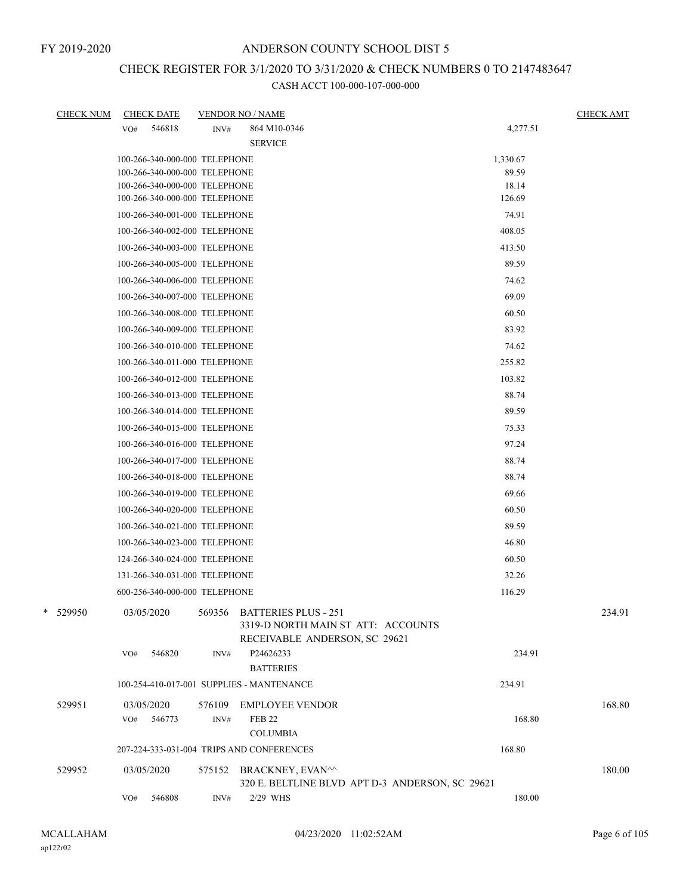FY 2019-2020

# ANDERSON COUNTY SCHOOL DIST 5

## CHECK REGISTER FOR 3/1/2020 TO 3/31/2020 & CHECK NUMBERS 0 TO 2147483647

CASH ACCT 100-000-107-000-000

| CHECK NUM | CHECK DATE | VENDOR NO / NAME | | CHECK AMT |
|---|---|---|---|---|
| | VO# 546818 | INV# 864 M10-0346 SERVICE | 4,277.51 | |
| | 100-266-340-000-000 TELEPHONE | | 1,330.67 | |
| | 100-266-340-000-000 TELEPHONE | | 89.59 | |
| | 100-266-340-000-000 TELEPHONE | | 18.14 | |
| | 100-266-340-000-000 TELEPHONE | | 126.69 | |
| | 100-266-340-001-000 TELEPHONE | | 74.91 | |
| | 100-266-340-002-000 TELEPHONE | | 408.05 | |
| | 100-266-340-003-000 TELEPHONE | | 413.50 | |
| | 100-266-340-005-000 TELEPHONE | | 89.59 | |
| | 100-266-340-006-000 TELEPHONE | | 74.62 | |
| | 100-266-340-007-000 TELEPHONE | | 69.09 | |
| | 100-266-340-008-000 TELEPHONE | | 60.50 | |
| | 100-266-340-009-000 TELEPHONE | | 83.92 | |
| | 100-266-340-010-000 TELEPHONE | | 74.62 | |
| | 100-266-340-011-000 TELEPHONE | | 255.82 | |
| | 100-266-340-012-000 TELEPHONE | | 103.82 | |
| | 100-266-340-013-000 TELEPHONE | | 88.74 | |
| | 100-266-340-014-000 TELEPHONE | | 89.59 | |
| | 100-266-340-015-000 TELEPHONE | | 75.33 | |
| | 100-266-340-016-000 TELEPHONE | | 97.24 | |
| | 100-266-340-017-000 TELEPHONE | | 88.74 | |
| | 100-266-340-018-000 TELEPHONE | | 88.74 | |
| | 100-266-340-019-000 TELEPHONE | | 69.66 | |
| | 100-266-340-020-000 TELEPHONE | | 60.50 | |
| | 100-266-340-021-000 TELEPHONE | | 89.59 | |
| | 100-266-340-023-000 TELEPHONE | | 46.80 | |
| | 124-266-340-024-000 TELEPHONE | | 60.50 | |
| | 131-266-340-031-000 TELEPHONE | | 32.26 | |
| | 600-256-340-000-000 TELEPHONE | | 116.29 | |
| * 529950 | 03/05/2020 | 569356 BATTERIES PLUS - 251 3319-D NORTH MAIN ST ATT: ACCOUNTS RECEIVABLE ANDERSON, SC 29621 | | 234.91 |
| | VO# 546820 | INV# P24626233 BATTERIES | 234.91 | |
| | 100-254-410-017-001 SUPPLIES - MANTENANCE | | 234.91 | |
| 529951 | 03/05/2020 | 576109 EMPLOYEE VENDOR | | 168.80 |
| | VO# 546773 | INV# FEB 22 COLUMBIA | 168.80 | |
| | 207-224-333-031-004 TRIPS AND CONFERENCES | | 168.80 | |
| 529952 | 03/05/2020 | 575152 BRACKNEY, EVAN^^ 320 E. BELTLINE BLVD APT D-3 ANDERSON, SC 29621 | | 180.00 |
| | VO# 546808 | INV# 2/29 WHS | 180.00 | |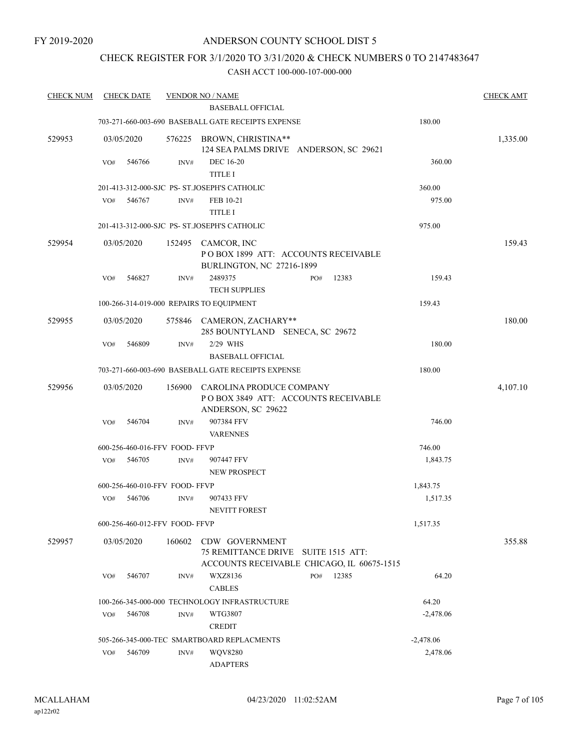FY 2019-2020

ANDERSON COUNTY SCHOOL DIST 5

CHECK REGISTER FOR 3/1/2020 TO 3/31/2020 & CHECK NUMBERS 0 TO 2147483647

CASH ACCT 100-000-107-000-000

| CHECK NUM | CHECK DATE | VENDOR NO / NAME | | CHECK AMT |
|---|---|---|---|---|
| | | BASEBALL OFFICIAL | | |
| | | 703-271-660-003-690 BASEBALL GATE RECEIPTS EXPENSE | 180.00 | |
| 529953 | 03/05/2020 | 576225 BROWN, CHRISTINA** 124 SEA PALMS DRIVE ANDERSON, SC 29621 | | 1,335.00 |
| | VO# 546766 | INV# DEC 16-20 TITLE I | 360.00 | |
| | | 201-413-312-000-SJC PS- ST.JOSEPH'S CATHOLIC | 360.00 | |
| | VO# 546767 | INV# FEB 10-21 TITLE I | 975.00 | |
| | | 201-413-312-000-SJC PS- ST.JOSEPH'S CATHOLIC | 975.00 | |
| 529954 | 03/05/2020 | 152495 CAMCOR, INC P O BOX 1899 ATT: ACCOUNTS RECEIVABLE BURLINGTON, NC 27216-1899 | | 159.43 |
| | VO# 546827 | INV# 2489375 PO# 12383 TECH SUPPLIES | 159.43 | |
| | | 100-266-314-019-000 REPAIRS TO EQUIPMENT | 159.43 | |
| 529955 | 03/05/2020 | 575846 CAMERON, ZACHARY** 285 BOUNTYLAND SENECA, SC 29672 | | 180.00 |
| | VO# 546809 | INV# 2/29 WHS BASEBALL OFFICIAL | 180.00 | |
| | | 703-271-660-003-690 BASEBALL GATE RECEIPTS EXPENSE | 180.00 | |
| 529956 | 03/05/2020 | 156900 CAROLINA PRODUCE COMPANY P O BOX 3849 ATT: ACCOUNTS RECEIVABLE ANDERSON, SC 29622 | | 4,107.10 |
| | VO# 546704 | INV# 907384 FFV VARENNES | 746.00 | |
| | | 600-256-460-016-FFV FOOD- FFVP | 746.00 | |
| | VO# 546705 | INV# 907447 FFV NEW PROSPECT | 1,843.75 | |
| | | 600-256-460-010-FFV FOOD- FFVP | 1,843.75 | |
| | VO# 546706 | INV# 907433 FFV NEVITT FOREST | 1,517.35 | |
| | | 600-256-460-012-FFV FOOD- FFVP | 1,517.35 | |
| 529957 | 03/05/2020 | 160602 CDW GOVERNMENT 75 REMITTANCE DRIVE SUITE 1515 ATT: ACCOUNTS RECEIVABLE CHICAGO, IL 60675-1515 | | 355.88 |
| | VO# 546707 | INV# WXZ8136 PO# 12385 CABLES | 64.20 | |
| | | 100-266-345-000-000 TECHNOLOGY INFRASTRUCTURE | 64.20 | |
| | VO# 546708 | INV# WTG3807 CREDIT | -2,478.06 | |
| | | 505-266-345-000-TEC SMARTBOARD REPLACMENTS | -2,478.06 | |
| | VO# 546709 | INV# WQV8280 ADAPTERS | 2,478.06 | |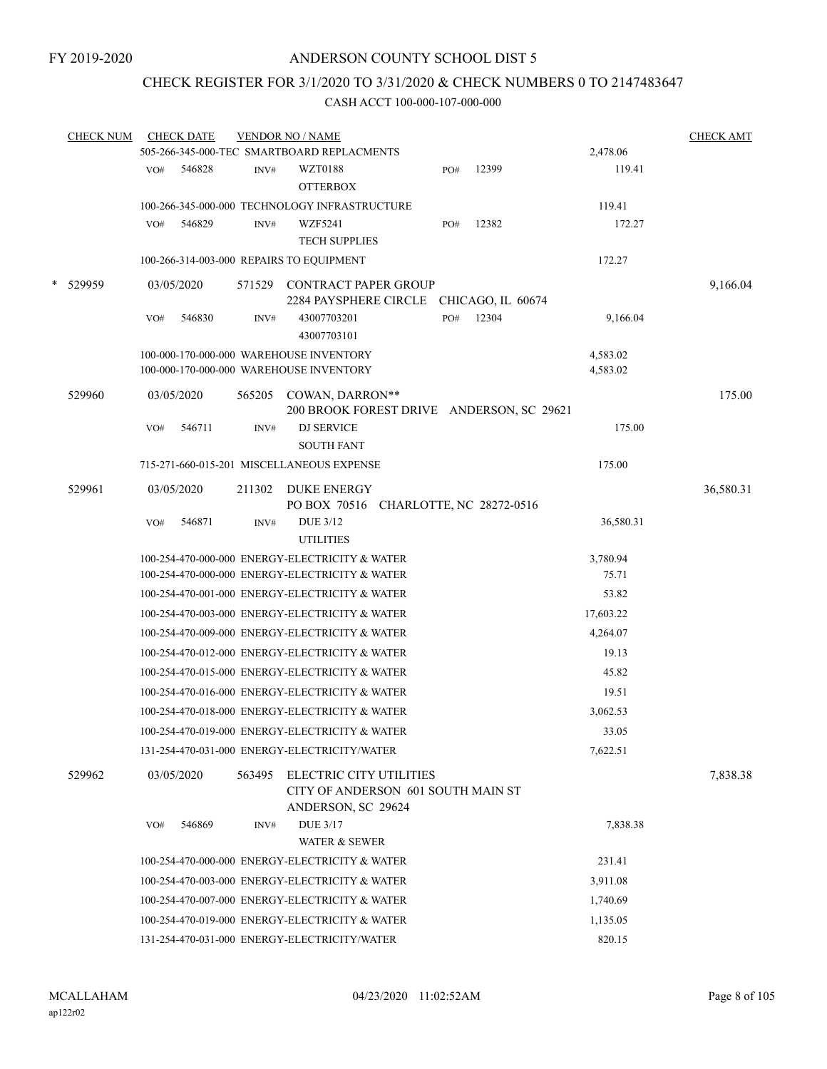FY 2019-2020

# ANDERSON COUNTY SCHOOL DIST 5

## CHECK REGISTER FOR 3/1/2020 TO 3/31/2020 & CHECK NUMBERS 0 TO 2147483647

### CASH ACCT 100-000-107-000-000

| CHECK NUM | CHECK DATE | VENDOR NO / NAME | | CHECK AMT |
|---|---|---|---|---|
| | | 505-266-345-000-TEC SMARTBOARD REPLACMENTS | 2,478.06 | |
| | VO# 546828 | INV# WZT0188 OTTERBOX PO# 12399 | 119.41 | |
| | | 100-266-345-000-000 TECHNOLOGY INFRASTRUCTURE | 119.41 | |
| | VO# 546829 | INV# WZF5241 TECH SUPPLIES PO# 12382 | 172.27 | |
| | | 100-266-314-003-000 REPAIRS TO EQUIPMENT | 172.27 | |
| * 529959 | 03/05/2020 | 571529 CONTRACT PAPER GROUP 2284 PAYSPHERE CIRCLE CHICAGO, IL 60674 | | 9,166.04 |
| | VO# 546830 | INV# 43007703201 43007703101 PO# 12304 | 9,166.04 | |
| | | 100-000-170-000-000 WAREHOUSE INVENTORY | 4,583.02 | |
| | | 100-000-170-000-000 WAREHOUSE INVENTORY | 4,583.02 | |
| 529960 | 03/05/2020 | 565205 COWAN, DARRON** 200 BROOK FOREST DRIVE ANDERSON, SC 29621 | | 175.00 |
| | VO# 546711 | INV# DJ SERVICE SOUTH FANT | 175.00 | |
| | | 715-271-660-015-201 MISCELLANEOUS EXPENSE | 175.00 | |
| 529961 | 03/05/2020 | 211302 DUKE ENERGY PO BOX 70516 CHARLOTTE, NC 28272-0516 | | 36,580.31 |
| | VO# 546871 | INV# DUE 3/12 UTILITIES | 36,580.31 | |
| | | 100-254-470-000-000 ENERGY-ELECTRICITY & WATER | 3,780.94 | |
| | | 100-254-470-000-000 ENERGY-ELECTRICITY & WATER | 75.71 | |
| | | 100-254-470-001-000 ENERGY-ELECTRICITY & WATER | 53.82 | |
| | | 100-254-470-003-000 ENERGY-ELECTRICITY & WATER | 17,603.22 | |
| | | 100-254-470-009-000 ENERGY-ELECTRICITY & WATER | 4,264.07 | |
| | | 100-254-470-012-000 ENERGY-ELECTRICITY & WATER | 19.13 | |
| | | 100-254-470-015-000 ENERGY-ELECTRICITY & WATER | 45.82 | |
| | | 100-254-470-016-000 ENERGY-ELECTRICITY & WATER | 19.51 | |
| | | 100-254-470-018-000 ENERGY-ELECTRICITY & WATER | 3,062.53 | |
| | | 100-254-470-019-000 ENERGY-ELECTRICITY & WATER | 33.05 | |
| | | 131-254-470-031-000 ENERGY-ELECTRICITY/WATER | 7,622.51 | |
| 529962 | 03/05/2020 | 563495 ELECTRIC CITY UTILITIES CITY OF ANDERSON 601 SOUTH MAIN ST ANDERSON, SC 29624 | | 7,838.38 |
| | VO# 546869 | INV# DUE 3/17 WATER & SEWER | 7,838.38 | |
| | | 100-254-470-000-000 ENERGY-ELECTRICITY & WATER | 231.41 | |
| | | 100-254-470-003-000 ENERGY-ELECTRICITY & WATER | 3,911.08 | |
| | | 100-254-470-007-000 ENERGY-ELECTRICITY & WATER | 1,740.69 | |
| | | 100-254-470-019-000 ENERGY-ELECTRICITY & WATER | 1,135.05 | |
| | | 131-254-470-031-000 ENERGY-ELECTRICITY/WATER | 820.15 | |

MCALLAHAM
ap122r02
04/23/2020 11:02:52AM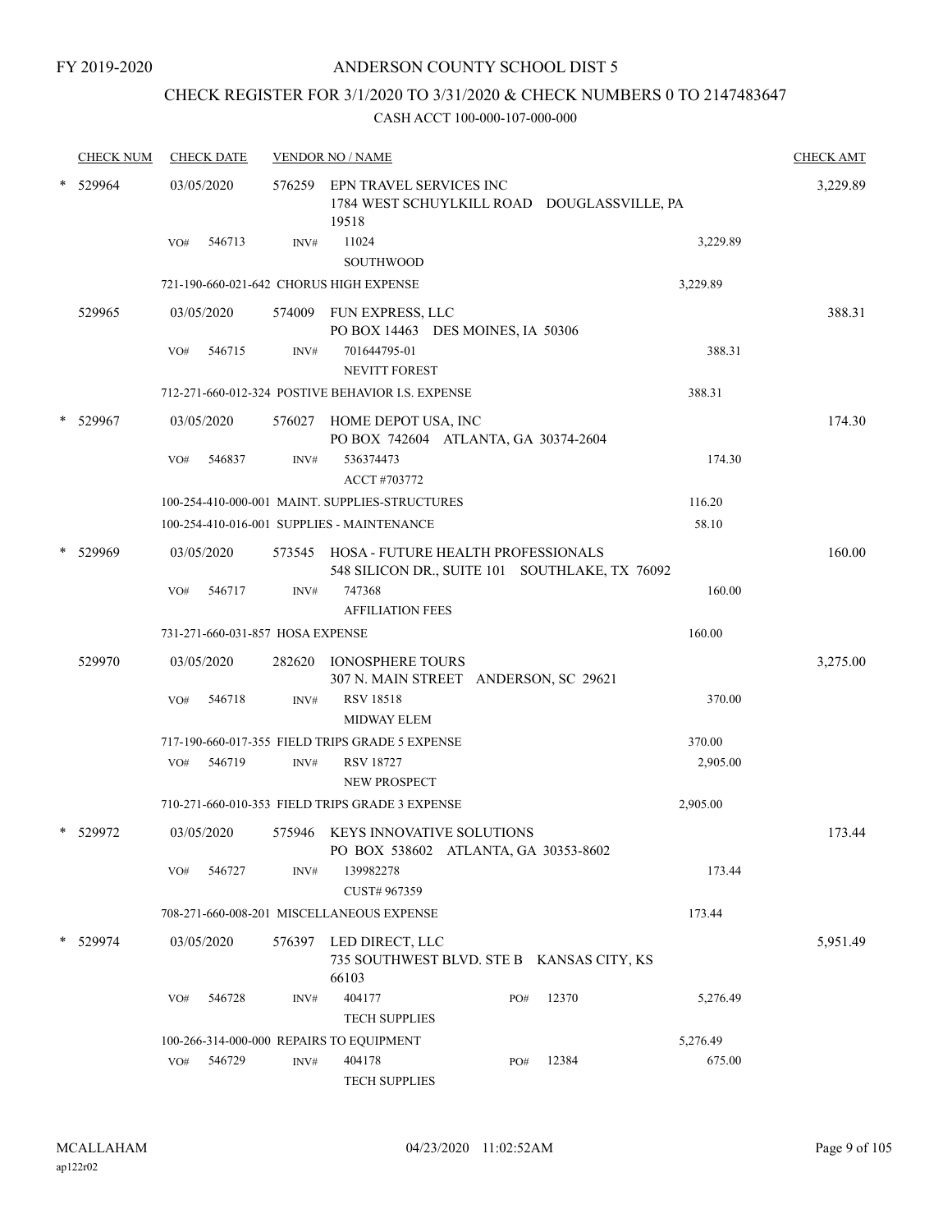FY 2019-2020

# ANDERSON COUNTY SCHOOL DIST 5

## CHECK REGISTER FOR 3/1/2020 TO 3/31/2020 & CHECK NUMBERS 0 TO 2147483647

### CASH ACCT 100-000-107-000-000

| CHECK NUM | CHECK DATE | VENDOR NO / NAME | | CHECK AMT |
|---|---|---|---|---|
| * 529964 | 03/05/2020 | 576259 EPN TRAVEL SERVICES INC<br>1784 WEST SCHUYLKILL ROAD DOUGLASSVILLE, PA 19518 | | 3,229.89 |
| | VO# 546713 | INV# 11024<br>SOUTHWOOD | 3,229.89 | |
| | | 721-190-660-021-642 CHORUS HIGH EXPENSE | 3,229.89 | |
| 529965 | 03/05/2020 | 574009 FUN EXPRESS, LLC<br>PO BOX 14463 DES MOINES, IA 50306 | | 388.31 |
| | VO# 546715 | INV# 701644795-01<br>NEVITT FOREST | 388.31 | |
| | | 712-271-660-012-324 POSTIVE BEHAVIOR I.S. EXPENSE | 388.31 | |
| * 529967 | 03/05/2020 | 576027 HOME DEPOT USA, INC<br>PO BOX 742604 ATLANTA, GA 30374-2604 | | 174.30 |
| | VO# 546837 | INV# 536374473<br>ACCT #703772 | 174.30 | |
| | | 100-254-410-000-001 MAINT. SUPPLIES-STRUCTURES | 116.20 | |
| | | 100-254-410-016-001 SUPPLIES - MAINTENANCE | 58.10 | |
| * 529969 | 03/05/2020 | 573545 HOSA - FUTURE HEALTH PROFESSIONALS<br>548 SILICON DR., SUITE 101 SOUTHLAKE, TX 76092 | | 160.00 |
| | VO# 546717 | INV# 747368<br>AFFILIATION FEES | 160.00 | |
| | | 731-271-660-031-857 HOSA EXPENSE | 160.00 | |
| 529970 | 03/05/2020 | 282620 IONOSPHERE TOURS<br>307 N. MAIN STREET ANDERSON, SC 29621 | | 3,275.00 |
| | VO# 546718 | INV# RSV 18518<br>MIDWAY ELEM | 370.00 | |
| | | 717-190-660-017-355 FIELD TRIPS GRADE 5 EXPENSE | 370.00 | |
| | VO# 546719 | INV# RSV 18727<br>NEW PROSPECT | 2,905.00 | |
| | | 710-271-660-010-353 FIELD TRIPS GRADE 3 EXPENSE | 2,905.00 | |
| * 529972 | 03/05/2020 | 575946 KEYS INNOVATIVE SOLUTIONS<br>PO BOX 538602 ATLANTA, GA 30353-8602 | | 173.44 |
| | VO# 546727 | INV# 139982278<br>CUST# 967359 | 173.44 | |
| | | 708-271-660-008-201 MISCELLANEOUS EXPENSE | 173.44 | |
| * 529974 | 03/05/2020 | 576397 LED DIRECT, LLC<br>735 SOUTHWEST BLVD. STE B KANSAS CITY, KS 66103 | | 5,951.49 |
| | VO# 546728 | INV# 404177 PO# 12370<br>TECH SUPPLIES | 5,276.49 | |
| | | 100-266-314-000-000 REPAIRS TO EQUIPMENT | 5,276.49 | |
| | VO# 546729 | INV# 404178 PO# 12384<br>TECH SUPPLIES | 675.00 | |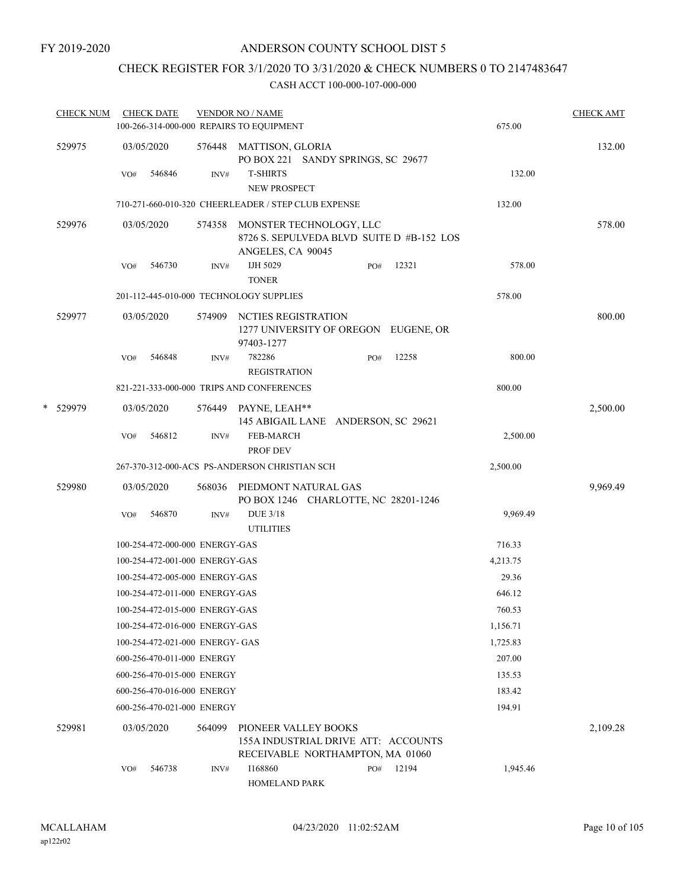FY 2019-2020

# ANDERSON COUNTY SCHOOL DIST 5

## CHECK REGISTER FOR 3/1/2020 TO 3/31/2020 & CHECK NUMBERS 0 TO 2147483647

### CASH ACCT 100-000-107-000-000

| CHECK NUM | CHECK DATE | VENDOR NO / NAME | | | CHECK AMT |
|---|---|---|---|---|---|
| | | 100-266-314-000-000 REPAIRS TO EQUIPMENT | | 675.00 | |
| 529975 | 03/05/2020 | 576448 MATTISON, GLORIA<br>PO BOX 221 SANDY SPRINGS, SC 29677 | | | 132.00 |
| | VO# 546846 | INV# T-SHIRTS<br>NEW PROSPECT | | 132.00 | |
| | | 710-271-660-010-320 CHEERLEADER / STEP CLUB EXPENSE | | 132.00 | |
| 529976 | 03/05/2020 | 574358 MONSTER TECHNOLOGY, LLC<br>8726 S. SEPULVEDA BLVD SUITE D #B-152 LOS ANGELES, CA 90045 | | | 578.00 |
| | VO# 546730 | INV# IJH 5029<br>TONER | PO# 12321 | 578.00 | |
| | | 201-112-445-010-000 TECHNOLOGY SUPPLIES | | 578.00 | |
| 529977 | 03/05/2020 | 574909 NCTIES REGISTRATION<br>1277 UNIVERSITY OF OREGON EUGENE, OR 97403-1277 | | | 800.00 |
| | VO# 546848 | INV# 782286<br>REGISTRATION | PO# 12258 | 800.00 | |
| | | 821-221-333-000-000 TRIPS AND CONFERENCES | | 800.00 | |
| * 529979 | 03/05/2020 | 576449 PAYNE, LEAH**<br>145 ABIGAIL LANE ANDERSON, SC 29621 | | | 2,500.00 |
| | VO# 546812 | INV# FEB-MARCH<br>PROF DEV | | 2,500.00 | |
| | | 267-370-312-000-ACS PS-ANDERSON CHRISTIAN SCH | | 2,500.00 | |
| 529980 | 03/05/2020 | 568036 PIEDMONT NATURAL GAS<br>PO BOX 1246 CHARLOTTE, NC 28201-1246 | | | 9,969.49 |
| | VO# 546870 | INV# DUE 3/18<br>UTILITIES | | 9,969.49 | |
| | | 100-254-472-000-000 ENERGY-GAS | | 716.33 | |
| | | 100-254-472-001-000 ENERGY-GAS | | 4,213.75 | |
| | | 100-254-472-005-000 ENERGY-GAS | | 29.36 | |
| | | 100-254-472-011-000 ENERGY-GAS | | 646.12 | |
| | | 100-254-472-015-000 ENERGY-GAS | | 760.53 | |
| | | 100-254-472-016-000 ENERGY-GAS | | 1,156.71 | |
| | | 100-254-472-021-000 ENERGY- GAS | | 1,725.83 | |
| | | 600-256-470-011-000 ENERGY | | 207.00 | |
| | | 600-256-470-015-000 ENERGY | | 135.53 | |
| | | 600-256-470-016-000 ENERGY | | 183.42 | |
| | | 600-256-470-021-000 ENERGY | | 194.91 | |
| 529981 | 03/05/2020 | 564099 PIONEER VALLEY BOOKS<br>155A INDUSTRIAL DRIVE ATT: ACCOUNTS RECEIVABLE NORTHAMPTON, MA 01060 | | | 2,109.28 |
| | VO# 546738 | INV# I168860<br>HOMELAND PARK | PO# 12194 | 1,945.46 | |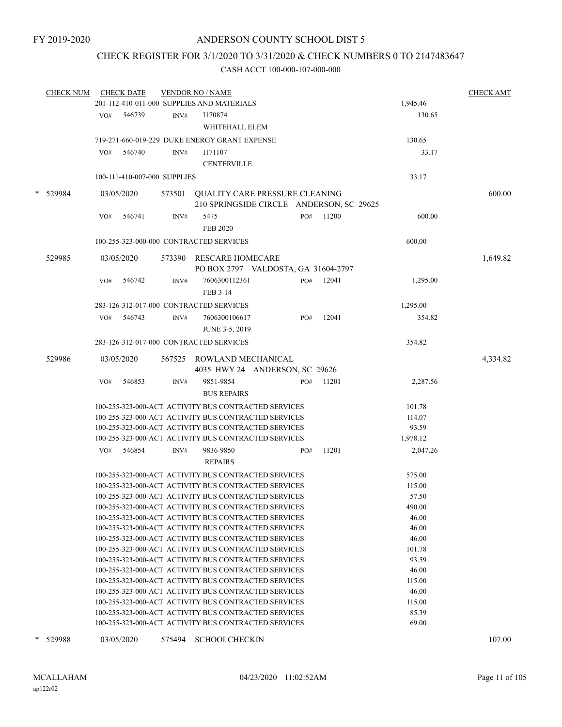FY 2019-2020

# ANDERSON COUNTY SCHOOL DIST 5

## CHECK REGISTER FOR 3/1/2020 TO 3/31/2020 & CHECK NUMBERS 0 TO 2147483647

### CASH ACCT 100-000-107-000-000

| CHECK NUM | CHECK DATE | VENDOR NO / NAME | | CHECK AMT |
|---|---|---|---|---|
| | | 201-112-410-011-000 SUPPLIES AND MATERIALS | 1,945.46 | |
| | VO# 546739 | INV# I170874 WHITEHALL ELEM | 130.65 | |
| | | 719-271-660-019-229 DUKE ENERGY GRANT EXPENSE | 130.65 | |
| | VO# 546740 | INV# I171107 CENTERVILLE | 33.17 | |
| | | 100-111-410-007-000 SUPPLIES | 33.17 | |
| * 529984 | 03/05/2020 | 573501 QUALITY CARE PRESSURE CLEANING 210 SPRINGSIDE CIRCLE ANDERSON, SC 29625 | | 600.00 |
| | VO# 546741 | INV# 5475 PO# 11200 FEB 2020 | 600.00 | |
| | | 100-255-323-000-000 CONTRACTED SERVICES | 600.00 | |
| 529985 | 03/05/2020 | 573390 RESCARE HOMECARE PO BOX 2797 VALDOSTA, GA 31604-2797 | | 1,649.82 |
| | VO# 546742 | INV# 7606300112361 PO# 12041 FEB 3-14 | 1,295.00 | |
| | | 283-126-312-017-000 CONTRACTED SERVICES | 1,295.00 | |
| | VO# 546743 | INV# 7606300106617 PO# 12041 JUNE 3-5, 2019 | 354.82 | |
| | | 283-126-312-017-000 CONTRACTED SERVICES | 354.82 | |
| 529986 | 03/05/2020 | 567525 ROWLAND MECHANICAL 4035 HWY 24 ANDERSON, SC 29626 | | 4,334.82 |
| | VO# 546853 | INV# 9851-9854 PO# 11201 BUS REPAIRS | 2,287.56 | |
| | | 100-255-323-000-ACT ACTIVITY BUS CONTRACTED SERVICES | 101.78 | |
| | | 100-255-323-000-ACT ACTIVITY BUS CONTRACTED SERVICES | 114.07 | |
| | | 100-255-323-000-ACT ACTIVITY BUS CONTRACTED SERVICES | 93.59 | |
| | | 100-255-323-000-ACT ACTIVITY BUS CONTRACTED SERVICES | 1,978.12 | |
| | VO# 546854 | INV# 9836-9850 PO# 11201 REPAIRS | 2,047.26 | |
| | | 100-255-323-000-ACT ACTIVITY BUS CONTRACTED SERVICES | 575.00 | |
| | | 100-255-323-000-ACT ACTIVITY BUS CONTRACTED SERVICES | 115.00 | |
| | | 100-255-323-000-ACT ACTIVITY BUS CONTRACTED SERVICES | 57.50 | |
| | | 100-255-323-000-ACT ACTIVITY BUS CONTRACTED SERVICES | 490.00 | |
| | | 100-255-323-000-ACT ACTIVITY BUS CONTRACTED SERVICES | 46.00 | |
| | | 100-255-323-000-ACT ACTIVITY BUS CONTRACTED SERVICES | 46.00 | |
| | | 100-255-323-000-ACT ACTIVITY BUS CONTRACTED SERVICES | 46.00 | |
| | | 100-255-323-000-ACT ACTIVITY BUS CONTRACTED SERVICES | 101.78 | |
| | | 100-255-323-000-ACT ACTIVITY BUS CONTRACTED SERVICES | 93.59 | |
| | | 100-255-323-000-ACT ACTIVITY BUS CONTRACTED SERVICES | 46.00 | |
| | | 100-255-323-000-ACT ACTIVITY BUS CONTRACTED SERVICES | 115.00 | |
| | | 100-255-323-000-ACT ACTIVITY BUS CONTRACTED SERVICES | 46.00 | |
| | | 100-255-323-000-ACT ACTIVITY BUS CONTRACTED SERVICES | 115.00 | |
| | | 100-255-323-000-ACT ACTIVITY BUS CONTRACTED SERVICES | 85.39 | |
| | | 100-255-323-000-ACT ACTIVITY BUS CONTRACTED SERVICES | 69.00 | |
| * 529988 | 03/05/2020 | 575494 SCHOOLCHECKIN | | 107.00 |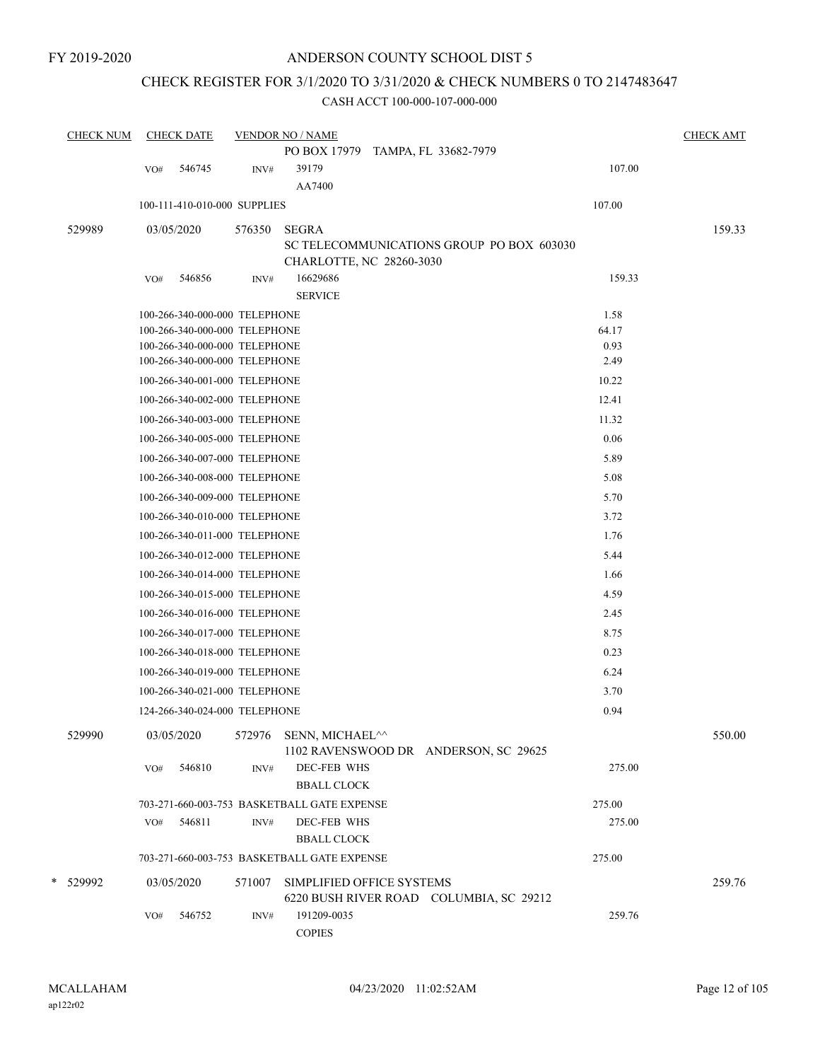FY 2019-2020

# ANDERSON COUNTY SCHOOL DIST 5

## CHECK REGISTER FOR 3/1/2020 TO 3/31/2020 & CHECK NUMBERS 0 TO 2147483647

CASH ACCT 100-000-107-000-000

| CHECK NUM | CHECK DATE | VENDOR NO / NAME | | CHECK AMT |
|---|---|---|---|---|
| | | PO BOX 17979 TAMPA, FL 33682-7979 | | |
| | VO# 546745 | INV# 39179 AA7400 | 107.00 | |
| | 100-111-410-010-000 SUPPLIES | | 107.00 | |
| 529989 | 03/05/2020 | 576350 SEGRA SC TELECOMMUNICATIONS GROUP PO BOX 603030 CHARLOTTE, NC 28260-3030 | | 159.33 |
| | VO# 546856 | INV# 16629686 SERVICE | 159.33 | |
| | 100-266-340-000-000 TELEPHONE | | 1.58 | |
| | 100-266-340-000-000 TELEPHONE | | 64.17 | |
| | 100-266-340-000-000 TELEPHONE | | 0.93 | |
| | 100-266-340-000-000 TELEPHONE | | 2.49 | |
| | 100-266-340-001-000 TELEPHONE | | 10.22 | |
| | 100-266-340-002-000 TELEPHONE | | 12.41 | |
| | 100-266-340-003-000 TELEPHONE | | 11.32 | |
| | 100-266-340-005-000 TELEPHONE | | 0.06 | |
| | 100-266-340-007-000 TELEPHONE | | 5.89 | |
| | 100-266-340-008-000 TELEPHONE | | 5.08 | |
| | 100-266-340-009-000 TELEPHONE | | 5.70 | |
| | 100-266-340-010-000 TELEPHONE | | 3.72 | |
| | 100-266-340-011-000 TELEPHONE | | 1.76 | |
| | 100-266-340-012-000 TELEPHONE | | 5.44 | |
| | 100-266-340-014-000 TELEPHONE | | 1.66 | |
| | 100-266-340-015-000 TELEPHONE | | 4.59 | |
| | 100-266-340-016-000 TELEPHONE | | 2.45 | |
| | 100-266-340-017-000 TELEPHONE | | 8.75 | |
| | 100-266-340-018-000 TELEPHONE | | 0.23 | |
| | 100-266-340-019-000 TELEPHONE | | 6.24 | |
| | 100-266-340-021-000 TELEPHONE | | 3.70 | |
| | 124-266-340-024-000 TELEPHONE | | 0.94 | |
| 529990 | 03/05/2020 | 572976 SENN, MICHAEL^^ 1102 RAVENSWOOD DR ANDERSON, SC 29625 | | 550.00 |
| | VO# 546810 | INV# DEC-FEB WHS BBALL CLOCK | 275.00 | |
| | 703-271-660-003-753 BASKETBALL GATE EXPENSE | | 275.00 | |
| | VO# 546811 | INV# DEC-FEB WHS BBALL CLOCK | 275.00 | |
| | 703-271-660-003-753 BASKETBALL GATE EXPENSE | | 275.00 | |
| * 529992 | 03/05/2020 | 571007 SIMPLIFIED OFFICE SYSTEMS 6220 BUSH RIVER ROAD COLUMBIA, SC 29212 | | 259.76 |
| | VO# 546752 | INV# 191209-0035 COPIES | 259.76 | |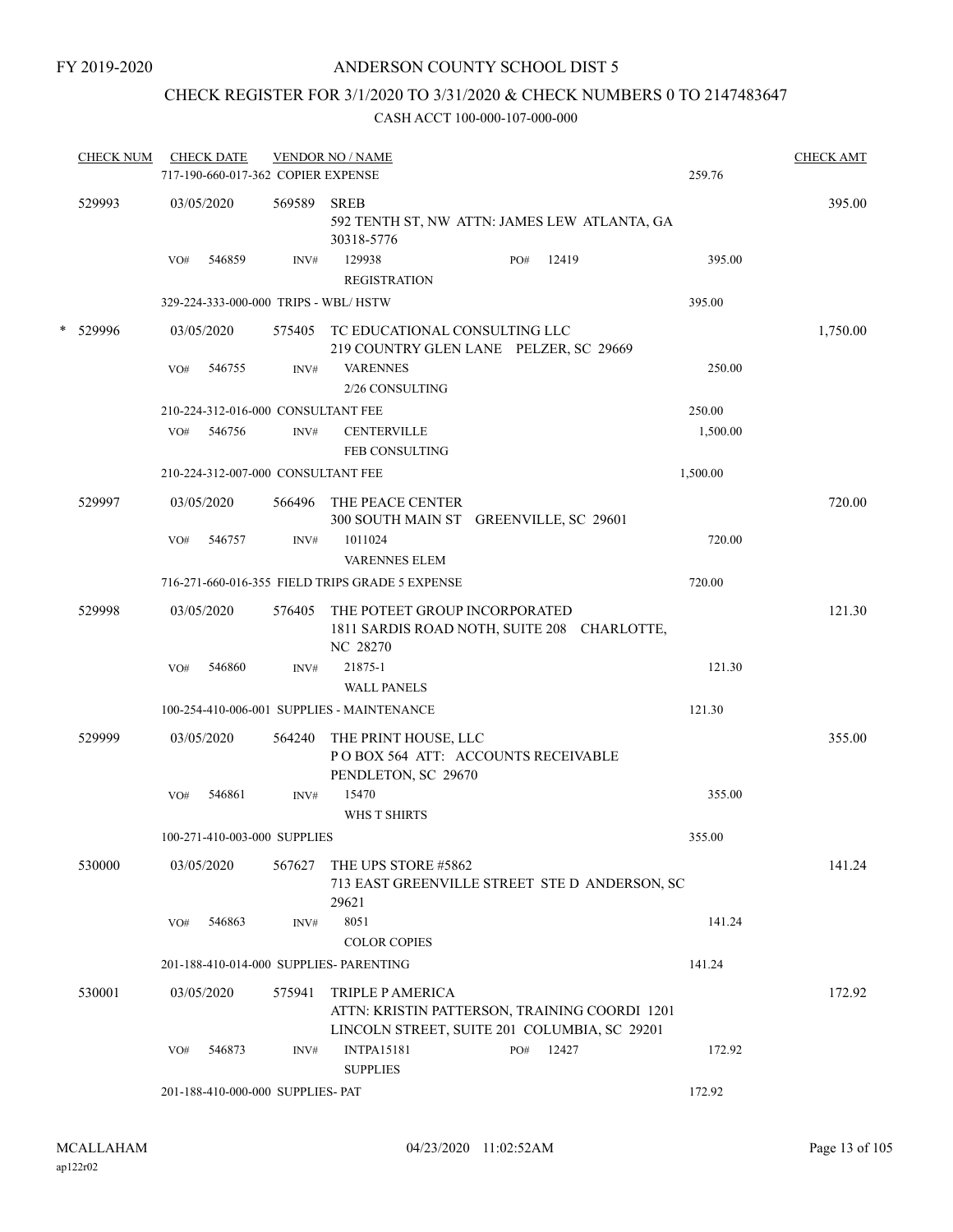FY 2019-2020

# ANDERSON COUNTY SCHOOL DIST 5

## CHECK REGISTER FOR 3/1/2020 TO 3/31/2020 & CHECK NUMBERS 0 TO 2147483647

### CASH ACCT 100-000-107-000-000

| CHECK NUM | CHECK DATE | VENDOR NO / NAME | | | CHECK AMT |
|---|---|---|---|---|---|
| | 717-190-660-017-362 COPIER EXPENSE | | | 259.76 | |
| 529993 | 03/05/2020 | 569589 | SREB<br>592 TENTH ST, NW ATTN: JAMES LEW ATLANTA, GA 30318-5776 | | 395.00 |
| | VO# 546859 | INV# 129938<br>REGISTRATION | PO# 12419 | 395.00 | |
| | 329-224-333-000-000 TRIPS - WBL/ HSTW | | | 395.00 | |
| * 529996 | 03/05/2020 | 575405 | TC EDUCATIONAL CONSULTING LLC<br>219 COUNTRY GLEN LANE PELZER, SC 29669 | | 1,750.00 |
| | VO# 546755 | INV# VARENNES<br>2/26 CONSULTING | | 250.00 | |
| | 210-224-312-016-000 CONSULTANT FEE | | | 250.00 | |
| | VO# 546756 | INV# CENTERVILLE<br>FEB CONSULTING | | 1,500.00 | |
| | 210-224-312-007-000 CONSULTANT FEE | | | 1,500.00 | |
| 529997 | 03/05/2020 | 566496 | THE PEACE CENTER<br>300 SOUTH MAIN ST GREENVILLE, SC 29601 | | 720.00 |
| | VO# 546757 | INV# 1011024<br>VARENNES ELEM | | 720.00 | |
| | 716-271-660-016-355 FIELD TRIPS GRADE 5 EXPENSE | | | 720.00 | |
| 529998 | 03/05/2020 | 576405 | THE POTEET GROUP INCORPORATED<br>1811 SARDIS ROAD NOTH, SUITE 208 CHARLOTTE, NC 28270 | | 121.30 |
| | VO# 546860 | INV# 21875-1<br>WALL PANELS | | 121.30 | |
| | 100-254-410-006-001 SUPPLIES - MAINTENANCE | | | 121.30 | |
| 529999 | 03/05/2020 | 564240 | THE PRINT HOUSE, LLC<br>P O BOX 564 ATT: ACCOUNTS RECEIVABLE PENDLETON, SC 29670 | | 355.00 |
| | VO# 546861 | INV# 15470<br>WHS T SHIRTS | | 355.00 | |
| | 100-271-410-003-000 SUPPLIES | | | 355.00 | |
| 530000 | 03/05/2020 | 567627 | THE UPS STORE #5862<br>713 EAST GREENVILLE STREET STE D ANDERSON, SC 29621 | | 141.24 |
| | VO# 546863 | INV# 8051<br>COLOR COPIES | | 141.24 | |
| | 201-188-410-014-000 SUPPLIES- PARENTING | | | 141.24 | |
| 530001 | 03/05/2020 | 575941 | TRIPLE P AMERICA<br>ATTN: KRISTIN PATTERSON, TRAINING COORDI 1201 LINCOLN STREET, SUITE 201 COLUMBIA, SC 29201 | | 172.92 |
| | VO# 546873 | INV# INTPA15181<br>SUPPLIES | PO# 12427 | 172.92 | |
| | 201-188-410-000-000 SUPPLIES- PAT | | | 172.92 | |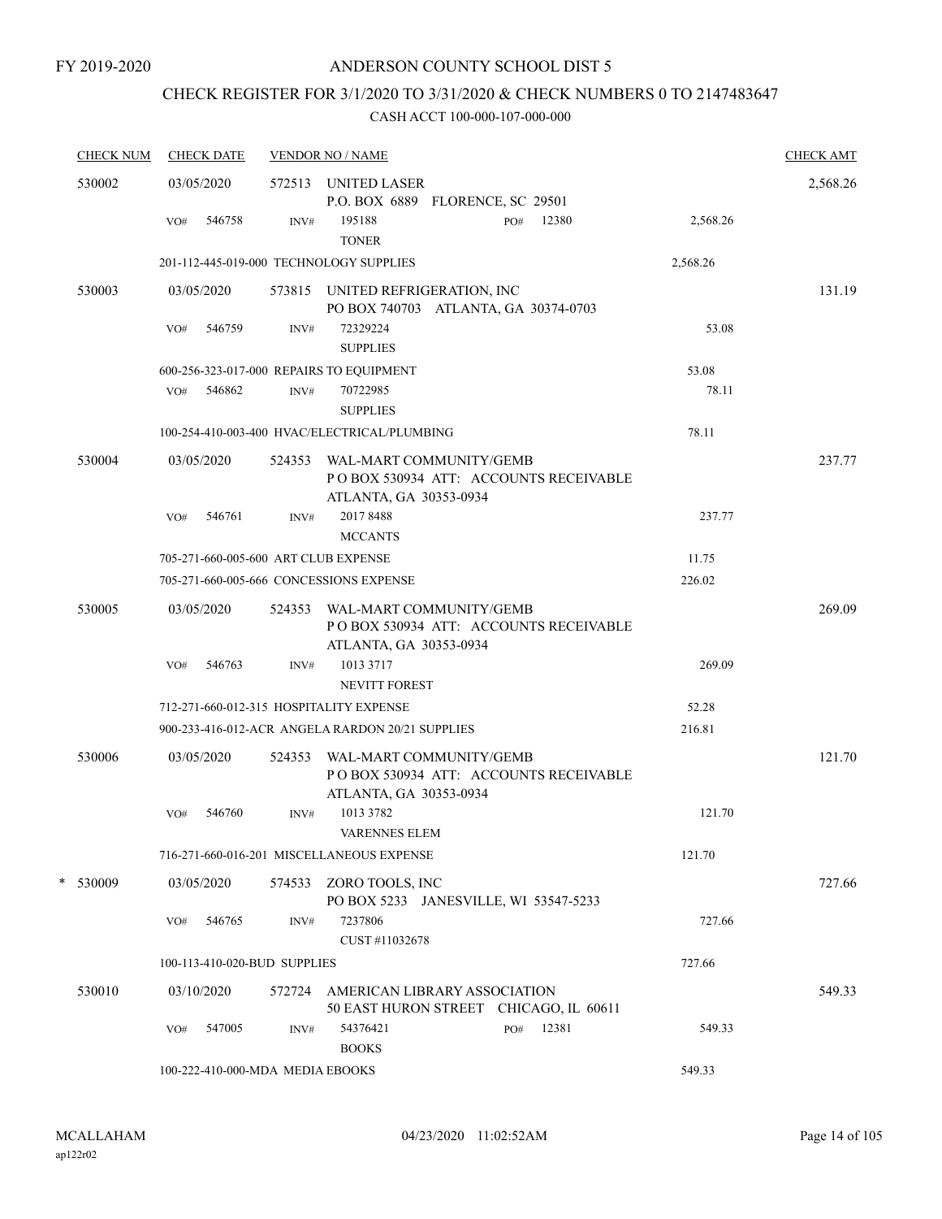FY 2019-2020

# ANDERSON COUNTY SCHOOL DIST 5

## CHECK REGISTER FOR 3/1/2020 TO 3/31/2020 & CHECK NUMBERS 0 TO 2147483647

CASH ACCT 100-000-107-000-000

| CHECK NUM | CHECK DATE | VENDOR NO / NAME | | CHECK AMT |
|---|---|---|---|---|
| 530002 | 03/05/2020 | 572513 UNITED LASER<br>P.O. BOX 6889 FLORENCE, SC 29501 | | 2,568.26 |
| | VO# 546758 | INV# 195188 PO# 12380<br>TONER | 2,568.26 | |
| | 201-112-445-019-000 TECHNOLOGY SUPPLIES | | 2,568.26 | |
| 530003 | 03/05/2020 | 573815 UNITED REFRIGERATION, INC<br>PO BOX 740703 ATLANTA, GA 30374-0703 | | 131.19 |
| | VO# 546759 | INV# 72329224<br>SUPPLIES | 53.08 | |
| | 600-256-323-017-000 REPAIRS TO EQUIPMENT | | 53.08 | |
| | VO# 546862 | INV# 70722985<br>SUPPLIES | 78.11 | |
| | 100-254-410-003-400 HVAC/ELECTRICAL/PLUMBING | | 78.11 | |
| 530004 | 03/05/2020 | 524353 WAL-MART COMMUNITY/GEMB<br>P O BOX 530934 ATT: ACCOUNTS RECEIVABLE<br>ATLANTA, GA 30353-0934 | | 237.77 |
| | VO# 546761 | INV# 2017 8488<br>MCCANTS | 237.77 | |
| | 705-271-660-005-600 ART CLUB EXPENSE | | 11.75 | |
| | 705-271-660-005-666 CONCESSIONS EXPENSE | | 226.02 | |
| 530005 | 03/05/2020 | 524353 WAL-MART COMMUNITY/GEMB<br>P O BOX 530934 ATT: ACCOUNTS RECEIVABLE<br>ATLANTA, GA 30353-0934 | | 269.09 |
| | VO# 546763 | INV# 1013 3717<br>NEVITT FOREST | 269.09 | |
| | 712-271-660-012-315 HOSPITALITY EXPENSE | | 52.28 | |
| | 900-233-416-012-ACR ANGELA RARDON 20/21 SUPPLIES | | 216.81 | |
| 530006 | 03/05/2020 | 524353 WAL-MART COMMUNITY/GEMB<br>P O BOX 530934 ATT: ACCOUNTS RECEIVABLE<br>ATLANTA, GA 30353-0934 | | 121.70 |
| | VO# 546760 | INV# 1013 3782<br>VARENNES ELEM | 121.70 | |
| | 716-271-660-016-201 MISCELLANEOUS EXPENSE | | 121.70 | |
| * 530009 | 03/05/2020 | 574533 ZORO TOOLS, INC<br>PO BOX 5233 JANESVILLE, WI 53547-5233 | | 727.66 |
| | VO# 546765 | INV# 7237806<br>CUST #11032678 | 727.66 | |
| | 100-113-410-020-BUD SUPPLIES | | 727.66 | |
| 530010 | 03/10/2020 | 572724 AMERICAN LIBRARY ASSOCIATION<br>50 EAST HURON STREET CHICAGO, IL 60611 | | 549.33 |
| | VO# 547005 | INV# 54376421 PO# 12381<br>BOOKS | 549.33 | |
| | 100-222-410-000-MDA MEDIA EBOOKS | | 549.33 | |

MCALLAHAM
ap122r02

04/23/2020 11:02:52AM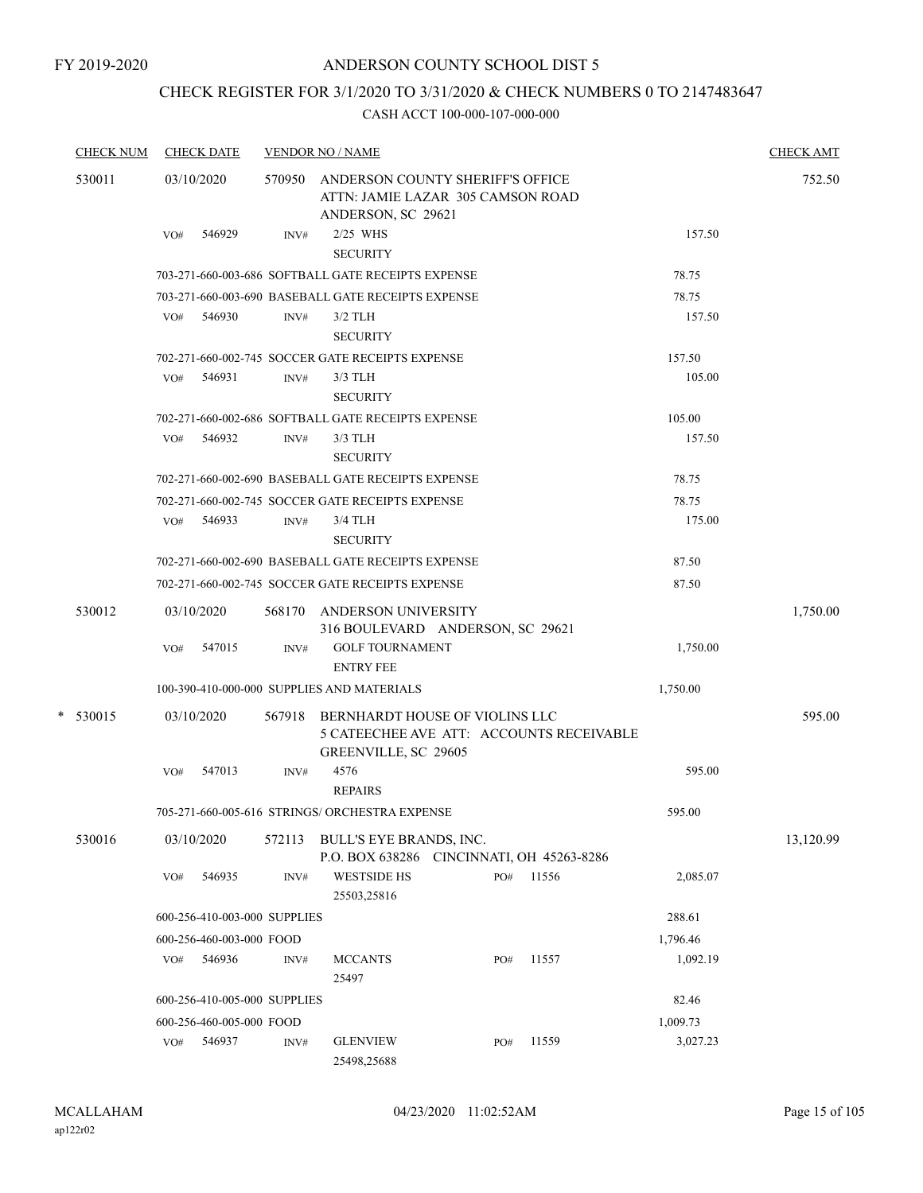FY 2019-2020

# ANDERSON COUNTY SCHOOL DIST 5

## CHECK REGISTER FOR 3/1/2020 TO 3/31/2020 & CHECK NUMBERS 0 TO 2147483647

### CASH ACCT 100-000-107-000-000

| CHECK NUM | CHECK DATE | VENDOR NO / NAME | | | CHECK AMT |
|---|---|---|---|---|---|
| 530011 | 03/10/2020 | 570950 ANDERSON COUNTY SHERIFF'S OFFICE ATTN: JAMIE LAZAR 305 CAMSON ROAD ANDERSON, SC 29621 | | | 752.50 |
| | VO# 546929 | INV# 2/25 WHS SECURITY | | 157.50 | |
| | 703-271-660-003-686 SOFTBALL GATE RECEIPTS EXPENSE | | 78.75 | | |
| | 703-271-660-003-690 BASEBALL GATE RECEIPTS EXPENSE | | 78.75 | | |
| | VO# 546930 | INV# 3/2 TLH SECURITY | | 157.50 | |
| | 702-271-660-002-745 SOCCER GATE RECEIPTS EXPENSE | | 157.50 | | |
| | VO# 546931 | INV# 3/3 TLH SECURITY | | 105.00 | |
| | 702-271-660-002-686 SOFTBALL GATE RECEIPTS EXPENSE | | 105.00 | | |
| | VO# 546932 | INV# 3/3 TLH SECURITY | | 157.50 | |
| | 702-271-660-002-690 BASEBALL GATE RECEIPTS EXPENSE | | 78.75 | | |
| | 702-271-660-002-745 SOCCER GATE RECEIPTS EXPENSE | | 78.75 | | |
| | VO# 546933 | INV# 3/4 TLH SECURITY | | 175.00 | |
| | 702-271-660-002-690 BASEBALL GATE RECEIPTS EXPENSE | | 87.50 | | |
| | 702-271-660-002-745 SOCCER GATE RECEIPTS EXPENSE | | 87.50 | | |
| 530012 | 03/10/2020 | 568170 ANDERSON UNIVERSITY 316 BOULEVARD ANDERSON, SC 29621 | | | 1,750.00 |
| | VO# 547015 | INV# GOLF TOURNAMENT ENTRY FEE | | 1,750.00 | |
| | 100-390-410-000-000 SUPPLIES AND MATERIALS | | 1,750.00 | | |
| * 530015 | 03/10/2020 | 567918 BERNHARDT HOUSE OF VIOLINS LLC 5 CATEECHEE AVE ATT: ACCOUNTS RECEIVABLE GREENVILLE, SC 29605 | | | 595.00 |
| | VO# 547013 | INV# 4576 REPAIRS | | 595.00 | |
| | 705-271-660-005-616 STRINGS/ ORCHESTRA EXPENSE | | 595.00 | | |
| 530016 | 03/10/2020 | 572113 BULL'S EYE BRANDS, INC. P.O. BOX 638286 CINCINNATI, OH 45263-8286 | | | 13,120.99 |
| | VO# 546935 | INV# WESTSIDE HS 25503,25816 | PO# 11556 | 2,085.07 | |
| | 600-256-410-003-000 SUPPLIES | | 288.61 | | |
| | 600-256-460-003-000 FOOD | | 1,796.46 | | |
| | VO# 546936 | INV# MCCANTS 25497 | PO# 11557 | 1,092.19 | |
| | 600-256-410-005-000 SUPPLIES | | 82.46 | | |
| | 600-256-460-005-000 FOOD | | 1,009.73 | | |
| | VO# 546937 | INV# GLENVIEW 25498,25688 | PO# 11559 | 3,027.23 | |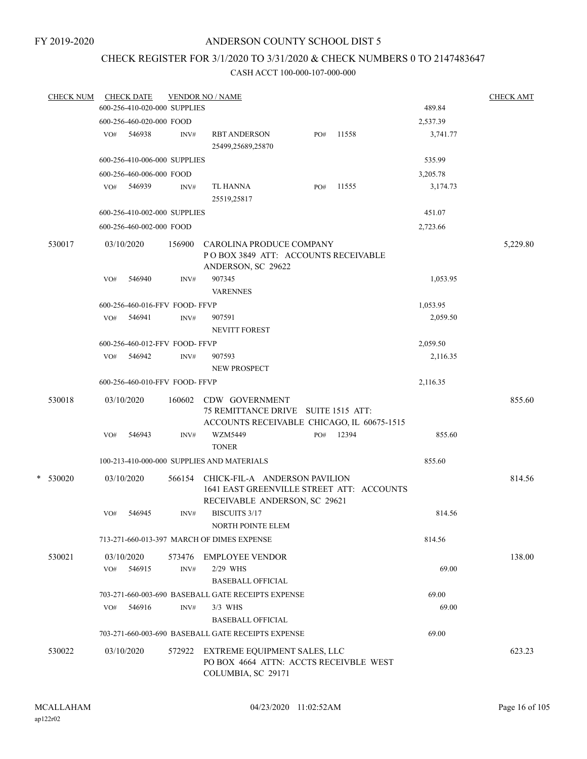FY 2019-2020

# ANDERSON COUNTY SCHOOL DIST 5

## CHECK REGISTER FOR 3/1/2020 TO 3/31/2020 & CHECK NUMBERS 0 TO 2147483647

### CASH ACCT 100-000-107-000-000

| CHECK NUM | CHECK DATE | VENDOR NO / NAME | | | CHECK AMT |
|---|---|---|---|---|---|
| | 600-256-410-020-000 SUPPLIES | | | 489.84 | |
| | 600-256-460-020-000 FOOD | | | 2,537.39 | |
| | VO# 546938 | INV# RBT ANDERSON 25499,25689,25870 | PO# 11558 | 3,741.77 | |
| | 600-256-410-006-000 SUPPLIES | | | 535.99 | |
| | 600-256-460-006-000 FOOD | | | 3,205.78 | |
| | VO# 546939 | INV# TL HANNA 25519,25817 | PO# 11555 | 3,174.73 | |
| | 600-256-410-002-000 SUPPLIES | | | 451.07 | |
| | 600-256-460-002-000 FOOD | | | 2,723.66 | |
| 530017 | 03/10/2020 | 156900 CAROLINA PRODUCE COMPANY P O BOX 3849 ATT: ACCOUNTS RECEIVABLE ANDERSON, SC 29622 | | | 5,229.80 |
| | VO# 546940 | INV# 907345 VARENNES | | 1,053.95 | |
| | 600-256-460-016-FFV FOOD- FFVP | | | 1,053.95 | |
| | VO# 546941 | INV# 907591 NEVITT FOREST | | 2,059.50 | |
| | 600-256-460-012-FFV FOOD- FFVP | | | 2,059.50 | |
| | VO# 546942 | INV# 907593 NEW PROSPECT | | 2,116.35 | |
| | 600-256-460-010-FFV FOOD- FFVP | | | 2,116.35 | |
| 530018 | 03/10/2020 | 160602 CDW GOVERNMENT 75 REMITTANCE DRIVE SUITE 1515 ATT: ACCOUNTS RECEIVABLE CHICAGO, IL 60675-1515 | | | 855.60 |
| | VO# 546943 | INV# WZM5449 TONER | PO# 12394 | 855.60 | |
| | 100-213-410-000-000 SUPPLIES AND MATERIALS | | | 855.60 | |
| * 530020 | 03/10/2020 | 566154 CHICK-FIL-A ANDERSON PAVILION 1641 EAST GREENVILLE STREET ATT: ACCOUNTS RECEIVABLE ANDERSON, SC 29621 | | | 814.56 |
| | VO# 546945 | INV# BISCUITS 3/17 NORTH POINTE ELEM | | 814.56 | |
| | 713-271-660-013-397 MARCH OF DIMES EXPENSE | | | 814.56 | |
| 530021 | 03/10/2020 | 573476 EMPLOYEE VENDOR | | | 138.00 |
| | VO# 546915 | INV# 2/29 WHS BASEBALL OFFICIAL | | 69.00 | |
| | 703-271-660-003-690 BASEBALL GATE RECEIPTS EXPENSE | | | 69.00 | |
| | VO# 546916 | INV# 3/3 WHS BASEBALL OFFICIAL | | 69.00 | |
| | 703-271-660-003-690 BASEBALL GATE RECEIPTS EXPENSE | | | 69.00 | |
| 530022 | 03/10/2020 | 572922 EXTREME EQUIPMENT SALES, LLC PO BOX 4664 ATTN: ACCTS RECEIVBLE WEST COLUMBIA, SC 29171 | | | 623.23 |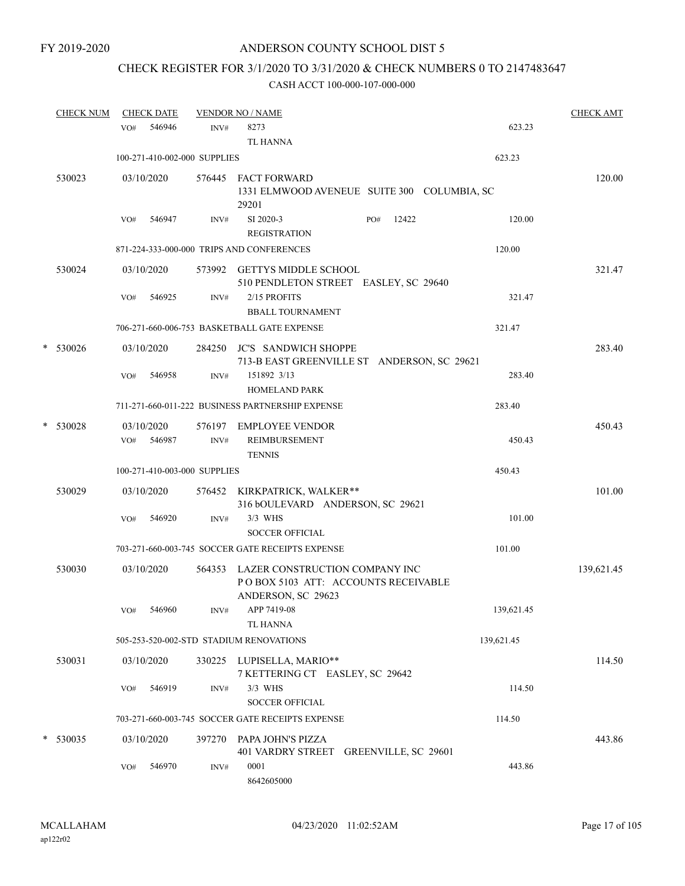FY 2019-2020

# ANDERSON COUNTY SCHOOL DIST 5

## CHECK REGISTER FOR 3/1/2020 TO 3/31/2020 & CHECK NUMBERS 0 TO 2147483647

### CASH ACCT 100-000-107-000-000

| CHECK NUM | CHECK DATE | VENDOR NO / NAME | | CHECK AMT |
|---|---|---|---|---|
| | VO# 546946 | INV# 8273<br>TL HANNA | 623.23 | |
| | 100-271-410-002-000 SUPPLIES | | 623.23 | |
| 530023 | 03/10/2020 | 576445 FACT FORWARD<br>1331 ELMWOOD AVENEUE SUITE 300 COLUMBIA, SC 29201 | | 120.00 |
| | VO# 546947 | INV# SI 2020-3 PO# 12422<br>REGISTRATION | 120.00 | |
| | 871-224-333-000-000 TRIPS AND CONFERENCES | | 120.00 | |
| 530024 | 03/10/2020 | 573992 GETTYS MIDDLE SCHOOL<br>510 PENDLETON STREET EASLEY, SC 29640 | | 321.47 |
| | VO# 546925 | INV# 2/15 PROFITS<br>BBALL TOURNAMENT | 321.47 | |
| | 706-271-660-006-753 BASKETBALL GATE EXPENSE | | 321.47 | |
| * 530026 | 03/10/2020 | 284250 JC'S SANDWICH SHOPPE<br>713-B EAST GREENVILLE ST ANDERSON, SC 29621 | | 283.40 |
| | VO# 546958 | INV# 151892 3/13<br>HOMELAND PARK | 283.40 | |
| | 711-271-660-011-222 BUSINESS PARTNERSHIP EXPENSE | | 283.40 | |
| * 530028 | 03/10/2020 | 576197 EMPLOYEE VENDOR | | 450.43 |
| | VO# 546987 | INV# REIMBURSEMENT<br>TENNIS | 450.43 | |
| | 100-271-410-003-000 SUPPLIES | | 450.43 | |
| 530029 | 03/10/2020 | 576452 KIRKPATRICK, WALKER**<br>316 bOULEVARD ANDERSON, SC 29621 | | 101.00 |
| | VO# 546920 | INV# 3/3 WHS<br>SOCCER OFFICIAL | 101.00 | |
| | 703-271-660-003-745 SOCCER GATE RECEIPTS EXPENSE | | 101.00 | |
| 530030 | 03/10/2020 | 564353 LAZER CONSTRUCTION COMPANY INC<br>P O BOX 5103 ATT: ACCOUNTS RECEIVABLE<br>ANDERSON, SC 29623 | | 139,621.45 |
| | VO# 546960 | INV# APP 7419-08<br>TL HANNA | 139,621.45 | |
| | 505-253-520-002-STD STADIUM RENOVATIONS | | 139,621.45 | |
| 530031 | 03/10/2020 | 330225 LUPISELLA, MARIO**<br>7 KETTERING CT EASLEY, SC 29642 | | 114.50 |
| | VO# 546919 | INV# 3/3 WHS<br>SOCCER OFFICIAL | 114.50 | |
| | 703-271-660-003-745 SOCCER GATE RECEIPTS EXPENSE | | 114.50 | |
| * 530035 | 03/10/2020 | 397270 PAPA JOHN'S PIZZA<br>401 VARDRY STREET GREENVILLE, SC 29601 | | 443.86 |
| | VO# 546970 | INV# 0001<br>8642605000 | 443.86 | |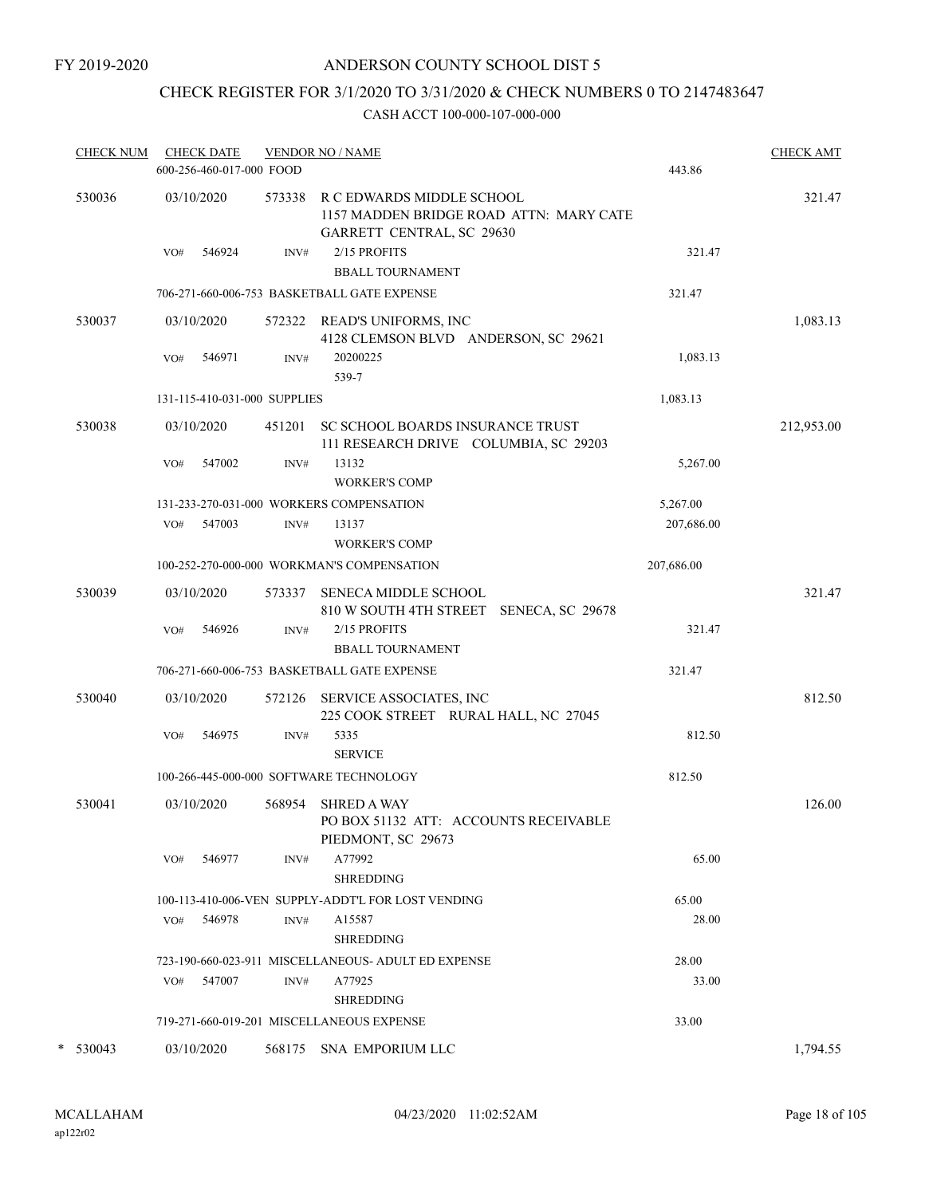FY 2019-2020

ANDERSON COUNTY SCHOOL DIST 5

CHECK REGISTER FOR 3/1/2020 TO 3/31/2020 & CHECK NUMBERS 0 TO 2147483647

CASH ACCT 100-000-107-000-000

| CHECK NUM | CHECK DATE | VENDOR NO / NAME | | CHECK AMT |
|---|---|---|---|---|
| | 600-256-460-017-000 FOOD | | 443.86 | |
| 530036 | 03/10/2020 | 573338 R C EDWARDS MIDDLE SCHOOL 1157 MADDEN BRIDGE ROAD ATTN: MARY CATE GARRETT CENTRAL, SC 29630 | | 321.47 |
| | VO# 546924 | INV# 2/15 PROFITS BBALL TOURNAMENT | 321.47 | |
| | 706-271-660-006-753 BASKETBALL GATE EXPENSE | | 321.47 | |
| 530037 | 03/10/2020 | 572322 READ'S UNIFORMS, INC 4128 CLEMSON BLVD ANDERSON, SC 29621 | | 1,083.13 |
| | VO# 546971 | INV# 20200225 539-7 | 1,083.13 | |
| | 131-115-410-031-000 SUPPLIES | | 1,083.13 | |
| 530038 | 03/10/2020 | 451201 SC SCHOOL BOARDS INSURANCE TRUST 111 RESEARCH DRIVE COLUMBIA, SC 29203 | | 212,953.00 |
| | VO# 547002 | INV# 13132 WORKER'S COMP | 5,267.00 | |
| | 131-233-270-031-000 WORKERS COMPENSATION | | 5,267.00 | |
| | VO# 547003 | INV# 13137 WORKER'S COMP | 207,686.00 | |
| | 100-252-270-000-000 WORKMAN'S COMPENSATION | | 207,686.00 | |
| 530039 | 03/10/2020 | 573337 SENECA MIDDLE SCHOOL 810 W SOUTH 4TH STREET SENECA, SC 29678 | | 321.47 |
| | VO# 546926 | INV# 2/15 PROFITS BBALL TOURNAMENT | 321.47 | |
| | 706-271-660-006-753 BASKETBALL GATE EXPENSE | | 321.47 | |
| 530040 | 03/10/2020 | 572126 SERVICE ASSOCIATES, INC 225 COOK STREET RURAL HALL, NC 27045 | | 812.50 |
| | VO# 546975 | INV# 5335 SERVICE | 812.50 | |
| | 100-266-445-000-000 SOFTWARE TECHNOLOGY | | 812.50 | |
| 530041 | 03/10/2020 | 568954 SHRED A WAY PO BOX 51132 ATT: ACCOUNTS RECEIVABLE PIEDMONT, SC 29673 | | 126.00 |
| | VO# 546977 | INV# A77992 SHREDDING | 65.00 | |
| | 100-113-410-006-VEN SUPPLY-ADDT'L FOR LOST VENDING | | 65.00 | |
| | VO# 546978 | INV# A15587 SHREDDING | 28.00 | |
| | 723-190-660-023-911 MISCELLANEOUS- ADULT ED EXPENSE | | 28.00 | |
| | VO# 547007 | INV# A77925 SHREDDING | 33.00 | |
| | 719-271-660-019-201 MISCELLANEOUS EXPENSE | | 33.00 | |
| * 530043 | 03/10/2020 | 568175 SNA EMPORIUM LLC | | 1,794.55 |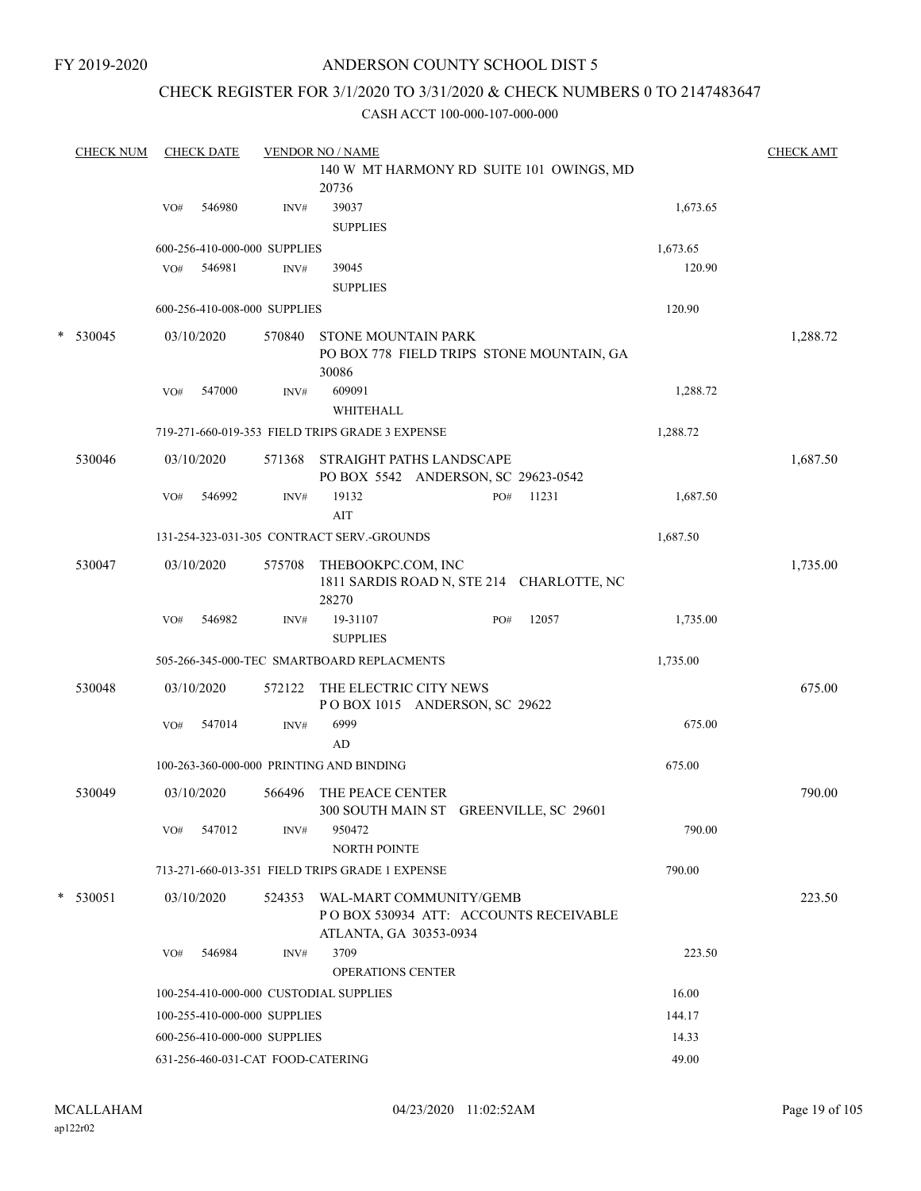FY 2019-2020

# ANDERSON COUNTY SCHOOL DIST 5

## CHECK REGISTER FOR 3/1/2020 TO 3/31/2020 & CHECK NUMBERS 0 TO 2147483647

### CASH ACCT 100-000-107-000-000

| CHECK NUM | CHECK DATE | VENDOR NO / NAME | | CHECK AMT |
|---|---|---|---|---|
| | | 140 W MT HARMONY RD SUITE 101 OWINGS, MD 20736 | | |
| | VO# 546980 | INV# 39037 SUPPLIES | 1,673.65 | |
| | 600-256-410-000-000 SUPPLIES | | 1,673.65 | |
| | VO# 546981 | INV# 39045 SUPPLIES | 120.90 | |
| | 600-256-410-008-000 SUPPLIES | | 120.90 | |
| * 530045 | 03/10/2020 | 570840 STONE MOUNTAIN PARK PO BOX 778 FIELD TRIPS STONE MOUNTAIN, GA 30086 | | 1,288.72 |
| | VO# 547000 | INV# 609091 WHITEHALL | 1,288.72 | |
| | 719-271-660-019-353 FIELD TRIPS GRADE 3 EXPENSE | | 1,288.72 | |
| 530046 | 03/10/2020 | 571368 STRAIGHT PATHS LANDSCAPE PO BOX 5542 ANDERSON, SC 29623-0542 | | 1,687.50 |
| | VO# 546992 | INV# 19132 PO# 11231 AIT | 1,687.50 | |
| | 131-254-323-031-305 CONTRACT SERV.-GROUNDS | | 1,687.50 | |
| 530047 | 03/10/2020 | 575708 THEBOOKPC.COM, INC 1811 SARDIS ROAD N, STE 214 CHARLOTTE, NC 28270 | | 1,735.00 |
| | VO# 546982 | INV# 19-31107 PO# 12057 SUPPLIES | 1,735.00 | |
| | 505-266-345-000-TEC SMARTBOARD REPLACMENTS | | 1,735.00 | |
| 530048 | 03/10/2020 | 572122 THE ELECTRIC CITY NEWS P O BOX 1015 ANDERSON, SC 29622 | | 675.00 |
| | VO# 547014 | INV# 6999 AD | 675.00 | |
| | 100-263-360-000-000 PRINTING AND BINDING | | 675.00 | |
| 530049 | 03/10/2020 | 566496 THE PEACE CENTER 300 SOUTH MAIN ST GREENVILLE, SC 29601 | | 790.00 |
| | VO# 547012 | INV# 950472 NORTH POINTE | 790.00 | |
| | 713-271-660-013-351 FIELD TRIPS GRADE 1 EXPENSE | | 790.00 | |
| * 530051 | 03/10/2020 | 524353 WAL-MART COMMUNITY/GEMB P O BOX 530934 ATT: ACCOUNTS RECEIVABLE ATLANTA, GA 30353-0934 | | 223.50 |
| | VO# 546984 | INV# 3709 OPERATIONS CENTER | 223.50 | |
| | 100-254-410-000-000 CUSTODIAL SUPPLIES | | 16.00 | |
| | 100-255-410-000-000 SUPPLIES | | 144.17 | |
| | 600-256-410-000-000 SUPPLIES | | 14.33 | |
| | 631-256-460-031-CAT FOOD-CATERING | | 49.00 | |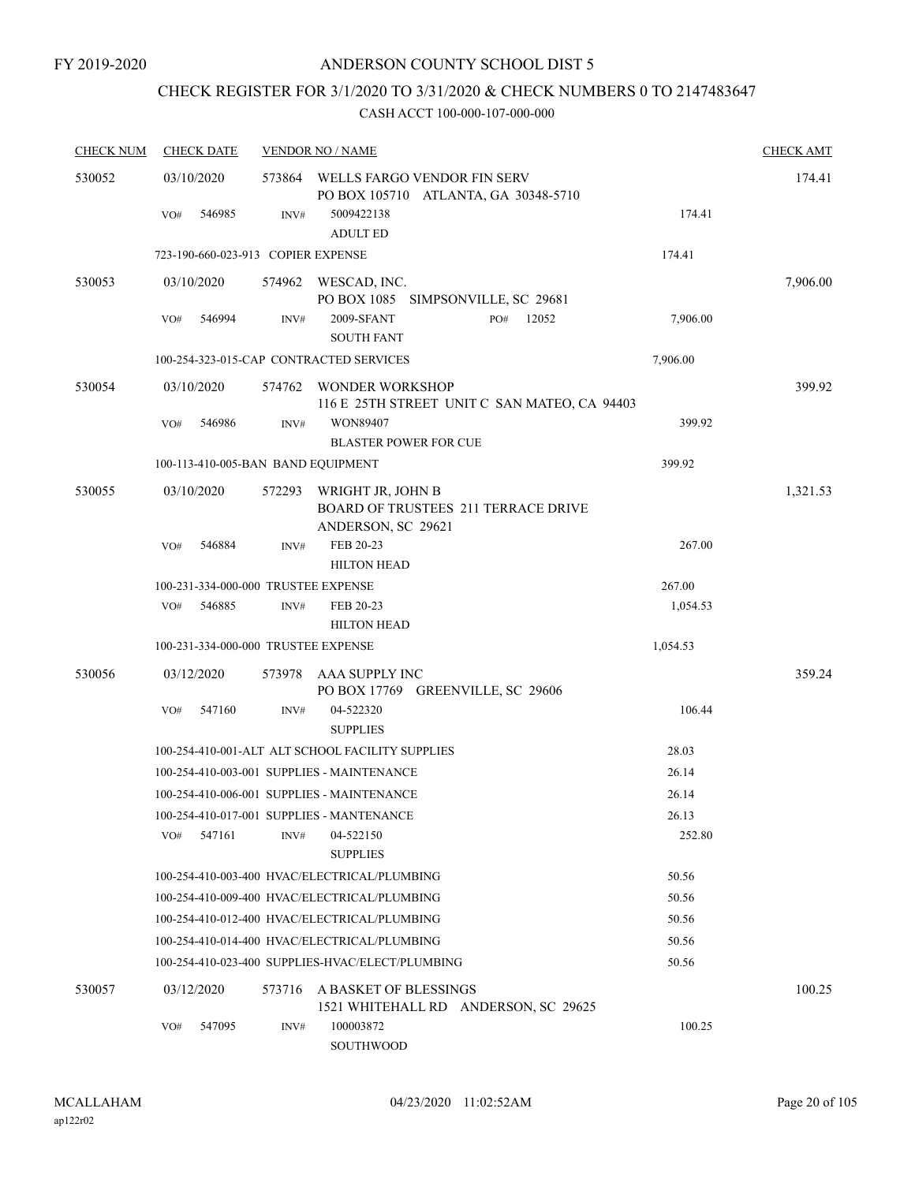FY 2019-2020

# ANDERSON COUNTY SCHOOL DIST 5

## CHECK REGISTER FOR 3/1/2020 TO 3/31/2020 & CHECK NUMBERS 0 TO 2147483647

CASH ACCT 100-000-107-000-000

| CHECK NUM | CHECK DATE | VENDOR NO / NAME | | CHECK AMT |
|---|---|---|---|---|
| 530052 | 03/10/2020 | 573864 WELLS FARGO VENDOR FIN SERV<br>PO BOX 105710 ATLANTA, GA 30348-5710 | | 174.41 |
| | VO# 546985 | INV# 5009422138<br>ADULT ED | 174.41 | |
| | 723-190-660-023-913 COPIER EXPENSE | | 174.41 | |
| 530053 | 03/10/2020 | 574962 WESCAD, INC.<br>PO BOX 1085 SIMPSONVILLE, SC 29681 | | 7,906.00 |
| | VO# 546994 | INV# 2009-SFANT PO# 12052<br>SOUTH FANT | 7,906.00 | |
| | 100-254-323-015-CAP CONTRACTED SERVICES | | 7,906.00 | |
| 530054 | 03/10/2020 | 574762 WONDER WORKSHOP<br>116 E 25TH STREET UNIT C SAN MATEO, CA 94403 | | 399.92 |
| | VO# 546986 | INV# WON89407<br>BLASTER POWER FOR CUE | 399.92 | |
| | 100-113-410-005-BAN BAND EQUIPMENT | | 399.92 | |
| 530055 | 03/10/2020 | 572293 WRIGHT JR, JOHN B<br>BOARD OF TRUSTEES 211 TERRACE DRIVE<br>ANDERSON, SC 29621 | | 1,321.53 |
| | VO# 546884 | INV# FEB 20-23<br>HILTON HEAD | 267.00 | |
| | 100-231-334-000-000 TRUSTEE EXPENSE | | 267.00 | |
| | VO# 546885 | INV# FEB 20-23<br>HILTON HEAD | 1,054.53 | |
| | 100-231-334-000-000 TRUSTEE EXPENSE | | 1,054.53 | |
| 530056 | 03/12/2020 | 573978 AAA SUPPLY INC<br>PO BOX 17769 GREENVILLE, SC 29606 | | 359.24 |
| | VO# 547160 | INV# 04-522320<br>SUPPLIES | 106.44 | |
| | 100-254-410-001-ALT ALT SCHOOL FACILITY SUPPLIES | | 28.03 | |
| | 100-254-410-003-001 SUPPLIES - MAINTENANCE | | 26.14 | |
| | 100-254-410-006-001 SUPPLIES - MAINTENANCE | | 26.14 | |
| | 100-254-410-017-001 SUPPLIES - MANTENANCE | | 26.13 | |
| | VO# 547161 | INV# 04-522150<br>SUPPLIES | 252.80 | |
| | 100-254-410-003-400 HVAC/ELECTRICAL/PLUMBING | | 50.56 | |
| | 100-254-410-009-400 HVAC/ELECTRICAL/PLUMBING | | 50.56 | |
| | 100-254-410-012-400 HVAC/ELECTRICAL/PLUMBING | | 50.56 | |
| | 100-254-410-014-400 HVAC/ELECTRICAL/PLUMBING | | 50.56 | |
| | 100-254-410-023-400 SUPPLIES-HVAC/ELECT/PLUMBING | | 50.56 | |
| 530057 | 03/12/2020 | 573716 A BASKET OF BLESSINGS<br>1521 WHITEHALL RD ANDERSON, SC 29625 | | 100.25 |
| | VO# 547095 | INV# 100003872<br>SOUTHWOOD | 100.25 | |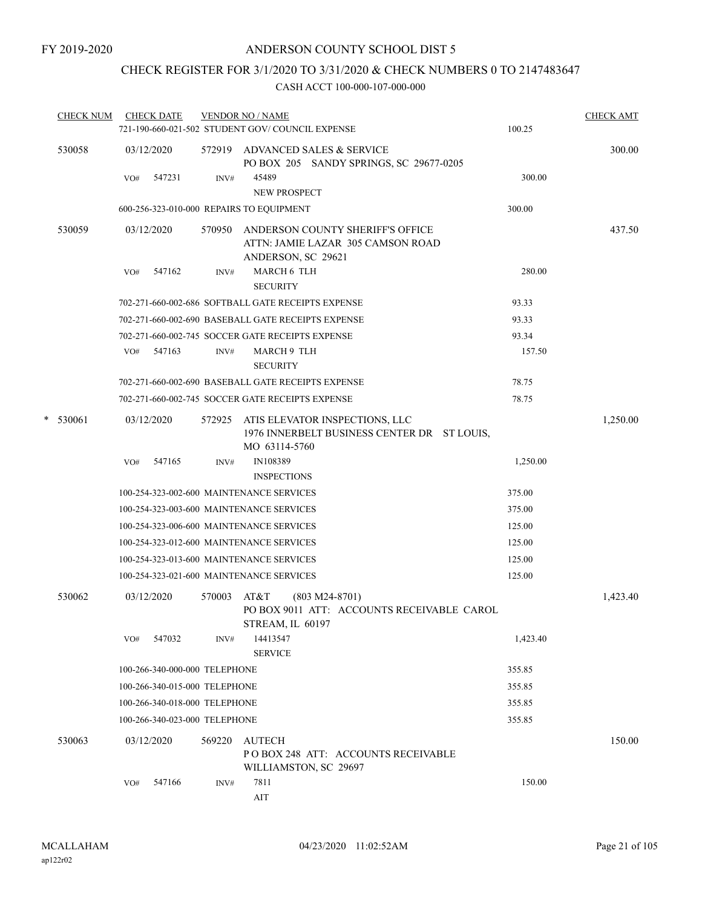FY 2019-2020

# ANDERSON COUNTY SCHOOL DIST 5

## CHECK REGISTER FOR 3/1/2020 TO 3/31/2020 & CHECK NUMBERS 0 TO 2147483647

### CASH ACCT 100-000-107-000-000

| CHECK NUM | CHECK DATE | VENDOR NO / NAME | | CHECK AMT |
|---|---|---|---|---|
| | | 721-190-660-021-502 STUDENT GOV/ COUNCIL EXPENSE | 100.25 | |
| 530058 | 03/12/2020 | 572919 ADVANCED SALES & SERVICE<br>PO BOX 205 SANDY SPRINGS, SC 29677-0205 | | 300.00 |
| | VO# 547231 | INV# 45489<br>NEW PROSPECT | 300.00 | |
| | | 600-256-323-010-000 REPAIRS TO EQUIPMENT | 300.00 | |
| 530059 | 03/12/2020 | 570950 ANDERSON COUNTY SHERIFF'S OFFICE<br>ATTN: JAMIE LAZAR 305 CAMSON ROAD<br>ANDERSON, SC 29621 | | 437.50 |
| | VO# 547162 | INV# MARCH 6 TLH<br>SECURITY | 280.00 | |
| | | 702-271-660-002-686 SOFTBALL GATE RECEIPTS EXPENSE | 93.33 | |
| | | 702-271-660-002-690 BASEBALL GATE RECEIPTS EXPENSE | 93.33 | |
| | | 702-271-660-002-745 SOCCER GATE RECEIPTS EXPENSE | 93.34 | |
| | VO# 547163 | INV# MARCH 9 TLH<br>SECURITY | 157.50 | |
| | | 702-271-660-002-690 BASEBALL GATE RECEIPTS EXPENSE | 78.75 | |
| | | 702-271-660-002-745 SOCCER GATE RECEIPTS EXPENSE | 78.75 | |
| * 530061 | 03/12/2020 | 572925 ATIS ELEVATOR INSPECTIONS, LLC<br>1976 INNERBELT BUSINESS CENTER DR ST LOUIS, MO 63114-5760 | | 1,250.00 |
| | VO# 547165 | INV# IN108389<br>INSPECTIONS | 1,250.00 | |
| | | 100-254-323-002-600 MAINTENANCE SERVICES | 375.00 | |
| | | 100-254-323-003-600 MAINTENANCE SERVICES | 375.00 | |
| | | 100-254-323-006-600 MAINTENANCE SERVICES | 125.00 | |
| | | 100-254-323-012-600 MAINTENANCE SERVICES | 125.00 | |
| | | 100-254-323-013-600 MAINTENANCE SERVICES | 125.00 | |
| | | 100-254-323-021-600 MAINTENANCE SERVICES | 125.00 | |
| 530062 | 03/12/2020 | 570003 AT&T (803 M24-8701)<br>PO BOX 9011 ATT: ACCOUNTS RECEIVABLE CAROL STREAM, IL 60197 | | 1,423.40 |
| | VO# 547032 | INV# 14413547<br>SERVICE | 1,423.40 | |
| | | 100-266-340-000-000 TELEPHONE | 355.85 | |
| | | 100-266-340-015-000 TELEPHONE | 355.85 | |
| | | 100-266-340-018-000 TELEPHONE | 355.85 | |
| | | 100-266-340-023-000 TELEPHONE | 355.85 | |
| 530063 | 03/12/2020 | 569220 AUTECH<br>P O BOX 248 ATT: ACCOUNTS RECEIVABLE<br>WILLIAMSTON, SC 29697 | | 150.00 |
| | VO# 547166 | INV# 7811<br>AIT | 150.00 | |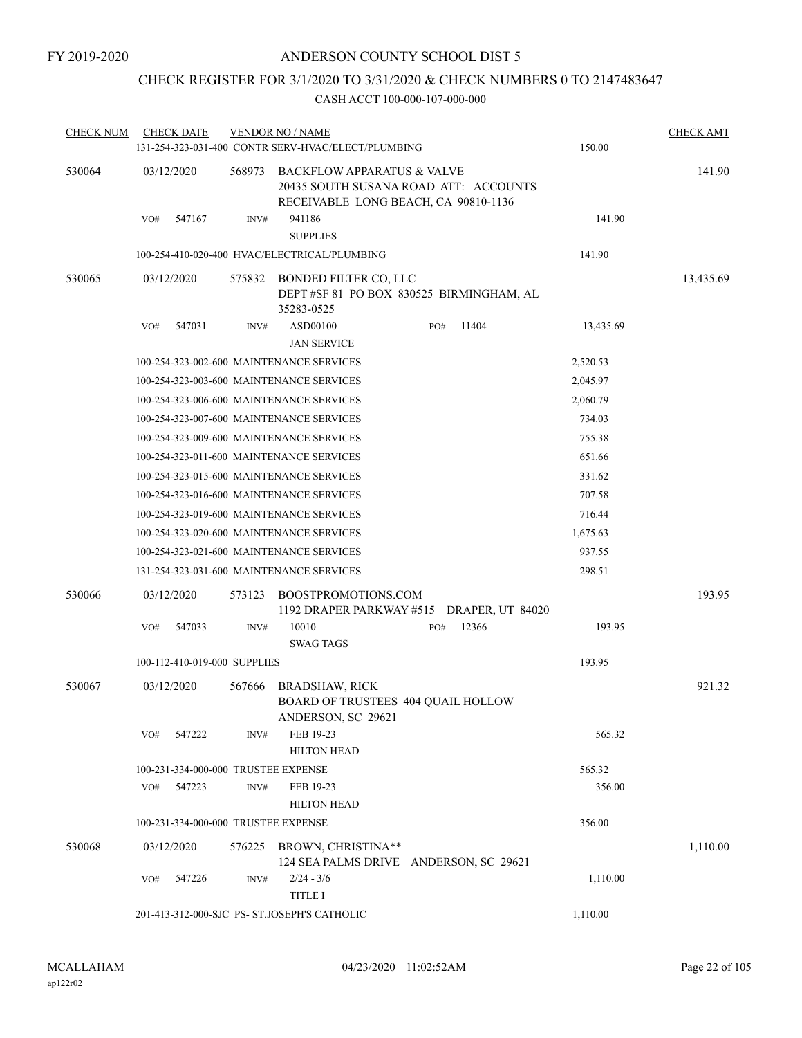FY 2019-2020

# ANDERSON COUNTY SCHOOL DIST 5

## CHECK REGISTER FOR 3/1/2020 TO 3/31/2020 & CHECK NUMBERS 0 TO 2147483647

### CASH ACCT 100-000-107-000-000

| CHECK NUM | CHECK DATE | VENDOR NO / NAME | | CHECK AMT |
|---|---|---|---|---|
| | | 131-254-323-031-400 CONTR SERV-HVAC/ELECT/PLUMBING | 150.00 | |
| 530064 | 03/12/2020 | 568973 BACKFLOW APPARATUS & VALVE 20435 SOUTH SUSANA ROAD ATT: ACCOUNTS RECEIVABLE LONG BEACH, CA 90810-1136 | | 141.90 |
| | VO# 547167 | INV# 941186 SUPPLIES | 141.90 | |
| | | 100-254-410-020-400 HVAC/ELECTRICAL/PLUMBING | 141.90 | |
| 530065 | 03/12/2020 | 575832 BONDED FILTER CO, LLC DEPT #SF 81 PO BOX 830525 BIRMINGHAM, AL 35283-0525 | | 13,435.69 |
| | VO# 547031 | INV# ASD00100 PO# 11404 JAN SERVICE | 13,435.69 | |
| | | 100-254-323-002-600 MAINTENANCE SERVICES | 2,520.53 | |
| | | 100-254-323-003-600 MAINTENANCE SERVICES | 2,045.97 | |
| | | 100-254-323-006-600 MAINTENANCE SERVICES | 2,060.79 | |
| | | 100-254-323-007-600 MAINTENANCE SERVICES | 734.03 | |
| | | 100-254-323-009-600 MAINTENANCE SERVICES | 755.38 | |
| | | 100-254-323-011-600 MAINTENANCE SERVICES | 651.66 | |
| | | 100-254-323-015-600 MAINTENANCE SERVICES | 331.62 | |
| | | 100-254-323-016-600 MAINTENANCE SERVICES | 707.58 | |
| | | 100-254-323-019-600 MAINTENANCE SERVICES | 716.44 | |
| | | 100-254-323-020-600 MAINTENANCE SERVICES | 1,675.63 | |
| | | 100-254-323-021-600 MAINTENANCE SERVICES | 937.55 | |
| | | 131-254-323-031-600 MAINTENANCE SERVICES | 298.51 | |
| 530066 | 03/12/2020 | 573123 BOOSTPROMOTIONS.COM 1192 DRAPER PARKWAY #515 DRAPER, UT 84020 | | 193.95 |
| | VO# 547033 | INV# 10010 PO# 12366 SWAG TAGS | 193.95 | |
| | | 100-112-410-019-000 SUPPLIES | 193.95 | |
| 530067 | 03/12/2020 | 567666 BRADSHAW, RICK BOARD OF TRUSTEES 404 QUAIL HOLLOW ANDERSON, SC 29621 | | 921.32 |
| | VO# 547222 | INV# FEB 19-23 HILTON HEAD | 565.32 | |
| | | 100-231-334-000-000 TRUSTEE EXPENSE | 565.32 | |
| | VO# 547223 | INV# FEB 19-23 HILTON HEAD | 356.00 | |
| | | 100-231-334-000-000 TRUSTEE EXPENSE | 356.00 | |
| 530068 | 03/12/2020 | 576225 BROWN, CHRISTINA** 124 SEA PALMS DRIVE ANDERSON, SC 29621 | | 1,110.00 |
| | VO# 547226 | INV# 2/24 - 3/6 TITLE I | 1,110.00 | |
| | | 201-413-312-000-SJC PS- ST.JOSEPH'S CATHOLIC | 1,110.00 | |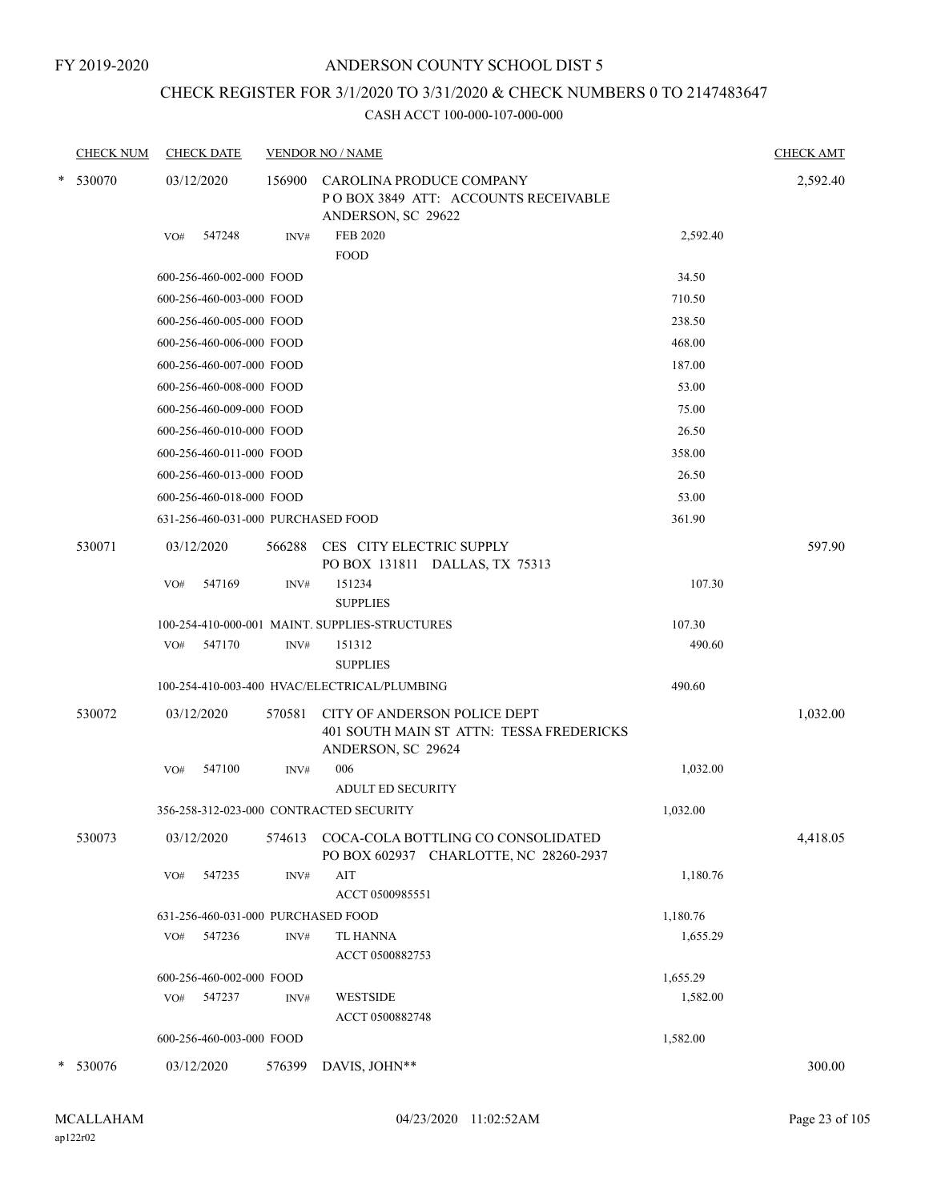FY 2019-2020

ANDERSON COUNTY SCHOOL DIST 5

CHECK REGISTER FOR 3/1/2020 TO 3/31/2020 & CHECK NUMBERS 0 TO 2147483647

CASH ACCT 100-000-107-000-000

| CHECK NUM | CHECK DATE | VENDOR NO / NAME | | | CHECK AMT |
|---|---|---|---|---|---|
| * 530070 | 03/12/2020 | 156900 | CAROLINA PRODUCE COMPANY<br>P O BOX 3849 ATT: ACCOUNTS RECEIVABLE<br>ANDERSON, SC 29622 | | 2,592.40 |
| | VO# 547248 | INV# | FEB 2020<br>FOOD | 2,592.40 | |
| | 600-256-460-002-000 FOOD | | | 34.50 | |
| | 600-256-460-003-000 FOOD | | | 710.50 | |
| | 600-256-460-005-000 FOOD | | | 238.50 | |
| | 600-256-460-006-000 FOOD | | | 468.00 | |
| | 600-256-460-007-000 FOOD | | | 187.00 | |
| | 600-256-460-008-000 FOOD | | | 53.00 | |
| | 600-256-460-009-000 FOOD | | | 75.00 | |
| | 600-256-460-010-000 FOOD | | | 26.50 | |
| | 600-256-460-011-000 FOOD | | | 358.00 | |
| | 600-256-460-013-000 FOOD | | | 26.50 | |
| | 600-256-460-018-000 FOOD | | | 53.00 | |
| | 631-256-460-031-000 PURCHASED FOOD | | | 361.90 | |
| 530071 | 03/12/2020 | 566288 | CES CITY ELECTRIC SUPPLY<br>PO BOX 131811 DALLAS, TX 75313 | | 597.90 |
| | VO# 547169 | INV# | 151234<br>SUPPLIES | 107.30 | |
| | 100-254-410-000-001 MAINT. SUPPLIES-STRUCTURES | | | 107.30 | |
| | VO# 547170 | INV# | 151312<br>SUPPLIES | 490.60 | |
| | 100-254-410-003-400 HVAC/ELECTRICAL/PLUMBING | | | 490.60 | |
| 530072 | 03/12/2020 | 570581 | CITY OF ANDERSON POLICE DEPT<br>401 SOUTH MAIN ST ATTN: TESSA FREDERICKS<br>ANDERSON, SC 29624 | | 1,032.00 |
| | VO# 547100 | INV# | 006<br>ADULT ED SECURITY | 1,032.00 | |
| | 356-258-312-023-000 CONTRACTED SECURITY | | | 1,032.00 | |
| 530073 | 03/12/2020 | 574613 | COCA-COLA BOTTLING CO CONSOLIDATED<br>PO BOX 602937 CHARLOTTE, NC 28260-2937 | | 4,418.05 |
| | VO# 547235 | INV# | AIT<br>ACCT 0500985551 | 1,180.76 | |
| | 631-256-460-031-000 PURCHASED FOOD | | | 1,180.76 | |
| | VO# 547236 | INV# | TL HANNA<br>ACCT 0500882753 | 1,655.29 | |
| | 600-256-460-002-000 FOOD | | | 1,655.29 | |
| | VO# 547237 | INV# | WESTSIDE<br>ACCT 0500882748 | 1,582.00 | |
| | 600-256-460-003-000 FOOD | | | 1,582.00 | |
| * 530076 | 03/12/2020 | 576399 | DAVIS, JOHN** | | 300.00 |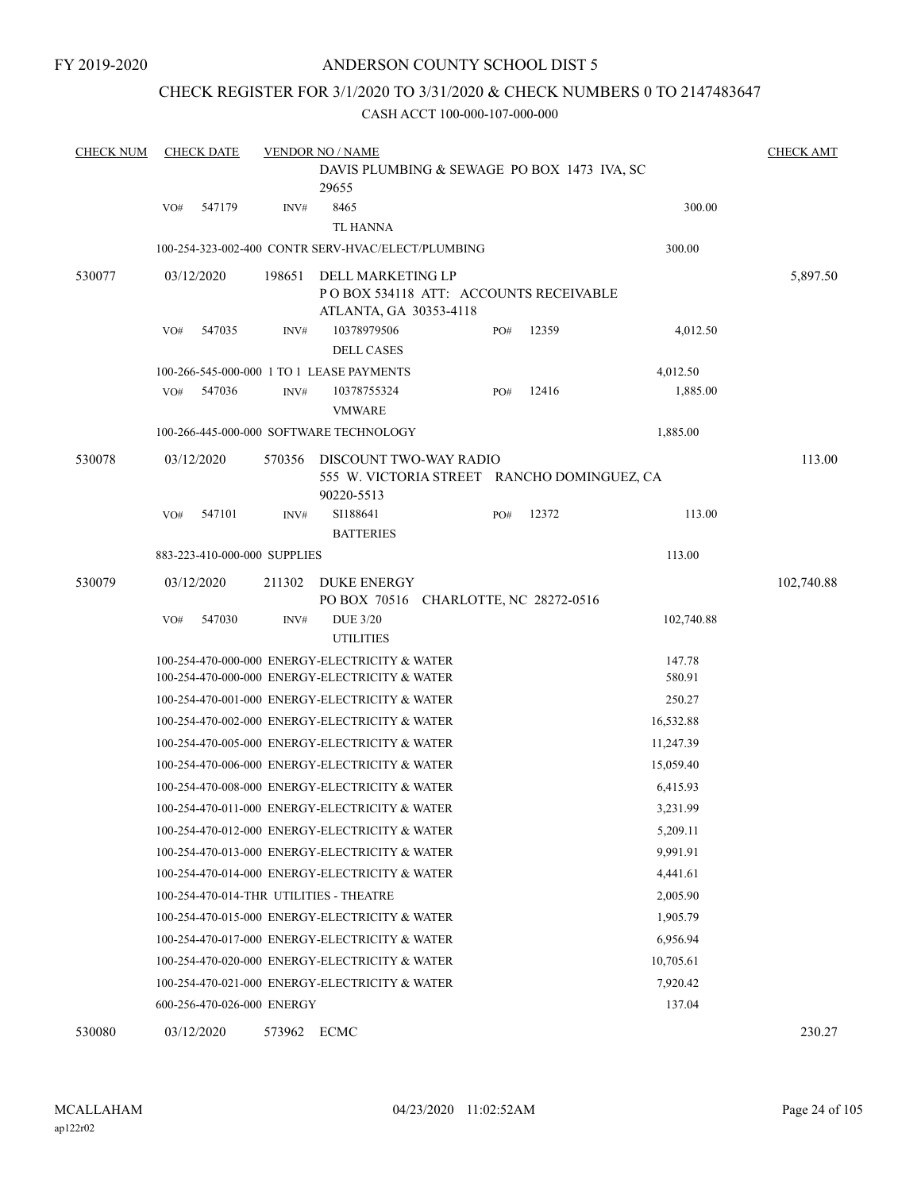FY 2019-2020

# ANDERSON COUNTY SCHOOL DIST 5

## CHECK REGISTER FOR 3/1/2020 TO 3/31/2020 & CHECK NUMBERS 0 TO 2147483647

CASH ACCT 100-000-107-000-000

| CHECK NUM | CHECK DATE | VENDOR NO / NAME | | | CHECK AMT |
|---|---|---|---|---|---|
| | | DAVIS PLUMBING & SEWAGE PO BOX 1473 IVA, SC 29655 | | | |
| | VO# 547179 | INV# 8465<br>TL HANNA | | 300.00 | |
| | 100-254-323-002-400 CONTR SERV-HVAC/ELECT/PLUMBING | | | 300.00 | |
| 530077 | 03/12/2020 | 198651 DELL MARKETING LP<br>P O BOX 534118 ATT: ACCOUNTS RECEIVABLE<br>ATLANTA, GA 30353-4118 | | | 5,897.50 |
| | VO# 547035 | INV# 10378979506<br>DELL CASES | PO# 12359 | 4,012.50 | |
| | 100-266-545-000-000 1 TO 1 LEASE PAYMENTS | | | 4,012.50 | |
| | VO# 547036 | INV# 10378755324<br>VMWARE | PO# 12416 | 1,885.00 | |
| | 100-266-445-000-000 SOFTWARE TECHNOLOGY | | | 1,885.00 | |
| 530078 | 03/12/2020 | 570356 DISCOUNT TWO-WAY RADIO<br>555 W. VICTORIA STREET RANCHO DOMINGUEZ, CA 90220-5513 | | | 113.00 |
| | VO# 547101 | INV# SI188641<br>BATTERIES | PO# 12372 | 113.00 | |
| | 883-223-410-000-000 SUPPLIES | | | 113.00 | |
| 530079 | 03/12/2020 | 211302 DUKE ENERGY<br>PO BOX 70516 CHARLOTTE, NC 28272-0516 | | | 102,740.88 |
| | VO# 547030 | INV# DUE 3/20<br>UTILITIES | | 102,740.88 | |
| | 100-254-470-000-000 ENERGY-ELECTRICITY & WATER | | | 147.78 | |
| | 100-254-470-000-000 ENERGY-ELECTRICITY & WATER | | | 580.91 | |
| | 100-254-470-001-000 ENERGY-ELECTRICITY & WATER | | | 250.27 | |
| | 100-254-470-002-000 ENERGY-ELECTRICITY & WATER | | | 16,532.88 | |
| | 100-254-470-005-000 ENERGY-ELECTRICITY & WATER | | | 11,247.39 | |
| | 100-254-470-006-000 ENERGY-ELECTRICITY & WATER | | | 15,059.40 | |
| | 100-254-470-008-000 ENERGY-ELECTRICITY & WATER | | | 6,415.93 | |
| | 100-254-470-011-000 ENERGY-ELECTRICITY & WATER | | | 3,231.99 | |
| | 100-254-470-012-000 ENERGY-ELECTRICITY & WATER | | | 5,209.11 | |
| | 100-254-470-013-000 ENERGY-ELECTRICITY & WATER | | | 9,991.91 | |
| | 100-254-470-014-000 ENERGY-ELECTRICITY & WATER | | | 4,441.61 | |
| | 100-254-470-014-THR UTILITIES - THEATRE | | | 2,005.90 | |
| | 100-254-470-015-000 ENERGY-ELECTRICITY & WATER | | | 1,905.79 | |
| | 100-254-470-017-000 ENERGY-ELECTRICITY & WATER | | | 6,956.94 | |
| | 100-254-470-020-000 ENERGY-ELECTRICITY & WATER | | | 10,705.61 | |
| | 100-254-470-021-000 ENERGY-ELECTRICITY & WATER | | | 7,920.42 | |
| | 600-256-470-026-000 ENERGY | | | 137.04 | |
| 530080 | 03/12/2020 | 573962 ECMC | | | 230.27 |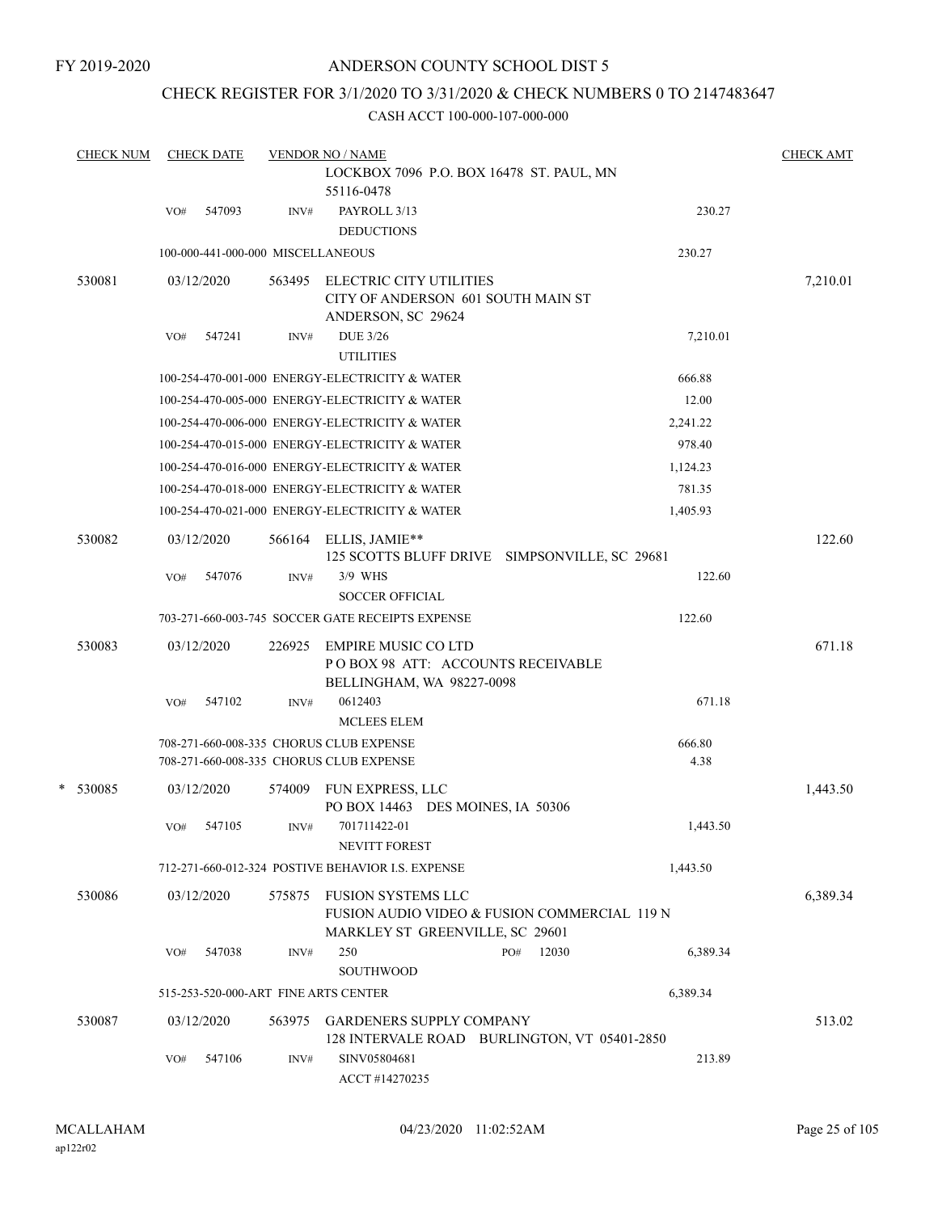FY 2019-2020

# ANDERSON COUNTY SCHOOL DIST 5

## CHECK REGISTER FOR 3/1/2020 TO 3/31/2020 & CHECK NUMBERS 0 TO 2147483647

CASH ACCT 100-000-107-000-000

| CHECK NUM | CHECK DATE | VENDOR NO / NAME | | CHECK AMT |
|---|---|---|---|---|
| | | LOCKBOX 7096 P.O. BOX 16478 ST. PAUL, MN 55116-0478 | | |
| | VO# 547093 | INV# PAYROLL 3/13 DEDUCTIONS | 230.27 | |
| | | 100-000-441-000-000 MISCELLANEOUS | 230.27 | |
| 530081 | 03/12/2020 | 563495 ELECTRIC CITY UTILITIES CITY OF ANDERSON 601 SOUTH MAIN ST ANDERSON, SC 29624 | | 7,210.01 |
| | VO# 547241 | INV# DUE 3/26 UTILITIES | 7,210.01 | |
| | | 100-254-470-001-000 ENERGY-ELECTRICITY & WATER | 666.88 | |
| | | 100-254-470-005-000 ENERGY-ELECTRICITY & WATER | 12.00 | |
| | | 100-254-470-006-000 ENERGY-ELECTRICITY & WATER | 2,241.22 | |
| | | 100-254-470-015-000 ENERGY-ELECTRICITY & WATER | 978.40 | |
| | | 100-254-470-016-000 ENERGY-ELECTRICITY & WATER | 1,124.23 | |
| | | 100-254-470-018-000 ENERGY-ELECTRICITY & WATER | 781.35 | |
| | | 100-254-470-021-000 ENERGY-ELECTRICITY & WATER | 1,405.93 | |
| 530082 | 03/12/2020 | 566164 ELLIS, JAMIE** 125 SCOTTS BLUFF DRIVE SIMPSONVILLE, SC 29681 | | 122.60 |
| | VO# 547076 | INV# 3/9 WHS SOCCER OFFICIAL | 122.60 | |
| | | 703-271-660-003-745 SOCCER GATE RECEIPTS EXPENSE | 122.60 | |
| 530083 | 03/12/2020 | 226925 EMPIRE MUSIC CO LTD P O BOX 98 ATT: ACCOUNTS RECEIVABLE BELLINGHAM, WA 98227-0098 | | 671.18 |
| | VO# 547102 | INV# 0612403 MCLEES ELEM | 671.18 | |
| | | 708-271-660-008-335 CHORUS CLUB EXPENSE | 666.80 | |
| | | 708-271-660-008-335 CHORUS CLUB EXPENSE | 4.38 | |
| * 530085 | 03/12/2020 | 574009 FUN EXPRESS, LLC PO BOX 14463 DES MOINES, IA 50306 | | 1,443.50 |
| | VO# 547105 | INV# 701711422-01 NEVITT FOREST | 1,443.50 | |
| | | 712-271-660-012-324 POSTIVE BEHAVIOR I.S. EXPENSE | 1,443.50 | |
| 530086 | 03/12/2020 | 575875 FUSION SYSTEMS LLC FUSION AUDIO VIDEO & FUSION COMMERCIAL 119 N MARKLEY ST GREENVILLE, SC 29601 | | 6,389.34 |
| | VO# 547038 | INV# 250 PO# 12030 SOUTHWOOD | 6,389.34 | |
| | | 515-253-520-000-ART FINE ARTS CENTER | 6,389.34 | |
| 530087 | 03/12/2020 | 563975 GARDENERS SUPPLY COMPANY 128 INTERVALE ROAD BURLINGTON, VT 05401-2850 | | 513.02 |
| | VO# 547106 | INV# SINV05804681 ACCT #14270235 | 213.89 | |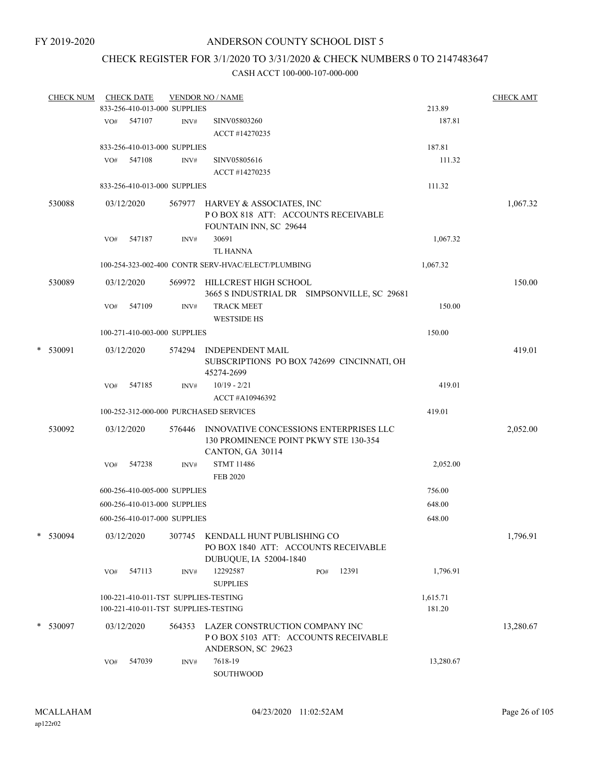FY 2019-2020

# ANDERSON COUNTY SCHOOL DIST 5

## CHECK REGISTER FOR 3/1/2020 TO 3/31/2020 & CHECK NUMBERS 0 TO 2147483647

### CASH ACCT 100-000-107-000-000

| CHECK NUM | CHECK DATE | VENDOR NO / NAME | | CHECK AMT |
|---|---|---|---|---|
| | 833-256-410-013-000 SUPPLIES | | 213.89 | |
| | VO# 547107 | INV# SINV05803260<br>ACCT #14270235 | 187.81 | |
| | 833-256-410-013-000 SUPPLIES | | 187.81 | |
| | VO# 547108 | INV# SINV05805616<br>ACCT #14270235 | 111.32 | |
| | 833-256-410-013-000 SUPPLIES | | 111.32 | |
| 530088 | 03/12/2020 | 567977 HARVEY & ASSOCIATES, INC<br>P O BOX 818 ATT: ACCOUNTS RECEIVABLE<br>FOUNTAIN INN, SC 29644 | | 1,067.32 |
| | VO# 547187 | INV# 30691<br>TL HANNA | 1,067.32 | |
| | 100-254-323-002-400 CONTR SERV-HVAC/ELECT/PLUMBING | | 1,067.32 | |
| 530089 | 03/12/2020 | 569972 HILLCREST HIGH SCHOOL<br>3665 S INDUSTRIAL DR SIMPSONVILLE, SC 29681 | | 150.00 |
| | VO# 547109 | INV# TRACK MEET<br>WESTSIDE HS | 150.00 | |
| | 100-271-410-003-000 SUPPLIES | | 150.00 | |
| * 530091 | 03/12/2020 | 574294 INDEPENDENT MAIL<br>SUBSCRIPTIONS PO BOX 742699 CINCINNATI, OH 45274-2699 | | 419.01 |
| | VO# 547185 | INV# 10/19 - 2/21<br>ACCT #A10946392 | 419.01 | |
| | 100-252-312-000-000 PURCHASED SERVICES | | 419.01 | |
| 530092 | 03/12/2020 | 576446 INNOVATIVE CONCESSIONS ENTERPRISES LLC<br>130 PROMINENCE POINT PKWY STE 130-354<br>CANTON, GA 30114 | | 2,052.00 |
| | VO# 547238 | INV# STMT 11486<br>FEB 2020 | 2,052.00 | |
| | 600-256-410-005-000 SUPPLIES | | 756.00 | |
| | 600-256-410-013-000 SUPPLIES | | 648.00 | |
| | 600-256-410-017-000 SUPPLIES | | 648.00 | |
| * 530094 | 03/12/2020 | 307745 KENDALL HUNT PUBLISHING CO<br>PO BOX 1840 ATT: ACCOUNTS RECEIVABLE<br>DUBUQUE, IA 52004-1840 | | 1,796.91 |
| | VO# 547113 | INV# 12292587 PO# 12391<br>SUPPLIES | 1,796.91 | |
| | 100-221-410-011-TST SUPPLIES-TESTING | | 1,615.71 | |
| | 100-221-410-011-TST SUPPLIES-TESTING | | 181.20 | |
| * 530097 | 03/12/2020 | 564353 LAZER CONSTRUCTION COMPANY INC<br>P O BOX 5103 ATT: ACCOUNTS RECEIVABLE<br>ANDERSON, SC 29623 | | 13,280.67 |
| | VO# 547039 | INV# 7618-19<br>SOUTHWOOD | 13,280.67 | |

MCALLAHAM
ap122r02

04/23/2020 11:02:52AM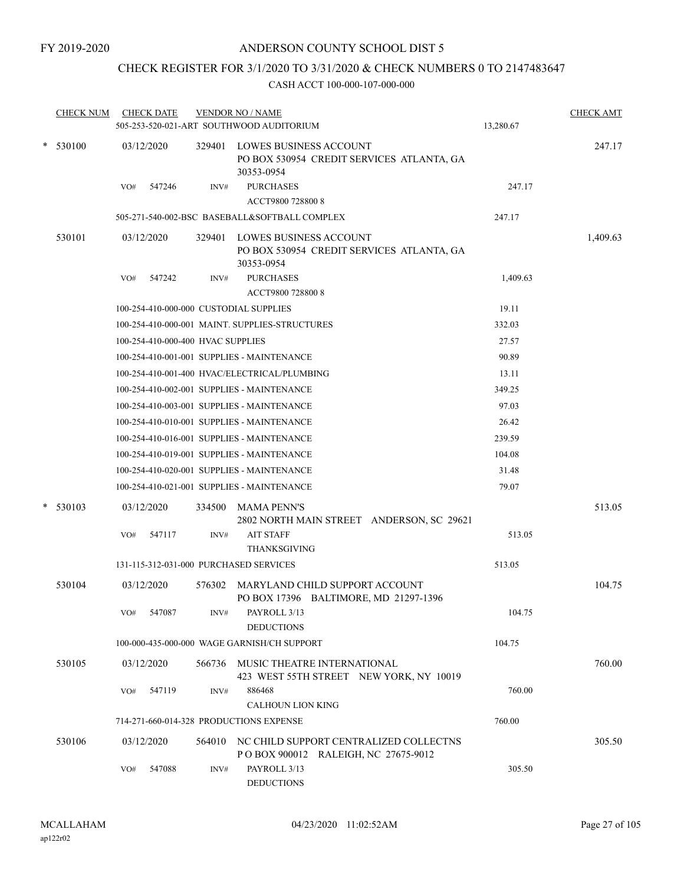FY 2019-2020

# ANDERSON COUNTY SCHOOL DIST 5

## CHECK REGISTER FOR 3/1/2020 TO 3/31/2020 & CHECK NUMBERS 0 TO 2147483647

### CASH ACCT 100-000-107-000-000

| CHECK NUM | CHECK DATE | VENDOR NO / NAME | | CHECK AMT |
|---|---|---|---|---|
| | 505-253-520-021-ART SOUTHWOOD AUDITORIUM | | 13,280.67 | |
| * 530100 | 03/12/2020 | 329401 LOWES BUSINESS ACCOUNT PO BOX 530954 CREDIT SERVICES ATLANTA, GA 30353-0954 | | 247.17 |
| | VO# 547246 INV# | PURCHASES ACCT9800 728800 8 | 247.17 | |
| | 505-271-540-002-BSC BASEBALL&SOFTBALL COMPLEX | | 247.17 | |
| 530101 | 03/12/2020 | 329401 LOWES BUSINESS ACCOUNT PO BOX 530954 CREDIT SERVICES ATLANTA, GA 30353-0954 | | 1,409.63 |
| | VO# 547242 INV# | PURCHASES ACCT9800 728800 8 | 1,409.63 | |
| | 100-254-410-000-000 CUSTODIAL SUPPLIES | | 19.11 | |
| | 100-254-410-000-001 MAINT. SUPPLIES-STRUCTURES | | 332.03 | |
| | 100-254-410-000-400 HVAC SUPPLIES | | 27.57 | |
| | 100-254-410-001-001 SUPPLIES - MAINTENANCE | | 90.89 | |
| | 100-254-410-001-400 HVAC/ELECTRICAL/PLUMBING | | 13.11 | |
| | 100-254-410-002-001 SUPPLIES - MAINTENANCE | | 349.25 | |
| | 100-254-410-003-001 SUPPLIES - MAINTENANCE | | 97.03 | |
| | 100-254-410-010-001 SUPPLIES - MAINTENANCE | | 26.42 | |
| | 100-254-410-016-001 SUPPLIES - MAINTENANCE | | 239.59 | |
| | 100-254-410-019-001 SUPPLIES - MAINTENANCE | | 104.08 | |
| | 100-254-410-020-001 SUPPLIES - MAINTENANCE | | 31.48 | |
| | 100-254-410-021-001 SUPPLIES - MAINTENANCE | | 79.07 | |
| * 530103 | 03/12/2020 | 334500 MAMA PENN'S 2802 NORTH MAIN STREET ANDERSON, SC 29621 | | 513.05 |
| | VO# 547117 INV# | AIT STAFF THANKSGIVING | 513.05 | |
| | 131-115-312-031-000 PURCHASED SERVICES | | 513.05 | |
| 530104 | 03/12/2020 | 576302 MARYLAND CHILD SUPPORT ACCOUNT PO BOX 17396 BALTIMORE, MD 21297-1396 | | 104.75 |
| | VO# 547087 INV# | PAYROLL 3/13 DEDUCTIONS | 104.75 | |
| | 100-000-435-000-000 WAGE GARNISH/CH SUPPORT | | 104.75 | |
| 530105 | 03/12/2020 | 566736 MUSIC THEATRE INTERNATIONAL 423 WEST 55TH STREET NEW YORK, NY 10019 | | 760.00 |
| | VO# 547119 INV# | 886468 CALHOUN LION KING | 760.00 | |
| | 714-271-660-014-328 PRODUCTIONS EXPENSE | | 760.00 | |
| 530106 | 03/12/2020 | 564010 NC CHILD SUPPORT CENTRALIZED COLLECTNS P O BOX 900012 RALEIGH, NC 27675-9012 | | 305.50 |
| | VO# 547088 INV# | PAYROLL 3/13 DEDUCTIONS | 305.50 | |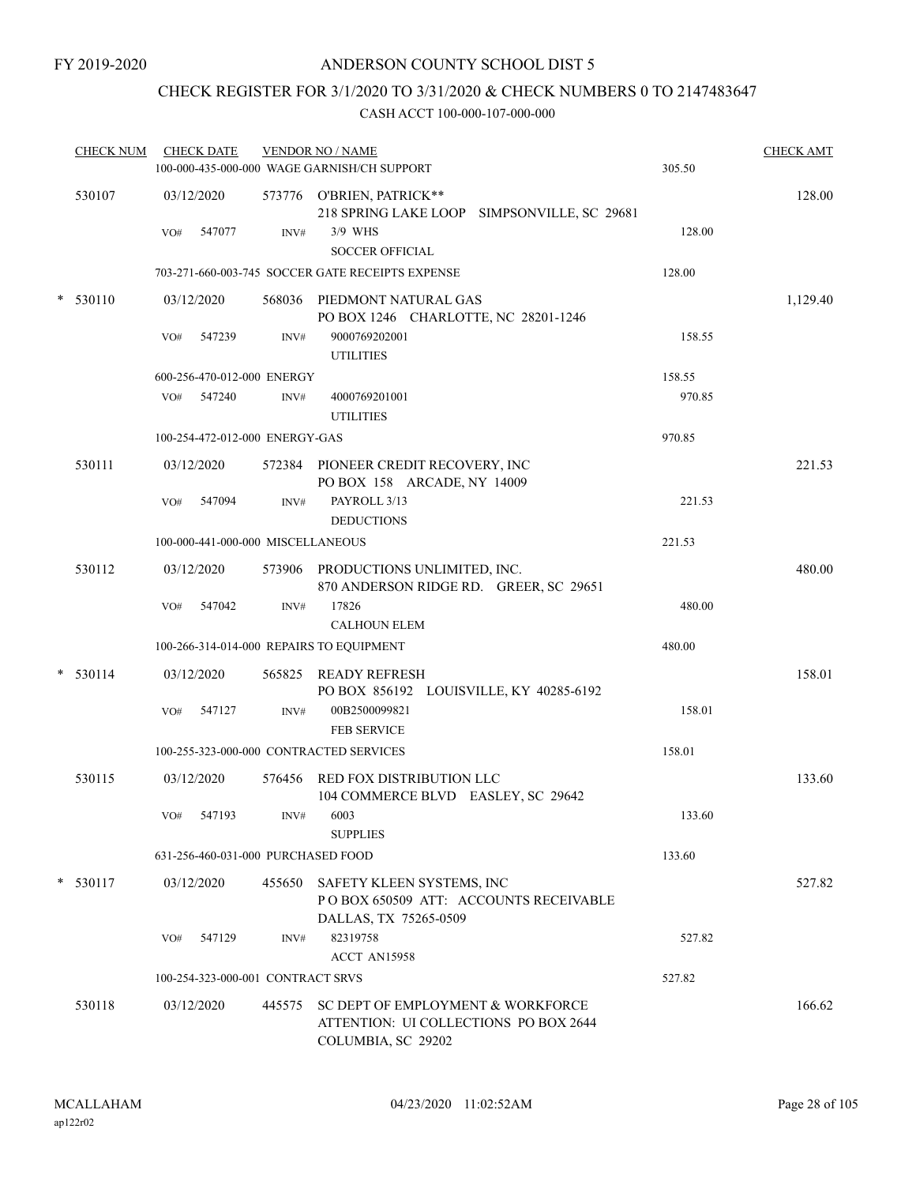FY 2019-2020

# ANDERSON COUNTY SCHOOL DIST 5

## CHECK REGISTER FOR 3/1/2020 TO 3/31/2020 & CHECK NUMBERS 0 TO 2147483647

CASH ACCT 100-000-107-000-000

| CHECK NUM | CHECK DATE | VENDOR NO / NAME | | CHECK AMT |
|---|---|---|---|---|
| | | 100-000-435-000-000 WAGE GARNISH/CH SUPPORT | 305.50 | |
| 530107 | 03/12/2020 | 573776 O'BRIEN, PATRICK** 218 SPRING LAKE LOOP SIMPSONVILLE, SC 29681 | | 128.00 |
| | VO# 547077 | INV# 3/9 WHS SOCCER OFFICIAL | 128.00 | |
| | | 703-271-660-003-745 SOCCER GATE RECEIPTS EXPENSE | 128.00 | |
| * 530110 | 03/12/2020 | 568036 PIEDMONT NATURAL GAS PO BOX 1246 CHARLOTTE, NC 28201-1246 | | 1,129.40 |
| | VO# 547239 | INV# 9000769202001 UTILITIES | 158.55 | |
| | | 600-256-470-012-000 ENERGY | 158.55 | |
| | VO# 547240 | INV# 4000769201001 UTILITIES | 970.85 | |
| | | 100-254-472-012-000 ENERGY-GAS | 970.85 | |
| 530111 | 03/12/2020 | 572384 PIONEER CREDIT RECOVERY, INC PO BOX 158 ARCADE, NY 14009 | | 221.53 |
| | VO# 547094 | INV# PAYROLL 3/13 DEDUCTIONS | 221.53 | |
| | | 100-000-441-000-000 MISCELLANEOUS | 221.53 | |
| 530112 | 03/12/2020 | 573906 PRODUCTIONS UNLIMITED, INC. 870 ANDERSON RIDGE RD. GREER, SC 29651 | | 480.00 |
| | VO# 547042 | INV# 17826 CALHOUN ELEM | 480.00 | |
| | | 100-266-314-014-000 REPAIRS TO EQUIPMENT | 480.00 | |
| * 530114 | 03/12/2020 | 565825 READY REFRESH PO BOX 856192 LOUISVILLE, KY 40285-6192 | | 158.01 |
| | VO# 547127 | INV# 00B2500099821 FEB SERVICE | 158.01 | |
| | | 100-255-323-000-000 CONTRACTED SERVICES | 158.01 | |
| 530115 | 03/12/2020 | 576456 RED FOX DISTRIBUTION LLC 104 COMMERCE BLVD EASLEY, SC 29642 | | 133.60 |
| | VO# 547193 | INV# 6003 SUPPLIES | 133.60 | |
| | | 631-256-460-031-000 PURCHASED FOOD | 133.60 | |
| * 530117 | 03/12/2020 | 455650 SAFETY KLEEN SYSTEMS, INC P O BOX 650509 ATT: ACCOUNTS RECEIVABLE DALLAS, TX 75265-0509 | | 527.82 |
| | VO# 547129 | INV# 82319758 ACCT AN15958 | 527.82 | |
| | | 100-254-323-000-001 CONTRACT SRVS | 527.82 | |
| 530118 | 03/12/2020 | 445575 SC DEPT OF EMPLOYMENT & WORKFORCE ATTENTION: UI COLLECTIONS PO BOX 2644 COLUMBIA, SC 29202 | | 166.62 |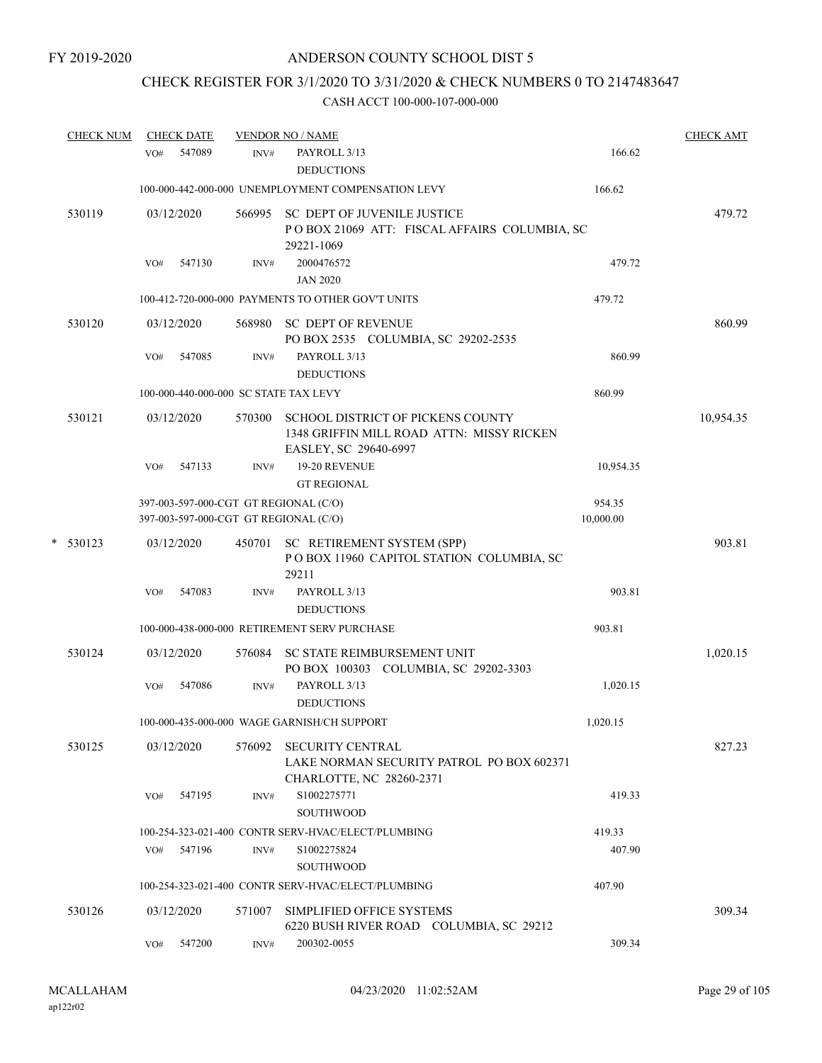FY 2019-2020

# ANDERSON COUNTY SCHOOL DIST 5

## CHECK REGISTER FOR 3/1/2020 TO 3/31/2020 & CHECK NUMBERS 0 TO 2147483647

CASH ACCT 100-000-107-000-000

| CHECK NUM | CHECK DATE | VENDOR NO / NAME | | CHECK AMT |
|---|---|---|---|---|
| | VO# 547089 | INV# PAYROLL 3/13 DEDUCTIONS | 166.62 | |
| | 100-000-442-000-000 UNEMPLOYMENT COMPENSATION LEVY | | 166.62 | |
| 530119 | 03/12/2020 | 566995 SC DEPT OF JUVENILE JUSTICE P O BOX 21069 ATT: FISCAL AFFAIRS COLUMBIA, SC 29221-1069 | | 479.72 |
| | VO# 547130 | INV# 2000476572 JAN 2020 | 479.72 | |
| | 100-412-720-000-000 PAYMENTS TO OTHER GOV'T UNITS | | 479.72 | |
| 530120 | 03/12/2020 | 568980 SC DEPT OF REVENUE PO BOX 2535 COLUMBIA, SC 29202-2535 | | 860.99 |
| | VO# 547085 | INV# PAYROLL 3/13 DEDUCTIONS | 860.99 | |
| | 100-000-440-000-000 SC STATE TAX LEVY | | 860.99 | |
| 530121 | 03/12/2020 | 570300 SCHOOL DISTRICT OF PICKENS COUNTY 1348 GRIFFIN MILL ROAD ATTN: MISSY RICKEN EASLEY, SC 29640-6997 | | 10,954.35 |
| | VO# 547133 | INV# 19-20 REVENUE GT REGIONAL | 10,954.35 | |
| | 397-003-597-000-CGT GT REGIONAL (C/O) | | 954.35 | |
| | 397-003-597-000-CGT GT REGIONAL (C/O) | | 10,000.00 | |
| * 530123 | 03/12/2020 | 450701 SC RETIREMENT SYSTEM (SPP) P O BOX 11960 CAPITOL STATION COLUMBIA, SC 29211 | | 903.81 |
| | VO# 547083 | INV# PAYROLL 3/13 DEDUCTIONS | 903.81 | |
| | 100-000-438-000-000 RETIREMENT SERV PURCHASE | | 903.81 | |
| 530124 | 03/12/2020 | 576084 SC STATE REIMBURSEMENT UNIT PO BOX 100303 COLUMBIA, SC 29202-3303 | | 1,020.15 |
| | VO# 547086 | INV# PAYROLL 3/13 DEDUCTIONS | 1,020.15 | |
| | 100-000-435-000-000 WAGE GARNISH/CH SUPPORT | | 1,020.15 | |
| 530125 | 03/12/2020 | 576092 SECURITY CENTRAL LAKE NORMAN SECURITY PATROL PO BOX 602371 CHARLOTTE, NC 28260-2371 | | 827.23 |
| | VO# 547195 | INV# S1002275771 SOUTHWOOD | 419.33 | |
| | 100-254-323-021-400 CONTR SERV-HVAC/ELECT/PLUMBING | | 419.33 | |
| | VO# 547196 | INV# S1002275824 SOUTHWOOD | 407.90 | |
| | 100-254-323-021-400 CONTR SERV-HVAC/ELECT/PLUMBING | | 407.90 | |
| 530126 | 03/12/2020 | 571007 SIMPLIFIED OFFICE SYSTEMS 6220 BUSH RIVER ROAD COLUMBIA, SC 29212 | | 309.34 |
| | VO# 547200 | INV# 200302-0055 | 309.34 | |

MCALLAHAM ap122r02 04/23/2020 11:02:52AM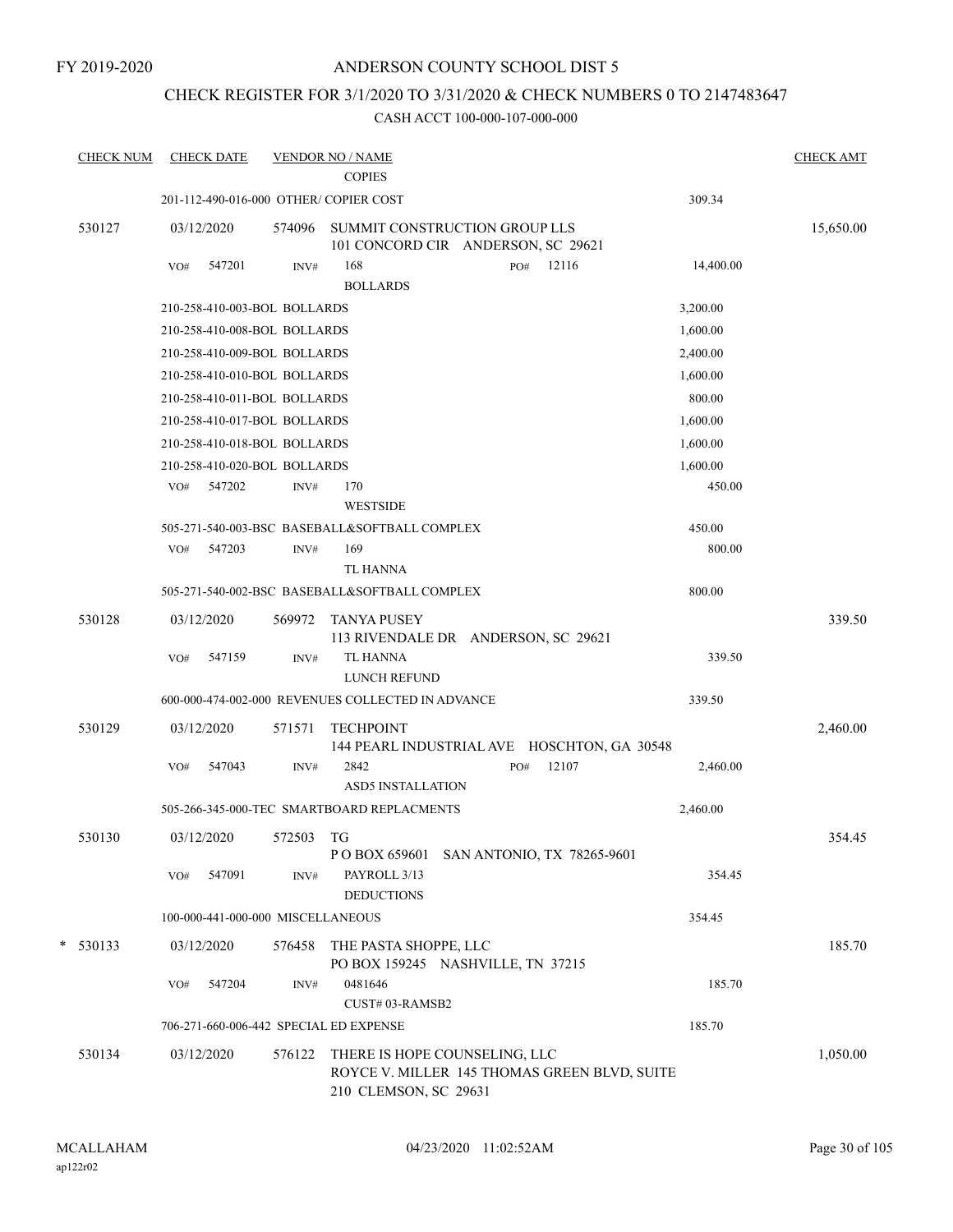FY 2019-2020

# ANDERSON COUNTY SCHOOL DIST 5

## CHECK REGISTER FOR 3/1/2020 TO 3/31/2020 & CHECK NUMBERS 0 TO 2147483647

### CASH ACCT 100-000-107-000-000

| CHECK NUM | CHECK DATE | VENDOR NO / NAME | | CHECK AMT |
|---|---|---|---|---|
| | | COPIES | | |
| | 201-112-490-016-000 OTHER/ COPIER COST | | 309.34 | |
| 530127 | 03/12/2020 | 574096 SUMMIT CONSTRUCTION GROUP LLS<br>101 CONCORD CIR ANDERSON, SC 29621 | | 15,650.00 |
| | VO# 547201 | INV# 168 PO# 12116<br>BOLLARDS | 14,400.00 | |
| | 210-258-410-003-BOL BOLLARDS | | 3,200.00 | |
| | 210-258-410-008-BOL BOLLARDS | | 1,600.00 | |
| | 210-258-410-009-BOL BOLLARDS | | 2,400.00 | |
| | 210-258-410-010-BOL BOLLARDS | | 1,600.00 | |
| | 210-258-410-011-BOL BOLLARDS | | 800.00 | |
| | 210-258-410-017-BOL BOLLARDS | | 1,600.00 | |
| | 210-258-410-018-BOL BOLLARDS | | 1,600.00 | |
| | 210-258-410-020-BOL BOLLARDS | | 1,600.00 | |
| | VO# 547202 | INV# 170<br>WESTSIDE | 450.00 | |
| | 505-271-540-003-BSC BASEBALL&SOFTBALL COMPLEX | | 450.00 | |
| | VO# 547203 | INV# 169<br>TL HANNA | 800.00 | |
| | 505-271-540-002-BSC BASEBALL&SOFTBALL COMPLEX | | 800.00 | |
| 530128 | 03/12/2020 | 569972 TANYA PUSEY<br>113 RIVENDALE DR ANDERSON, SC 29621 | | 339.50 |
| | VO# 547159 | INV# TL HANNA<br>LUNCH REFUND | 339.50 | |
| | 600-000-474-002-000 REVENUES COLLECTED IN ADVANCE | | 339.50 | |
| 530129 | 03/12/2020 | 571571 TECHPOINT<br>144 PEARL INDUSTRIAL AVE HOSCHTON, GA 30548 | | 2,460.00 |
| | VO# 547043 | INV# 2842 PO# 12107<br>ASD5 INSTALLATION | 2,460.00 | |
| | 505-266-345-000-TEC SMARTBOARD REPLACMENTS | | 2,460.00 | |
| 530130 | 03/12/2020 | 572503 TG<br>P O BOX 659601 SAN ANTONIO, TX 78265-9601 | | 354.45 |
| | VO# 547091 | INV# PAYROLL 3/13<br>DEDUCTIONS | 354.45 | |
| | 100-000-441-000-000 MISCELLANEOUS | | 354.45 | |
| * 530133 | 03/12/2020 | 576458 THE PASTA SHOPPE, LLC<br>PO BOX 159245 NASHVILLE, TN 37215 | | 185.70 |
| | VO# 547204 | INV# 0481646<br>CUST# 03-RAMSB2 | 185.70 | |
| | 706-271-660-006-442 SPECIAL ED EXPENSE | | 185.70 | |
| 530134 | 03/12/2020 | 576122 THERE IS HOPE COUNSELING, LLC<br>ROYCE V. MILLER 145 THOMAS GREEN BLVD, SUITE 210 CLEMSON, SC 29631 | | 1,050.00 |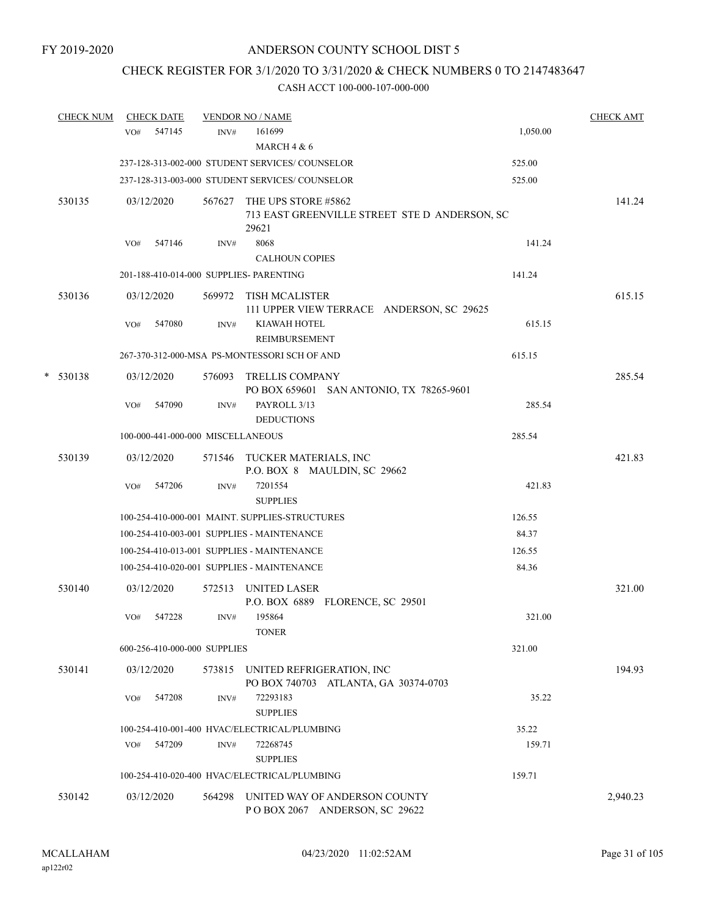FY 2019-2020

# ANDERSON COUNTY SCHOOL DIST 5

## CHECK REGISTER FOR 3/1/2020 TO 3/31/2020 & CHECK NUMBERS 0 TO 2147483647

### CASH ACCT 100-000-107-000-000

| CHECK NUM | CHECK DATE | VENDOR NO / NAME | | CHECK AMT |
|---|---|---|---|---|
| | VO# 547145 | INV# 161699<br>MARCH 4 & 6 | 1,050.00 | |
| | 237-128-313-002-000 STUDENT SERVICES/ COUNSELOR | | 525.00 | |
| | 237-128-313-003-000 STUDENT SERVICES/ COUNSELOR | | 525.00 | |
| 530135 | 03/12/2020 | 567627 THE UPS STORE #5862<br>713 EAST GREENVILLE STREET STE D ANDERSON, SC 29621 | | 141.24 |
| | VO# 547146 | INV# 8068<br>CALHOUN COPIES | 141.24 | |
| | 201-188-410-014-000 SUPPLIES- PARENTING | | 141.24 | |
| 530136 | 03/12/2020 | 569972 TISH MCALISTER<br>111 UPPER VIEW TERRACE ANDERSON, SC 29625 | | 615.15 |
| | VO# 547080 | INV# KIAWAH HOTEL<br>REIMBURSEMENT | 615.15 | |
| | 267-370-312-000-MSA PS-MONTESSORI SCH OF AND | | 615.15 | |
| * 530138 | 03/12/2020 | 576093 TRELLIS COMPANY<br>PO BOX 659601 SAN ANTONIO, TX 78265-9601 | | 285.54 |
| | VO# 547090 | INV# PAYROLL 3/13<br>DEDUCTIONS | 285.54 | |
| | 100-000-441-000-000 MISCELLANEOUS | | 285.54 | |
| 530139 | 03/12/2020 | 571546 TUCKER MATERIALS, INC<br>P.O. BOX 8 MAULDIN, SC 29662 | | 421.83 |
| | VO# 547206 | INV# 7201554<br>SUPPLIES | 421.83 | |
| | 100-254-410-000-001 MAINT. SUPPLIES-STRUCTURES | | 126.55 | |
| | 100-254-410-003-001 SUPPLIES - MAINTENANCE | | 84.37 | |
| | 100-254-410-013-001 SUPPLIES - MAINTENANCE | | 126.55 | |
| | 100-254-410-020-001 SUPPLIES - MAINTENANCE | | 84.36 | |
| 530140 | 03/12/2020 | 572513 UNITED LASER<br>P.O. BOX 6889 FLORENCE, SC 29501 | | 321.00 |
| | VO# 547228 | INV# 195864<br>TONER | 321.00 | |
| | 600-256-410-000-000 SUPPLIES | | 321.00 | |
| 530141 | 03/12/2020 | 573815 UNITED REFRIGERATION, INC<br>PO BOX 740703 ATLANTA, GA 30374-0703 | | 194.93 |
| | VO# 547208 | INV# 72293183<br>SUPPLIES | 35.22 | |
| | 100-254-410-001-400 HVAC/ELECTRICAL/PLUMBING | | 35.22 | |
| | VO# 547209 | INV# 72268745<br>SUPPLIES | 159.71 | |
| | 100-254-410-020-400 HVAC/ELECTRICAL/PLUMBING | | 159.71 | |
| 530142 | 03/12/2020 | 564298 UNITED WAY OF ANDERSON COUNTY<br>P O BOX 2067 ANDERSON, SC 29622 | | 2,940.23 |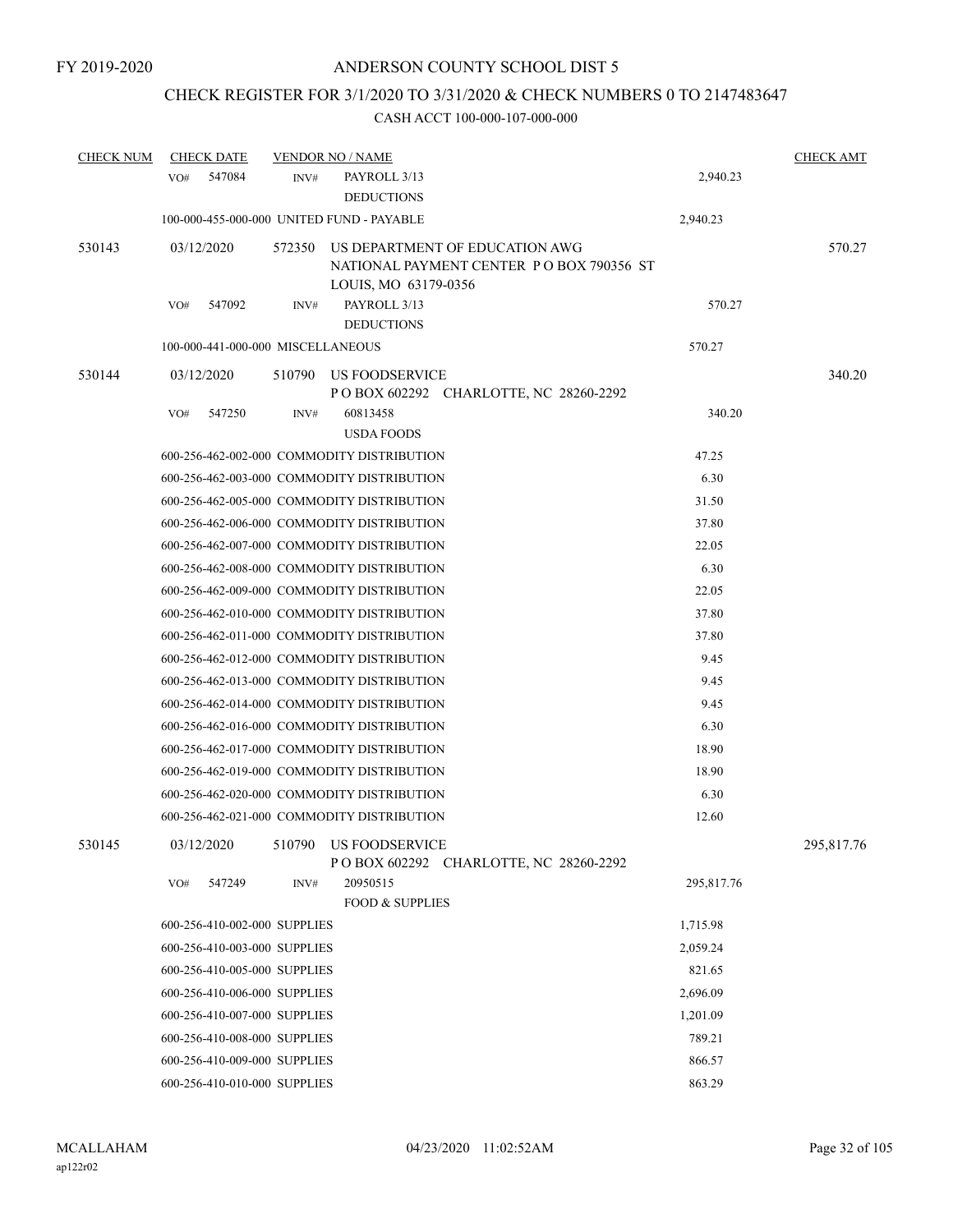FY 2019-2020

# ANDERSON COUNTY SCHOOL DIST 5

## CHECK REGISTER FOR 3/1/2020 TO 3/31/2020 & CHECK NUMBERS 0 TO 2147483647

### CASH ACCT 100-000-107-000-000

| CHECK NUM | CHECK DATE | VENDOR NO / NAME | | CHECK AMT |
|---|---|---|---|---|
| | VO# 547084 | INV# PAYROLL 3/13 DEDUCTIONS | 2,940.23 | |
| | 100-000-455-000-000 UNITED FUND - PAYABLE | | 2,940.23 | |
| 530143 | 03/12/2020 | 572350 US DEPARTMENT OF EDUCATION AWG NATIONAL PAYMENT CENTER P O BOX 790356 ST LOUIS, MO 63179-0356 | | 570.27 |
| | VO# 547092 | INV# PAYROLL 3/13 DEDUCTIONS | 570.27 | |
| | 100-000-441-000-000 MISCELLANEOUS | | 570.27 | |
| 530144 | 03/12/2020 | 510790 US FOODSERVICE P O BOX 602292 CHARLOTTE, NC 28260-2292 | | 340.20 |
| | VO# 547250 | INV# 60813458 USDA FOODS | 340.20 | |
| | 600-256-462-002-000 COMMODITY DISTRIBUTION | | 47.25 | |
| | 600-256-462-003-000 COMMODITY DISTRIBUTION | | 6.30 | |
| | 600-256-462-005-000 COMMODITY DISTRIBUTION | | 31.50 | |
| | 600-256-462-006-000 COMMODITY DISTRIBUTION | | 37.80 | |
| | 600-256-462-007-000 COMMODITY DISTRIBUTION | | 22.05 | |
| | 600-256-462-008-000 COMMODITY DISTRIBUTION | | 6.30 | |
| | 600-256-462-009-000 COMMODITY DISTRIBUTION | | 22.05 | |
| | 600-256-462-010-000 COMMODITY DISTRIBUTION | | 37.80 | |
| | 600-256-462-011-000 COMMODITY DISTRIBUTION | | 37.80 | |
| | 600-256-462-012-000 COMMODITY DISTRIBUTION | | 9.45 | |
| | 600-256-462-013-000 COMMODITY DISTRIBUTION | | 9.45 | |
| | 600-256-462-014-000 COMMODITY DISTRIBUTION | | 9.45 | |
| | 600-256-462-016-000 COMMODITY DISTRIBUTION | | 6.30 | |
| | 600-256-462-017-000 COMMODITY DISTRIBUTION | | 18.90 | |
| | 600-256-462-019-000 COMMODITY DISTRIBUTION | | 18.90 | |
| | 600-256-462-020-000 COMMODITY DISTRIBUTION | | 6.30 | |
| | 600-256-462-021-000 COMMODITY DISTRIBUTION | | 12.60 | |
| 530145 | 03/12/2020 | 510790 US FOODSERVICE P O BOX 602292 CHARLOTTE, NC 28260-2292 | | 295,817.76 |
| | VO# 547249 | INV# 20950515 FOOD & SUPPLIES | 295,817.76 | |
| | 600-256-410-002-000 SUPPLIES | | 1,715.98 | |
| | 600-256-410-003-000 SUPPLIES | | 2,059.24 | |
| | 600-256-410-005-000 SUPPLIES | | 821.65 | |
| | 600-256-410-006-000 SUPPLIES | | 2,696.09 | |
| | 600-256-410-007-000 SUPPLIES | | 1,201.09 | |
| | 600-256-410-008-000 SUPPLIES | | 789.21 | |
| | 600-256-410-009-000 SUPPLIES | | 866.57 | |
| | 600-256-410-010-000 SUPPLIES | | 863.29 | |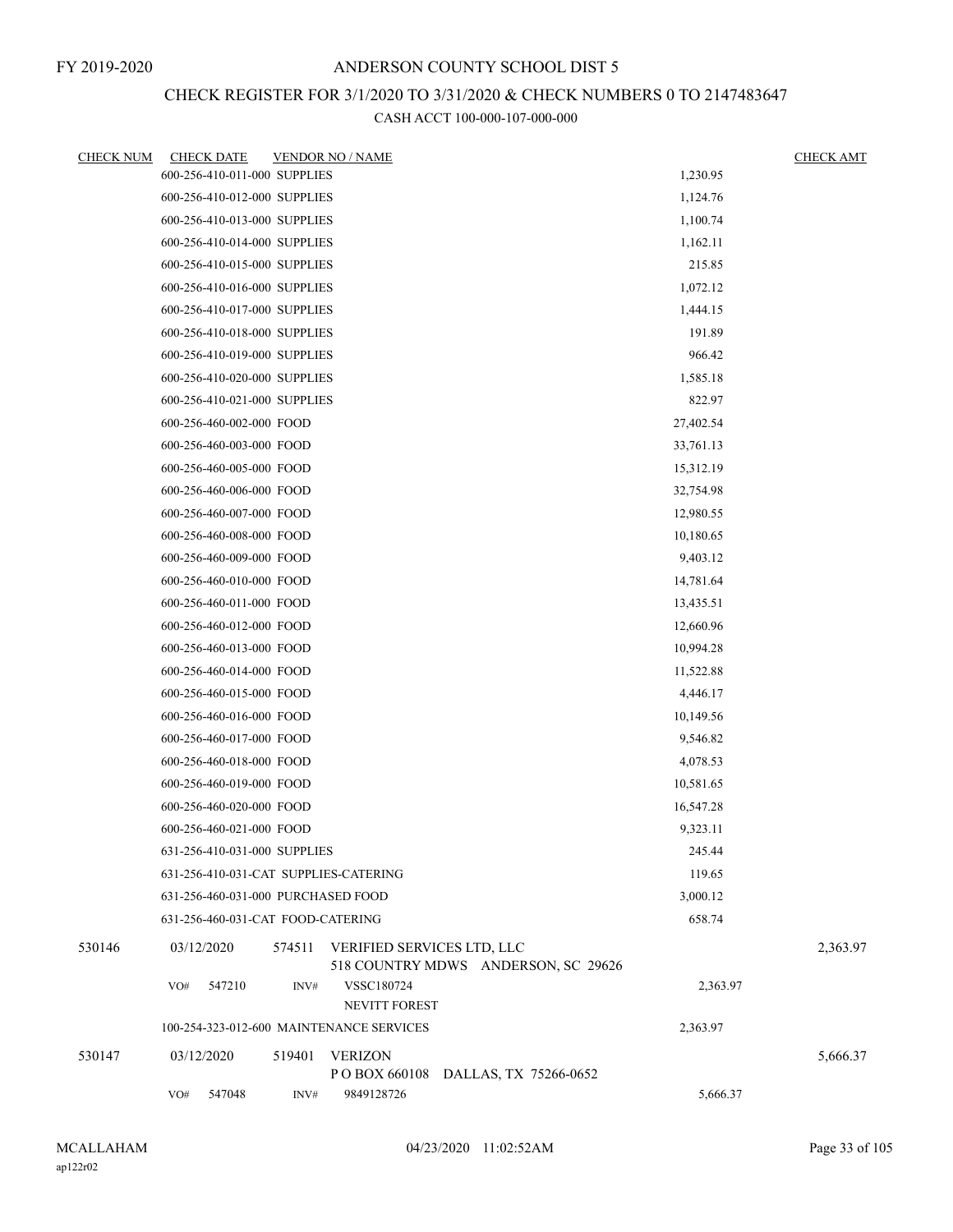FY 2019-2020

# ANDERSON COUNTY SCHOOL DIST 5

## CHECK REGISTER FOR 3/1/2020 TO 3/31/2020 & CHECK NUMBERS 0 TO 2147483647

### CASH ACCT 100-000-107-000-000

| CHECK NUM | CHECK DATE | VENDOR NO / NAME | | CHECK AMT |
|---|---|---|---|---|
| | 600-256-410-011-000 SUPPLIES | | 1,230.95 | |
| | 600-256-410-012-000 SUPPLIES | | 1,124.76 | |
| | 600-256-410-013-000 SUPPLIES | | 1,100.74 | |
| | 600-256-410-014-000 SUPPLIES | | 1,162.11 | |
| | 600-256-410-015-000 SUPPLIES | | 215.85 | |
| | 600-256-410-016-000 SUPPLIES | | 1,072.12 | |
| | 600-256-410-017-000 SUPPLIES | | 1,444.15 | |
| | 600-256-410-018-000 SUPPLIES | | 191.89 | |
| | 600-256-410-019-000 SUPPLIES | | 966.42 | |
| | 600-256-410-020-000 SUPPLIES | | 1,585.18 | |
| | 600-256-410-021-000 SUPPLIES | | 822.97 | |
| | 600-256-460-002-000 FOOD | | 27,402.54 | |
| | 600-256-460-003-000 FOOD | | 33,761.13 | |
| | 600-256-460-005-000 FOOD | | 15,312.19 | |
| | 600-256-460-006-000 FOOD | | 32,754.98 | |
| | 600-256-460-007-000 FOOD | | 12,980.55 | |
| | 600-256-460-008-000 FOOD | | 10,180.65 | |
| | 600-256-460-009-000 FOOD | | 9,403.12 | |
| | 600-256-460-010-000 FOOD | | 14,781.64 | |
| | 600-256-460-011-000 FOOD | | 13,435.51 | |
| | 600-256-460-012-000 FOOD | | 12,660.96 | |
| | 600-256-460-013-000 FOOD | | 10,994.28 | |
| | 600-256-460-014-000 FOOD | | 11,522.88 | |
| | 600-256-460-015-000 FOOD | | 4,446.17 | |
| | 600-256-460-016-000 FOOD | | 10,149.56 | |
| | 600-256-460-017-000 FOOD | | 9,546.82 | |
| | 600-256-460-018-000 FOOD | | 4,078.53 | |
| | 600-256-460-019-000 FOOD | | 10,581.65 | |
| | 600-256-460-020-000 FOOD | | 16,547.28 | |
| | 600-256-460-021-000 FOOD | | 9,323.11 | |
| | 631-256-410-031-000 SUPPLIES | | 245.44 | |
| | 631-256-410-031-CAT SUPPLIES-CATERING | | 119.65 | |
| | 631-256-460-031-000 PURCHASED FOOD | | 3,000.12 | |
| | 631-256-460-031-CAT FOOD-CATERING | | 658.74 | |
| 530146 | 03/12/2020 | 574511 VERIFIED SERVICES LTD, LLC<br>518 COUNTRY MDWS ANDERSON, SC 29626 | | 2,363.97 |
| | VO# 547210 | INV# VSSC180724<br>NEVITT FOREST | 2,363.97 | |
| | 100-254-323-012-600 MAINTENANCE SERVICES | | 2,363.97 | |
| 530147 | 03/12/2020 | 519401 VERIZON<br>P O BOX 660108 DALLAS, TX 75266-0652 | | 5,666.37 |
| | VO# 547048 | INV# 9849128726 | 5,666.37 | |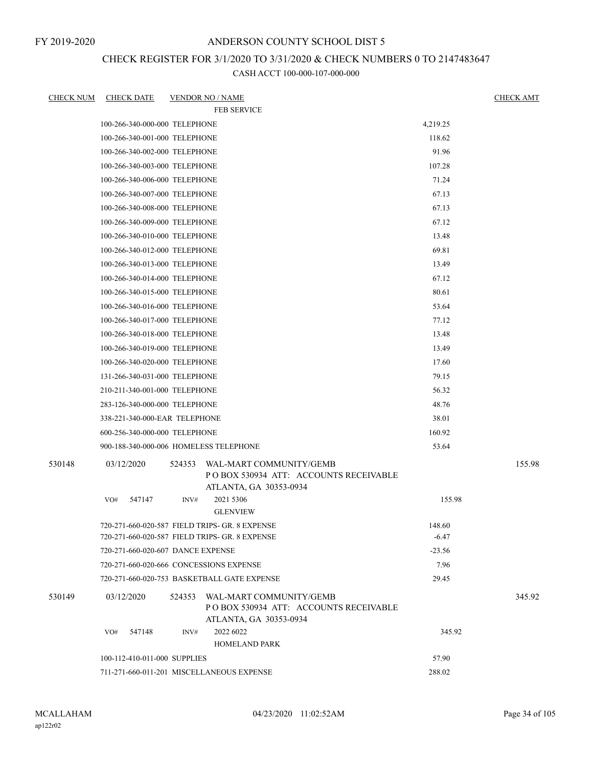FY 2019-2020

# ANDERSON COUNTY SCHOOL DIST 5

## CHECK REGISTER FOR 3/1/2020 TO 3/31/2020 & CHECK NUMBERS 0 TO 2147483647

CASH ACCT 100-000-107-000-000

| CHECK NUM | CHECK DATE | VENDOR NO / NAME | | CHECK AMT |
|---|---|---|---|---|
| | | FEB SERVICE | | |
| | 100-266-340-000-000 TELEPHONE | | 4,219.25 | |
| | 100-266-340-001-000 TELEPHONE | | 118.62 | |
| | 100-266-340-002-000 TELEPHONE | | 91.96 | |
| | 100-266-340-003-000 TELEPHONE | | 107.28 | |
| | 100-266-340-006-000 TELEPHONE | | 71.24 | |
| | 100-266-340-007-000 TELEPHONE | | 67.13 | |
| | 100-266-340-008-000 TELEPHONE | | 67.13 | |
| | 100-266-340-009-000 TELEPHONE | | 67.12 | |
| | 100-266-340-010-000 TELEPHONE | | 13.48 | |
| | 100-266-340-012-000 TELEPHONE | | 69.81 | |
| | 100-266-340-013-000 TELEPHONE | | 13.49 | |
| | 100-266-340-014-000 TELEPHONE | | 67.12 | |
| | 100-266-340-015-000 TELEPHONE | | 80.61 | |
| | 100-266-340-016-000 TELEPHONE | | 53.64 | |
| | 100-266-340-017-000 TELEPHONE | | 77.12 | |
| | 100-266-340-018-000 TELEPHONE | | 13.48 | |
| | 100-266-340-019-000 TELEPHONE | | 13.49 | |
| | 100-266-340-020-000 TELEPHONE | | 17.60 | |
| | 131-266-340-031-000 TELEPHONE | | 79.15 | |
| | 210-211-340-001-000 TELEPHONE | | 56.32 | |
| | 283-126-340-000-000 TELEPHONE | | 48.76 | |
| | 338-221-340-000-EAR TELEPHONE | | 38.01 | |
| | 600-256-340-000-000 TELEPHONE | | 160.92 | |
| | 900-188-340-000-006 HOMELESS TELEPHONE | | 53.64 | |
| 530148 | 03/12/2020 | 524353 WAL-MART COMMUNITY/GEMB<br>P O BOX 530934 ATT: ACCOUNTS RECEIVABLE<br>ATLANTA, GA 30353-0934 | | 155.98 |
| | VO# 547147 | INV# 2021 5306<br>GLENVIEW | 155.98 | |
| | 720-271-660-020-587 FIELD TRIPS- GR. 8 EXPENSE | | 148.60 | |
| | 720-271-660-020-587 FIELD TRIPS- GR. 8 EXPENSE | | -6.47 | |
| | 720-271-660-020-607 DANCE EXPENSE | | -23.56 | |
| | 720-271-660-020-666 CONCESSIONS EXPENSE | | 7.96 | |
| | 720-271-660-020-753 BASKETBALL GATE EXPENSE | | 29.45 | |
| 530149 | 03/12/2020 | 524353 WAL-MART COMMUNITY/GEMB<br>P O BOX 530934 ATT: ACCOUNTS RECEIVABLE<br>ATLANTA, GA 30353-0934 | | 345.92 |
| | VO# 547148 | INV# 2022 6022<br>HOMELAND PARK | 345.92 | |
| | 100-112-410-011-000 SUPPLIES | | 57.90 | |
| | 711-271-660-011-201 MISCELLANEOUS EXPENSE | | 288.02 | |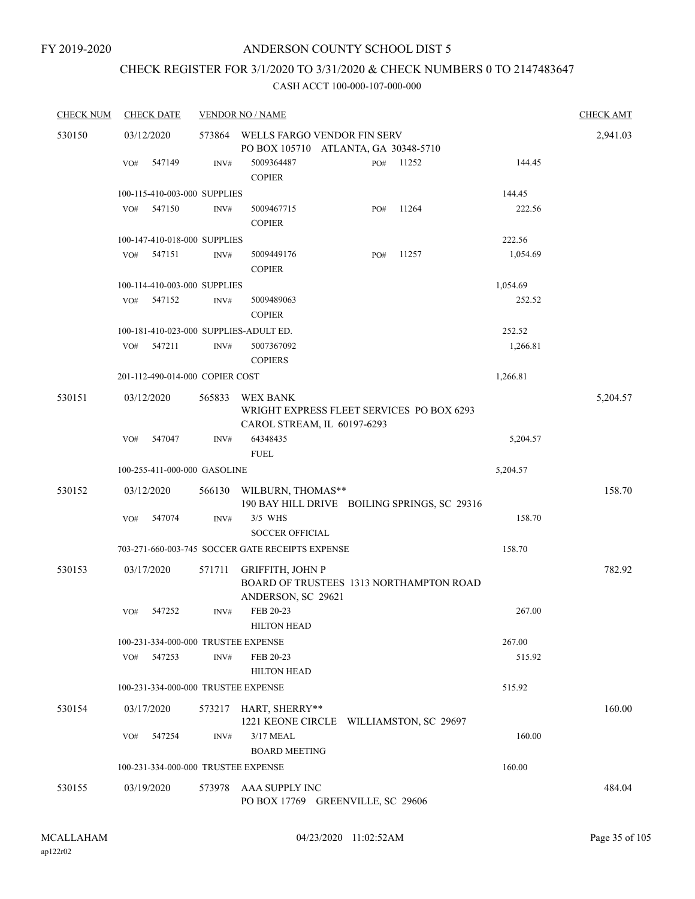FY 2019-2020

# ANDERSON COUNTY SCHOOL DIST 5

## CHECK REGISTER FOR 3/1/2020 TO 3/31/2020 & CHECK NUMBERS 0 TO 2147483647

### CASH ACCT 100-000-107-000-000

| CHECK NUM | CHECK DATE | VENDOR NO / NAME | | | | CHECK AMT |
|---|---|---|---|---|---|---|
| 530150 | 03/12/2020 | 573864 WELLS FARGO VENDOR FIN SERV<br>PO BOX 105710 ATLANTA, GA 30348-5710 | | | | 2,941.03 |
| | VO# 547149 | INV# 5009364487<br>COPIER | PO# 11252 | | 144.45 | |
| | 100-115-410-003-000 SUPPLIES | | | | 144.45 | |
| | VO# 547150 | INV# 5009467715<br>COPIER | PO# 11264 | | 222.56 | |
| | 100-147-410-018-000 SUPPLIES | | | | 222.56 | |
| | VO# 547151 | INV# 5009449176<br>COPIER | PO# 11257 | | 1,054.69 | |
| | 100-114-410-003-000 SUPPLIES | | | | 1,054.69 | |
| | VO# 547152 | INV# 5009489063<br>COPIER | | | 252.52 | |
| | 100-181-410-023-000 SUPPLIES-ADULT ED. | | | | 252.52 | |
| | VO# 547211 | INV# 5007367092<br>COPIERS | | | 1,266.81 | |
| | 201-112-490-014-000 COPIER COST | | | | 1,266.81 | |
| 530151 | 03/12/2020 | 565833 WEX BANK<br>WRIGHT EXPRESS FLEET SERVICES PO BOX 6293<br>CAROL STREAM, IL 60197-6293 | | | | 5,204.57 |
| | VO# 547047 | INV# 64348435<br>FUEL | | | 5,204.57 | |
| | 100-255-411-000-000 GASOLINE | | | | 5,204.57 | |
| 530152 | 03/12/2020 | 566130 WILBURN, THOMAS**<br>190 BAY HILL DRIVE BOILING SPRINGS, SC 29316 | | | | 158.70 |
| | VO# 547074 | INV# 3/5 WHS<br>SOCCER OFFICIAL | | | 158.70 | |
| | 703-271-660-003-745 SOCCER GATE RECEIPTS EXPENSE | | | | 158.70 | |
| 530153 | 03/17/2020 | 571711 GRIFFITH, JOHN P<br>BOARD OF TRUSTEES 1313 NORTHAMPTON ROAD<br>ANDERSON, SC 29621 | | | | 782.92 |
| | VO# 547252 | INV# FEB 20-23<br>HILTON HEAD | | | 267.00 | |
| | 100-231-334-000-000 TRUSTEE EXPENSE | | | | 267.00 | |
| | VO# 547253 | INV# FEB 20-23<br>HILTON HEAD | | | 515.92 | |
| | 100-231-334-000-000 TRUSTEE EXPENSE | | | | 515.92 | |
| 530154 | 03/17/2020 | 573217 HART, SHERRY**<br>1221 KEONE CIRCLE WILLIAMSTON, SC 29697 | | | | 160.00 |
| | VO# 547254 | INV# 3/17 MEAL<br>BOARD MEETING | | | 160.00 | |
| | 100-231-334-000-000 TRUSTEE EXPENSE | | | | 160.00 | |
| 530155 | 03/19/2020 | 573978 AAA SUPPLY INC<br>PO BOX 17769 GREENVILLE, SC 29606 | | | | 484.04 |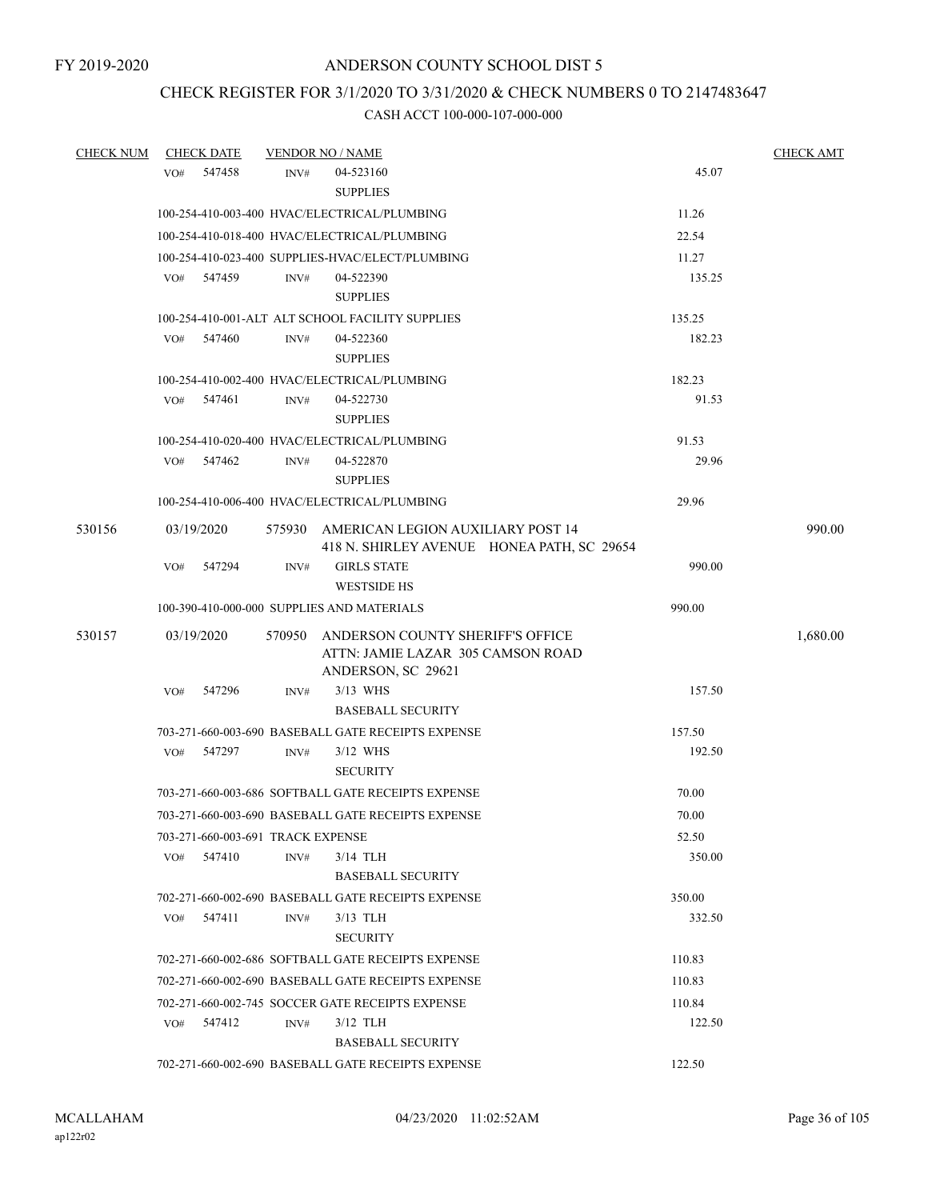FY 2019-2020

# ANDERSON COUNTY SCHOOL DIST 5

## CHECK REGISTER FOR 3/1/2020 TO 3/31/2020 & CHECK NUMBERS 0 TO 2147483647

### CASH ACCT 100-000-107-000-000

| CHECK NUM | CHECK DATE | VENDOR NO / NAME | | CHECK AMT |
|---|---|---|---|---|
| | VO# 547458 | INV# 04-523160 SUPPLIES | 45.07 | |
| | | 100-254-410-003-400 HVAC/ELECTRICAL/PLUMBING | 11.26 | |
| | | 100-254-410-018-400 HVAC/ELECTRICAL/PLUMBING | 22.54 | |
| | | 100-254-410-023-400 SUPPLIES-HVAC/ELECT/PLUMBING | 11.27 | |
| | VO# 547459 | INV# 04-522390 SUPPLIES | 135.25 | |
| | | 100-254-410-001-ALT ALT SCHOOL FACILITY SUPPLIES | 135.25 | |
| | VO# 547460 | INV# 04-522360 SUPPLIES | 182.23 | |
| | | 100-254-410-002-400 HVAC/ELECTRICAL/PLUMBING | 182.23 | |
| | VO# 547461 | INV# 04-522730 SUPPLIES | 91.53 | |
| | | 100-254-410-020-400 HVAC/ELECTRICAL/PLUMBING | 91.53 | |
| | VO# 547462 | INV# 04-522870 SUPPLIES | 29.96 | |
| | | 100-254-410-006-400 HVAC/ELECTRICAL/PLUMBING | 29.96 | |
| 530156 | 03/19/2020 | 575930 AMERICAN LEGION AUXILIARY POST 14 418 N. SHIRLEY AVENUE HONEA PATH, SC 29654 | | 990.00 |
| | VO# 547294 | INV# GIRLS STATE WESTSIDE HS | 990.00 | |
| | | 100-390-410-000-000 SUPPLIES AND MATERIALS | 990.00 | |
| 530157 | 03/19/2020 | 570950 ANDERSON COUNTY SHERIFF'S OFFICE ATTN: JAMIE LAZAR 305 CAMSON ROAD ANDERSON, SC 29621 | | 1,680.00 |
| | VO# 547296 | INV# 3/13 WHS BASEBALL SECURITY | 157.50 | |
| | | 703-271-660-003-690 BASEBALL GATE RECEIPTS EXPENSE | 157.50 | |
| | VO# 547297 | INV# 3/12 WHS SECURITY | 192.50 | |
| | | 703-271-660-003-686 SOFTBALL GATE RECEIPTS EXPENSE | 70.00 | |
| | | 703-271-660-003-690 BASEBALL GATE RECEIPTS EXPENSE | 70.00 | |
| | | 703-271-660-003-691 TRACK EXPENSE | 52.50 | |
| | VO# 547410 | INV# 3/14 TLH BASEBALL SECURITY | 350.00 | |
| | | 702-271-660-002-690 BASEBALL GATE RECEIPTS EXPENSE | 350.00 | |
| | VO# 547411 | INV# 3/13 TLH SECURITY | 332.50 | |
| | | 702-271-660-002-686 SOFTBALL GATE RECEIPTS EXPENSE | 110.83 | |
| | | 702-271-660-002-690 BASEBALL GATE RECEIPTS EXPENSE | 110.83 | |
| | | 702-271-660-002-745 SOCCER GATE RECEIPTS EXPENSE | 110.84 | |
| | VO# 547412 | INV# 3/12 TLH BASEBALL SECURITY | 122.50 | |
| | | 702-271-660-002-690 BASEBALL GATE RECEIPTS EXPENSE | 122.50 | |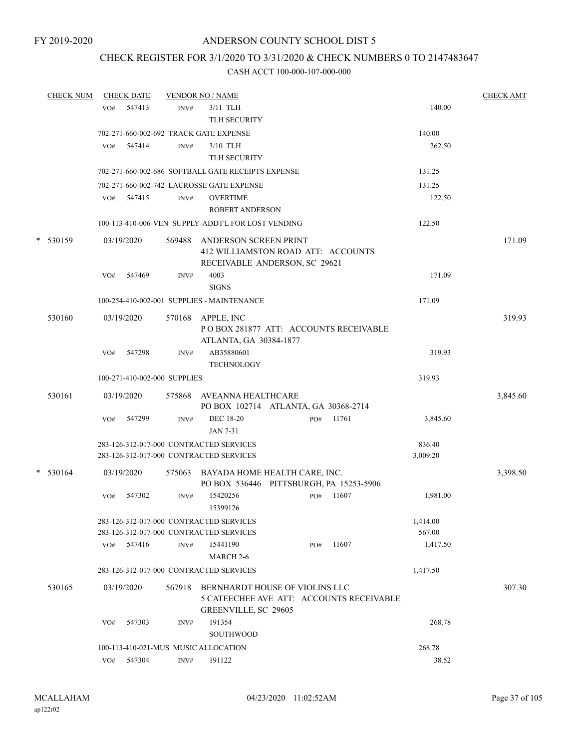FY 2019-2020

# ANDERSON COUNTY SCHOOL DIST 5

## CHECK REGISTER FOR 3/1/2020 TO 3/31/2020 & CHECK NUMBERS 0 TO 2147483647

### CASH ACCT 100-000-107-000-000

| CHECK NUM | CHECK DATE | VENDOR NO / NAME | | CHECK AMT |
|---|---|---|---|---|
| | VO# 547413 | INV# 3/11 TLH<br>TLH SECURITY | 140.00 | |
| | 702-271-660-002-692 TRACK GATE EXPENSE | | 140.00 | |
| | VO# 547414 | INV# 3/10 TLH<br>TLH SECURITY | 262.50 | |
| | 702-271-660-002-686 SOFTBALL GATE RECEIPTS EXPENSE | | 131.25 | |
| | 702-271-660-002-742 LACROSSE GATE EXPENSE | | 131.25 | |
| | VO# 547415 | INV# OVERTIME<br>ROBERT ANDERSON | 122.50 | |
| | 100-113-410-006-VEN SUPPLY-ADDT'L FOR LOST VENDING | | 122.50 | |
| * 530159 | 03/19/2020 | 569488 ANDERSON SCREEN PRINT<br>412 WILLIAMSTON ROAD ATT: ACCOUNTS RECEIVABLE ANDERSON, SC 29621 | | 171.09 |
| | VO# 547469 | INV# 4003<br>SIGNS | 171.09 | |
| | 100-254-410-002-001 SUPPLIES - MAINTENANCE | | 171.09 | |
| 530160 | 03/19/2020 | 570168 APPLE, INC<br>P O BOX 281877 ATT: ACCOUNTS RECEIVABLE ATLANTA, GA 30384-1877 | | 319.93 |
| | VO# 547298 | INV# AB35880601<br>TECHNOLOGY | 319.93 | |
| | 100-271-410-002-000 SUPPLIES | | 319.93 | |
| 530161 | 03/19/2020 | 575868 AVEANNA HEALTHCARE<br>PO BOX 102714 ATLANTA, GA 30368-2714 | | 3,845.60 |
| | VO# 547299 | INV# DEC 18-20 PO# 11761<br>JAN 7-31 | 3,845.60 | |
| | 283-126-312-017-000 CONTRACTED SERVICES | | 836.40 | |
| | 283-126-312-017-000 CONTRACTED SERVICES | | 3,009.20 | |
| * 530164 | 03/19/2020 | 575063 BAYADA HOME HEALTH CARE, INC.<br>PO BOX 536446 PITTSBURGH, PA 15253-5906 | | 3,398.50 |
| | VO# 547302 | INV# 15420256 PO# 11607<br>15399126 | 1,981.00 | |
| | 283-126-312-017-000 CONTRACTED SERVICES | | 1,414.00 | |
| | 283-126-312-017-000 CONTRACTED SERVICES | | 567.00 | |
| | VO# 547416 | INV# 15441190 PO# 11607<br>MARCH 2-6 | 1,417.50 | |
| | 283-126-312-017-000 CONTRACTED SERVICES | | 1,417.50 | |
| 530165 | 03/19/2020 | 567918 BERNHARDT HOUSE OF VIOLINS LLC<br>5 CATEECHEE AVE ATT: ACCOUNTS RECEIVABLE GREENVILLE, SC 29605 | | 307.30 |
| | VO# 547303 | INV# 191354<br>SOUTHWOOD | 268.78 | |
| | 100-113-410-021-MUS MUSIC ALLOCATION | | 268.78 | |
| | VO# 547304 | INV# 191122 | 38.52 | |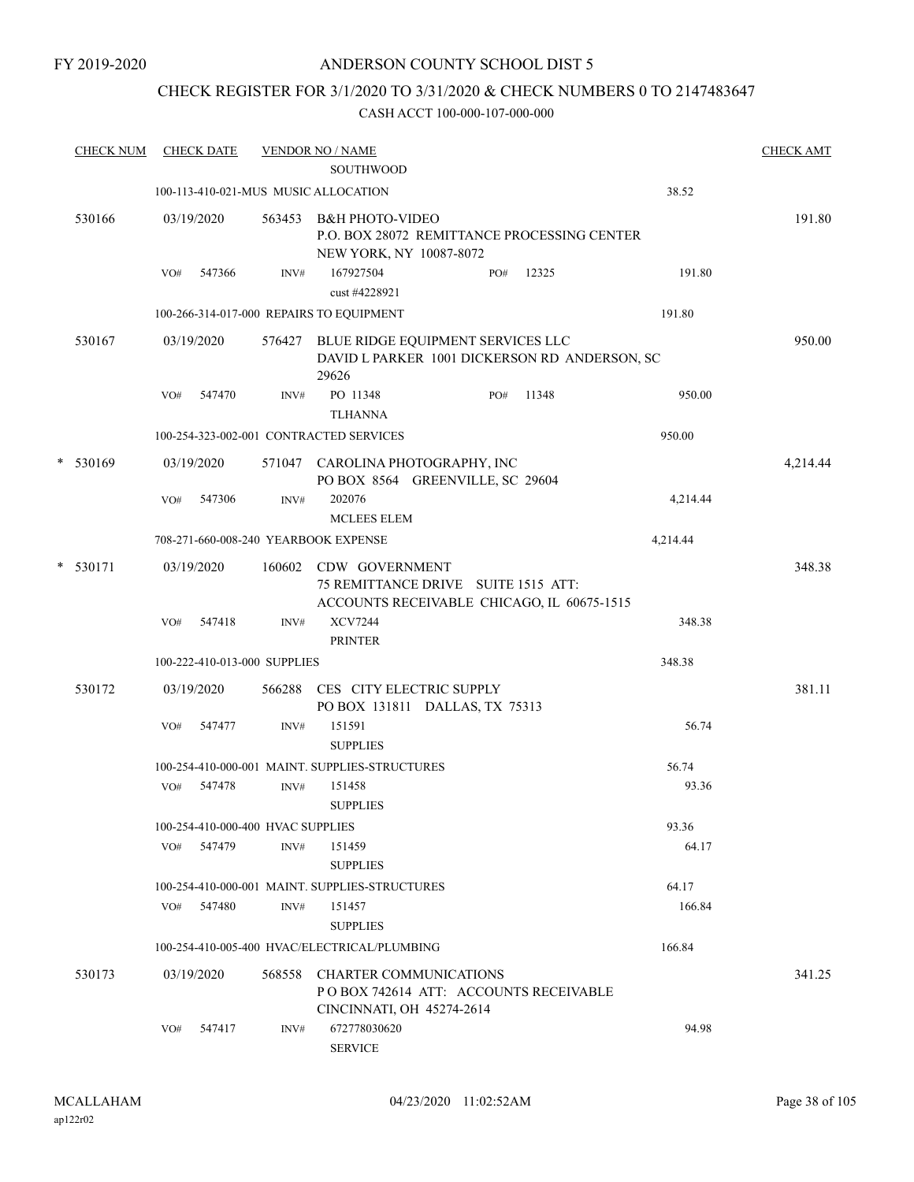FY 2019-2020

# ANDERSON COUNTY SCHOOL DIST 5

## CHECK REGISTER FOR 3/1/2020 TO 3/31/2020 & CHECK NUMBERS 0 TO 2147483647

CASH ACCT 100-000-107-000-000

| CHECK NUM | CHECK DATE | VENDOR NO / NAME | | CHECK AMT |
|---|---|---|---|---|
| | | SOUTHWOOD | | |
| | 100-113-410-021-MUS MUSIC ALLOCATION | | 38.52 | |
| 530166 | 03/19/2020 | 563453 B&H PHOTO-VIDEO<br>P.O. BOX 28072 REMITTANCE PROCESSING CENTER<br>NEW YORK, NY 10087-8072 | | 191.80 |
| | VO# 547366 | INV# 167927504 PO# 12325<br>cust #4228921 | 191.80 | |
| | 100-266-314-017-000 REPAIRS TO EQUIPMENT | | 191.80 | |
| 530167 | 03/19/2020 | 576427 BLUE RIDGE EQUIPMENT SERVICES LLC<br>DAVID L PARKER 1001 DICKERSON RD ANDERSON, SC 29626 | | 950.00 |
| | VO# 547470 | INV# PO 11348 PO# 11348<br>TLHANNA | 950.00 | |
| | 100-254-323-002-001 CONTRACTED SERVICES | | 950.00 | |
| * 530169 | 03/19/2020 | 571047 CAROLINA PHOTOGRAPHY, INC<br>PO BOX 8564 GREENVILLE, SC 29604 | | 4,214.44 |
| | VO# 547306 | INV# 202076<br>MCLEES ELEM | 4,214.44 | |
| | 708-271-660-008-240 YEARBOOK EXPENSE | | 4,214.44 | |
| * 530171 | 03/19/2020 | 160602 CDW GOVERNMENT<br>75 REMITTANCE DRIVE SUITE 1515 ATT:<br>ACCOUNTS RECEIVABLE CHICAGO, IL 60675-1515 | | 348.38 |
| | VO# 547418 | INV# XCV7244<br>PRINTER | 348.38 | |
| | 100-222-410-013-000 SUPPLIES | | 348.38 | |
| 530172 | 03/19/2020 | 566288 CES CITY ELECTRIC SUPPLY<br>PO BOX 131811 DALLAS, TX 75313 | | 381.11 |
| | VO# 547477 | INV# 151591<br>SUPPLIES | 56.74 | |
| | 100-254-410-000-001 MAINT. SUPPLIES-STRUCTURES | | 56.74 | |
| | VO# 547478 | INV# 151458<br>SUPPLIES | 93.36 | |
| | 100-254-410-000-400 HVAC SUPPLIES | | 93.36 | |
| | VO# 547479 | INV# 151459<br>SUPPLIES | 64.17 | |
| | 100-254-410-000-001 MAINT. SUPPLIES-STRUCTURES | | 64.17 | |
| | VO# 547480 | INV# 151457<br>SUPPLIES | 166.84 | |
| | 100-254-410-005-400 HVAC/ELECTRICAL/PLUMBING | | 166.84 | |
| 530173 | 03/19/2020 | 568558 CHARTER COMMUNICATIONS<br>P O BOX 742614 ATT: ACCOUNTS RECEIVABLE<br>CINCINNATI, OH 45274-2614 | | 341.25 |
| | VO# 547417 | INV# 672778030620<br>SERVICE | 94.98 | |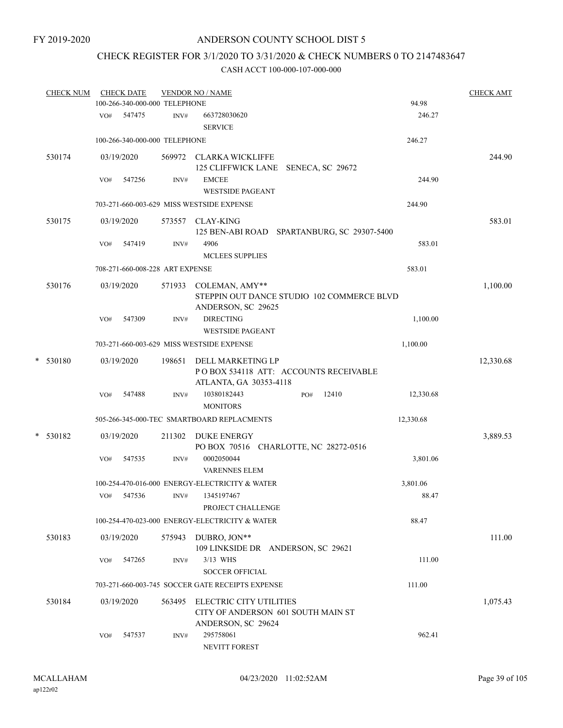FY 2019-2020

# ANDERSON COUNTY SCHOOL DIST 5

## CHECK REGISTER FOR 3/1/2020 TO 3/31/2020 & CHECK NUMBERS 0 TO 2147483647

CASH ACCT 100-000-107-000-000

| CHECK NUM | CHECK DATE | VENDOR NO / NAME | | CHECK AMT |
|---|---|---|---|---|
| | 100-266-340-000-000 TELEPHONE | | 94.98 | |
| | VO# 547475 | INV# 663728030620 SERVICE | 246.27 | |
| | 100-266-340-000-000 TELEPHONE | | 246.27 | |
| 530174 | 03/19/2020 | 569972 CLARKA WICKLIFFE 125 CLIFFWICK LANE SENECA, SC 29672 | | 244.90 |
| | VO# 547256 | INV# EMCEE WESTSIDE PAGEANT | 244.90 | |
| | 703-271-660-003-629 MISS WESTSIDE EXPENSE | | 244.90 | |
| 530175 | 03/19/2020 | 573557 CLAY-KING 125 BEN-ABI ROAD SPARTANBURG, SC 29307-5400 | | 583.01 |
| | VO# 547419 | INV# 4906 MCLEES SUPPLIES | 583.01 | |
| | 708-271-660-008-228 ART EXPENSE | | 583.01 | |
| 530176 | 03/19/2020 | 571933 COLEMAN, AMY** STEPPIN OUT DANCE STUDIO 102 COMMERCE BLVD ANDERSON, SC 29625 | | 1,100.00 |
| | VO# 547309 | INV# DIRECTING WESTSIDE PAGEANT | 1,100.00 | |
| | 703-271-660-003-629 MISS WESTSIDE EXPENSE | | 1,100.00 | |
| * 530180 | 03/19/2020 | 198651 DELL MARKETING LP P O BOX 534118 ATT: ACCOUNTS RECEIVABLE ATLANTA, GA 30353-4118 | | 12,330.68 |
| | VO# 547488 | INV# 10380182443 PO# 12410 MONITORS | 12,330.68 | |
| | 505-266-345-000-TEC SMARTBOARD REPLACMENTS | | 12,330.68 | |
| * 530182 | 03/19/2020 | 211302 DUKE ENERGY PO BOX 70516 CHARLOTTE, NC 28272-0516 | | 3,889.53 |
| | VO# 547535 | INV# 0002050044 VARENNES ELEM | 3,801.06 | |
| | 100-254-470-016-000 ENERGY-ELECTRICITY & WATER | | 3,801.06 | |
| | VO# 547536 | INV# 1345197467 PROJECT CHALLENGE | 88.47 | |
| | 100-254-470-023-000 ENERGY-ELECTRICITY & WATER | | 88.47 | |
| 530183 | 03/19/2020 | 575943 DUBRO, JON** 109 LINKSIDE DR ANDERSON, SC 29621 | | 111.00 |
| | VO# 547265 | INV# 3/13 WHS SOCCER OFFICIAL | 111.00 | |
| | 703-271-660-003-745 SOCCER GATE RECEIPTS EXPENSE | | 111.00 | |
| 530184 | 03/19/2020 | 563495 ELECTRIC CITY UTILITIES CITY OF ANDERSON 601 SOUTH MAIN ST ANDERSON, SC 29624 | | 1,075.43 |
| | VO# 547537 | INV# 295758061 NEVITT FOREST | 962.41 | |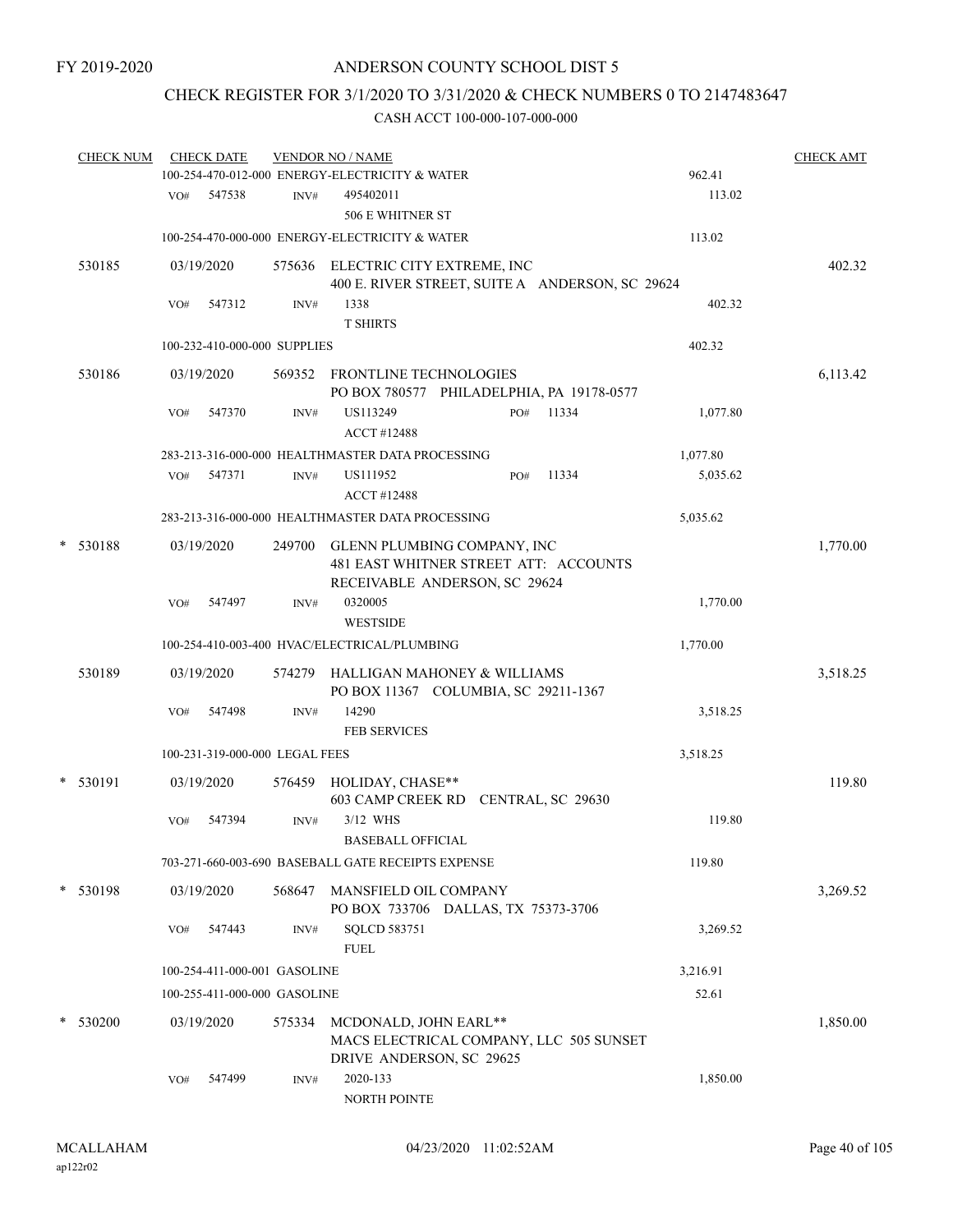FY 2019-2020

# ANDERSON COUNTY SCHOOL DIST 5

## CHECK REGISTER FOR 3/1/2020 TO 3/31/2020 & CHECK NUMBERS 0 TO 2147483647

### CASH ACCT 100-000-107-000-000

| CHECK NUM | CHECK DATE | VENDOR NO / NAME | | CHECK AMT |
|---|---|---|---|---|
| | | 100-254-470-012-000 ENERGY-ELECTRICITY & WATER | 962.41 | |
| | VO# 547538 | INV# 495402011<br>506 E WHITNER ST | 113.02 | |
| | | 100-254-470-000-000 ENERGY-ELECTRICITY & WATER | 113.02 | |
| 530185 | 03/19/2020 | 575636 ELECTRIC CITY EXTREME, INC<br>400 E. RIVER STREET, SUITE A ANDERSON, SC 29624 | | 402.32 |
| | VO# 547312 | INV# 1338<br>T SHIRTS | 402.32 | |
| | | 100-232-410-000-000 SUPPLIES | 402.32 | |
| 530186 | 03/19/2020 | 569352 FRONTLINE TECHNOLOGIES<br>PO BOX 780577 PHILADELPHIA, PA 19178-0577 | | 6,113.42 |
| | VO# 547370 | INV# US113249 PO# 11334<br>ACCT #12488 | 1,077.80 | |
| | | 283-213-316-000-000 HEALTHMASTER DATA PROCESSING | 1,077.80 | |
| | VO# 547371 | INV# US111952 PO# 11334<br>ACCT #12488 | 5,035.62 | |
| | | 283-213-316-000-000 HEALTHMASTER DATA PROCESSING | 5,035.62 | |
| * 530188 | 03/19/2020 | 249700 GLENN PLUMBING COMPANY, INC<br>481 EAST WHITNER STREET ATT: ACCOUNTS RECEIVABLE ANDERSON, SC 29624 | | 1,770.00 |
| | VO# 547497 | INV# 0320005<br>WESTSIDE | 1,770.00 | |
| | | 100-254-410-003-400 HVAC/ELECTRICAL/PLUMBING | 1,770.00 | |
| 530189 | 03/19/2020 | 574279 HALLIGAN MAHONEY & WILLIAMS<br>PO BOX 11367 COLUMBIA, SC 29211-1367 | | 3,518.25 |
| | VO# 547498 | INV# 14290<br>FEB SERVICES | 3,518.25 | |
| | | 100-231-319-000-000 LEGAL FEES | 3,518.25 | |
| * 530191 | 03/19/2020 | 576459 HOLIDAY, CHASE**<br>603 CAMP CREEK RD CENTRAL, SC 29630 | | 119.80 |
| | VO# 547394 | INV# 3/12 WHS<br>BASEBALL OFFICIAL | 119.80 | |
| | | 703-271-660-003-690 BASEBALL GATE RECEIPTS EXPENSE | 119.80 | |
| * 530198 | 03/19/2020 | 568647 MANSFIELD OIL COMPANY<br>PO BOX 733706 DALLAS, TX 75373-3706 | | 3,269.52 |
| | VO# 547443 | INV# SQLCD 583751<br>FUEL | 3,269.52 | |
| | | 100-254-411-000-001 GASOLINE | 3,216.91 | |
| | | 100-255-411-000-000 GASOLINE | 52.61 | |
| * 530200 | 03/19/2020 | 575334 MCDONALD, JOHN EARL**<br>MACS ELECTRICAL COMPANY, LLC 505 SUNSET DRIVE ANDERSON, SC 29625 | | 1,850.00 |
| | VO# 547499 | INV# 2020-133<br>NORTH POINTE | 1,850.00 | |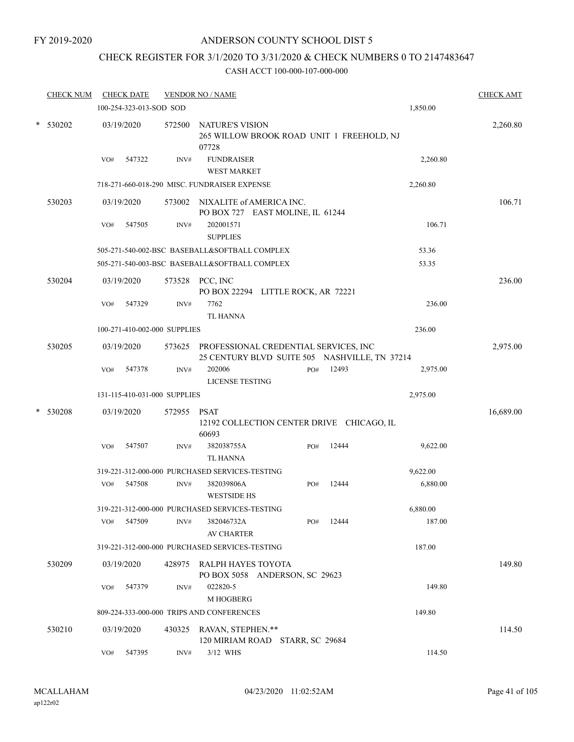FY 2019-2020

# ANDERSON COUNTY SCHOOL DIST 5

## CHECK REGISTER FOR 3/1/2020 TO 3/31/2020 & CHECK NUMBERS 0 TO 2147483647

### CASH ACCT 100-000-107-000-000

| CHECK NUM | CHECK DATE | VENDOR NO / NAME | | CHECK AMT |
|---|---|---|---|---|
| | 100-254-323-013-SOD SOD | | 1,850.00 | |
| * 530202 | 03/19/2020 | 572500 NATURE'S VISION<br>265 WILLOW BROOK ROAD UNIT 1 FREEHOLD, NJ 07728 | | 2,260.80 |
| | VO# 547322 | INV# FUNDRAISER<br>WEST MARKET | 2,260.80 | |
| | 718-271-660-018-290 MISC. FUNDRAISER EXPENSE | | 2,260.80 | |
| 530203 | 03/19/2020 | 573002 NIXALITE of AMERICA INC.<br>PO BOX 727 EAST MOLINE, IL 61244 | | 106.71 |
| | VO# 547505 | INV# 202001571<br>SUPPLIES | 106.71 | |
| | 505-271-540-002-BSC BASEBALL&SOFTBALL COMPLEX | | 53.36 | |
| | 505-271-540-003-BSC BASEBALL&SOFTBALL COMPLEX | | 53.35 | |
| 530204 | 03/19/2020 | 573528 PCC, INC<br>PO BOX 22294 LITTLE ROCK, AR 72221 | | 236.00 |
| | VO# 547329 | INV# 7762<br>TL HANNA | 236.00 | |
| | 100-271-410-002-000 SUPPLIES | | 236.00 | |
| 530205 | 03/19/2020 | 573625 PROFESSIONAL CREDENTIAL SERVICES, INC<br>25 CENTURY BLVD SUITE 505 NASHVILLE, TN 37214 | | 2,975.00 |
| | VO# 547378 | INV# 202006 PO# 12493<br>LICENSE TESTING | 2,975.00 | |
| | 131-115-410-031-000 SUPPLIES | | 2,975.00 | |
| * 530208 | 03/19/2020 | 572955 PSAT<br>12192 COLLECTION CENTER DRIVE CHICAGO, IL 60693 | | 16,689.00 |
| | VO# 547507 | INV# 382038755A PO# 12444<br>TL HANNA | 9,622.00 | |
| | 319-221-312-000-000 PURCHASED SERVICES-TESTING | | 9,622.00 | |
| | VO# 547508 | INV# 382039806A PO# 12444<br>WESTSIDE HS | 6,880.00 | |
| | 319-221-312-000-000 PURCHASED SERVICES-TESTING | | 6,880.00 | |
| | VO# 547509 | INV# 382046732A PO# 12444<br>AV CHARTER | 187.00 | |
| | 319-221-312-000-000 PURCHASED SERVICES-TESTING | | 187.00 | |
| 530209 | 03/19/2020 | 428975 RALPH HAYES TOYOTA<br>PO BOX 5058 ANDERSON, SC 29623 | | 149.80 |
| | VO# 547379 | INV# 022820-5<br>M HOGBERG | 149.80 | |
| | 809-224-333-000-000 TRIPS AND CONFERENCES | | 149.80 | |
| 530210 | 03/19/2020 | 430325 RAVAN, STEPHEN.**<br>120 MIRIAM ROAD STARR, SC 29684 | | 114.50 |
| | VO# 547395 | INV# 3/12 WHS | 114.50 | |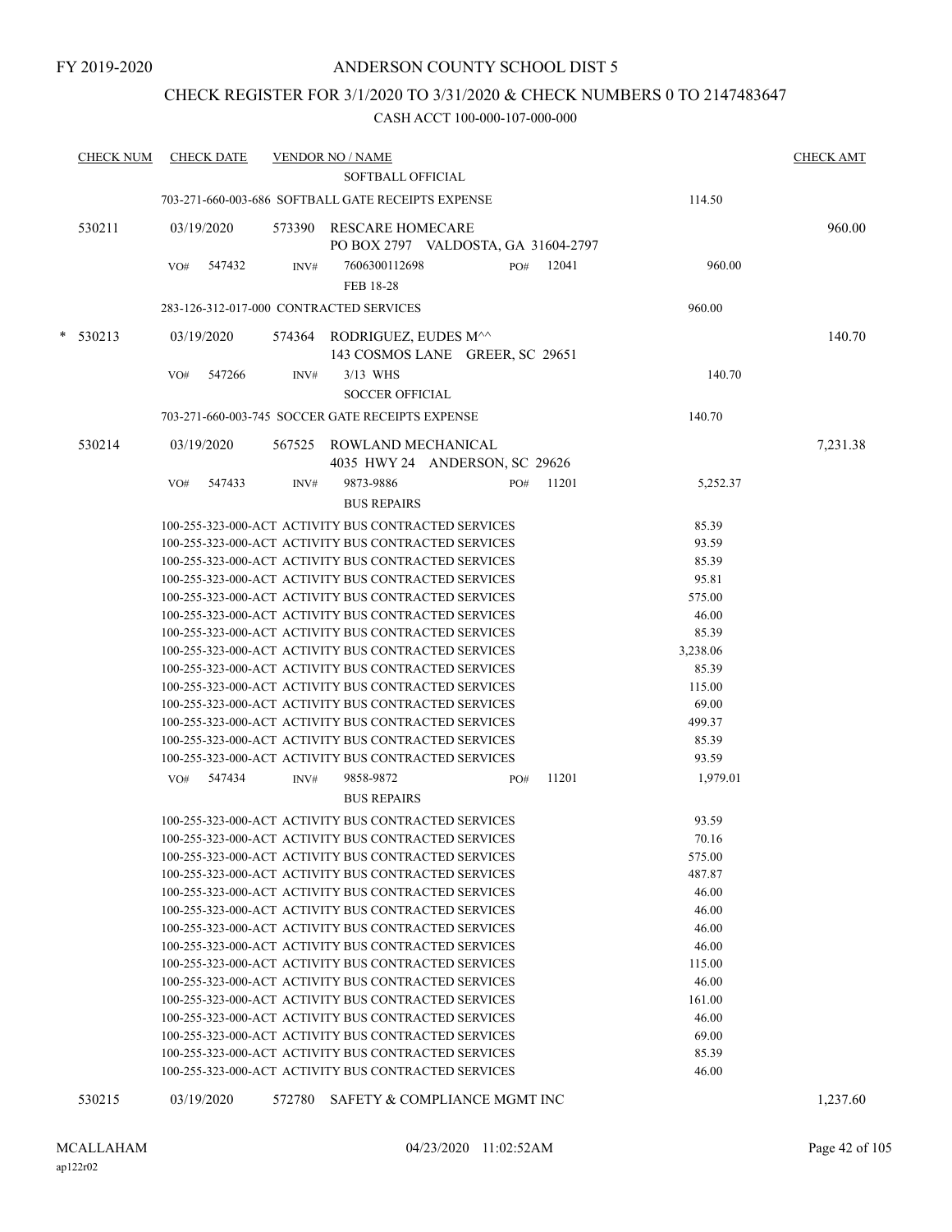FY 2019-2020

# ANDERSON COUNTY SCHOOL DIST 5

## CHECK REGISTER FOR 3/1/2020 TO 3/31/2020 & CHECK NUMBERS 0 TO 2147483647

CASH ACCT 100-000-107-000-000

| CHECK NUM | CHECK DATE | VENDOR NO / NAME | | CHECK AMT |
|---|---|---|---|---|
| | | SOFTBALL OFFICIAL | | |
| | | 703-271-660-003-686 SOFTBALL GATE RECEIPTS EXPENSE | 114.50 | |
| 530211 | 03/19/2020 | 573390 RESCARE HOMECARE<br>PO BOX 2797 VALDOSTA, GA 31604-2797 | | 960.00 |
| | VO# 547432 | INV# 7606300112698 PO# 12041<br>FEB 18-28 | 960.00 | |
| | | 283-126-312-017-000 CONTRACTED SERVICES | 960.00 | |
| * 530213 | 03/19/2020 | 574364 RODRIGUEZ, EUDES M^^<br>143 COSMOS LANE GREER, SC 29651 | | 140.70 |
| | VO# 547266 | INV# 3/13 WHS<br>SOCCER OFFICIAL | 140.70 | |
| | | 703-271-660-003-745 SOCCER GATE RECEIPTS EXPENSE | 140.70 | |
| 530214 | 03/19/2020 | 567525 ROWLAND MECHANICAL<br>4035 HWY 24 ANDERSON, SC 29626 | | 7,231.38 |
| | VO# 547433 | INV# 9873-9886 PO# 11201<br>BUS REPAIRS | 5,252.37 | |
| | | 100-255-323-000-ACT ACTIVITY BUS CONTRACTED SERVICES | 85.39 | |
| | | 100-255-323-000-ACT ACTIVITY BUS CONTRACTED SERVICES | 93.59 | |
| | | 100-255-323-000-ACT ACTIVITY BUS CONTRACTED SERVICES | 85.39 | |
| | | 100-255-323-000-ACT ACTIVITY BUS CONTRACTED SERVICES | 95.81 | |
| | | 100-255-323-000-ACT ACTIVITY BUS CONTRACTED SERVICES | 575.00 | |
| | | 100-255-323-000-ACT ACTIVITY BUS CONTRACTED SERVICES | 46.00 | |
| | | 100-255-323-000-ACT ACTIVITY BUS CONTRACTED SERVICES | 85.39 | |
| | | 100-255-323-000-ACT ACTIVITY BUS CONTRACTED SERVICES | 3,238.06 | |
| | | 100-255-323-000-ACT ACTIVITY BUS CONTRACTED SERVICES | 85.39 | |
| | | 100-255-323-000-ACT ACTIVITY BUS CONTRACTED SERVICES | 115.00 | |
| | | 100-255-323-000-ACT ACTIVITY BUS CONTRACTED SERVICES | 69.00 | |
| | | 100-255-323-000-ACT ACTIVITY BUS CONTRACTED SERVICES | 499.37 | |
| | | 100-255-323-000-ACT ACTIVITY BUS CONTRACTED SERVICES | 85.39 | |
| | | 100-255-323-000-ACT ACTIVITY BUS CONTRACTED SERVICES | 93.59 | |
| | VO# 547434 | INV# 9858-9872 PO# 11201<br>BUS REPAIRS | 1,979.01 | |
| | | 100-255-323-000-ACT ACTIVITY BUS CONTRACTED SERVICES | 93.59 | |
| | | 100-255-323-000-ACT ACTIVITY BUS CONTRACTED SERVICES | 70.16 | |
| | | 100-255-323-000-ACT ACTIVITY BUS CONTRACTED SERVICES | 575.00 | |
| | | 100-255-323-000-ACT ACTIVITY BUS CONTRACTED SERVICES | 487.87 | |
| | | 100-255-323-000-ACT ACTIVITY BUS CONTRACTED SERVICES | 46.00 | |
| | | 100-255-323-000-ACT ACTIVITY BUS CONTRACTED SERVICES | 46.00 | |
| | | 100-255-323-000-ACT ACTIVITY BUS CONTRACTED SERVICES | 46.00 | |
| | | 100-255-323-000-ACT ACTIVITY BUS CONTRACTED SERVICES | 46.00 | |
| | | 100-255-323-000-ACT ACTIVITY BUS CONTRACTED SERVICES | 115.00 | |
| | | 100-255-323-000-ACT ACTIVITY BUS CONTRACTED SERVICES | 46.00 | |
| | | 100-255-323-000-ACT ACTIVITY BUS CONTRACTED SERVICES | 161.00 | |
| | | 100-255-323-000-ACT ACTIVITY BUS CONTRACTED SERVICES | 46.00 | |
| | | 100-255-323-000-ACT ACTIVITY BUS CONTRACTED SERVICES | 69.00 | |
| | | 100-255-323-000-ACT ACTIVITY BUS CONTRACTED SERVICES | 85.39 | |
| | | 100-255-323-000-ACT ACTIVITY BUS CONTRACTED SERVICES | 46.00 | |
| 530215 | 03/19/2020 | 572780 SAFETY & COMPLIANCE MGMT INC | | 1,237.60 |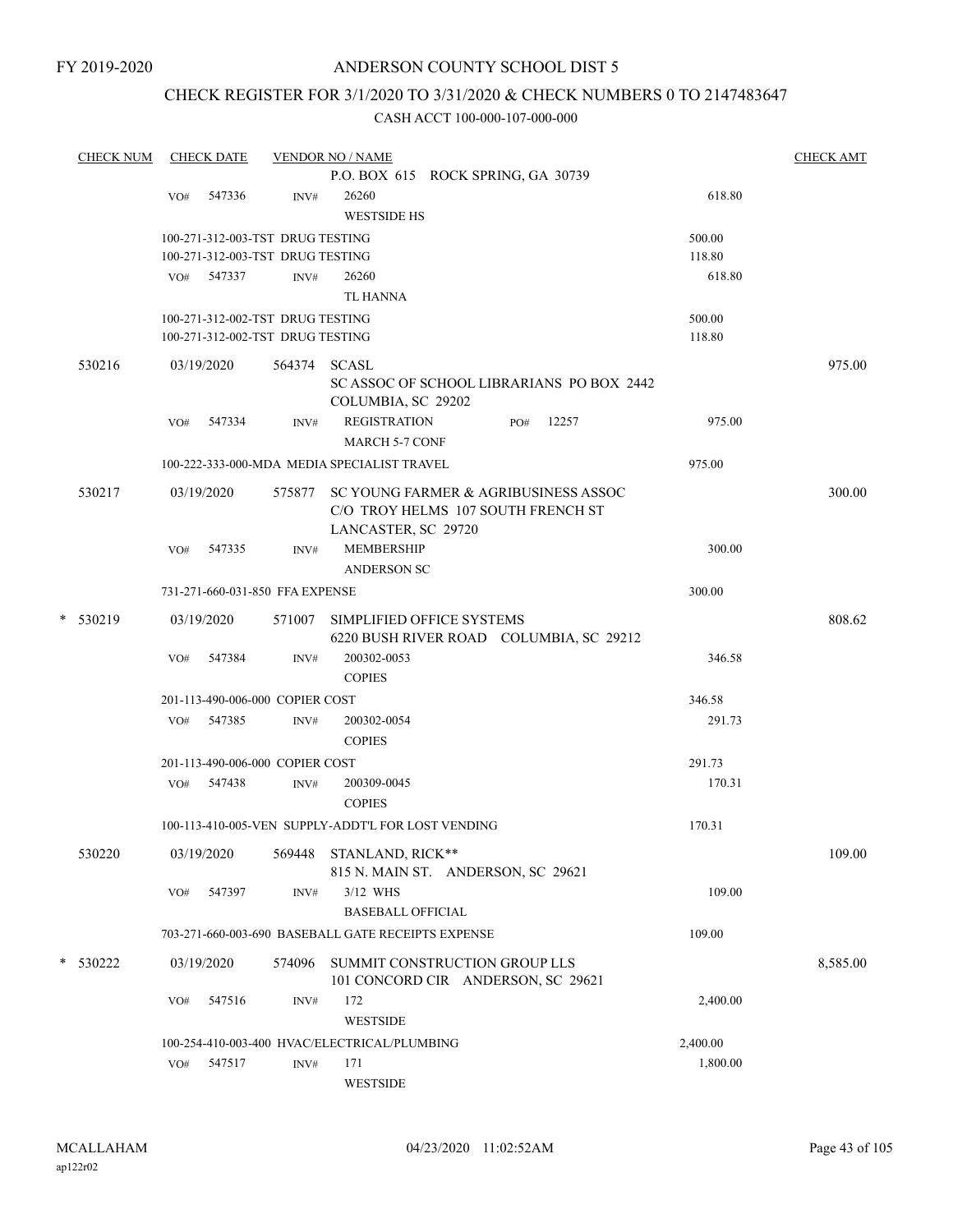FY 2019-2020

# ANDERSON COUNTY SCHOOL DIST 5

## CHECK REGISTER FOR 3/1/2020 TO 3/31/2020 & CHECK NUMBERS 0 TO 2147483647

CASH ACCT 100-000-107-000-000

| CHECK NUM | CHECK DATE | VENDOR NO / NAME | | CHECK AMT |
|---|---|---|---|---|
| | | P.O. BOX 615 ROCK SPRING, GA 30739 | | |
| | VO# 547336 | INV# 26260<br>WESTSIDE HS | 618.80 | |
| | 100-271-312-003-TST DRUG TESTING | | 500.00 | |
| | 100-271-312-003-TST DRUG TESTING | | 118.80 | |
| | VO# 547337 | INV# 26260<br>TL HANNA | 618.80 | |
| | 100-271-312-002-TST DRUG TESTING | | 500.00 | |
| | 100-271-312-002-TST DRUG TESTING | | 118.80 | |
| 530216 | 03/19/2020 | 564374 SCASL<br>SC ASSOC OF SCHOOL LIBRARIANS PO BOX 2442<br>COLUMBIA, SC 29202 | | 975.00 |
| | VO# 547334 | INV# REGISTRATION PO# 12257<br>MARCH 5-7 CONF | 975.00 | |
| | 100-222-333-000-MDA MEDIA SPECIALIST TRAVEL | | 975.00 | |
| 530217 | 03/19/2020 | 575877 SC YOUNG FARMER & AGRIBUSINESS ASSOC<br>C/O TROY HELMS 107 SOUTH FRENCH ST<br>LANCASTER, SC 29720 | | 300.00 |
| | VO# 547335 | INV# MEMBERSHIP<br>ANDERSON SC | 300.00 | |
| | 731-271-660-031-850 FFA EXPENSE | | 300.00 | |
| * 530219 | 03/19/2020 | 571007 SIMPLIFIED OFFICE SYSTEMS<br>6220 BUSH RIVER ROAD COLUMBIA, SC 29212 | | 808.62 |
| | VO# 547384 | INV# 200302-0053<br>COPIES | 346.58 | |
| | 201-113-490-006-000 COPIER COST | | 346.58 | |
| | VO# 547385 | INV# 200302-0054<br>COPIES | 291.73 | |
| | 201-113-490-006-000 COPIER COST | | 291.73 | |
| | VO# 547438 | INV# 200309-0045<br>COPIES | 170.31 | |
| | 100-113-410-005-VEN SUPPLY-ADDT'L FOR LOST VENDING | | 170.31 | |
| 530220 | 03/19/2020 | 569448 STANLAND, RICK**<br>815 N. MAIN ST. ANDERSON, SC 29621 | | 109.00 |
| | VO# 547397 | INV# 3/12 WHS<br>BASEBALL OFFICIAL | 109.00 | |
| | 703-271-660-003-690 BASEBALL GATE RECEIPTS EXPENSE | | 109.00 | |
| * 530222 | 03/19/2020 | 574096 SUMMIT CONSTRUCTION GROUP LLS<br>101 CONCORD CIR ANDERSON, SC 29621 | | 8,585.00 |
| | VO# 547516 | INV# 172<br>WESTSIDE | 2,400.00 | |
| | 100-254-410-003-400 HVAC/ELECTRICAL/PLUMBING | | 2,400.00 | |
| | VO# 547517 | INV# 171<br>WESTSIDE | 1,800.00 | |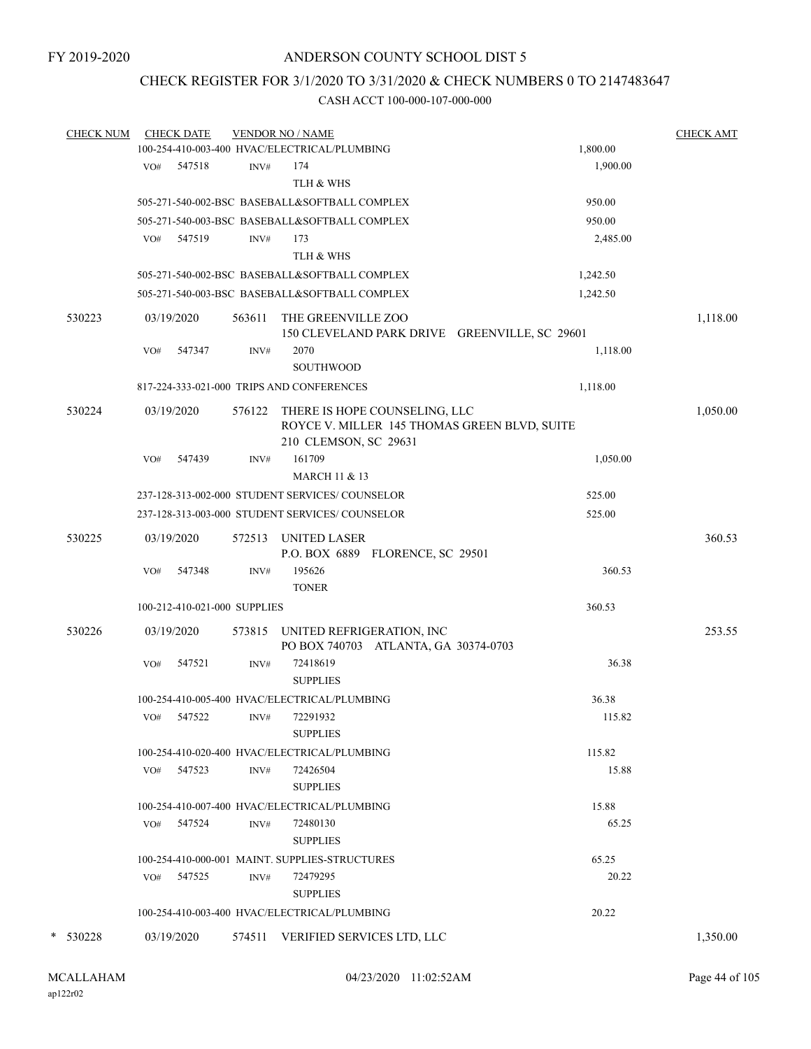FY 2019-2020

# ANDERSON COUNTY SCHOOL DIST 5

## CHECK REGISTER FOR 3/1/2020 TO 3/31/2020 & CHECK NUMBERS 0 TO 2147483647

### CASH ACCT 100-000-107-000-000

| CHECK NUM | CHECK DATE | VENDOR NO / NAME | | CHECK AMT |
|---|---|---|---|---|
| | | 100-254-410-003-400 HVAC/ELECTRICAL/PLUMBING | 1,800.00 | |
| | VO# 547518 | INV# 174<br>TLH & WHS | 1,900.00 | |
| | | 505-271-540-002-BSC BASEBALL&SOFTBALL COMPLEX | 950.00 | |
| | | 505-271-540-003-BSC BASEBALL&SOFTBALL COMPLEX | 950.00 | |
| | VO# 547519 | INV# 173<br>TLH & WHS | 2,485.00 | |
| | | 505-271-540-002-BSC BASEBALL&SOFTBALL COMPLEX | 1,242.50 | |
| | | 505-271-540-003-BSC BASEBALL&SOFTBALL COMPLEX | 1,242.50 | |
| 530223 | 03/19/2020 | 563611 THE GREENVILLE ZOO<br>150 CLEVELAND PARK DRIVE GREENVILLE, SC 29601 | | 1,118.00 |
| | VO# 547347 | INV# 2070<br>SOUTHWOOD | 1,118.00 | |
| | | 817-224-333-021-000 TRIPS AND CONFERENCES | 1,118.00 | |
| 530224 | 03/19/2020 | 576122 THERE IS HOPE COUNSELING, LLC<br>ROYCE V. MILLER 145 THOMAS GREEN BLVD, SUITE 210 CLEMSON, SC 29631 | | 1,050.00 |
| | VO# 547439 | INV# 161709<br>MARCH 11 & 13 | 1,050.00 | |
| | | 237-128-313-002-000 STUDENT SERVICES/ COUNSELOR | 525.00 | |
| | | 237-128-313-003-000 STUDENT SERVICES/ COUNSELOR | 525.00 | |
| 530225 | 03/19/2020 | 572513 UNITED LASER<br>P.O. BOX 6889 FLORENCE, SC 29501 | | 360.53 |
| | VO# 547348 | INV# 195626<br>TONER | 360.53 | |
| | | 100-212-410-021-000 SUPPLIES | 360.53 | |
| 530226 | 03/19/2020 | 573815 UNITED REFRIGERATION, INC<br>PO BOX 740703 ATLANTA, GA 30374-0703 | | 253.55 |
| | VO# 547521 | INV# 72418619<br>SUPPLIES | 36.38 | |
| | | 100-254-410-005-400 HVAC/ELECTRICAL/PLUMBING | 36.38 | |
| | VO# 547522 | INV# 72291932<br>SUPPLIES | 115.82 | |
| | | 100-254-410-020-400 HVAC/ELECTRICAL/PLUMBING | 115.82 | |
| | VO# 547523 | INV# 72426504<br>SUPPLIES | 15.88 | |
| | | 100-254-410-007-400 HVAC/ELECTRICAL/PLUMBING | 15.88 | |
| | VO# 547524 | INV# 72480130<br>SUPPLIES | 65.25 | |
| | | 100-254-410-000-001 MAINT. SUPPLIES-STRUCTURES | 65.25 | |
| | VO# 547525 | INV# 72479295<br>SUPPLIES | 20.22 | |
| | | 100-254-410-003-400 HVAC/ELECTRICAL/PLUMBING | 20.22 | |
| * 530228 | 03/19/2020 | 574511 VERIFIED SERVICES LTD, LLC | | 1,350.00 |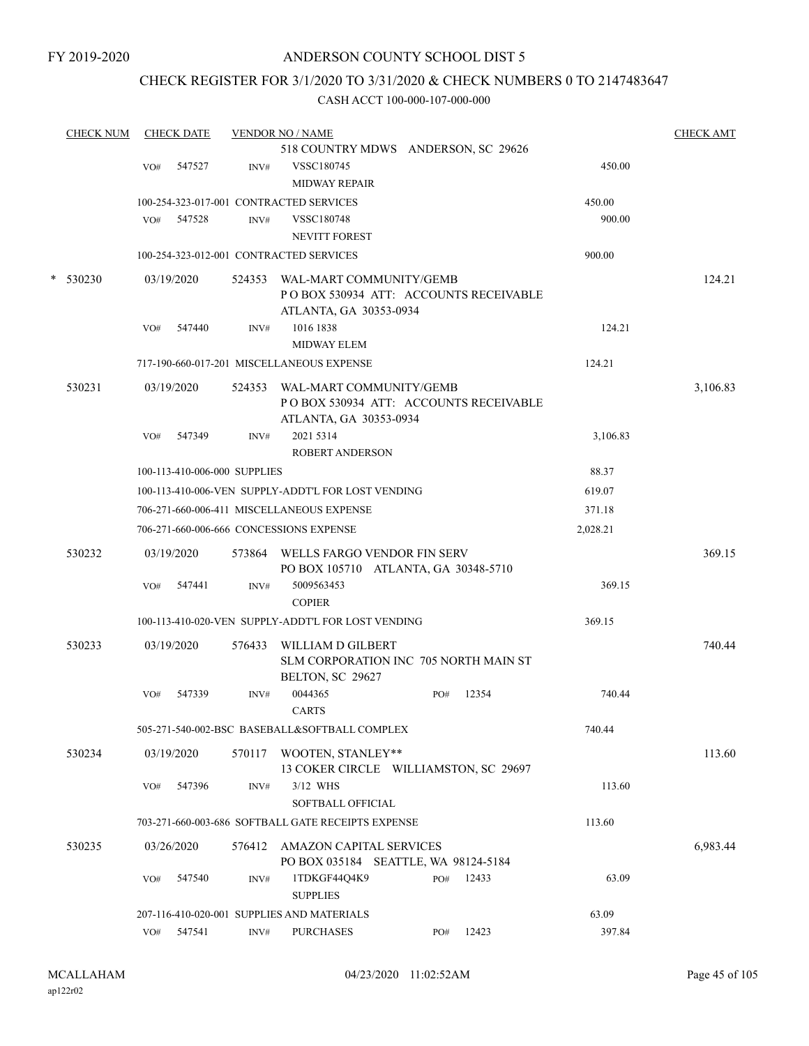FY 2019-2020

# ANDERSON COUNTY SCHOOL DIST 5

## CHECK REGISTER FOR 3/1/2020 TO 3/31/2020 & CHECK NUMBERS 0 TO 2147483647

CASH ACCT 100-000-107-000-000

| CHECK NUM | CHECK DATE | VENDOR NO / NAME | | CHECK AMT |
|---|---|---|---|---|
| | | 518 COUNTRY MDWS ANDERSON, SC 29626 | | |
| | VO# 547527 | INV# VSSC180745 MIDWAY REPAIR | 450.00 | |
| | | 100-254-323-017-001 CONTRACTED SERVICES | 450.00 | |
| | VO# 547528 | INV# VSSC180748 NEVITT FOREST | 900.00 | |
| | | 100-254-323-012-001 CONTRACTED SERVICES | 900.00 | |
| * 530230 | 03/19/2020 | 524353 WAL-MART COMMUNITY/GEMB P O BOX 530934 ATT: ACCOUNTS RECEIVABLE ATLANTA, GA 30353-0934 | | 124.21 |
| | VO# 547440 | INV# 1016 1838 MIDWAY ELEM | 124.21 | |
| | | 717-190-660-017-201 MISCELLANEOUS EXPENSE | 124.21 | |
| 530231 | 03/19/2020 | 524353 WAL-MART COMMUNITY/GEMB P O BOX 530934 ATT: ACCOUNTS RECEIVABLE ATLANTA, GA 30353-0934 | | 3,106.83 |
| | VO# 547349 | INV# 2021 5314 ROBERT ANDERSON | 3,106.83 | |
| | | 100-113-410-006-000 SUPPLIES | 88.37 | |
| | | 100-113-410-006-VEN SUPPLY-ADDT'L FOR LOST VENDING | 619.07 | |
| | | 706-271-660-006-411 MISCELLANEOUS EXPENSE | 371.18 | |
| | | 706-271-660-006-666 CONCESSIONS EXPENSE | 2,028.21 | |
| 530232 | 03/19/2020 | 573864 WELLS FARGO VENDOR FIN SERV PO BOX 105710 ATLANTA, GA 30348-5710 | | 369.15 |
| | VO# 547441 | INV# 5009563453 COPIER | 369.15 | |
| | | 100-113-410-020-VEN SUPPLY-ADDT'L FOR LOST VENDING | 369.15 | |
| 530233 | 03/19/2020 | 576433 WILLIAM D GILBERT SLM CORPORATION INC 705 NORTH MAIN ST BELTON, SC 29627 | | 740.44 |
| | VO# 547339 | INV# 0044365 PO# 12354 CARTS | 740.44 | |
| | | 505-271-540-002-BSC BASEBALL&SOFTBALL COMPLEX | 740.44 | |
| 530234 | 03/19/2020 | 570117 WOOTEN, STANLEY** 13 COKER CIRCLE WILLIAMSTON, SC 29697 | | 113.60 |
| | VO# 547396 | INV# 3/12 WHS SOFTBALL OFFICIAL | 113.60 | |
| | | 703-271-660-003-686 SOFTBALL GATE RECEIPTS EXPENSE | 113.60 | |
| 530235 | 03/26/2020 | 576412 AMAZON CAPITAL SERVICES PO BOX 035184 SEATTLE, WA 98124-5184 | | 6,983.44 |
| | VO# 547540 | INV# 1TDKGF44Q4K9 PO# 12433 SUPPLIES | 63.09 | |
| | | 207-116-410-020-001 SUPPLIES AND MATERIALS | 63.09 | |
| | VO# 547541 | INV# PURCHASES PO# 12423 | 397.84 | |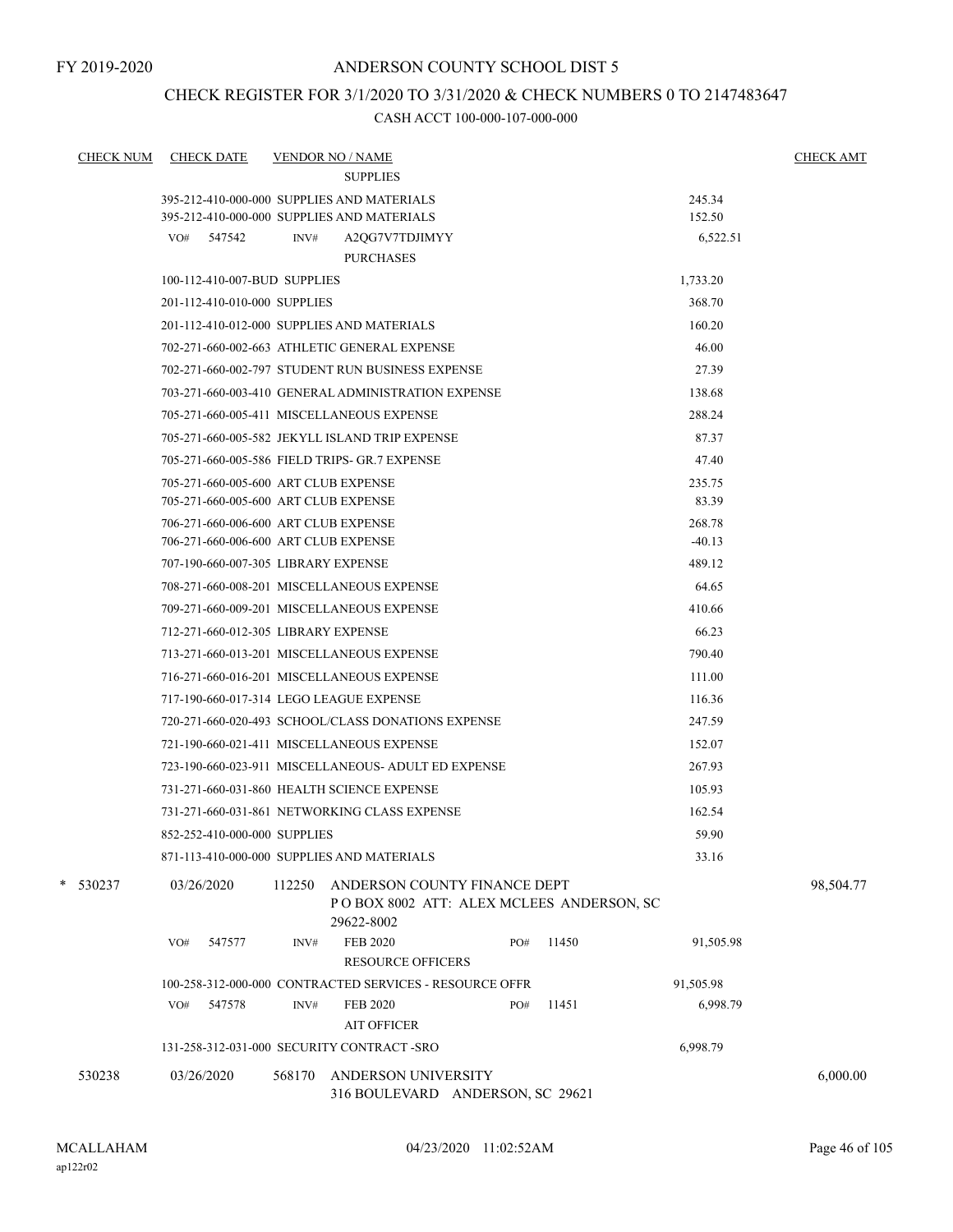FY 2019-2020

# ANDERSON COUNTY SCHOOL DIST 5

## CHECK REGISTER FOR 3/1/2020 TO 3/31/2020 & CHECK NUMBERS 0 TO 2147483647

### CASH ACCT 100-000-107-000-000

| CHECK NUM | CHECK DATE | VENDOR NO / NAME | | CHECK AMT |
|---|---|---|---|---|
| | | SUPPLIES | | |
| | | 395-212-410-000-000 SUPPLIES AND MATERIALS | 245.34 | |
| | | 395-212-410-000-000 SUPPLIES AND MATERIALS | 152.50 | |
| | | VO# 547542 INV# A2QG7V7TDJIMYY PURCHASES | 6,522.51 | |
| | | 100-112-410-007-BUD SUPPLIES | 1,733.20 | |
| | | 201-112-410-010-000 SUPPLIES | 368.70 | |
| | | 201-112-410-012-000 SUPPLIES AND MATERIALS | 160.20 | |
| | | 702-271-660-002-663 ATHLETIC GENERAL EXPENSE | 46.00 | |
| | | 702-271-660-002-797 STUDENT RUN BUSINESS EXPENSE | 27.39 | |
| | | 703-271-660-003-410 GENERAL ADMINISTRATION EXPENSE | 138.68 | |
| | | 705-271-660-005-411 MISCELLANEOUS EXPENSE | 288.24 | |
| | | 705-271-660-005-582 JEKYLL ISLAND TRIP EXPENSE | 87.37 | |
| | | 705-271-660-005-586 FIELD TRIPS- GR.7 EXPENSE | 47.40 | |
| | | 705-271-660-005-600 ART CLUB EXPENSE | 235.75 | |
| | | 705-271-660-005-600 ART CLUB EXPENSE | 83.39 | |
| | | 706-271-660-006-600 ART CLUB EXPENSE | 268.78 | |
| | | 706-271-660-006-600 ART CLUB EXPENSE | -40.13 | |
| | | 707-190-660-007-305 LIBRARY EXPENSE | 489.12 | |
| | | 708-271-660-008-201 MISCELLANEOUS EXPENSE | 64.65 | |
| | | 709-271-660-009-201 MISCELLANEOUS EXPENSE | 410.66 | |
| | | 712-271-660-012-305 LIBRARY EXPENSE | 66.23 | |
| | | 713-271-660-013-201 MISCELLANEOUS EXPENSE | 790.40 | |
| | | 716-271-660-016-201 MISCELLANEOUS EXPENSE | 111.00 | |
| | | 717-190-660-017-314 LEGO LEAGUE EXPENSE | 116.36 | |
| | | 720-271-660-020-493 SCHOOL/CLASS DONATIONS EXPENSE | 247.59 | |
| | | 721-190-660-021-411 MISCELLANEOUS EXPENSE | 152.07 | |
| | | 723-190-660-023-911 MISCELLANEOUS- ADULT ED EXPENSE | 267.93 | |
| | | 731-271-660-031-860 HEALTH SCIENCE EXPENSE | 105.93 | |
| | | 731-271-660-031-861 NETWORKING CLASS EXPENSE | 162.54 | |
| | | 852-252-410-000-000 SUPPLIES | 59.90 | |
| | | 871-113-410-000-000 SUPPLIES AND MATERIALS | 33.16 | |
| * 530237 | 03/26/2020 | 112250 ANDERSON COUNTY FINANCE DEPT P O BOX 8002 ATT: ALEX MCLEES ANDERSON, SC 29622-8002 | | 98,504.77 |
| | | VO# 547577 INV# FEB 2020 PO# 11450 RESOURCE OFFICERS | 91,505.98 | |
| | | 100-258-312-000-000 CONTRACTED SERVICES - RESOURCE OFFR | 91,505.98 | |
| | | VO# 547578 INV# FEB 2020 PO# 11451 AIT OFFICER | 6,998.79 | |
| | | 131-258-312-031-000 SECURITY CONTRACT -SRO | 6,998.79 | |
| 530238 | 03/26/2020 | 568170 ANDERSON UNIVERSITY 316 BOULEVARD ANDERSON, SC 29621 | | 6,000.00 |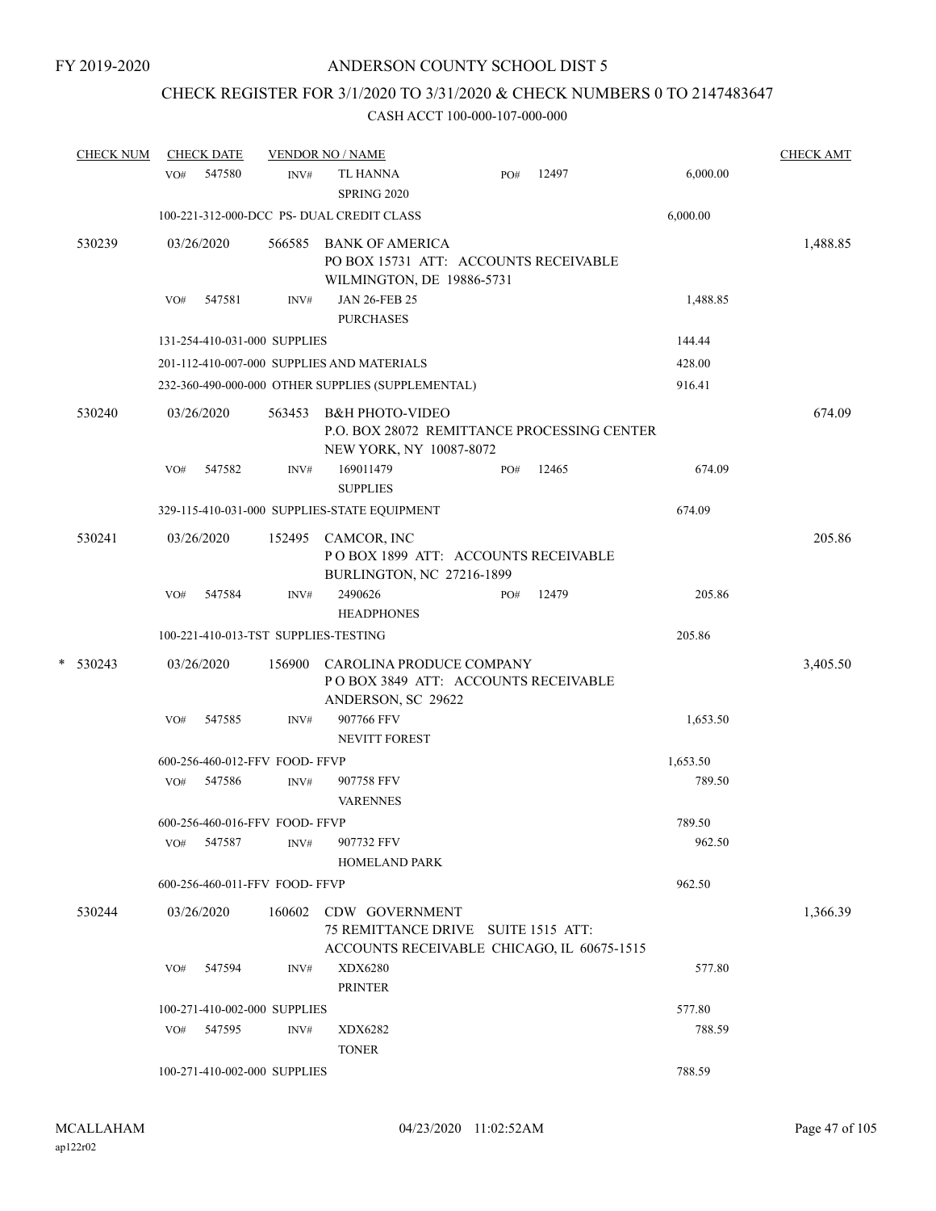FY 2019-2020

# ANDERSON COUNTY SCHOOL DIST 5

## CHECK REGISTER FOR 3/1/2020 TO 3/31/2020 & CHECK NUMBERS 0 TO 2147483647

CASH ACCT 100-000-107-000-000

| CHECK NUM | CHECK DATE | VENDOR NO / NAME | | | CHECK AMT |
|---|---|---|---|---|---|
| | VO# 547580 | INV# TL HANNA SPRING 2020 | PO# 12497 | 6,000.00 | |
| | 100-221-312-000-DCC PS- DUAL CREDIT CLASS | | | 6,000.00 | |
| 530239 | 03/26/2020 | 566585 BANK OF AMERICA PO BOX 15731 ATT: ACCOUNTS RECEIVABLE WILMINGTON, DE 19886-5731 | | | 1,488.85 |
| | VO# 547581 | INV# JAN 26-FEB 25 PURCHASES | | 1,488.85 | |
| | 131-254-410-031-000 SUPPLIES | | | 144.44 | |
| | 201-112-410-007-000 SUPPLIES AND MATERIALS | | | 428.00 | |
| | 232-360-490-000-000 OTHER SUPPLIES (SUPPLEMENTAL) | | | 916.41 | |
| 530240 | 03/26/2020 | 563453 B&H PHOTO-VIDEO P.O. BOX 28072 REMITTANCE PROCESSING CENTER NEW YORK, NY 10087-8072 | | | 674.09 |
| | VO# 547582 | INV# 169011479 SUPPLIES | PO# 12465 | 674.09 | |
| | 329-115-410-031-000 SUPPLIES-STATE EQUIPMENT | | | 674.09 | |
| 530241 | 03/26/2020 | 152495 CAMCOR, INC P O BOX 1899 ATT: ACCOUNTS RECEIVABLE BURLINGTON, NC 27216-1899 | | | 205.86 |
| | VO# 547584 | INV# 2490626 HEADPHONES | PO# 12479 | 205.86 | |
| | 100-221-410-013-TST SUPPLIES-TESTING | | | 205.86 | |
| * 530243 | 03/26/2020 | 156900 CAROLINA PRODUCE COMPANY P O BOX 3849 ATT: ACCOUNTS RECEIVABLE ANDERSON, SC 29622 | | | 3,405.50 |
| | VO# 547585 | INV# 907766 FFV NEVITT FOREST | | 1,653.50 | |
| | 600-256-460-012-FFV FOOD- FFVP | | | 1,653.50 | |
| | VO# 547586 | INV# 907758 FFV VARENNES | | 789.50 | |
| | 600-256-460-016-FFV FOOD- FFVP | | | 789.50 | |
| | VO# 547587 | INV# 907732 FFV HOMELAND PARK | | 962.50 | |
| | 600-256-460-011-FFV FOOD- FFVP | | | 962.50 | |
| 530244 | 03/26/2020 | 160602 CDW GOVERNMENT 75 REMITTANCE DRIVE SUITE 1515 ATT: ACCOUNTS RECEIVABLE CHICAGO, IL 60675-1515 | | | 1,366.39 |
| | VO# 547594 | INV# XDX6280 PRINTER | | 577.80 | |
| | 100-271-410-002-000 SUPPLIES | | | 577.80 | |
| | VO# 547595 | INV# XDX6282 TONER | | 788.59 | |
| | 100-271-410-002-000 SUPPLIES | | | 788.59 | |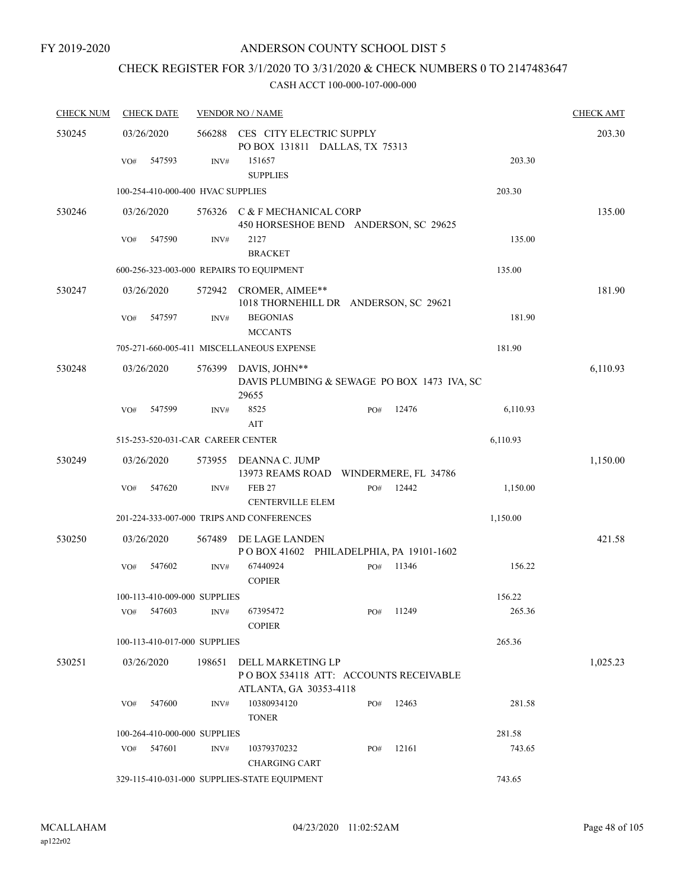FY 2019-2020

# ANDERSON COUNTY SCHOOL DIST 5

## CHECK REGISTER FOR 3/1/2020 TO 3/31/2020 & CHECK NUMBERS 0 TO 2147483647

### CASH ACCT 100-000-107-000-000

| CHECK NUM | CHECK DATE | VENDOR NO / NAME | | | | CHECK AMT |
|---|---|---|---|---|---|---|
| 530245 | 03/26/2020 | 566288 CES CITY ELECTRIC SUPPLY<br>PO BOX 131811 DALLAS, TX 75313 | | | | 203.30 |
| | VO# 547593 | INV# 151657<br>SUPPLIES | | | 203.30 | |
| | 100-254-410-000-400 HVAC SUPPLIES | | | | 203.30 | |
| 530246 | 03/26/2020 | 576326 C & F MECHANICAL CORP<br>450 HORSESHOE BEND ANDERSON, SC 29625 | | | | 135.00 |
| | VO# 547590 | INV# 2127<br>BRACKET | | | 135.00 | |
| | 600-256-323-003-000 REPAIRS TO EQUIPMENT | | | | 135.00 | |
| 530247 | 03/26/2020 | 572942 CROMER, AIMEE**<br>1018 THORNEHILL DR ANDERSON, SC 29621 | | | | 181.90 |
| | VO# 547597 | INV# BEGONIAS<br>MCCANTS | | | 181.90 | |
| | 705-271-660-005-411 MISCELLANEOUS EXPENSE | | | | 181.90 | |
| 530248 | 03/26/2020 | 576399 DAVIS, JOHN**<br>DAVIS PLUMBING & SEWAGE PO BOX 1473 IVA, SC 29655 | | | | 6,110.93 |
| | VO# 547599 | INV# 8525<br>AIT | PO# | 12476 | 6,110.93 | |
| | 515-253-520-031-CAR CAREER CENTER | | | | 6,110.93 | |
| 530249 | 03/26/2020 | 573955 DEANNA C. JUMP<br>13973 REAMS ROAD WINDERMERE, FL 34786 | | | | 1,150.00 |
| | VO# 547620 | INV# FEB 27<br>CENTERVILLE ELEM | PO# | 12442 | 1,150.00 | |
| | 201-224-333-007-000 TRIPS AND CONFERENCES | | | | 1,150.00 | |
| 530250 | 03/26/2020 | 567489 DE LAGE LANDEN<br>P O BOX 41602 PHILADELPHIA, PA 19101-1602 | | | | 421.58 |
| | VO# 547602 | INV# 67440924<br>COPIER | PO# | 11346 | 156.22 | |
| | 100-113-410-009-000 SUPPLIES | | | | 156.22 | |
| | VO# 547603 | INV# 67395472<br>COPIER | PO# | 11249 | 265.36 | |
| | 100-113-410-017-000 SUPPLIES | | | | 265.36 | |
| 530251 | 03/26/2020 | 198651 DELL MARKETING LP<br>P O BOX 534118 ATT: ACCOUNTS RECEIVABLE<br>ATLANTA, GA 30353-4118 | | | | 1,025.23 |
| | VO# 547600 | INV# 10380934120<br>TONER | PO# | 12463 | 281.58 | |
| | 100-264-410-000-000 SUPPLIES | | | | 281.58 | |
| | VO# 547601 | INV# 10379370232<br>CHARGING CART | PO# | 12161 | 743.65 | |
| | 329-115-410-031-000 SUPPLIES-STATE EQUIPMENT | | | | 743.65 | |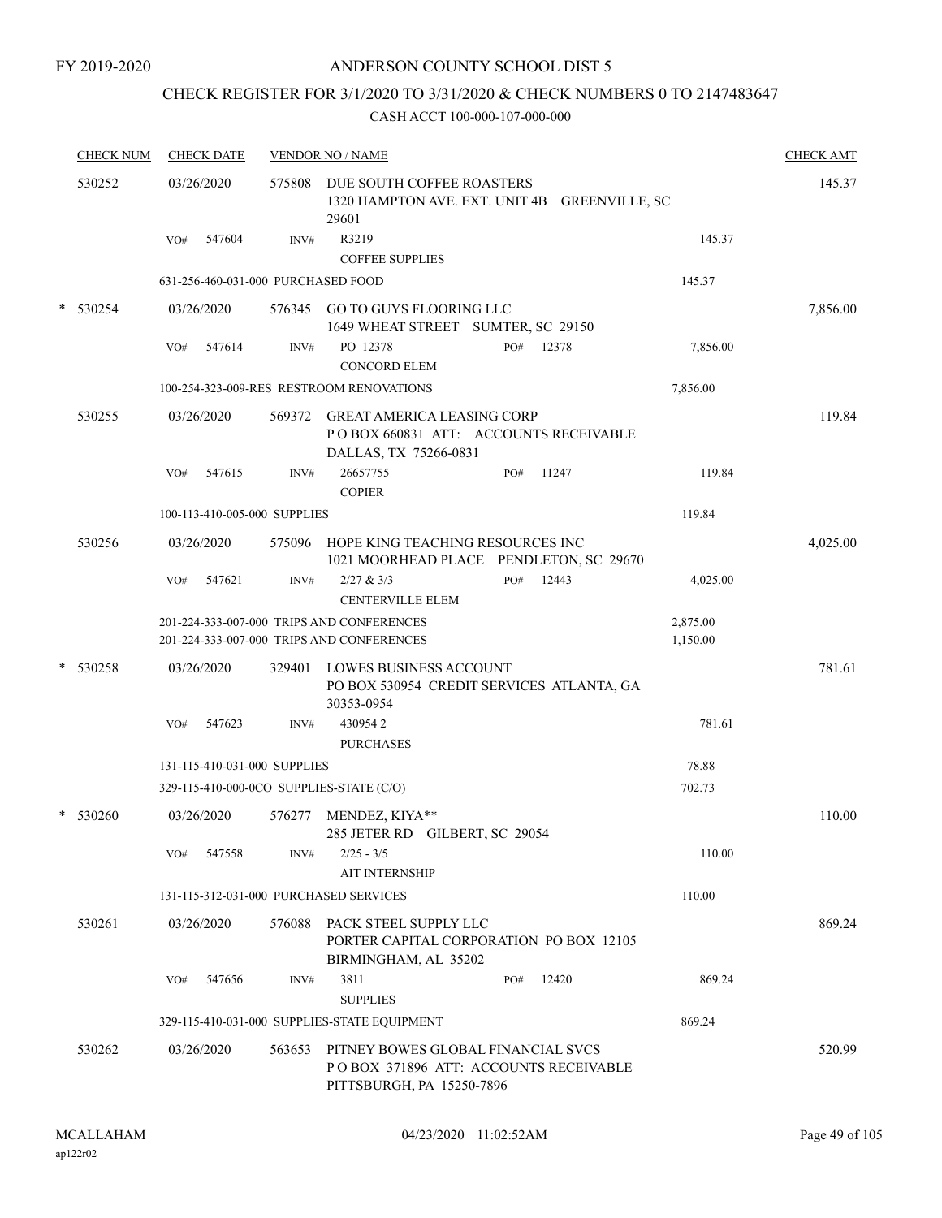FY 2019-2020

# ANDERSON COUNTY SCHOOL DIST 5

## CHECK REGISTER FOR 3/1/2020 TO 3/31/2020 & CHECK NUMBERS 0 TO 2147483647

### CASH ACCT 100-000-107-000-000

| CHECK NUM | CHECK DATE | VENDOR NO / NAME | | | CHECK AMT |
|---|---|---|---|---|---|
| 530252 | 03/26/2020 | 575808 DUE SOUTH COFFEE ROASTERS<br>1320 HAMPTON AVE. EXT. UNIT 4B GREENVILLE, SC 29601 | | | 145.37 |
| | VO# 547604 | INV# R3219<br>COFFEE SUPPLIES | | 145.37 | |
| | 631-256-460-031-000 PURCHASED FOOD | | | 145.37 | |
| * 530254 | 03/26/2020 | 576345 GO TO GUYS FLOORING LLC<br>1649 WHEAT STREET SUMTER, SC 29150 | | | 7,856.00 |
| | VO# 547614 | INV# PO 12378<br>CONCORD ELEM | PO# 12378 | 7,856.00 | |
| | 100-254-323-009-RES RESTROOM RENOVATIONS | | | 7,856.00 | |
| 530255 | 03/26/2020 | 569372 GREAT AMERICA LEASING CORP<br>P O BOX 660831 ATT: ACCOUNTS RECEIVABLE<br>DALLAS, TX 75266-0831 | | | 119.84 |
| | VO# 547615 | INV# 26657755<br>COPIER | PO# 11247 | 119.84 | |
| | 100-113-410-005-000 SUPPLIES | | | 119.84 | |
| 530256 | 03/26/2020 | 575096 HOPE KING TEACHING RESOURCES INC<br>1021 MOORHEAD PLACE PENDLETON, SC 29670 | | | 4,025.00 |
| | VO# 547621 | INV# 2/27 & 3/3<br>CENTERVILLE ELEM | PO# 12443 | 4,025.00 | |
| | 201-224-333-007-000 TRIPS AND CONFERENCES | | | 2,875.00 | |
| | 201-224-333-007-000 TRIPS AND CONFERENCES | | | 1,150.00 | |
| * 530258 | 03/26/2020 | 329401 LOWES BUSINESS ACCOUNT<br>PO BOX 530954 CREDIT SERVICES ATLANTA, GA 30353-0954 | | | 781.61 |
| | VO# 547623 | INV# 430954 2<br>PURCHASES | | 781.61 | |
| | 131-115-410-031-000 SUPPLIES | | | 78.88 | |
| | 329-115-410-000-0CO SUPPLIES-STATE (C/O) | | | 702.73 | |
| * 530260 | 03/26/2020 | 576277 MENDEZ, KIYA**<br>285 JETER RD GILBERT, SC 29054 | | | 110.00 |
| | VO# 547558 | INV# 2/25 - 3/5<br>AIT INTERNSHIP | | 110.00 | |
| | 131-115-312-031-000 PURCHASED SERVICES | | | 110.00 | |
| 530261 | 03/26/2020 | 576088 PACK STEEL SUPPLY LLC<br>PORTER CAPITAL CORPORATION PO BOX 12105<br>BIRMINGHAM, AL 35202 | | | 869.24 |
| | VO# 547656 | INV# 3811<br>SUPPLIES | PO# 12420 | 869.24 | |
| | 329-115-410-031-000 SUPPLIES-STATE EQUIPMENT | | | 869.24 | |
| 530262 | 03/26/2020 | 563653 PITNEY BOWES GLOBAL FINANCIAL SVCS<br>P O BOX 371896 ATT: ACCOUNTS RECEIVABLE<br>PITTSBURGH, PA 15250-7896 | | | 520.99 |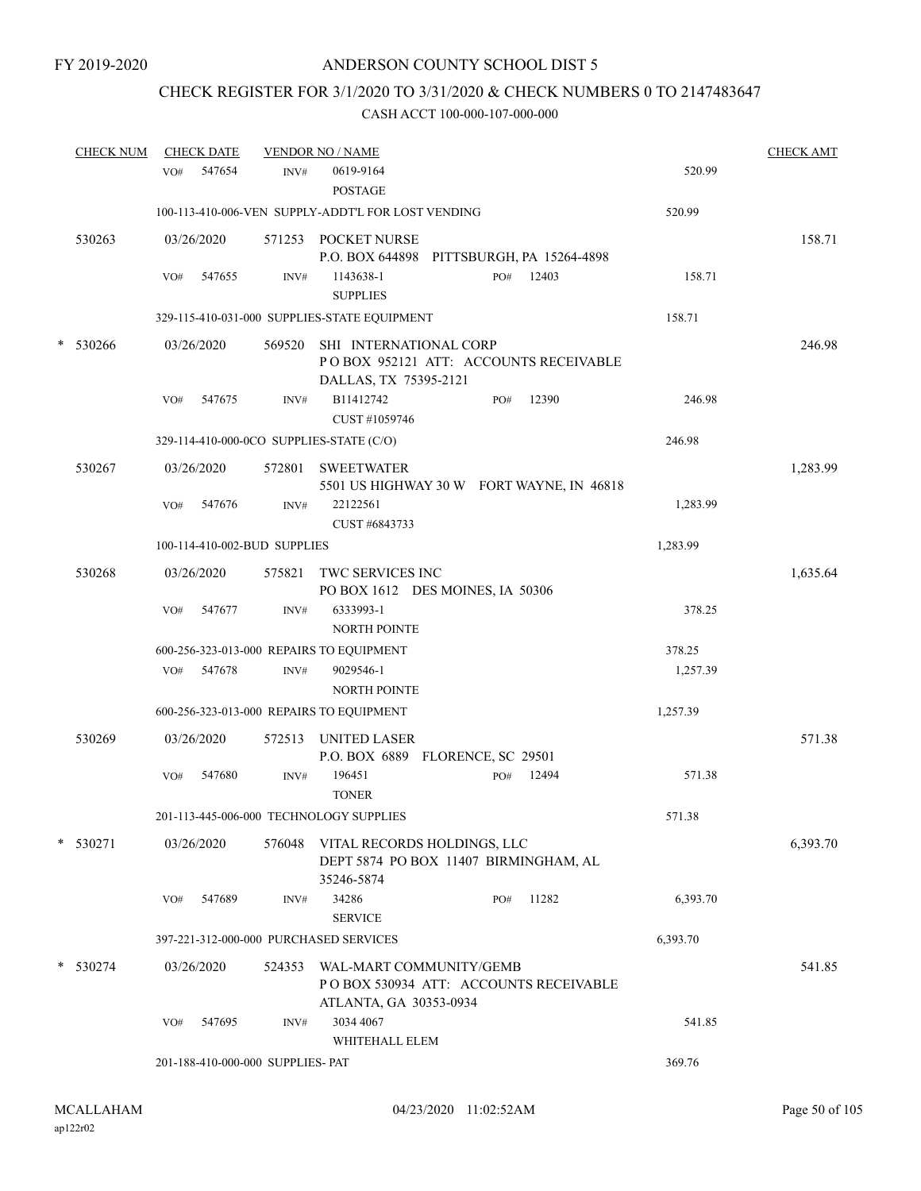FY 2019-2020

# ANDERSON COUNTY SCHOOL DIST 5

## CHECK REGISTER FOR 3/1/2020 TO 3/31/2020 & CHECK NUMBERS 0 TO 2147483647

### CASH ACCT 100-000-107-000-000

| CHECK NUM | CHECK DATE | VENDOR NO / NAME | | | CHECK AMT |
|---|---|---|---|---|---|
| | VO# 547654 | INV# 0619-9164 POSTAGE | | 520.99 | |
| | 100-113-410-006-VEN SUPPLY-ADDT'L FOR LOST VENDING | | | 520.99 | |
| 530263 | 03/26/2020 | 571253 POCKET NURSE P.O. BOX 644898 PITTSBURGH, PA 15264-4898 | | | 158.71 |
| | VO# 547655 | INV# 1143638-1 SUPPLIES | PO# 12403 | 158.71 | |
| | 329-115-410-031-000 SUPPLIES-STATE EQUIPMENT | | | 158.71 | |
| * 530266 | 03/26/2020 | 569520 SHI INTERNATIONAL CORP P O BOX 952121 ATT: ACCOUNTS RECEIVABLE DALLAS, TX 75395-2121 | | | 246.98 |
| | VO# 547675 | INV# B11412742 CUST #1059746 | PO# 12390 | 246.98 | |
| | 329-114-410-000-0CO SUPPLIES-STATE (C/O) | | | 246.98 | |
| 530267 | 03/26/2020 | 572801 SWEETWATER 5501 US HIGHWAY 30 W FORT WAYNE, IN 46818 | | | 1,283.99 |
| | VO# 547676 | INV# 22122561 CUST #6843733 | | 1,283.99 | |
| | 100-114-410-002-BUD SUPPLIES | | | 1,283.99 | |
| 530268 | 03/26/2020 | 575821 TWC SERVICES INC PO BOX 1612 DES MOINES, IA 50306 | | | 1,635.64 |
| | VO# 547677 | INV# 6333993-1 NORTH POINTE | | 378.25 | |
| | 600-256-323-013-000 REPAIRS TO EQUIPMENT | | | 378.25 | |
| | VO# 547678 | INV# 9029546-1 NORTH POINTE | | 1,257.39 | |
| | 600-256-323-013-000 REPAIRS TO EQUIPMENT | | | 1,257.39 | |
| 530269 | 03/26/2020 | 572513 UNITED LASER P.O. BOX 6889 FLORENCE, SC 29501 | | | 571.38 |
| | VO# 547680 | INV# 196451 TONER | PO# 12494 | 571.38 | |
| | 201-113-445-006-000 TECHNOLOGY SUPPLIES | | | 571.38 | |
| * 530271 | 03/26/2020 | 576048 VITAL RECORDS HOLDINGS, LLC DEPT 5874 PO BOX 11407 BIRMINGHAM, AL 35246-5874 | | | 6,393.70 |
| | VO# 547689 | INV# 34286 SERVICE | PO# 11282 | 6,393.70 | |
| | 397-221-312-000-000 PURCHASED SERVICES | | | 6,393.70 | |
| * 530274 | 03/26/2020 | 524353 WAL-MART COMMUNITY/GEMB P O BOX 530934 ATT: ACCOUNTS RECEIVABLE ATLANTA, GA 30353-0934 | | | 541.85 |
| | VO# 547695 | INV# 3034 4067 WHITEHALL ELEM | | 541.85 | |
| | 201-188-410-000-000 SUPPLIES- PAT | | | 369.76 | |

MCALLAHAM ap122r02 04/23/2020 11:02:52AM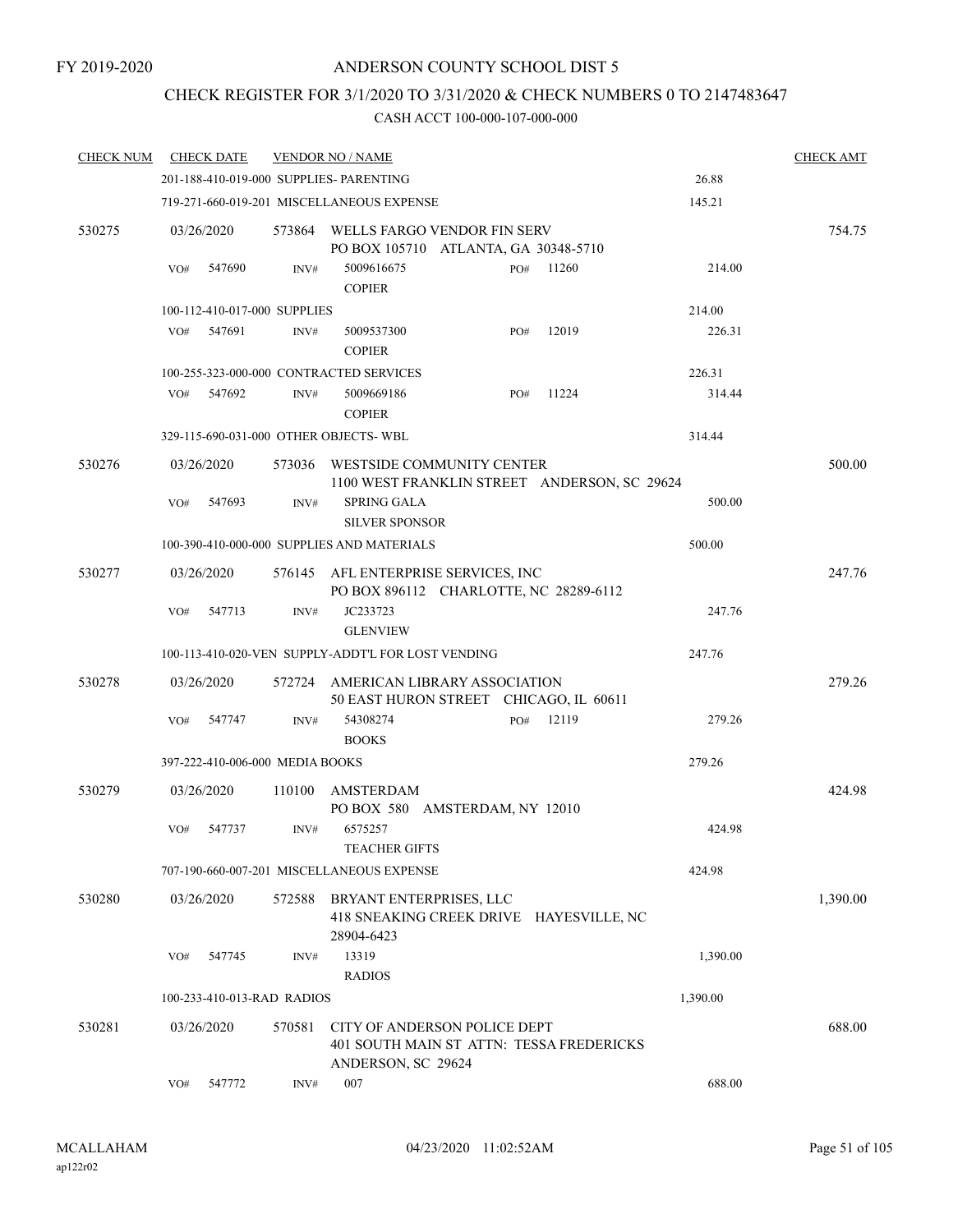FY 2019-2020

# ANDERSON COUNTY SCHOOL DIST 5

## CHECK REGISTER FOR 3/1/2020 TO 3/31/2020 & CHECK NUMBERS 0 TO 2147483647

### CASH ACCT 100-000-107-000-000

| CHECK NUM | CHECK DATE | VENDOR NO / NAME | | CHECK AMT |
|---|---|---|---|---|
| | 201-188-410-019-000 SUPPLIES- PARENTING | | 26.88 | |
| | 719-271-660-019-201 MISCELLANEOUS EXPENSE | | 145.21 | |
| 530275 | 03/26/2020 | 573864 WELLS FARGO VENDOR FIN SERV PO BOX 105710 ATLANTA, GA 30348-5710 | | 754.75 |
| | VO# 547690 | INV# 5009616675 COPIER PO# 11260 | 214.00 | |
| | 100-112-410-017-000 SUPPLIES | | 214.00 | |
| | VO# 547691 | INV# 5009537300 COPIER PO# 12019 | 226.31 | |
| | 100-255-323-000-000 CONTRACTED SERVICES | | 226.31 | |
| | VO# 547692 | INV# 5009669186 COPIER PO# 11224 | 314.44 | |
| | 329-115-690-031-000 OTHER OBJECTS- WBL | | 314.44 | |
| 530276 | 03/26/2020 | 573036 WESTSIDE COMMUNITY CENTER 1100 WEST FRANKLIN STREET ANDERSON, SC 29624 | | 500.00 |
| | VO# 547693 | INV# SPRING GALA SILVER SPONSOR | 500.00 | |
| | 100-390-410-000-000 SUPPLIES AND MATERIALS | | 500.00 | |
| 530277 | 03/26/2020 | 576145 AFL ENTERPRISE SERVICES, INC PO BOX 896112 CHARLOTTE, NC 28289-6112 | | 247.76 |
| | VO# 547713 | INV# JC233723 GLENVIEW | 247.76 | |
| | 100-113-410-020-VEN SUPPLY-ADDT'L FOR LOST VENDING | | 247.76 | |
| 530278 | 03/26/2020 | 572724 AMERICAN LIBRARY ASSOCIATION 50 EAST HURON STREET CHICAGO, IL 60611 | | 279.26 |
| | VO# 547747 | INV# 54308274 BOOKS PO# 12119 | 279.26 | |
| | 397-222-410-006-000 MEDIA BOOKS | | 279.26 | |
| 530279 | 03/26/2020 | 110100 AMSTERDAM PO BOX 580 AMSTERDAM, NY 12010 | | 424.98 |
| | VO# 547737 | INV# 6575257 TEACHER GIFTS | 424.98 | |
| | 707-190-660-007-201 MISCELLANEOUS EXPENSE | | 424.98 | |
| 530280 | 03/26/2020 | 572588 BRYANT ENTERPRISES, LLC 418 SNEAKING CREEK DRIVE HAYESVILLE, NC 28904-6423 | | 1,390.00 |
| | VO# 547745 | INV# 13319 RADIOS | 1,390.00 | |
| | 100-233-410-013-RAD RADIOS | | 1,390.00 | |
| 530281 | 03/26/2020 | 570581 CITY OF ANDERSON POLICE DEPT 401 SOUTH MAIN ST ATTN: TESSA FREDERICKS ANDERSON, SC 29624 | | 688.00 |
| | VO# 547772 | INV# 007 | 688.00 | |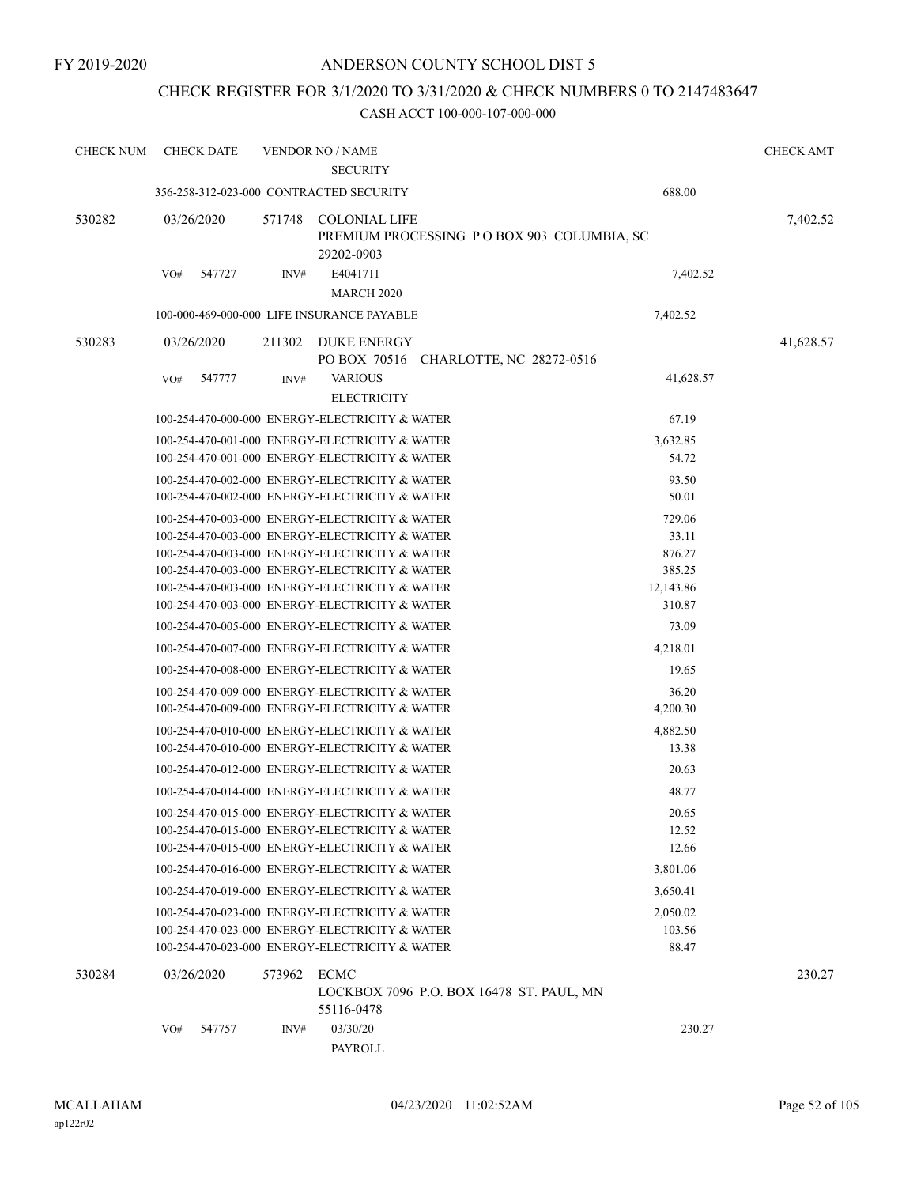FY 2019-2020

# ANDERSON COUNTY SCHOOL DIST 5

## CHECK REGISTER FOR 3/1/2020 TO 3/31/2020 & CHECK NUMBERS 0 TO 2147483647

### CASH ACCT 100-000-107-000-000

| CHECK NUM | CHECK DATE | VENDOR NO / NAME | | CHECK AMT |
|---|---|---|---|---|
| | | SECURITY | | |
| | | 356-258-312-023-000 CONTRACTED SECURITY | 688.00 | |
| 530282 | 03/26/2020 | 571748 COLONIAL LIFE<br>PREMIUM PROCESSING P O BOX 903 COLUMBIA, SC 29202-0903 | | 7,402.52 |
| | VO# 547727 | INV# E4041711<br>MARCH 2020 | 7,402.52 | |
| | | 100-000-469-000-000 LIFE INSURANCE PAYABLE | 7,402.52 | |
| 530283 | 03/26/2020 | 211302 DUKE ENERGY<br>PO BOX 70516 CHARLOTTE, NC 28272-0516 | | 41,628.57 |
| | VO# 547777 | INV# VARIOUS<br>ELECTRICITY | 41,628.57 | |
| | | 100-254-470-000-000 ENERGY-ELECTRICITY & WATER | 67.19 | |
| | | 100-254-470-001-000 ENERGY-ELECTRICITY & WATER | 3,632.85 | |
| | | 100-254-470-001-000 ENERGY-ELECTRICITY & WATER | 54.72 | |
| | | 100-254-470-002-000 ENERGY-ELECTRICITY & WATER | 93.50 | |
| | | 100-254-470-002-000 ENERGY-ELECTRICITY & WATER | 50.01 | |
| | | 100-254-470-003-000 ENERGY-ELECTRICITY & WATER | 729.06 | |
| | | 100-254-470-003-000 ENERGY-ELECTRICITY & WATER | 33.11 | |
| | | 100-254-470-003-000 ENERGY-ELECTRICITY & WATER | 876.27 | |
| | | 100-254-470-003-000 ENERGY-ELECTRICITY & WATER | 385.25 | |
| | | 100-254-470-003-000 ENERGY-ELECTRICITY & WATER | 12,143.86 | |
| | | 100-254-470-003-000 ENERGY-ELECTRICITY & WATER | 310.87 | |
| | | 100-254-470-005-000 ENERGY-ELECTRICITY & WATER | 73.09 | |
| | | 100-254-470-007-000 ENERGY-ELECTRICITY & WATER | 4,218.01 | |
| | | 100-254-470-008-000 ENERGY-ELECTRICITY & WATER | 19.65 | |
| | | 100-254-470-009-000 ENERGY-ELECTRICITY & WATER | 36.20 | |
| | | 100-254-470-009-000 ENERGY-ELECTRICITY & WATER | 4,200.30 | |
| | | 100-254-470-010-000 ENERGY-ELECTRICITY & WATER | 4,882.50 | |
| | | 100-254-470-010-000 ENERGY-ELECTRICITY & WATER | 13.38 | |
| | | 100-254-470-012-000 ENERGY-ELECTRICITY & WATER | 20.63 | |
| | | 100-254-470-014-000 ENERGY-ELECTRICITY & WATER | 48.77 | |
| | | 100-254-470-015-000 ENERGY-ELECTRICITY & WATER | 20.65 | |
| | | 100-254-470-015-000 ENERGY-ELECTRICITY & WATER | 12.52 | |
| | | 100-254-470-015-000 ENERGY-ELECTRICITY & WATER | 12.66 | |
| | | 100-254-470-016-000 ENERGY-ELECTRICITY & WATER | 3,801.06 | |
| | | 100-254-470-019-000 ENERGY-ELECTRICITY & WATER | 3,650.41 | |
| | | 100-254-470-023-000 ENERGY-ELECTRICITY & WATER | 2,050.02 | |
| | | 100-254-470-023-000 ENERGY-ELECTRICITY & WATER | 103.56 | |
| | | 100-254-470-023-000 ENERGY-ELECTRICITY & WATER | 88.47 | |
| 530284 | 03/26/2020 | 573962 ECMC<br>LOCKBOX 7096 P.O. BOX 16478 ST. PAUL, MN 55116-0478 | | 230.27 |
| | VO# 547757 | INV# 03/30/20<br>PAYROLL | 230.27 | |

MCALLAHAM
ap122r02

04/23/2020 11:02:52AM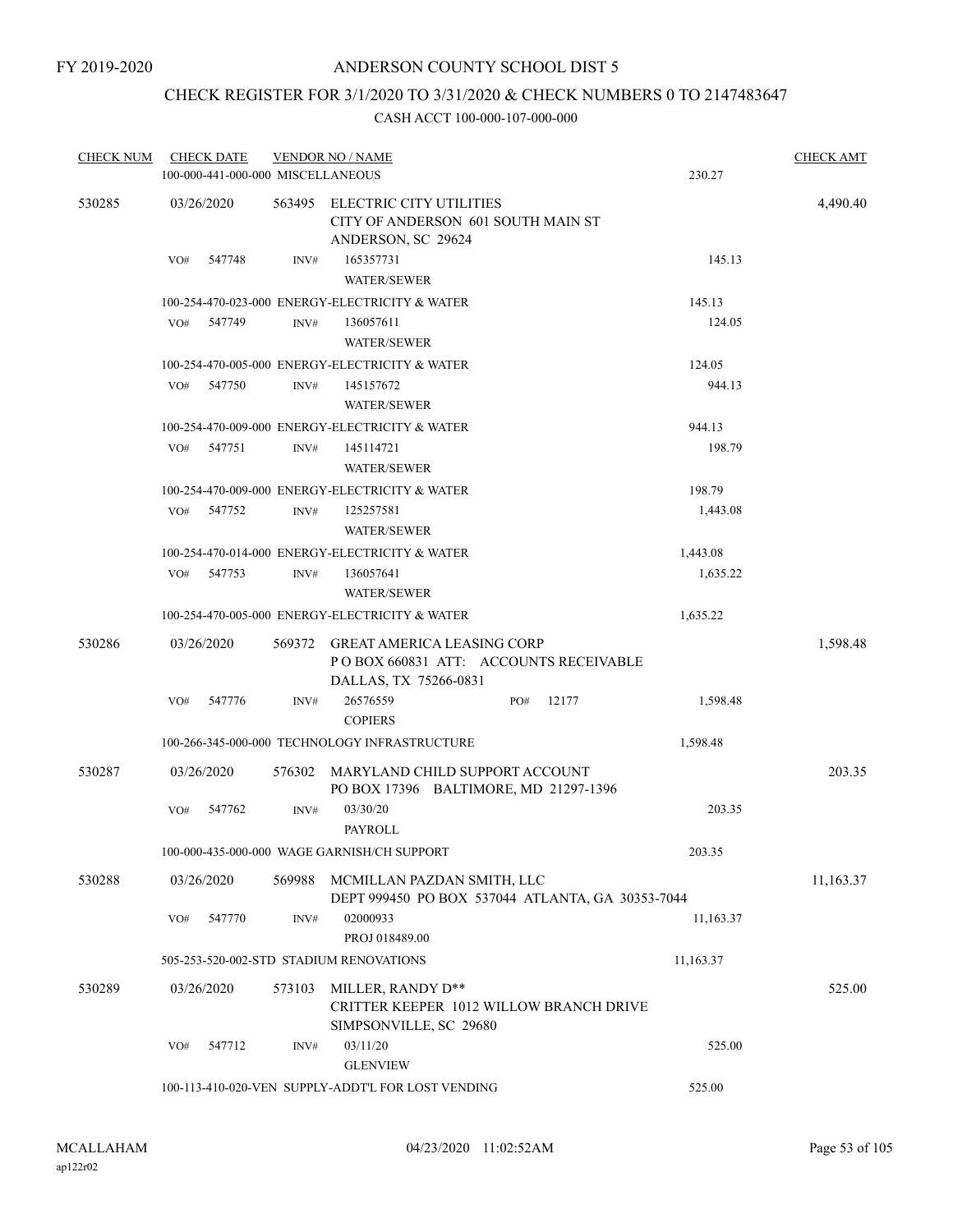FY 2019-2020

# ANDERSON COUNTY SCHOOL DIST 5

## CHECK REGISTER FOR 3/1/2020 TO 3/31/2020 & CHECK NUMBERS 0 TO 2147483647

### CASH ACCT 100-000-107-000-000

| CHECK NUM | CHECK DATE | VENDOR NO / NAME | | CHECK AMT |
|---|---|---|---|---|
| | 100-000-441-000-000 MISCELLANEOUS | | 230.27 | |
| 530285 | 03/26/2020 | 563495 ELECTRIC CITY UTILITIES<br>CITY OF ANDERSON 601 SOUTH MAIN ST<br>ANDERSON, SC 29624 | | 4,490.40 |
| | VO# 547748 | INV# 165357731<br>WATER/SEWER | 145.13 | |
| | 100-254-470-023-000 ENERGY-ELECTRICITY & WATER | | 145.13 | |
| | VO# 547749 | INV# 136057611<br>WATER/SEWER | 124.05 | |
| | 100-254-470-005-000 ENERGY-ELECTRICITY & WATER | | 124.05 | |
| | VO# 547750 | INV# 145157672<br>WATER/SEWER | 944.13 | |
| | 100-254-470-009-000 ENERGY-ELECTRICITY & WATER | | 944.13 | |
| | VO# 547751 | INV# 145114721<br>WATER/SEWER | 198.79 | |
| | 100-254-470-009-000 ENERGY-ELECTRICITY & WATER | | 198.79 | |
| | VO# 547752 | INV# 125257581<br>WATER/SEWER | 1,443.08 | |
| | 100-254-470-014-000 ENERGY-ELECTRICITY & WATER | | 1,443.08 | |
| | VO# 547753 | INV# 136057641<br>WATER/SEWER | 1,635.22 | |
| | 100-254-470-005-000 ENERGY-ELECTRICITY & WATER | | 1,635.22 | |
| 530286 | 03/26/2020 | 569372 GREAT AMERICA LEASING CORP<br>P O BOX 660831 ATT: ACCOUNTS RECEIVABLE<br>DALLAS, TX 75266-0831 | | 1,598.48 |
| | VO# 547776 | INV# 26576559 PO# 12177<br>COPIERS | 1,598.48 | |
| | 100-266-345-000-000 TECHNOLOGY INFRASTRUCTURE | | 1,598.48 | |
| 530287 | 03/26/2020 | 576302 MARYLAND CHILD SUPPORT ACCOUNT<br>PO BOX 17396 BALTIMORE, MD 21297-1396 | | 203.35 |
| | VO# 547762 | INV# 03/30/20<br>PAYROLL | 203.35 | |
| | 100-000-435-000-000 WAGE GARNISH/CH SUPPORT | | 203.35 | |
| 530288 | 03/26/2020 | 569988 MCMILLAN PAZDAN SMITH, LLC<br>DEPT 999450 PO BOX 537044 ATLANTA, GA 30353-7044 | | 11,163.37 |
| | VO# 547770 | INV# 02000933<br>PROJ 018489.00 | 11,163.37 | |
| | 505-253-520-002-STD STADIUM RENOVATIONS | | 11,163.37 | |
| 530289 | 03/26/2020 | 573103 MILLER, RANDY D**<br>CRITTER KEEPER 1012 WILLOW BRANCH DRIVE<br>SIMPSONVILLE, SC 29680 | | 525.00 |
| | VO# 547712 | INV# 03/11/20<br>GLENVIEW | 525.00 | |
| | 100-113-410-020-VEN SUPPLY-ADDT'L FOR LOST VENDING | | 525.00 | |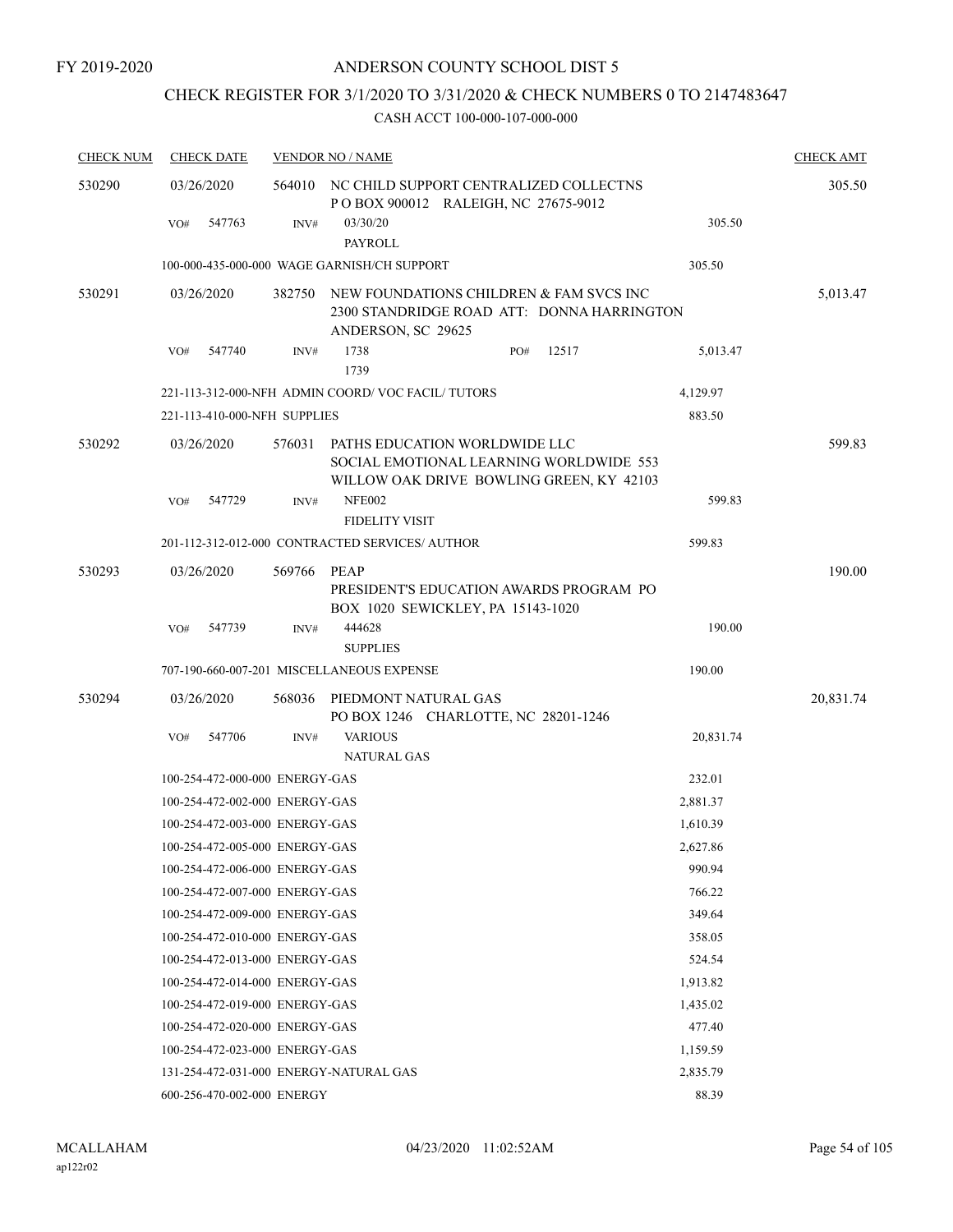FY 2019-2020

# ANDERSON COUNTY SCHOOL DIST 5

## CHECK REGISTER FOR 3/1/2020 TO 3/31/2020 & CHECK NUMBERS 0 TO 2147483647

### CASH ACCT 100-000-107-000-000

| CHECK NUM | CHECK DATE | VENDOR NO / NAME | | CHECK AMT |
|---|---|---|---|---|
| 530290 | 03/26/2020 | 564010 NC CHILD SUPPORT CENTRALIZED COLLECTNS P O BOX 900012 RALEIGH, NC 27675-9012 | | 305.50 |
| | VO# 547763 | INV# 03/30/20 PAYROLL | 305.50 | |
| | 100-000-435-000-000 WAGE GARNISH/CH SUPPORT | | 305.50 | |
| 530291 | 03/26/2020 | 382750 NEW FOUNDATIONS CHILDREN & FAM SVCS INC 2300 STANDRIDGE ROAD ATT: DONNA HARRINGTON ANDERSON, SC 29625 | | 5,013.47 |
| | VO# 547740 | INV# 1738 1739 PO# 12517 | 5,013.47 | |
| | 221-113-312-000-NFH ADMIN COORD/ VOC FACIL/ TUTORS | | 4,129.97 | |
| | 221-113-410-000-NFH SUPPLIES | | 883.50 | |
| 530292 | 03/26/2020 | 576031 PATHS EDUCATION WORLDWIDE LLC SOCIAL EMOTIONAL LEARNING WORLDWIDE 553 WILLOW OAK DRIVE BOWLING GREEN, KY 42103 | | 599.83 |
| | VO# 547729 | INV# NFE002 FIDELITY VISIT | 599.83 | |
| | 201-112-312-012-000 CONTRACTED SERVICES/ AUTHOR | | 599.83 | |
| 530293 | 03/26/2020 | 569766 PEAP PRESIDENT'S EDUCATION AWARDS PROGRAM PO BOX 1020 SEWICKLEY, PA 15143-1020 | | 190.00 |
| | VO# 547739 | INV# 444628 SUPPLIES | 190.00 | |
| | 707-190-660-007-201 MISCELLANEOUS EXPENSE | | 190.00 | |
| 530294 | 03/26/2020 | 568036 PIEDMONT NATURAL GAS PO BOX 1246 CHARLOTTE, NC 28201-1246 | | 20,831.74 |
| | VO# 547706 | INV# VARIOUS NATURAL GAS | 20,831.74 | |
| | 100-254-472-000-000 ENERGY-GAS | | 232.01 | |
| | 100-254-472-002-000 ENERGY-GAS | | 2,881.37 | |
| | 100-254-472-003-000 ENERGY-GAS | | 1,610.39 | |
| | 100-254-472-005-000 ENERGY-GAS | | 2,627.86 | |
| | 100-254-472-006-000 ENERGY-GAS | | 990.94 | |
| | 100-254-472-007-000 ENERGY-GAS | | 766.22 | |
| | 100-254-472-009-000 ENERGY-GAS | | 349.64 | |
| | 100-254-472-010-000 ENERGY-GAS | | 358.05 | |
| | 100-254-472-013-000 ENERGY-GAS | | 524.54 | |
| | 100-254-472-014-000 ENERGY-GAS | | 1,913.82 | |
| | 100-254-472-019-000 ENERGY-GAS | | 1,435.02 | |
| | 100-254-472-020-000 ENERGY-GAS | | 477.40 | |
| | 100-254-472-023-000 ENERGY-GAS | | 1,159.59 | |
| | 131-254-472-031-000 ENERGY-NATURAL GAS | | 2,835.79 | |
| | 600-256-470-002-000 ENERGY | | 88.39 | |

MCALLAHAM
ap122r02
04/23/2020 11:02:52AM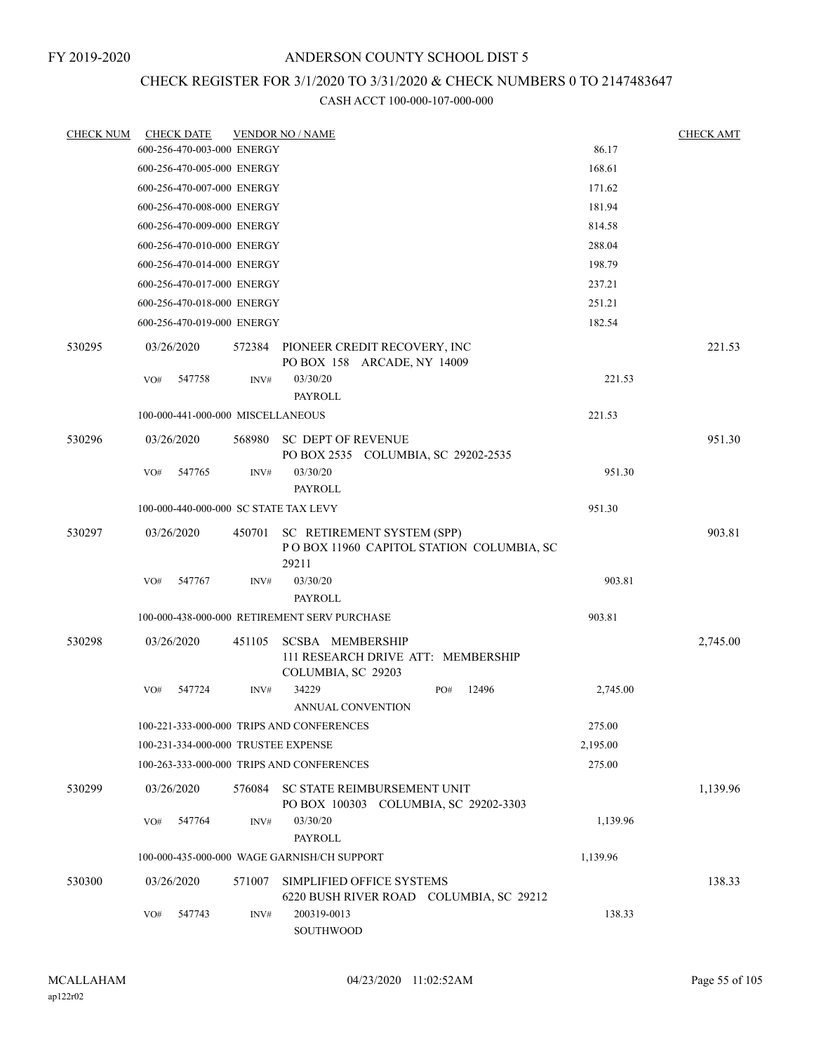# ANDERSON COUNTY SCHOOL DIST 5

## CHECK REGISTER FOR 3/1/2020 TO 3/31/2020 & CHECK NUMBERS 0 TO 2147483647

CASH ACCT 100-000-107-000-000

| CHECK NUM | CHECK DATE | VENDOR NO / NAME | | CHECK AMT |
|---|---|---|---|---|
| | 600-256-470-003-000 ENERGY | | 86.17 | |
| | 600-256-470-005-000 ENERGY | | 168.61 | |
| | 600-256-470-007-000 ENERGY | | 171.62 | |
| | 600-256-470-008-000 ENERGY | | 181.94 | |
| | 600-256-470-009-000 ENERGY | | 814.58 | |
| | 600-256-470-010-000 ENERGY | | 288.04 | |
| | 600-256-470-014-000 ENERGY | | 198.79 | |
| | 600-256-470-017-000 ENERGY | | 237.21 | |
| | 600-256-470-018-000 ENERGY | | 251.21 | |
| | 600-256-470-019-000 ENERGY | | 182.54 | |
| 530295 | 03/26/2020 | 572384 PIONEER CREDIT RECOVERY, INC<br>PO BOX 158 ARCADE, NY 14009 | | 221.53 |
| | VO# 547758 | INV# 03/30/20<br>PAYROLL | 221.53 | |
| | 100-000-441-000-000 MISCELLANEOUS | | 221.53 | |
| 530296 | 03/26/2020 | 568980 SC DEPT OF REVENUE<br>PO BOX 2535 COLUMBIA, SC 29202-2535 | | 951.30 |
| | VO# 547765 | INV# 03/30/20<br>PAYROLL | 951.30 | |
| | 100-000-440-000-000 SC STATE TAX LEVY | | 951.30 | |
| 530297 | 03/26/2020 | 450701 SC RETIREMENT SYSTEM (SPP)<br>P O BOX 11960 CAPITOL STATION COLUMBIA, SC 29211 | | 903.81 |
| | VO# 547767 | INV# 03/30/20<br>PAYROLL | 903.81 | |
| | 100-000-438-000-000 RETIREMENT SERV PURCHASE | | 903.81 | |
| 530298 | 03/26/2020 | 451105 SCSBA MEMBERSHIP<br>111 RESEARCH DRIVE ATT: MEMBERSHIP<br>COLUMBIA, SC 29203 | | 2,745.00 |
| | VO# 547724 | INV# 34229 PO# 12496<br>ANNUAL CONVENTION | 2,745.00 | |
| | 100-221-333-000-000 TRIPS AND CONFERENCES | | 275.00 | |
| | 100-231-334-000-000 TRUSTEE EXPENSE | | 2,195.00 | |
| | 100-263-333-000-000 TRIPS AND CONFERENCES | | 275.00 | |
| 530299 | 03/26/2020 | 576084 SC STATE REIMBURSEMENT UNIT<br>PO BOX 100303 COLUMBIA, SC 29202-3303 | | 1,139.96 |
| | VO# 547764 | INV# 03/30/20<br>PAYROLL | 1,139.96 | |
| | 100-000-435-000-000 WAGE GARNISH/CH SUPPORT | | 1,139.96 | |
| 530300 | 03/26/2020 | 571007 SIMPLIFIED OFFICE SYSTEMS<br>6220 BUSH RIVER ROAD COLUMBIA, SC 29212 | | 138.33 |
| | VO# 547743 | INV# 200319-0013<br>SOUTHWOOD | 138.33 | |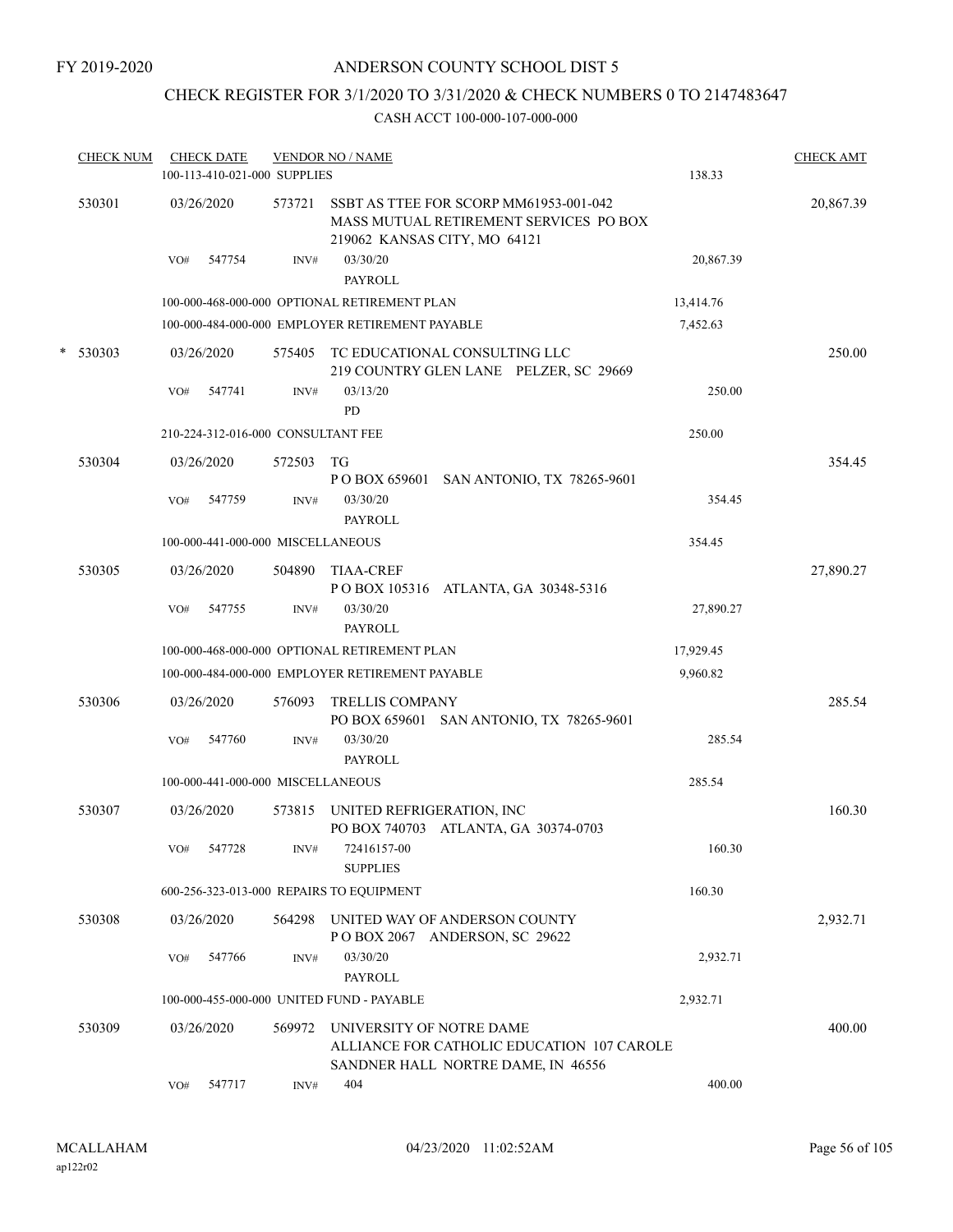FY 2019-2020

# ANDERSON COUNTY SCHOOL DIST 5

## CHECK REGISTER FOR 3/1/2020 TO 3/31/2020 & CHECK NUMBERS 0 TO 2147483647

### CASH ACCT 100-000-107-000-000

| CHECK NUM | CHECK DATE | VENDOR NO / NAME | | CHECK AMT |
|---|---|---|---|---|
| | 100-113-410-021-000 SUPPLIES | | 138.33 | |
| 530301 | 03/26/2020 | 573721 SSBT AS TTEE FOR SCORP MM61953-001-042 MASS MUTUAL RETIREMENT SERVICES PO BOX 219062 KANSAS CITY, MO 64121 | | 20,867.39 |
| | VO# 547754 | INV# 03/30/20 PAYROLL | 20,867.39 | |
| | 100-000-468-000-000 OPTIONAL RETIREMENT PLAN | | 13,414.76 | |
| | 100-000-484-000-000 EMPLOYER RETIREMENT PAYABLE | | 7,452.63 | |
| * 530303 | 03/26/2020 | 575405 TC EDUCATIONAL CONSULTING LLC 219 COUNTRY GLEN LANE PELZER, SC 29669 | | 250.00 |
| | VO# 547741 | INV# 03/13/20 PD | 250.00 | |
| | 210-224-312-016-000 CONSULTANT FEE | | 250.00 | |
| 530304 | 03/26/2020 | 572503 TG P O BOX 659601 SAN ANTONIO, TX 78265-9601 | | 354.45 |
| | VO# 547759 | INV# 03/30/20 PAYROLL | 354.45 | |
| | 100-000-441-000-000 MISCELLANEOUS | | 354.45 | |
| 530305 | 03/26/2020 | 504890 TIAA-CREF P O BOX 105316 ATLANTA, GA 30348-5316 | | 27,890.27 |
| | VO# 547755 | INV# 03/30/20 PAYROLL | 27,890.27 | |
| | 100-000-468-000-000 OPTIONAL RETIREMENT PLAN | | 17,929.45 | |
| | 100-000-484-000-000 EMPLOYER RETIREMENT PAYABLE | | 9,960.82 | |
| 530306 | 03/26/2020 | 576093 TRELLIS COMPANY PO BOX 659601 SAN ANTONIO, TX 78265-9601 | | 285.54 |
| | VO# 547760 | INV# 03/30/20 PAYROLL | 285.54 | |
| | 100-000-441-000-000 MISCELLANEOUS | | 285.54 | |
| 530307 | 03/26/2020 | 573815 UNITED REFRIGERATION, INC PO BOX 740703 ATLANTA, GA 30374-0703 | | 160.30 |
| | VO# 547728 | INV# 72416157-00 SUPPLIES | 160.30 | |
| | 600-256-323-013-000 REPAIRS TO EQUIPMENT | | 160.30 | |
| 530308 | 03/26/2020 | 564298 UNITED WAY OF ANDERSON COUNTY P O BOX 2067 ANDERSON, SC 29622 | | 2,932.71 |
| | VO# 547766 | INV# 03/30/20 PAYROLL | 2,932.71 | |
| | 100-000-455-000-000 UNITED FUND - PAYABLE | | 2,932.71 | |
| 530309 | 03/26/2020 | 569972 UNIVERSITY OF NOTRE DAME ALLIANCE FOR CATHOLIC EDUCATION 107 CAROLE SANDNER HALL NORTRE DAME, IN 46556 | | 400.00 |
| | VO# 547717 | INV# 404 | 400.00 | |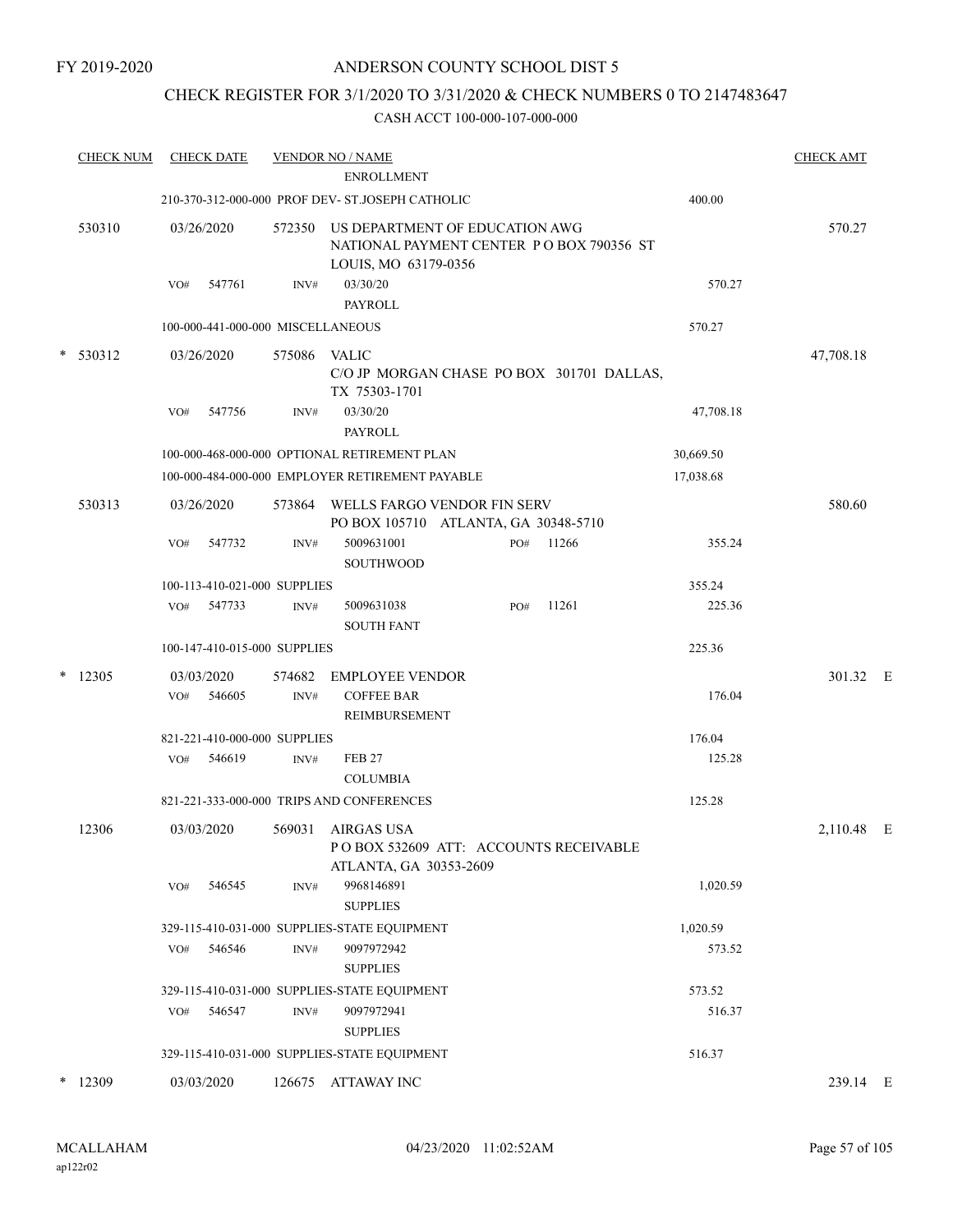FY 2019-2020

# ANDERSON COUNTY SCHOOL DIST 5

## CHECK REGISTER FOR 3/1/2020 TO 3/31/2020 & CHECK NUMBERS 0 TO 2147483647

### CASH ACCT 100-000-107-000-000

| CHECK NUM | CHECK DATE | VENDOR NO / NAME | | | CHECK AMT | |
|---|---|---|---|---|---|---|
| | | ENROLLMENT | | | | |
| | 210-370-312-000-000 PROF DEV- ST.JOSEPH CATHOLIC | | | 400.00 | | |
| 530310 | 03/26/2020 | 572350 US DEPARTMENT OF EDUCATION AWG NATIONAL PAYMENT CENTER P O BOX 790356 ST LOUIS, MO 63179-0356 | | | 570.27 | |
| | VO# 547761 | INV# 03/30/20 PAYROLL | | 570.27 | | |
| | 100-000-441-000-000 MISCELLANEOUS | | | 570.27 | | |
| * 530312 | 03/26/2020 | 575086 VALIC C/O JP MORGAN CHASE PO BOX 301701 DALLAS, TX 75303-1701 | | | 47,708.18 | |
| | VO# 547756 | INV# 03/30/20 PAYROLL | | 47,708.18 | | |
| | 100-000-468-000-000 OPTIONAL RETIREMENT PLAN | | | 30,669.50 | | |
| | 100-000-484-000-000 EMPLOYER RETIREMENT PAYABLE | | | 17,038.68 | | |
| 530313 | 03/26/2020 | 573864 WELLS FARGO VENDOR FIN SERV PO BOX 105710 ATLANTA, GA 30348-5710 | | | 580.60 | |
| | VO# 547732 | INV# 5009631001 SOUTHWOOD | PO# 11266 | 355.24 | | |
| | 100-113-410-021-000 SUPPLIES | | | 355.24 | | |
| | VO# 547733 | INV# 5009631038 SOUTH FANT | PO# 11261 | 225.36 | | |
| | 100-147-410-015-000 SUPPLIES | | | 225.36 | | |
| * 12305 | 03/03/2020 | 574682 EMPLOYEE VENDOR | | | 301.32 | E |
| | VO# 546605 | INV# COFFEE BAR REIMBURSEMENT | | 176.04 | | |
| | 821-221-410-000-000 SUPPLIES | | | 176.04 | | |
| | VO# 546619 | INV# FEB 27 COLUMBIA | | 125.28 | | |
| | 821-221-333-000-000 TRIPS AND CONFERENCES | | | 125.28 | | |
| 12306 | 03/03/2020 | 569031 AIRGAS USA P O BOX 532609 ATT: ACCOUNTS RECEIVABLE ATLANTA, GA 30353-2609 | | | 2,110.48 | E |
| | VO# 546545 | INV# 9968146891 SUPPLIES | | 1,020.59 | | |
| | 329-115-410-031-000 SUPPLIES-STATE EQUIPMENT | | | 1,020.59 | | |
| | VO# 546546 | INV# 9097972942 SUPPLIES | | 573.52 | | |
| | 329-115-410-031-000 SUPPLIES-STATE EQUIPMENT | | | 573.52 | | |
| | VO# 546547 | INV# 9097972941 SUPPLIES | | 516.37 | | |
| | 329-115-410-031-000 SUPPLIES-STATE EQUIPMENT | | | 516.37 | | |
| * 12309 | 03/03/2020 | 126675 ATTAWAY INC | | | 239.14 | E |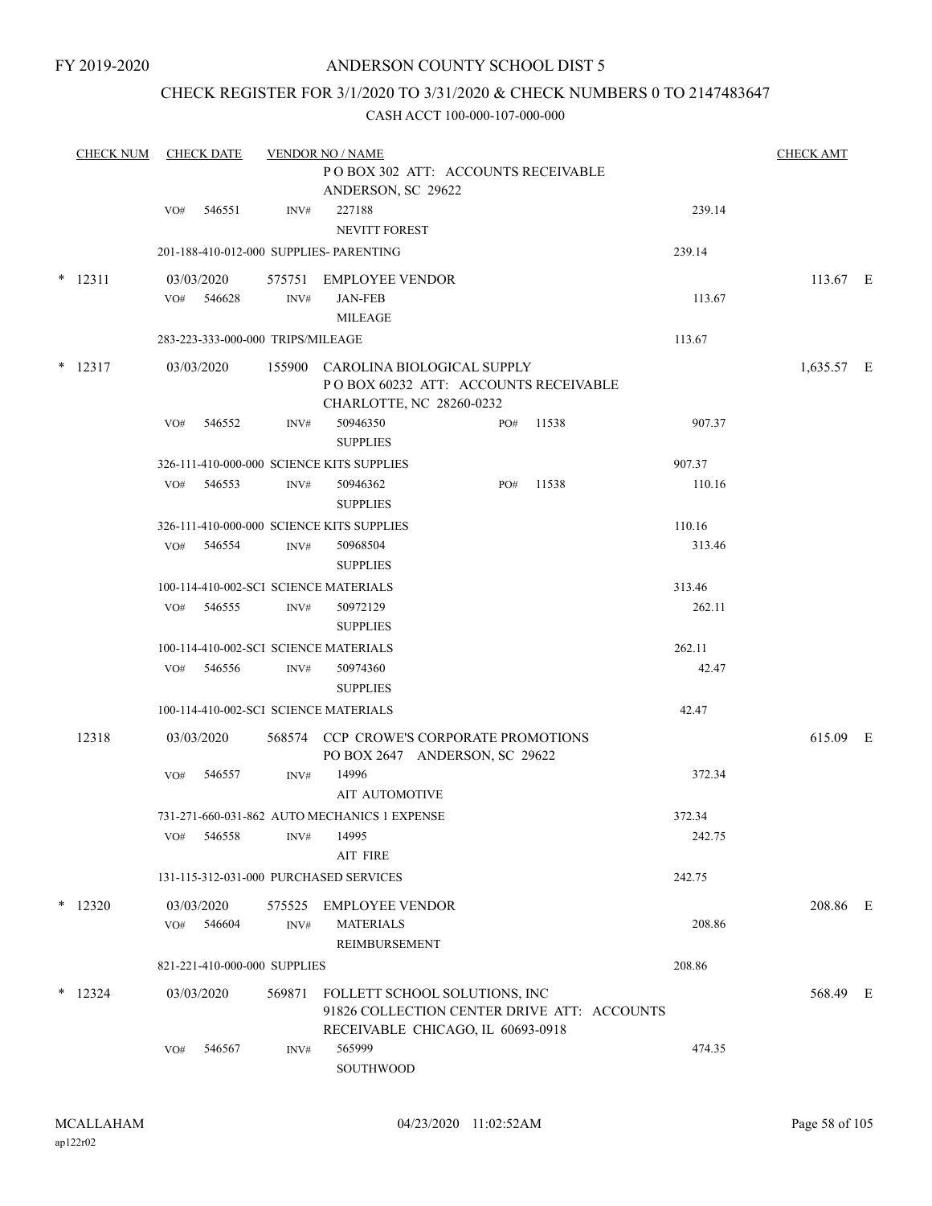FY 2019-2020

# ANDERSON COUNTY SCHOOL DIST 5

## CHECK REGISTER FOR 3/1/2020 TO 3/31/2020 & CHECK NUMBERS 0 TO 2147483647

CASH ACCT 100-000-107-000-000

| CHECK NUM | CHECK DATE | VENDOR NO / NAME | | | CHECK AMT |
|---|---|---|---|---|---|
| | | P O BOX 302 ATT: ACCOUNTS RECEIVABLE ANDERSON, SC 29622 | | | |
| | VO# 546551 | INV# 227188 NEVITT FOREST | | 239.14 | |
| | 201-188-410-012-000 SUPPLIES- PARENTING | | | 239.14 | |
| * 12311 | 03/03/2020 | 575751 EMPLOYEE VENDOR | | | 113.67 E |
| | VO# 546628 | INV# JAN-FEB MILEAGE | | 113.67 | |
| | 283-223-333-000-000 TRIPS/MILEAGE | | | 113.67 | |
| * 12317 | 03/03/2020 | 155900 CAROLINA BIOLOGICAL SUPPLY P O BOX 60232 ATT: ACCOUNTS RECEIVABLE CHARLOTTE, NC 28260-0232 | | | 1,635.57 E |
| | VO# 546552 | INV# 50946350 SUPPLIES | PO# 11538 | 907.37 | |
| | 326-111-410-000-000 SCIENCE KITS SUPPLIES | | | 907.37 | |
| | VO# 546553 | INV# 50946362 SUPPLIES | PO# 11538 | 110.16 | |
| | 326-111-410-000-000 SCIENCE KITS SUPPLIES | | | 110.16 | |
| | VO# 546554 | INV# 50968504 SUPPLIES | | 313.46 | |
| | 100-114-410-002-SCI SCIENCE MATERIALS | | | 313.46 | |
| | VO# 546555 | INV# 50972129 SUPPLIES | | 262.11 | |
| | 100-114-410-002-SCI SCIENCE MATERIALS | | | 262.11 | |
| | VO# 546556 | INV# 50974360 SUPPLIES | | 42.47 | |
| | 100-114-410-002-SCI SCIENCE MATERIALS | | | 42.47 | |
| 12318 | 03/03/2020 | 568574 CCP CROWE'S CORPORATE PROMOTIONS PO BOX 2647 ANDERSON, SC 29622 | | | 615.09 E |
| | VO# 546557 | INV# 14996 AIT AUTOMOTIVE | | 372.34 | |
| | 731-271-660-031-862 AUTO MECHANICS 1 EXPENSE | | | 372.34 | |
| | VO# 546558 | INV# 14995 AIT FIRE | | 242.75 | |
| | 131-115-312-031-000 PURCHASED SERVICES | | | 242.75 | |
| * 12320 | 03/03/2020 | 575525 EMPLOYEE VENDOR | | | 208.86 E |
| | VO# 546604 | INV# MATERIALS REIMBURSEMENT | | 208.86 | |
| | 821-221-410-000-000 SUPPLIES | | | 208.86 | |
| * 12324 | 03/03/2020 | 569871 FOLLETT SCHOOL SOLUTIONS, INC 91826 COLLECTION CENTER DRIVE ATT: ACCOUNTS RECEIVABLE CHICAGO, IL 60693-0918 | | | 568.49 E |
| | VO# 546567 | INV# 565999 SOUTHWOOD | | 474.35 | |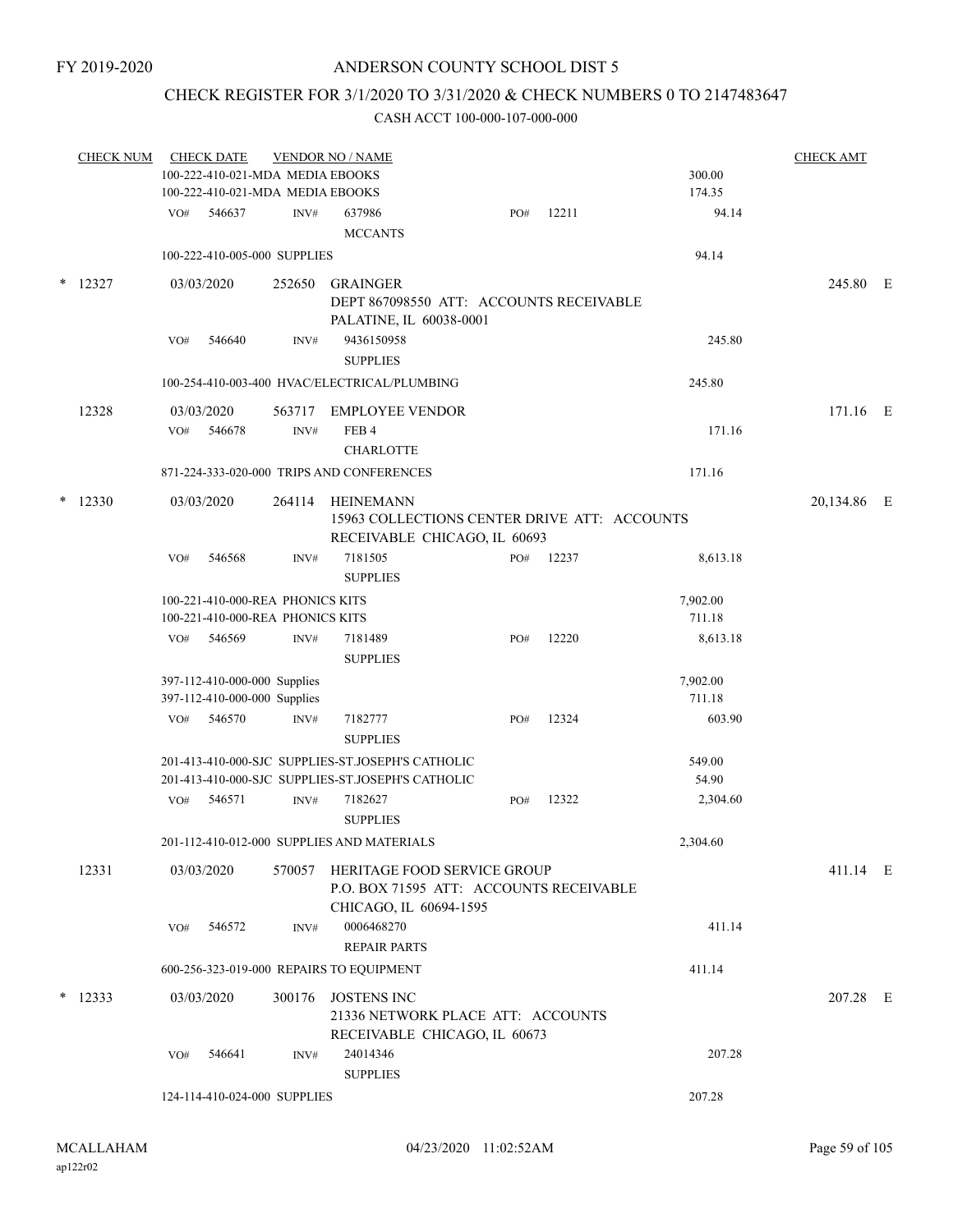FY 2019-2020

# ANDERSON COUNTY SCHOOL DIST 5

## CHECK REGISTER FOR 3/1/2020 TO 3/31/2020 & CHECK NUMBERS 0 TO 2147483647

### CASH ACCT 100-000-107-000-000

| CHECK NUM | CHECK DATE | VENDOR NO / NAME | | | | CHECK AMT |
|---|---|---|---|---|---|---|
| | 100-222-410-021-MDA MEDIA EBOOKS | | | | 300.00 | |
| | 100-222-410-021-MDA MEDIA EBOOKS | | | | 174.35 | |
| | VO# 546637 | INV# 637986 MCCANTS | PO# 12211 | | 94.14 | |
| | 100-222-410-005-000 SUPPLIES | | | | 94.14 | |
| * 12327 | 03/03/2020 | 252650 GRAINGER DEPT 867098550 ATT: ACCOUNTS RECEIVABLE PALATINE, IL 60038-0001 | | | | 245.80 E |
| | VO# 546640 | INV# 9436150958 SUPPLIES | | | 245.80 | |
| | 100-254-410-003-400 HVAC/ELECTRICAL/PLUMBING | | | | 245.80 | |
| 12328 | 03/03/2020 | 563717 EMPLOYEE VENDOR | | | | 171.16 E |
| | VO# 546678 | INV# FEB 4 CHARLOTTE | | | 171.16 | |
| | 871-224-333-020-000 TRIPS AND CONFERENCES | | | | 171.16 | |
| * 12330 | 03/03/2020 | 264114 HEINEMANN 15963 COLLECTIONS CENTER DRIVE ATT: ACCOUNTS RECEIVABLE CHICAGO, IL 60693 | | | | 20,134.86 E |
| | VO# 546568 | INV# 7181505 SUPPLIES | PO# 12237 | | 8,613.18 | |
| | 100-221-410-000-REA PHONICS KITS | | | | 7,902.00 | |
| | 100-221-410-000-REA PHONICS KITS | | | | 711.18 | |
| | VO# 546569 | INV# 7181489 SUPPLIES | PO# 12220 | | 8,613.18 | |
| | 397-112-410-000-000 Supplies | | | | 7,902.00 | |
| | 397-112-410-000-000 Supplies | | | | 711.18 | |
| | VO# 546570 | INV# 7182777 SUPPLIES | PO# 12324 | | 603.90 | |
| | 201-413-410-000-SJC SUPPLIES-ST.JOSEPH'S CATHOLIC | | | | 549.00 | |
| | 201-413-410-000-SJC SUPPLIES-ST.JOSEPH'S CATHOLIC | | | | 54.90 | |
| | VO# 546571 | INV# 7182627 SUPPLIES | PO# 12322 | | 2,304.60 | |
| | 201-112-410-012-000 SUPPLIES AND MATERIALS | | | | 2,304.60 | |
| 12331 | 03/03/2020 | 570057 HERITAGE FOOD SERVICE GROUP P.O. BOX 71595 ATT: ACCOUNTS RECEIVABLE CHICAGO, IL 60694-1595 | | | | 411.14 E |
| | VO# 546572 | INV# 0006468270 REPAIR PARTS | | | 411.14 | |
| | 600-256-323-019-000 REPAIRS TO EQUIPMENT | | | | 411.14 | |
| * 12333 | 03/03/2020 | 300176 JOSTENS INC 21336 NETWORK PLACE ATT: ACCOUNTS RECEIVABLE CHICAGO, IL 60673 | | | | 207.28 E |
| | VO# 546641 | INV# 24014346 SUPPLIES | | | 207.28 | |
| | 124-114-410-024-000 SUPPLIES | | | | 207.28 | |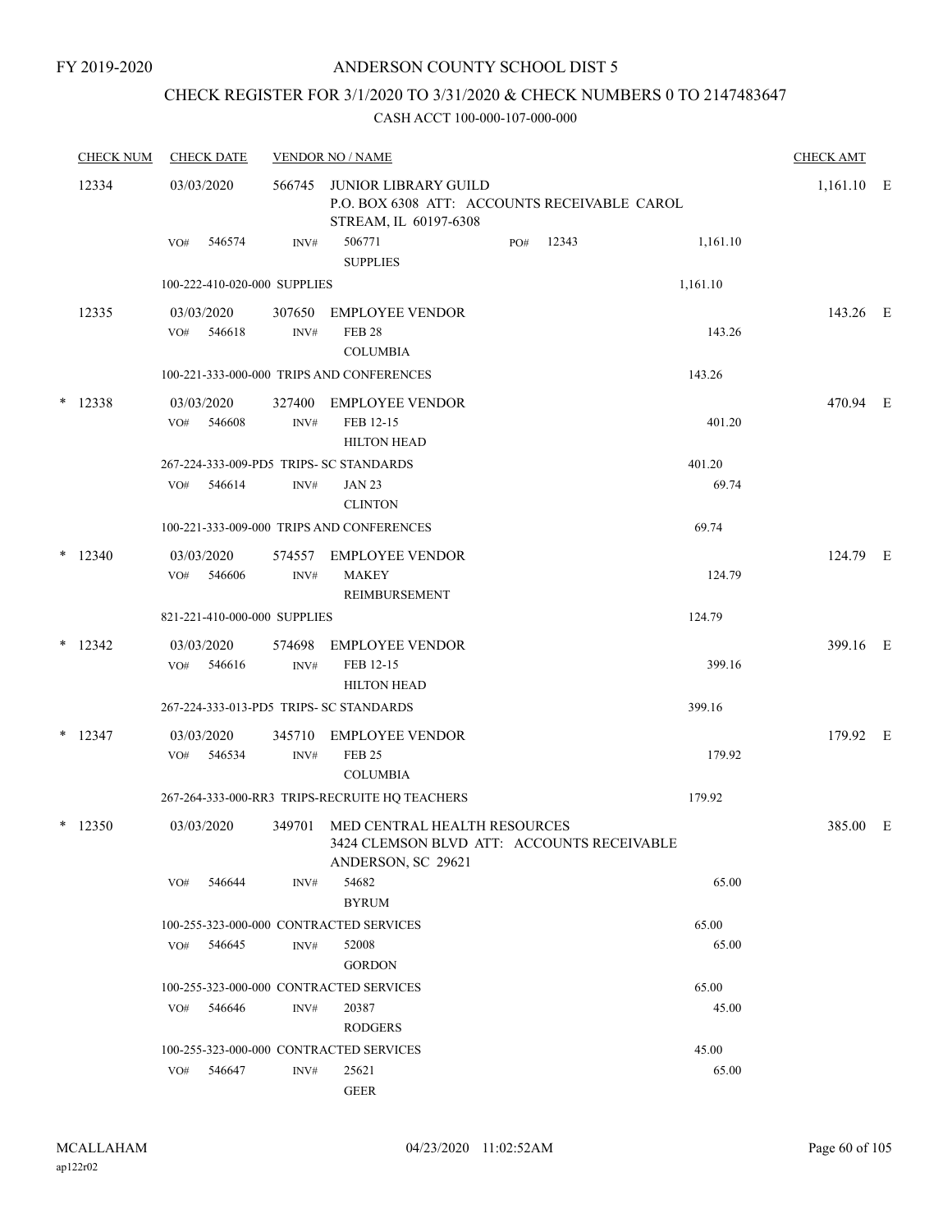FY 2019-2020

# ANDERSON COUNTY SCHOOL DIST 5

## CHECK REGISTER FOR 3/1/2020 TO 3/31/2020 & CHECK NUMBERS 0 TO 2147483647

### CASH ACCT 100-000-107-000-000

| CHECK NUM | CHECK DATE | VENDOR NO / NAME | | | CHECK AMT |
|---|---|---|---|---|---|
| 12334 | 03/03/2020 | 566745 JUNIOR LIBRARY GUILD<br>P.O. BOX 6308 ATT: ACCOUNTS RECEIVABLE CAROL STREAM, IL 60197-6308 | | | 1,161.10 E |
| | VO# 546574 | INV# 506771<br>SUPPLIES | PO# 12343 | 1,161.10 | |
| | 100-222-410-020-000 SUPPLIES | | | 1,161.10 | |
| 12335 | 03/03/2020 | 307650 EMPLOYEE VENDOR | | | 143.26 E |
| | VO# 546618 | INV# FEB 28<br>COLUMBIA | | 143.26 | |
| | 100-221-333-000-000 TRIPS AND CONFERENCES | | | 143.26 | |
| * 12338 | 03/03/2020 | 327400 EMPLOYEE VENDOR | | | 470.94 E |
| | VO# 546608 | INV# FEB 12-15<br>HILTON HEAD | | 401.20 | |
| | 267-224-333-009-PD5 TRIPS- SC STANDARDS | | | 401.20 | |
| | VO# 546614 | INV# JAN 23<br>CLINTON | | 69.74 | |
| | 100-221-333-009-000 TRIPS AND CONFERENCES | | | 69.74 | |
| * 12340 | 03/03/2020 | 574557 EMPLOYEE VENDOR | | | 124.79 E |
| | VO# 546606 | INV# MAKEY<br>REIMBURSEMENT | | 124.79 | |
| | 821-221-410-000-000 SUPPLIES | | | 124.79 | |
| * 12342 | 03/03/2020 | 574698 EMPLOYEE VENDOR | | | 399.16 E |
| | VO# 546616 | INV# FEB 12-15<br>HILTON HEAD | | 399.16 | |
| | 267-224-333-013-PD5 TRIPS- SC STANDARDS | | | 399.16 | |
| * 12347 | 03/03/2020 | 345710 EMPLOYEE VENDOR | | | 179.92 E |
| | VO# 546534 | INV# FEB 25<br>COLUMBIA | | 179.92 | |
| | 267-264-333-000-RR3 TRIPS-RECRUITE HQ TEACHERS | | | 179.92 | |
| * 12350 | 03/03/2020 | 349701 MED CENTRAL HEALTH RESOURCES<br>3424 CLEMSON BLVD ATT: ACCOUNTS RECEIVABLE ANDERSON, SC 29621 | | | 385.00 E |
| | VO# 546644 | INV# 54682<br>BYRUM | | 65.00 | |
| | 100-255-323-000-000 CONTRACTED SERVICES | | | 65.00 | |
| | VO# 546645 | INV# 52008<br>GORDON | | 65.00 | |
| | 100-255-323-000-000 CONTRACTED SERVICES | | | 65.00 | |
| | VO# 546646 | INV# 20387<br>RODGERS | | 45.00 | |
| | 100-255-323-000-000 CONTRACTED SERVICES | | | 45.00 | |
| | VO# 546647 | INV# 25621<br>GEER | | 65.00 | |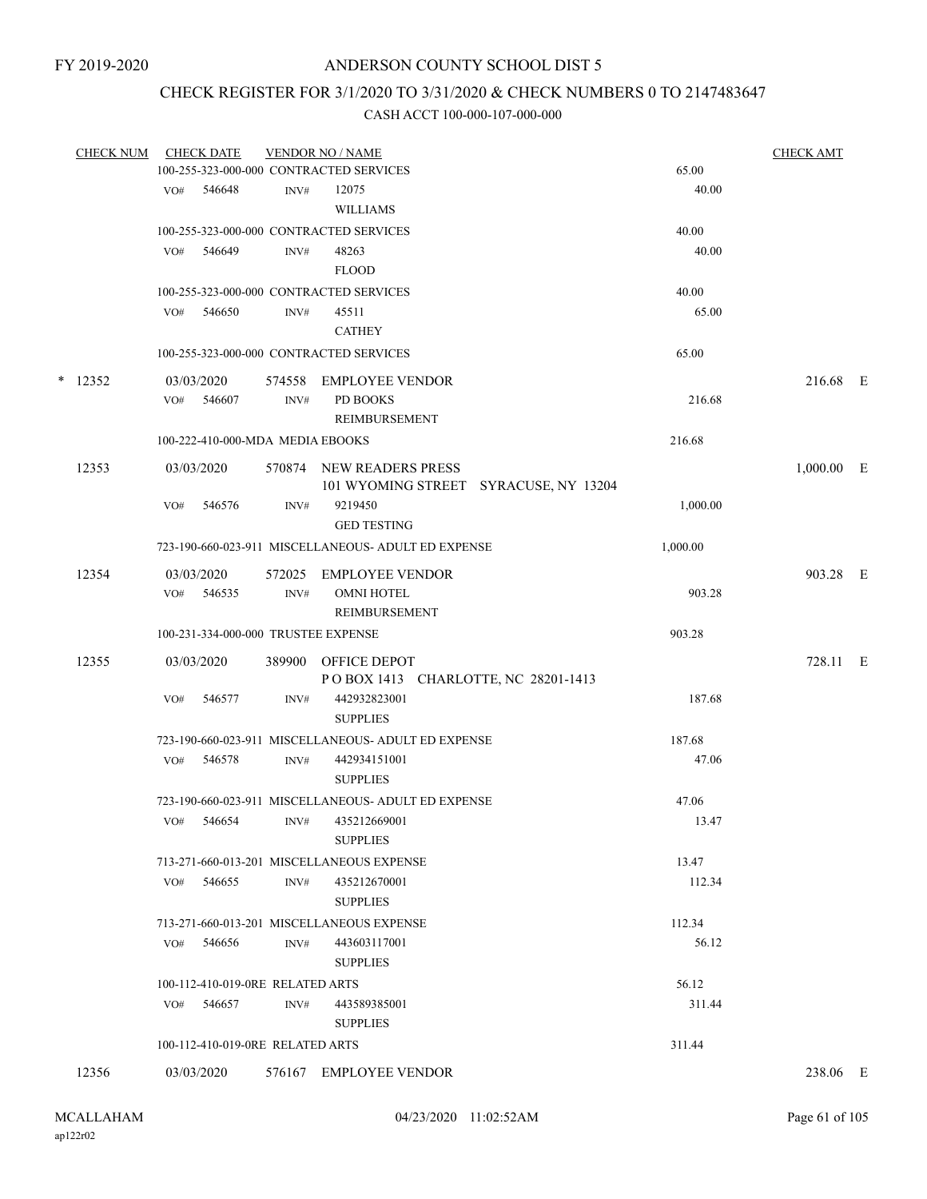FY 2019-2020

# ANDERSON COUNTY SCHOOL DIST 5

## CHECK REGISTER FOR 3/1/2020 TO 3/31/2020 & CHECK NUMBERS 0 TO 2147483647

### CASH ACCT 100-000-107-000-000

| CHECK NUM | CHECK DATE | VENDOR NO / NAME | | CHECK AMT | |
|---|---|---|---|---|---|
| | 100-255-323-000-000 CONTRACTED SERVICES | | 65.00 | | |
| | VO# 546648 INV# | 12075 WILLIAMS | 40.00 | | |
| | 100-255-323-000-000 CONTRACTED SERVICES | | 40.00 | | |
| | VO# 546649 INV# | 48263 FLOOD | 40.00 | | |
| | 100-255-323-000-000 CONTRACTED SERVICES | | 40.00 | | |
| | VO# 546650 INV# | 45511 CATHEY | 65.00 | | |
| | 100-255-323-000-000 CONTRACTED SERVICES | | 65.00 | | |
| * 12352 | 03/03/2020 | 574558 EMPLOYEE VENDOR | | 216.68 | E |
| | VO# 546607 INV# | PD BOOKS REIMBURSEMENT | 216.68 | | |
| | 100-222-410-000-MDA MEDIA EBOOKS | | 216.68 | | |
| 12353 | 03/03/2020 | 570874 NEW READERS PRESS 101 WYOMING STREET SYRACUSE, NY 13204 | | 1,000.00 | E |
| | VO# 546576 INV# | 9219450 GED TESTING | 1,000.00 | | |
| | 723-190-660-023-911 MISCELLANEOUS- ADULT ED EXPENSE | | 1,000.00 | | |
| 12354 | 03/03/2020 | 572025 EMPLOYEE VENDOR | | 903.28 | E |
| | VO# 546535 INV# | OMNI HOTEL REIMBURSEMENT | 903.28 | | |
| | 100-231-334-000-000 TRUSTEE EXPENSE | | 903.28 | | |
| 12355 | 03/03/2020 | 389900 OFFICE DEPOT P O BOX 1413 CHARLOTTE, NC 28201-1413 | | 728.11 | E |
| | VO# 546577 INV# | 442932823001 SUPPLIES | 187.68 | | |
| | 723-190-660-023-911 MISCELLANEOUS- ADULT ED EXPENSE | | 187.68 | | |
| | VO# 546578 INV# | 442934151001 SUPPLIES | 47.06 | | |
| | 723-190-660-023-911 MISCELLANEOUS- ADULT ED EXPENSE | | 47.06 | | |
| | VO# 546654 INV# | 435212669001 SUPPLIES | 13.47 | | |
| | 713-271-660-013-201 MISCELLANEOUS EXPENSE | | 13.47 | | |
| | VO# 546655 INV# | 435212670001 SUPPLIES | 112.34 | | |
| | 713-271-660-013-201 MISCELLANEOUS EXPENSE | | 112.34 | | |
| | VO# 546656 INV# | 443603117001 SUPPLIES | 56.12 | | |
| | 100-112-410-019-0RE RELATED ARTS | | 56.12 | | |
| | VO# 546657 INV# | 443589385001 SUPPLIES | 311.44 | | |
| | 100-112-410-019-0RE RELATED ARTS | | 311.44 | | |
| 12356 | 03/03/2020 | 576167 EMPLOYEE VENDOR | | 238.06 | E |

MCALLAHAM ap122r02 04/23/2020 11:02:52AM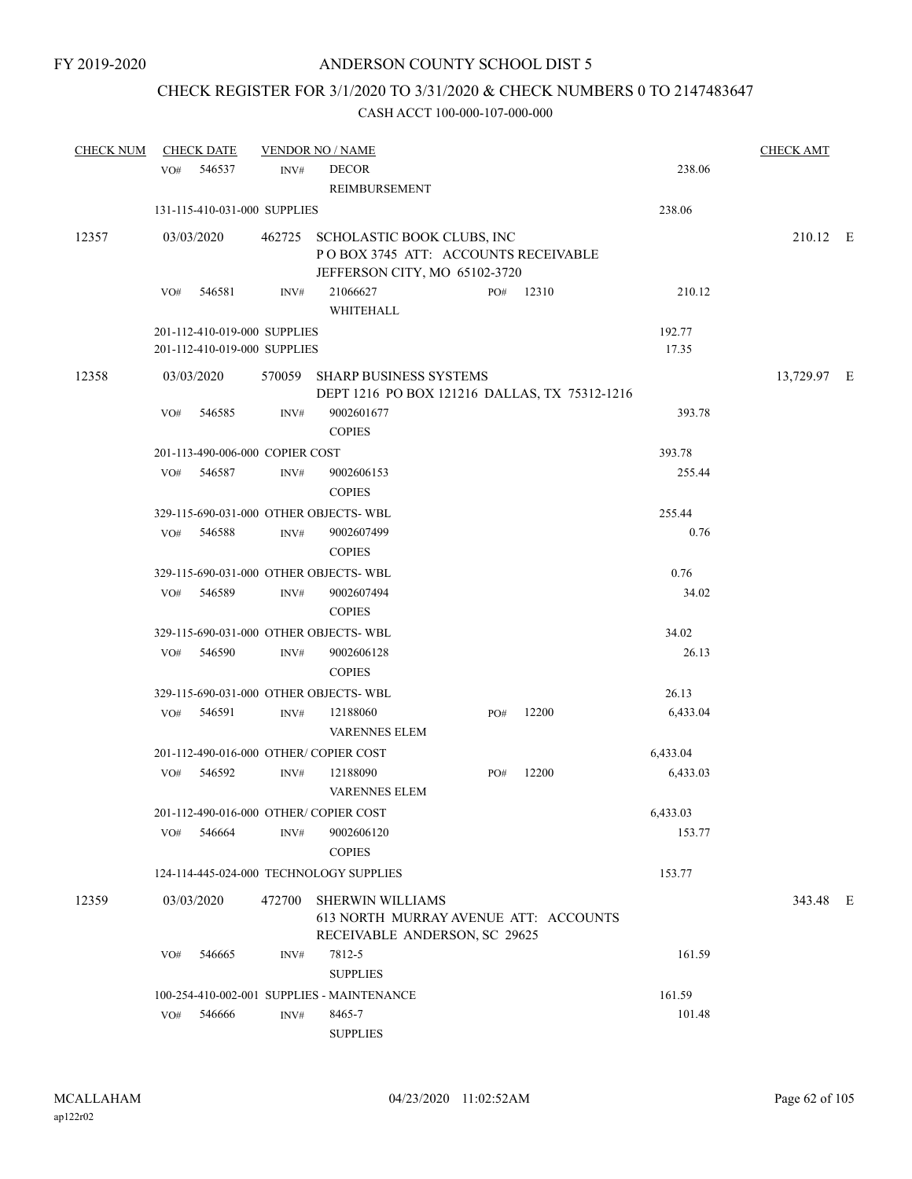FY 2019-2020

# ANDERSON COUNTY SCHOOL DIST 5

## CHECK REGISTER FOR 3/1/2020 TO 3/31/2020 & CHECK NUMBERS 0 TO 2147483647

### CASH ACCT 100-000-107-000-000

| CHECK NUM | CHECK DATE | VENDOR NO / NAME | | | CHECK AMT |
|---|---|---|---|---|---|
| | VO# 546537 | INV# DECOR REIMBURSEMENT | | 238.06 | |
| | 131-115-410-031-000 SUPPLIES | | | 238.06 | |
| 12357 | 03/03/2020 | 462725 SCHOLASTIC BOOK CLUBS, INC P O BOX 3745 ATT: ACCOUNTS RECEIVABLE JEFFERSON CITY, MO 65102-3720 | | | 210.12 E |
| | VO# 546581 | INV# 21066627 WHITEHALL | PO# 12310 | 210.12 | |
| | 201-112-410-019-000 SUPPLIES | | | 192.77 | |
| | 201-112-410-019-000 SUPPLIES | | | 17.35 | |
| 12358 | 03/03/2020 | 570059 SHARP BUSINESS SYSTEMS DEPT 1216 PO BOX 121216 DALLAS, TX 75312-1216 | | | 13,729.97 E |
| | VO# 546585 | INV# 9002601677 COPIES | | 393.78 | |
| | 201-113-490-006-000 COPIER COST | | | 393.78 | |
| | VO# 546587 | INV# 9002606153 COPIES | | 255.44 | |
| | 329-115-690-031-000 OTHER OBJECTS- WBL | | | 255.44 | |
| | VO# 546588 | INV# 9002607499 COPIES | | 0.76 | |
| | 329-115-690-031-000 OTHER OBJECTS- WBL | | | 0.76 | |
| | VO# 546589 | INV# 9002607494 COPIES | | 34.02 | |
| | 329-115-690-031-000 OTHER OBJECTS- WBL | | | 34.02 | |
| | VO# 546590 | INV# 9002606128 COPIES | | 26.13 | |
| | 329-115-690-031-000 OTHER OBJECTS- WBL | | | 26.13 | |
| | VO# 546591 | INV# 12188060 VARENNES ELEM | PO# 12200 | 6,433.04 | |
| | 201-112-490-016-000 OTHER/ COPIER COST | | | 6,433.04 | |
| | VO# 546592 | INV# 12188090 VARENNES ELEM | PO# 12200 | 6,433.03 | |
| | 201-112-490-016-000 OTHER/ COPIER COST | | | 6,433.03 | |
| | VO# 546664 | INV# 9002606120 COPIES | | 153.77 | |
| | 124-114-445-024-000 TECHNOLOGY SUPPLIES | | | 153.77 | |
| 12359 | 03/03/2020 | 472700 SHERWIN WILLIAMS 613 NORTH MURRAY AVENUE ATT: ACCOUNTS RECEIVABLE ANDERSON, SC 29625 | | | 343.48 E |
| | VO# 546665 | INV# 7812-5 SUPPLIES | | 161.59 | |
| | 100-254-410-002-001 SUPPLIES - MAINTENANCE | | | 161.59 | |
| | VO# 546666 | INV# 8465-7 SUPPLIES | | 101.48 | |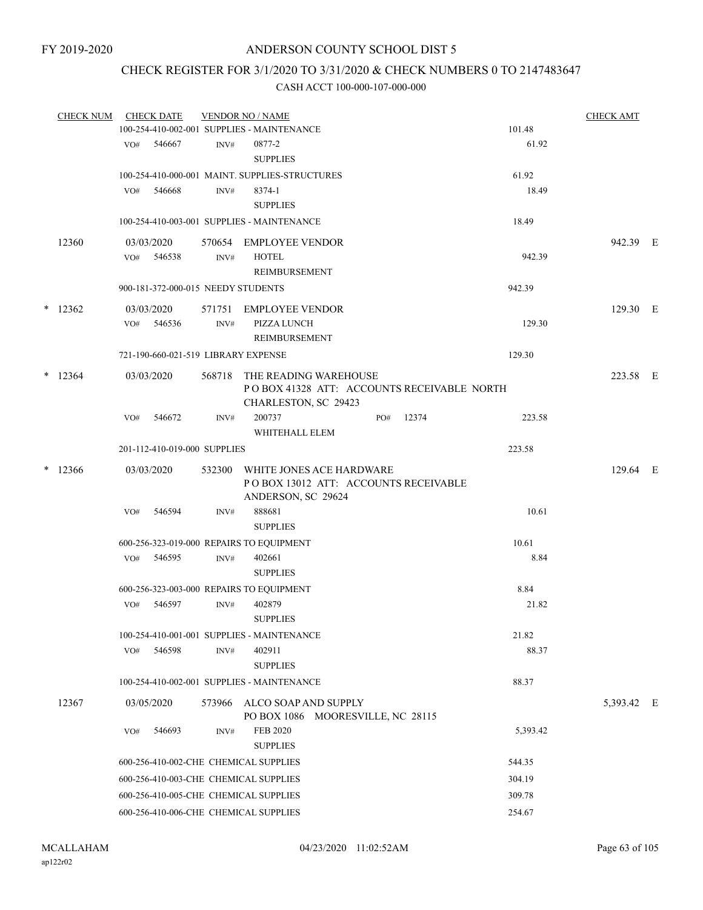FY 2019-2020

# ANDERSON COUNTY SCHOOL DIST 5

## CHECK REGISTER FOR 3/1/2020 TO 3/31/2020 & CHECK NUMBERS 0 TO 2147483647

CASH ACCT 100-000-107-000-000

| CHECK NUM | CHECK DATE | VENDOR NO / NAME | | CHECK AMT |
|---|---|---|---|---|
| | 100-254-410-002-001 SUPPLIES - MAINTENANCE | | 101.48 | |
| | VO# 546667 | INV# 0877-2 SUPPLIES | 61.92 | |
| | 100-254-410-000-001 MAINT. SUPPLIES-STRUCTURES | | 61.92 | |
| | VO# 546668 | INV# 8374-1 SUPPLIES | 18.49 | |
| | 100-254-410-003-001 SUPPLIES - MAINTENANCE | | 18.49 | |
| 12360 | 03/03/2020 | 570654 EMPLOYEE VENDOR | | 942.39 E |
| | VO# 546538 | INV# HOTEL REIMBURSEMENT | 942.39 | |
| | 900-181-372-000-015 NEEDY STUDENTS | | 942.39 | |
| * 12362 | 03/03/2020 | 571751 EMPLOYEE VENDOR | | 129.30 E |
| | VO# 546536 | INV# PIZZA LUNCH REIMBURSEMENT | 129.30 | |
| | 721-190-660-021-519 LIBRARY EXPENSE | | 129.30 | |
| * 12364 | 03/03/2020 | 568718 THE READING WAREHOUSE P O BOX 41328 ATT: ACCOUNTS RECEIVABLE NORTH CHARLESTON, SC 29423 | | 223.58 E |
| | VO# 546672 | INV# 200737 PO# 12374 WHITEHALL ELEM | 223.58 | |
| | 201-112-410-019-000 SUPPLIES | | 223.58 | |
| * 12366 | 03/03/2020 | 532300 WHITE JONES ACE HARDWARE P O BOX 13012 ATT: ACCOUNTS RECEIVABLE ANDERSON, SC 29624 | | 129.64 E |
| | VO# 546594 | INV# 888681 SUPPLIES | 10.61 | |
| | 600-256-323-019-000 REPAIRS TO EQUIPMENT | | 10.61 | |
| | VO# 546595 | INV# 402661 SUPPLIES | 8.84 | |
| | 600-256-323-003-000 REPAIRS TO EQUIPMENT | | 8.84 | |
| | VO# 546597 | INV# 402879 SUPPLIES | 21.82 | |
| | 100-254-410-001-001 SUPPLIES - MAINTENANCE | | 21.82 | |
| | VO# 546598 | INV# 402911 SUPPLIES | 88.37 | |
| | 100-254-410-002-001 SUPPLIES - MAINTENANCE | | 88.37 | |
| 12367 | 03/05/2020 | 573966 ALCO SOAP AND SUPPLY PO BOX 1086 MOORESVILLE, NC 28115 | | 5,393.42 E |
| | VO# 546693 | INV# FEB 2020 SUPPLIES | 5,393.42 | |
| | 600-256-410-002-CHE CHEMICAL SUPPLIES | | 544.35 | |
| | 600-256-410-003-CHE CHEMICAL SUPPLIES | | 304.19 | |
| | 600-256-410-005-CHE CHEMICAL SUPPLIES | | 309.78 | |
| | 600-256-410-006-CHE CHEMICAL SUPPLIES | | 254.67 | |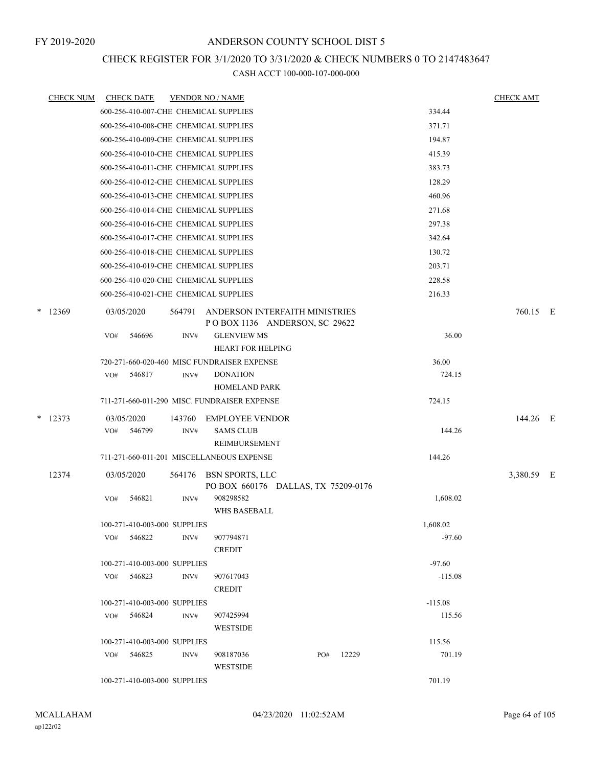FY 2019-2020

# ANDERSON COUNTY SCHOOL DIST 5

## CHECK REGISTER FOR 3/1/2020 TO 3/31/2020 & CHECK NUMBERS 0 TO 2147483647

### CASH ACCT 100-000-107-000-000

| CHECK NUM | CHECK DATE | VENDOR NO / NAME | | CHECK AMT |
|---|---|---|---|---|
| | 600-256-410-007-CHE CHEMICAL SUPPLIES | | 334.44 | |
| | 600-256-410-008-CHE CHEMICAL SUPPLIES | | 371.71 | |
| | 600-256-410-009-CHE CHEMICAL SUPPLIES | | 194.87 | |
| | 600-256-410-010-CHE CHEMICAL SUPPLIES | | 415.39 | |
| | 600-256-410-011-CHE CHEMICAL SUPPLIES | | 383.73 | |
| | 600-256-410-012-CHE CHEMICAL SUPPLIES | | 128.29 | |
| | 600-256-410-013-CHE CHEMICAL SUPPLIES | | 460.96 | |
| | 600-256-410-014-CHE CHEMICAL SUPPLIES | | 271.68 | |
| | 600-256-410-016-CHE CHEMICAL SUPPLIES | | 297.38 | |
| | 600-256-410-017-CHE CHEMICAL SUPPLIES | | 342.64 | |
| | 600-256-410-018-CHE CHEMICAL SUPPLIES | | 130.72 | |
| | 600-256-410-019-CHE CHEMICAL SUPPLIES | | 203.71 | |
| | 600-256-410-020-CHE CHEMICAL SUPPLIES | | 228.58 | |
| | 600-256-410-021-CHE CHEMICAL SUPPLIES | | 216.33 | |
| * 12369 | 03/05/2020 | 564791 ANDERSON INTERFAITH MINISTRIES<br>P O BOX 1136 ANDERSON, SC 29622 | | 760.15 E |
| | VO# 546696 INV# | GLENVIEW MS<br>HEART FOR HELPING | 36.00 | |
| | 720-271-660-020-460 MISC FUNDRAISER EXPENSE | | 36.00 | |
| | VO# 546817 INV# | DONATION<br>HOMELAND PARK | 724.15 | |
| | 711-271-660-011-290 MISC. FUNDRAISER EXPENSE | | 724.15 | |
| * 12373 | 03/05/2020 | 143760 EMPLOYEE VENDOR | | 144.26 E |
| | VO# 546799 INV# | SAMS CLUB<br>REIMBURSEMENT | 144.26 | |
| | 711-271-660-011-201 MISCELLANEOUS EXPENSE | | 144.26 | |
| 12374 | 03/05/2020 | 564176 BSN SPORTS, LLC<br>PO BOX 660176 DALLAS, TX 75209-0176 | | 3,380.59 E |
| | VO# 546821 INV# | 908298582<br>WHS BASEBALL | 1,608.02 | |
| | 100-271-410-003-000 SUPPLIES | | 1,608.02 | |
| | VO# 546822 INV# | 907794871<br>CREDIT | -97.60 | |
| | 100-271-410-003-000 SUPPLIES | | -97.60 | |
| | VO# 546823 INV# | 907617043<br>CREDIT | -115.08 | |
| | 100-271-410-003-000 SUPPLIES | | -115.08 | |
| | VO# 546824 INV# | 907425994<br>WESTSIDE | 115.56 | |
| | 100-271-410-003-000 SUPPLIES | | 115.56 | |
| | VO# 546825 INV# | 908187036 PO# 12229<br>WESTSIDE | 701.19 | |
| | 100-271-410-003-000 SUPPLIES | | 701.19 | |

MCALLAHAM
ap122r02

04/23/2020 11:02:52AM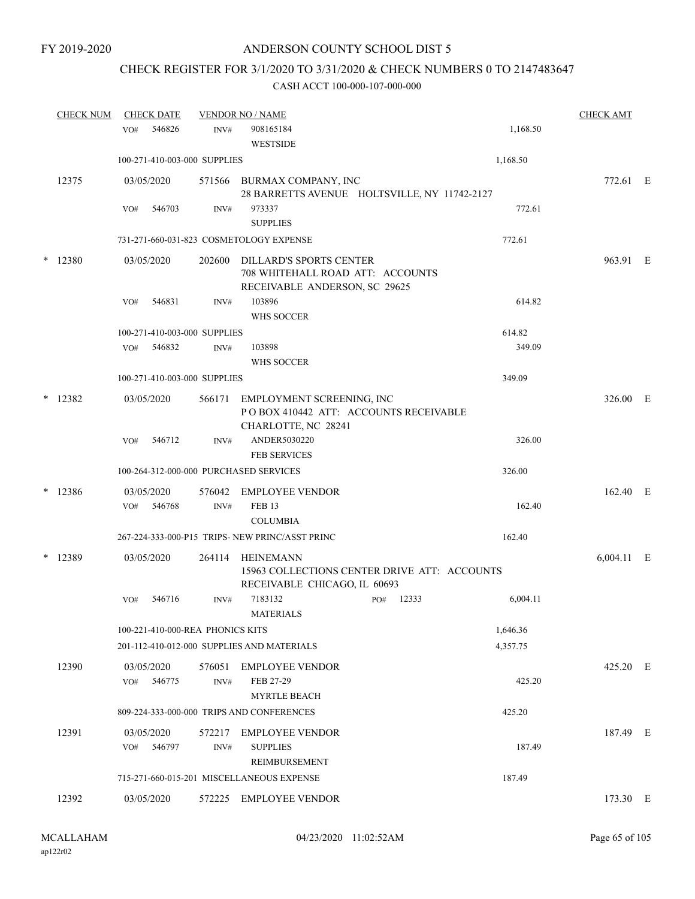FY 2019-2020

ANDERSON COUNTY SCHOOL DIST 5

CHECK REGISTER FOR 3/1/2020 TO 3/31/2020 & CHECK NUMBERS 0 TO 2147483647

CASH ACCT 100-000-107-000-000

| CHECK NUM | CHECK DATE | VENDOR NO / NAME | | | CHECK AMT |
|---|---|---|---|---|---|
| | VO# 546826 | INV# 908165184 WESTSIDE | | 1,168.50 | |
| | 100-271-410-003-000 SUPPLIES | | | 1,168.50 | |
| 12375 | 03/05/2020 | 571566 BURMAX COMPANY, INC 28 BARRETTS AVENUE HOLTSVILLE, NY 11742-2127 | | | 772.61 E |
| | VO# 546703 | INV# 973337 SUPPLIES | | 772.61 | |
| | 731-271-660-031-823 COSMETOLOGY EXPENSE | | | 772.61 | |
| * 12380 | 03/05/2020 | 202600 DILLARD'S SPORTS CENTER 708 WHITEHALL ROAD ATT: ACCOUNTS RECEIVABLE ANDERSON, SC 29625 | | | 963.91 E |
| | VO# 546831 | INV# 103896 WHS SOCCER | | 614.82 | |
| | 100-271-410-003-000 SUPPLIES | | | 614.82 | |
| | VO# 546832 | INV# 103898 WHS SOCCER | | 349.09 | |
| | 100-271-410-003-000 SUPPLIES | | | 349.09 | |
| * 12382 | 03/05/2020 | 566171 EMPLOYMENT SCREENING, INC P O BOX 410442 ATT: ACCOUNTS RECEIVABLE CHARLOTTE, NC 28241 | | | 326.00 E |
| | VO# 546712 | INV# ANDER5030220 FEB SERVICES | | 326.00 | |
| | 100-264-312-000-000 PURCHASED SERVICES | | | 326.00 | |
| * 12386 | 03/05/2020 | 576042 EMPLOYEE VENDOR | | | 162.40 E |
| | VO# 546768 | INV# FEB 13 COLUMBIA | | 162.40 | |
| | 267-224-333-000-P15 TRIPS- NEW PRINC/ASST PRINC | | | 162.40 | |
| * 12389 | 03/05/2020 | 264114 HEINEMANN 15963 COLLECTIONS CENTER DRIVE ATT: ACCOUNTS RECEIVABLE CHICAGO, IL 60693 | | | 6,004.11 E |
| | VO# 546716 | INV# 7183132 MATERIALS | PO# 12333 | 6,004.11 | |
| | 100-221-410-000-REA PHONICS KITS | | | 1,646.36 | |
| | 201-112-410-012-000 SUPPLIES AND MATERIALS | | | 4,357.75 | |
| 12390 | 03/05/2020 | 576051 EMPLOYEE VENDOR | | | 425.20 E |
| | VO# 546775 | INV# FEB 27-29 MYRTLE BEACH | | 425.20 | |
| | 809-224-333-000-000 TRIPS AND CONFERENCES | | | 425.20 | |
| 12391 | 03/05/2020 | 572217 EMPLOYEE VENDOR | | | 187.49 E |
| | VO# 546797 | INV# SUPPLIES REIMBURSEMENT | | 187.49 | |
| | 715-271-660-015-201 MISCELLANEOUS EXPENSE | | | 187.49 | |
| 12392 | 03/05/2020 | 572225 EMPLOYEE VENDOR | | | 173.30 E |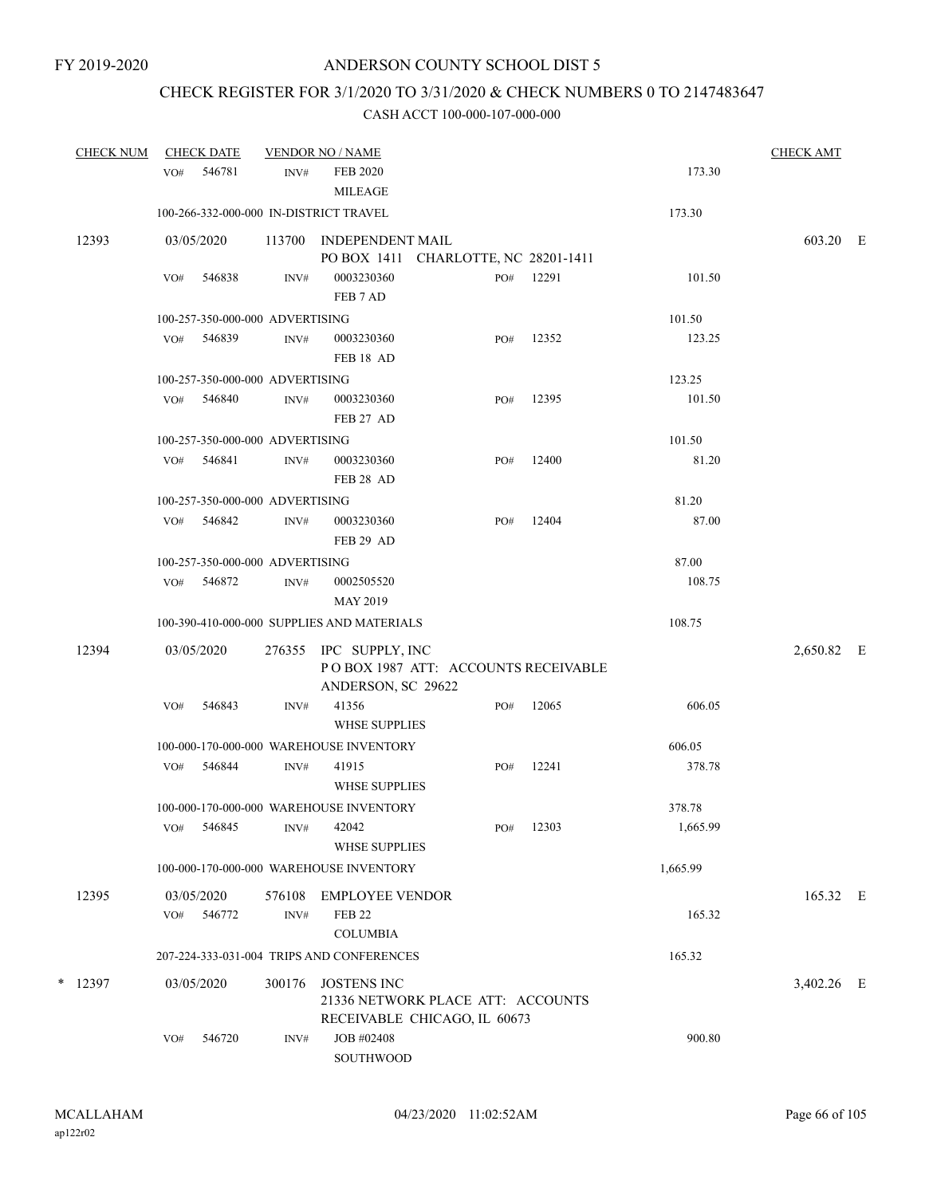FY 2019-2020

# ANDERSON COUNTY SCHOOL DIST 5

## CHECK REGISTER FOR 3/1/2020 TO 3/31/2020 & CHECK NUMBERS 0 TO 2147483647

CASH ACCT 100-000-107-000-000

| CHECK NUM | CHECK DATE | VENDOR NO / NAME | | | | CHECK AMT |
|---|---|---|---|---|---|---|
| | VO# 546781 | INV# | FEB 2020 MILEAGE | | 173.30 | |
| | 100-266-332-000-000 IN-DISTRICT TRAVEL | | | | 173.30 | |
| 12393 | 03/05/2020 | 113700 | INDEPENDENT MAIL PO BOX 1411 CHARLOTTE, NC 28201-1411 | | | 603.20 E |
| | VO# 546838 | INV# | 0003230360 FEB 7 AD | PO# 12291 | 101.50 | |
| | 100-257-350-000-000 ADVERTISING | | | | 101.50 | |
| | VO# 546839 | INV# | 0003230360 FEB 18 AD | PO# 12352 | 123.25 | |
| | 100-257-350-000-000 ADVERTISING | | | | 123.25 | |
| | VO# 546840 | INV# | 0003230360 FEB 27 AD | PO# 12395 | 101.50 | |
| | 100-257-350-000-000 ADVERTISING | | | | 101.50 | |
| | VO# 546841 | INV# | 0003230360 FEB 28 AD | PO# 12400 | 81.20 | |
| | 100-257-350-000-000 ADVERTISING | | | | 81.20 | |
| | VO# 546842 | INV# | 0003230360 FEB 29 AD | PO# 12404 | 87.00 | |
| | 100-257-350-000-000 ADVERTISING | | | | 87.00 | |
| | VO# 546872 | INV# | 0002505520 MAY 2019 | | 108.75 | |
| | 100-390-410-000-000 SUPPLIES AND MATERIALS | | | | 108.75 | |
| 12394 | 03/05/2020 | 276355 | IPC SUPPLY, INC P O BOX 1987 ATT: ACCOUNTS RECEIVABLE ANDERSON, SC 29622 | | | 2,650.82 E |
| | VO# 546843 | INV# | 41356 WHSE SUPPLIES | PO# 12065 | 606.05 | |
| | 100-000-170-000-000 WAREHOUSE INVENTORY | | | | 606.05 | |
| | VO# 546844 | INV# | 41915 WHSE SUPPLIES | PO# 12241 | 378.78 | |
| | 100-000-170-000-000 WAREHOUSE INVENTORY | | | | 378.78 | |
| | VO# 546845 | INV# | 42042 WHSE SUPPLIES | PO# 12303 | 1,665.99 | |
| | 100-000-170-000-000 WAREHOUSE INVENTORY | | | | 1,665.99 | |
| 12395 | 03/05/2020 | 576108 | EMPLOYEE VENDOR | | | 165.32 E |
| | VO# 546772 | INV# | FEB 22 COLUMBIA | | 165.32 | |
| | 207-224-333-031-004 TRIPS AND CONFERENCES | | | | 165.32 | |
| * 12397 | 03/05/2020 | 300176 | JOSTENS INC 21336 NETWORK PLACE ATT: ACCOUNTS RECEIVABLE CHICAGO, IL 60673 | | | 3,402.26 E |
| | VO# 546720 | INV# | JOB #02408 SOUTHWOOD | | 900.80 | |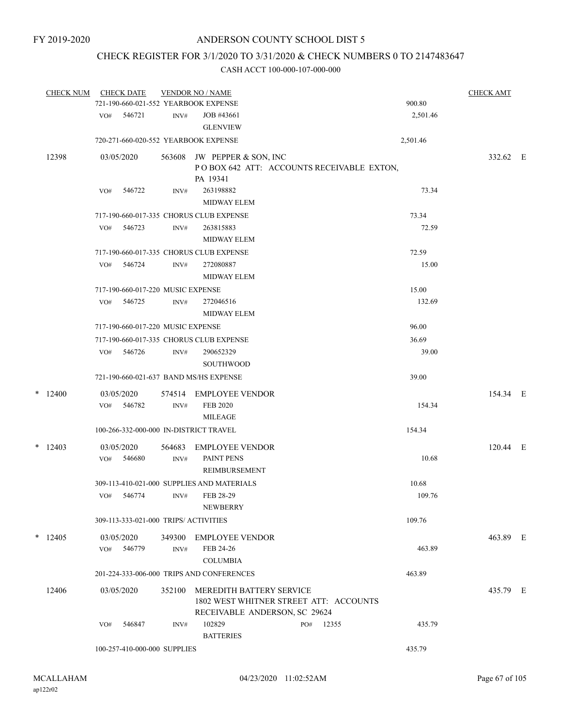FY 2019-2020

# ANDERSON COUNTY SCHOOL DIST 5

## CHECK REGISTER FOR 3/1/2020 TO 3/31/2020 & CHECK NUMBERS 0 TO 2147483647

### CASH ACCT 100-000-107-000-000

| CHECK NUM | CHECK DATE | VENDOR NO / NAME | | CHECK AMT |
|---|---|---|---|---|
| | 721-190-660-021-552 YEARBOOK EXPENSE | | 900.80 | |
| | VO# 546721 | INV# JOB #43661 GLENVIEW | 2,501.46 | |
| | 720-271-660-020-552 YEARBOOK EXPENSE | | 2,501.46 | |
| 12398 | 03/05/2020 | 563608 JW PEPPER & SON, INC P O BOX 642 ATT: ACCOUNTS RECEIVABLE EXTON, PA 19341 | | 332.62 E |
| | VO# 546722 | INV# 263198882 MIDWAY ELEM | 73.34 | |
| | 717-190-660-017-335 CHORUS CLUB EXPENSE | | 73.34 | |
| | VO# 546723 | INV# 263815883 MIDWAY ELEM | 72.59 | |
| | 717-190-660-017-335 CHORUS CLUB EXPENSE | | 72.59 | |
| | VO# 546724 | INV# 272080887 MIDWAY ELEM | 15.00 | |
| | 717-190-660-017-220 MUSIC EXPENSE | | 15.00 | |
| | VO# 546725 | INV# 272046516 MIDWAY ELEM | 132.69 | |
| | 717-190-660-017-220 MUSIC EXPENSE | | 96.00 | |
| | 717-190-660-017-335 CHORUS CLUB EXPENSE | | 36.69 | |
| | VO# 546726 | INV# 290652329 SOUTHWOOD | 39.00 | |
| | 721-190-660-021-637 BAND MS/HS EXPENSE | | 39.00 | |
| * 12400 | 03/05/2020 | 574514 EMPLOYEE VENDOR | | 154.34 E |
| | VO# 546782 | INV# FEB 2020 MILEAGE | 154.34 | |
| | 100-266-332-000-000 IN-DISTRICT TRAVEL | | 154.34 | |
| * 12403 | 03/05/2020 | 564683 EMPLOYEE VENDOR | | 120.44 E |
| | VO# 546680 | INV# PAINT PENS REIMBURSEMENT | 10.68 | |
| | 309-113-410-021-000 SUPPLIES AND MATERIALS | | 10.68 | |
| | VO# 546774 | INV# FEB 28-29 NEWBERRY | 109.76 | |
| | 309-113-333-021-000 TRIPS/ ACTIVITIES | | 109.76 | |
| * 12405 | 03/05/2020 | 349300 EMPLOYEE VENDOR | | 463.89 E |
| | VO# 546779 | INV# FEB 24-26 COLUMBIA | 463.89 | |
| | 201-224-333-006-000 TRIPS AND CONFERENCES | | 463.89 | |
| 12406 | 03/05/2020 | 352100 MEREDITH BATTERY SERVICE 1802 WEST WHITNER STREET ATT: ACCOUNTS RECEIVABLE ANDERSON, SC 29624 | | 435.79 E |
| | VO# 546847 | INV# 102829 PO# 12355 BATTERIES | 435.79 | |
| | 100-257-410-000-000 SUPPLIES | | 435.79 | |

MCALLAHAM ap122r02 04/23/2020 11:02:52AM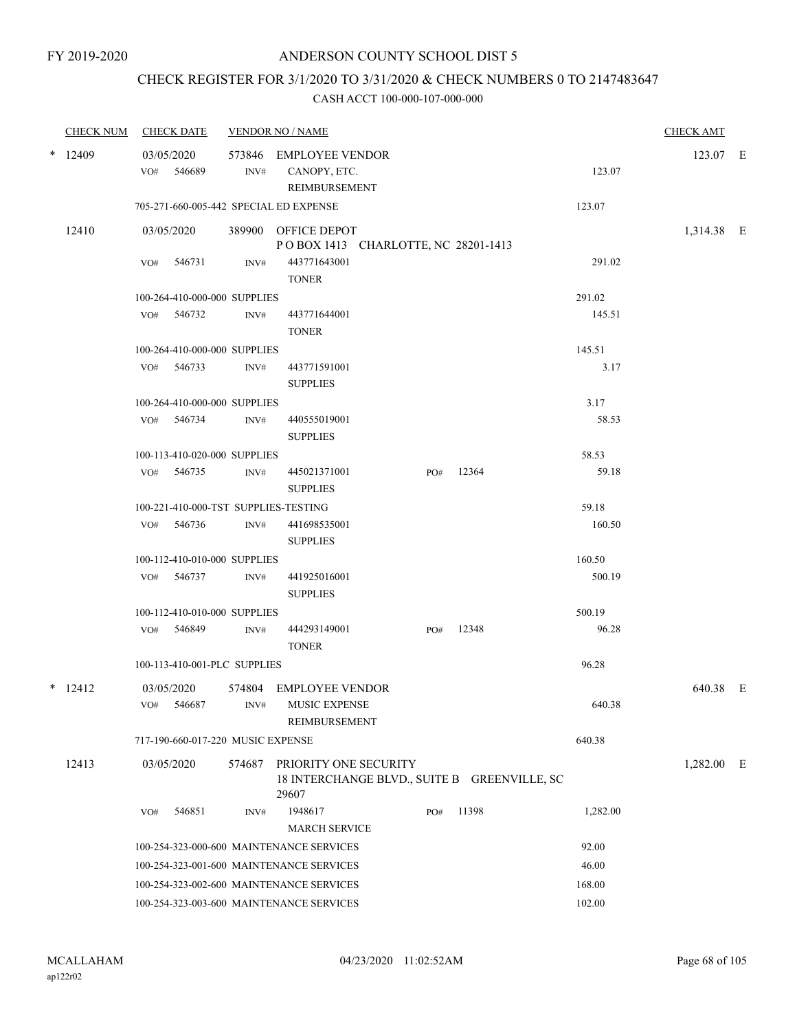FY 2019-2020

# ANDERSON COUNTY SCHOOL DIST 5

## CHECK REGISTER FOR 3/1/2020 TO 3/31/2020 & CHECK NUMBERS 0 TO 2147483647

CASH ACCT 100-000-107-000-000

| CHECK NUM | CHECK DATE | VENDOR NO / NAME | | | CHECK AMT |
|---|---|---|---|---|---|
| * 12409 | 03/05/2020 | 573846 EMPLOYEE VENDOR | | | 123.07 E |
| | VO# 546689 | INV# CANOPY, ETC. REIMBURSEMENT | | 123.07 | |
| | 705-271-660-005-442 SPECIAL ED EXPENSE | | | 123.07 | |
| 12410 | 03/05/2020 | 389900 OFFICE DEPOT<br>P O BOX 1413 CHARLOTTE, NC 28201-1413 | | | 1,314.38 E |
| | VO# 546731 | INV# 443771643001 TONER | | 291.02 | |
| | 100-264-410-000-000 SUPPLIES | | | 291.02 | |
| | VO# 546732 | INV# 443771644001 TONER | | 145.51 | |
| | 100-264-410-000-000 SUPPLIES | | | 145.51 | |
| | VO# 546733 | INV# 443771591001 SUPPLIES | | 3.17 | |
| | 100-264-410-000-000 SUPPLIES | | | 3.17 | |
| | VO# 546734 | INV# 440555019001 SUPPLIES | | 58.53 | |
| | 100-113-410-020-000 SUPPLIES | | | 58.53 | |
| | VO# 546735 | INV# 445021371001 SUPPLIES | PO# 12364 | 59.18 | |
| | 100-221-410-000-TST SUPPLIES-TESTING | | | 59.18 | |
| | VO# 546736 | INV# 441698535001 SUPPLIES | | 160.50 | |
| | 100-112-410-010-000 SUPPLIES | | | 160.50 | |
| | VO# 546737 | INV# 441925016001 SUPPLIES | | 500.19 | |
| | 100-112-410-010-000 SUPPLIES | | | 500.19 | |
| | VO# 546849 | INV# 444293149001 TONER | PO# 12348 | 96.28 | |
| | 100-113-410-001-PLC SUPPLIES | | | 96.28 | |
| * 12412 | 03/05/2020 | 574804 EMPLOYEE VENDOR | | | 640.38 E |
| | VO# 546687 | INV# MUSIC EXPENSE REIMBURSEMENT | | 640.38 | |
| | 717-190-660-017-220 MUSIC EXPENSE | | | 640.38 | |
| 12413 | 03/05/2020 | 574687 PRIORITY ONE SECURITY<br>18 INTERCHANGE BLVD., SUITE B GREENVILLE, SC 29607 | | | 1,282.00 E |
| | VO# 546851 | INV# 1948617 MARCH SERVICE | PO# 11398 | 1,282.00 | |
| | 100-254-323-000-600 MAINTENANCE SERVICES | | | 92.00 | |
| | 100-254-323-001-600 MAINTENANCE SERVICES | | | 46.00 | |
| | 100-254-323-002-600 MAINTENANCE SERVICES | | | 168.00 | |
| | 100-254-323-003-600 MAINTENANCE SERVICES | | | 102.00 | |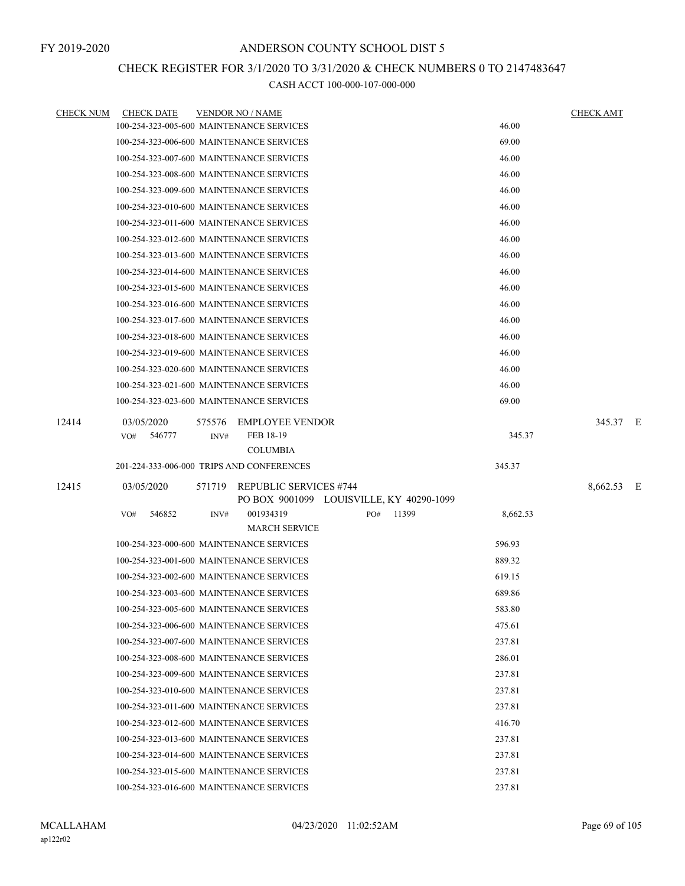FY 2019-2020

# ANDERSON COUNTY SCHOOL DIST 5

## CHECK REGISTER FOR 3/1/2020 TO 3/31/2020 & CHECK NUMBERS 0 TO 2147483647

### CASH ACCT 100-000-107-000-000

| CHECK NUM | CHECK DATE | VENDOR NO / NAME | | CHECK AMT | |
|---|---|---|---|---|---|
| | 100-254-323-005-600 MAINTENANCE SERVICES | | 46.00 | | |
| | 100-254-323-006-600 MAINTENANCE SERVICES | | 69.00 | | |
| | 100-254-323-007-600 MAINTENANCE SERVICES | | 46.00 | | |
| | 100-254-323-008-600 MAINTENANCE SERVICES | | 46.00 | | |
| | 100-254-323-009-600 MAINTENANCE SERVICES | | 46.00 | | |
| | 100-254-323-010-600 MAINTENANCE SERVICES | | 46.00 | | |
| | 100-254-323-011-600 MAINTENANCE SERVICES | | 46.00 | | |
| | 100-254-323-012-600 MAINTENANCE SERVICES | | 46.00 | | |
| | 100-254-323-013-600 MAINTENANCE SERVICES | | 46.00 | | |
| | 100-254-323-014-600 MAINTENANCE SERVICES | | 46.00 | | |
| | 100-254-323-015-600 MAINTENANCE SERVICES | | 46.00 | | |
| | 100-254-323-016-600 MAINTENANCE SERVICES | | 46.00 | | |
| | 100-254-323-017-600 MAINTENANCE SERVICES | | 46.00 | | |
| | 100-254-323-018-600 MAINTENANCE SERVICES | | 46.00 | | |
| | 100-254-323-019-600 MAINTENANCE SERVICES | | 46.00 | | |
| | 100-254-323-020-600 MAINTENANCE SERVICES | | 46.00 | | |
| | 100-254-323-021-600 MAINTENANCE SERVICES | | 46.00 | | |
| | 100-254-323-023-600 MAINTENANCE SERVICES | | 69.00 | | |
| 12414 | 03/05/2020 | 575576 EMPLOYEE VENDOR | | 345.37 | E |
| | VO# 546777 | INV# FEB 18-19 COLUMBIA | 345.37 | | |
| | 201-224-333-006-000 TRIPS AND CONFERENCES | | 345.37 | | |
| 12415 | 03/05/2020 | 571719 REPUBLIC SERVICES #744 PO BOX 9001099 LOUISVILLE, KY 40290-1099 | | 8,662.53 | E |
| | VO# 546852 | INV# 001934319 MARCH SERVICE PO# 11399 | 8,662.53 | | |
| | 100-254-323-000-600 MAINTENANCE SERVICES | | 596.93 | | |
| | 100-254-323-001-600 MAINTENANCE SERVICES | | 889.32 | | |
| | 100-254-323-002-600 MAINTENANCE SERVICES | | 619.15 | | |
| | 100-254-323-003-600 MAINTENANCE SERVICES | | 689.86 | | |
| | 100-254-323-005-600 MAINTENANCE SERVICES | | 583.80 | | |
| | 100-254-323-006-600 MAINTENANCE SERVICES | | 475.61 | | |
| | 100-254-323-007-600 MAINTENANCE SERVICES | | 237.81 | | |
| | 100-254-323-008-600 MAINTENANCE SERVICES | | 286.01 | | |
| | 100-254-323-009-600 MAINTENANCE SERVICES | | 237.81 | | |
| | 100-254-323-010-600 MAINTENANCE SERVICES | | 237.81 | | |
| | 100-254-323-011-600 MAINTENANCE SERVICES | | 237.81 | | |
| | 100-254-323-012-600 MAINTENANCE SERVICES | | 416.70 | | |
| | 100-254-323-013-600 MAINTENANCE SERVICES | | 237.81 | | |
| | 100-254-323-014-600 MAINTENANCE SERVICES | | 237.81 | | |
| | 100-254-323-015-600 MAINTENANCE SERVICES | | 237.81 | | |
| | 100-254-323-016-600 MAINTENANCE SERVICES | | 237.81 | | |

MCALLAHAM ap122r02 04/23/2020 11:02:52AM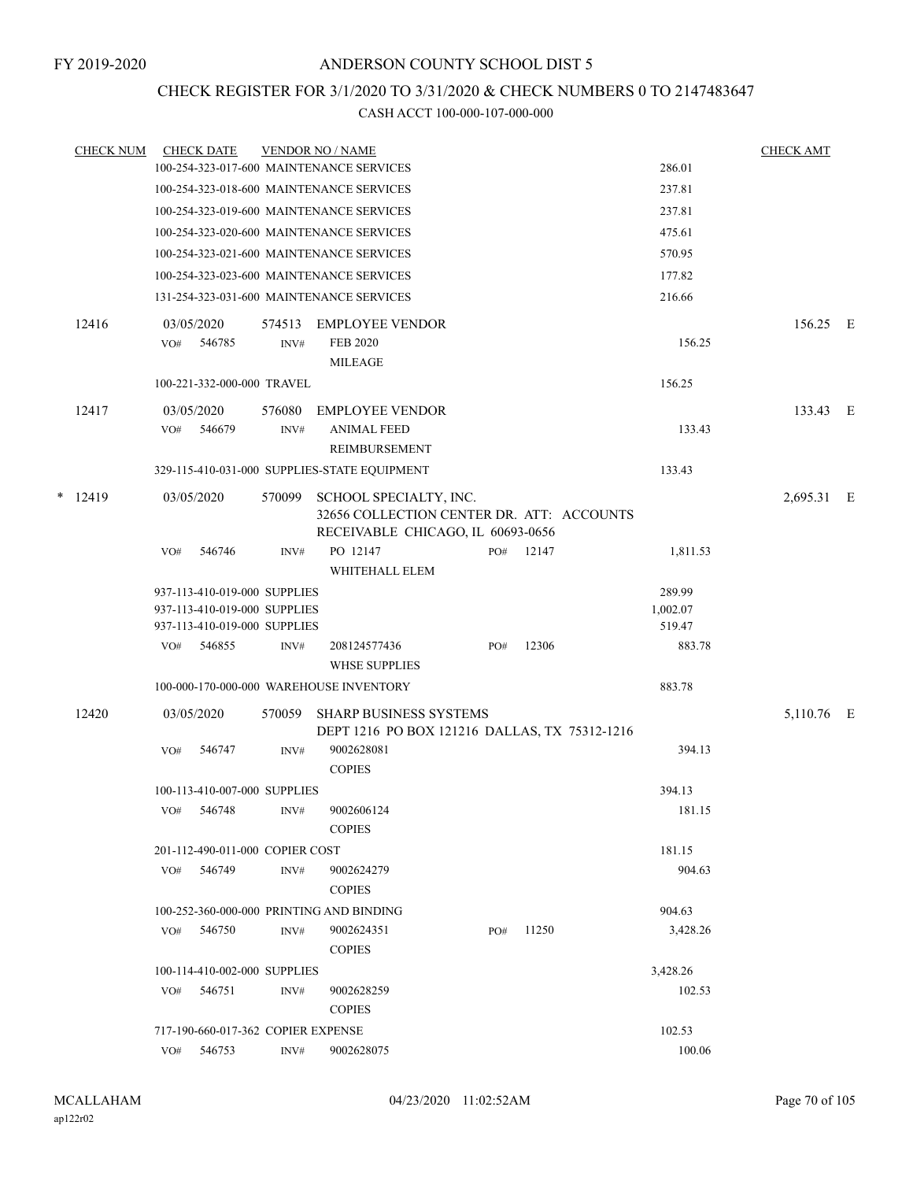FY 2019-2020

# ANDERSON COUNTY SCHOOL DIST 5

## CHECK REGISTER FOR 3/1/2020 TO 3/31/2020 & CHECK NUMBERS 0 TO 2147483647

### CASH ACCT 100-000-107-000-000

| CHECK NUM | CHECK DATE | VENDOR NO / NAME | | | CHECK AMT | |
|---|---|---|---|---|---|---|
| | 100-254-323-017-600 MAINTENANCE SERVICES | | | 286.01 | | |
| | 100-254-323-018-600 MAINTENANCE SERVICES | | | 237.81 | | |
| | 100-254-323-019-600 MAINTENANCE SERVICES | | | 237.81 | | |
| | 100-254-323-020-600 MAINTENANCE SERVICES | | | 475.61 | | |
| | 100-254-323-021-600 MAINTENANCE SERVICES | | | 570.95 | | |
| | 100-254-323-023-600 MAINTENANCE SERVICES | | | 177.82 | | |
| | 131-254-323-031-600 MAINTENANCE SERVICES | | | 216.66 | | |
| 12416 | 03/05/2020 | 574513 EMPLOYEE VENDOR | | | 156.25 | E |
| | VO# 546785 | INV# FEB 2020 MILEAGE | | 156.25 | | |
| | 100-221-332-000-000 TRAVEL | | | 156.25 | | |
| 12417 | 03/05/2020 | 576080 EMPLOYEE VENDOR | | | 133.43 | E |
| | VO# 546679 | INV# ANIMAL FEED REIMBURSEMENT | | 133.43 | | |
| | 329-115-410-031-000 SUPPLIES-STATE EQUIPMENT | | | 133.43 | | |
| * 12419 | 03/05/2020 | 570099 SCHOOL SPECIALTY, INC. 32656 COLLECTION CENTER DR. ATT: ACCOUNTS RECEIVABLE CHICAGO, IL 60693-0656 | | | 2,695.31 | E |
| | VO# 546746 | INV# PO 12147 WHITEHALL ELEM | PO# 12147 | 1,811.53 | | |
| | 937-113-410-019-000 SUPPLIES | | | 289.99 | | |
| | 937-113-410-019-000 SUPPLIES | | | 1,002.07 | | |
| | 937-113-410-019-000 SUPPLIES | | | 519.47 | | |
| | VO# 546855 | INV# 208124577436 WHSE SUPPLIES | PO# 12306 | 883.78 | | |
| | 100-000-170-000-000 WAREHOUSE INVENTORY | | | 883.78 | | |
| 12420 | 03/05/2020 | 570059 SHARP BUSINESS SYSTEMS DEPT 1216 PO BOX 121216 DALLAS, TX 75312-1216 | | | 5,110.76 | E |
| | VO# 546747 | INV# 9002628081 COPIES | | 394.13 | | |
| | 100-113-410-007-000 SUPPLIES | | | 394.13 | | |
| | VO# 546748 | INV# 9002606124 COPIES | | 181.15 | | |
| | 201-112-490-011-000 COPIER COST | | | 181.15 | | |
| | VO# 546749 | INV# 9002624279 COPIES | | 904.63 | | |
| | 100-252-360-000-000 PRINTING AND BINDING | | | 904.63 | | |
| | VO# 546750 | INV# 9002624351 COPIES | PO# 11250 | 3,428.26 | | |
| | 100-114-410-002-000 SUPPLIES | | | 3,428.26 | | |
| | VO# 546751 | INV# 9002628259 COPIES | | 102.53 | | |
| | 717-190-660-017-362 COPIER EXPENSE | | | 102.53 | | |
| | VO# 546753 | INV# 9002628075 | | 100.06 | | |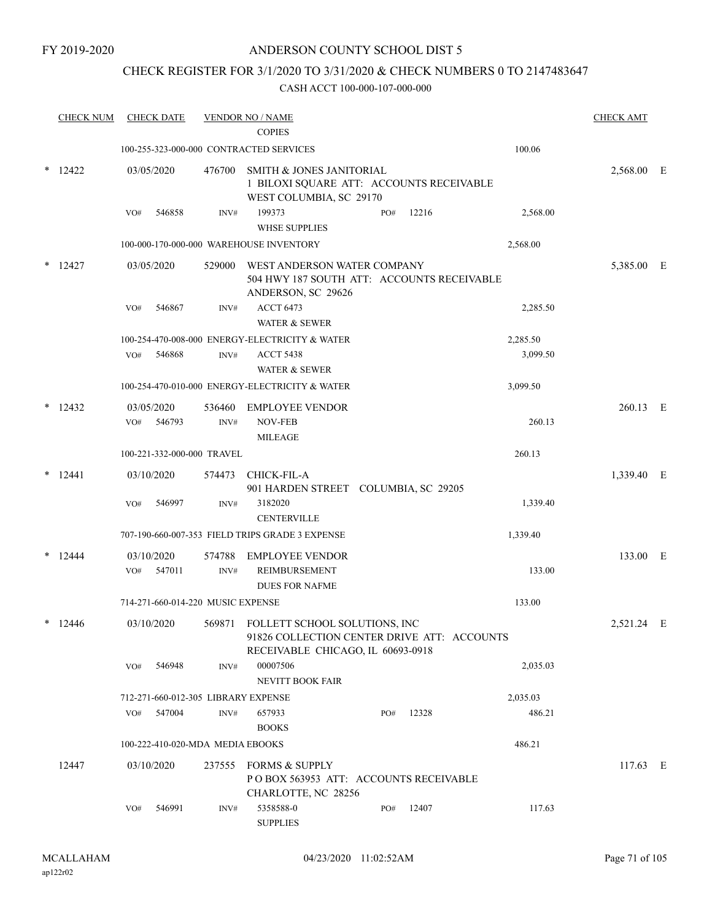FY 2019-2020

# ANDERSON COUNTY SCHOOL DIST 5

## CHECK REGISTER FOR 3/1/2020 TO 3/31/2020 & CHECK NUMBERS 0 TO 2147483647

### CASH ACCT 100-000-107-000-000

| CHECK NUM | CHECK DATE | VENDOR NO / NAME | | CHECK AMT | |
|---|---|---|---|---|---|
| | | COPIES | | | |
| | | 100-255-323-000-000 CONTRACTED SERVICES | 100.06 | | |
| * 12422 | 03/05/2020 | 476700 SMITH & JONES JANITORIAL<br>1 BILOXI SQUARE ATT: ACCOUNTS RECEIVABLE<br>WEST COLUMBIA, SC 29170 | | 2,568.00 | E |
| | VO# 546858 | INV# 199373 PO# 12216<br>WHSE SUPPLIES | 2,568.00 | | |
| | | 100-000-170-000-000 WAREHOUSE INVENTORY | 2,568.00 | | |
| * 12427 | 03/05/2020 | 529000 WEST ANDERSON WATER COMPANY<br>504 HWY 187 SOUTH ATT: ACCOUNTS RECEIVABLE<br>ANDERSON, SC 29626 | | 5,385.00 | E |
| | VO# 546867 | INV# ACCT 6473<br>WATER & SEWER | 2,285.50 | | |
| | | 100-254-470-008-000 ENERGY-ELECTRICITY & WATER | 2,285.50 | | |
| | VO# 546868 | INV# ACCT 5438<br>WATER & SEWER | 3,099.50 | | |
| | | 100-254-470-010-000 ENERGY-ELECTRICITY & WATER | 3,099.50 | | |
| * 12432 | 03/05/2020 | 536460 EMPLOYEE VENDOR | | 260.13 | E |
| | VO# 546793 | INV# NOV-FEB<br>MILEAGE | 260.13 | | |
| | | 100-221-332-000-000 TRAVEL | 260.13 | | |
| * 12441 | 03/10/2020 | 574473 CHICK-FIL-A<br>901 HARDEN STREET COLUMBIA, SC 29205 | | 1,339.40 | E |
| | VO# 546997 | INV# 3182020<br>CENTERVILLE | 1,339.40 | | |
| | | 707-190-660-007-353 FIELD TRIPS GRADE 3 EXPENSE | 1,339.40 | | |
| * 12444 | 03/10/2020 | 574788 EMPLOYEE VENDOR | | 133.00 | E |
| | VO# 547011 | INV# REIMBURSEMENT<br>DUES FOR NAFME | 133.00 | | |
| | | 714-271-660-014-220 MUSIC EXPENSE | 133.00 | | |
| * 12446 | 03/10/2020 | 569871 FOLLETT SCHOOL SOLUTIONS, INC<br>91826 COLLECTION CENTER DRIVE ATT: ACCOUNTS<br>RECEIVABLE CHICAGO, IL 60693-0918 | | 2,521.24 | E |
| | VO# 546948 | INV# 00007506<br>NEVITT BOOK FAIR | 2,035.03 | | |
| | | 712-271-660-012-305 LIBRARY EXPENSE | 2,035.03 | | |
| | VO# 547004 | INV# 657933 PO# 12328<br>BOOKS | 486.21 | | |
| | | 100-222-410-020-MDA MEDIA EBOOKS | 486.21 | | |
| 12447 | 03/10/2020 | 237555 FORMS & SUPPLY<br>P O BOX 563953 ATT: ACCOUNTS RECEIVABLE<br>CHARLOTTE, NC 28256 | | 117.63 | E |
| | VO# 546991 | INV# 5358588-0 PO# 12407<br>SUPPLIES | 117.63 | | |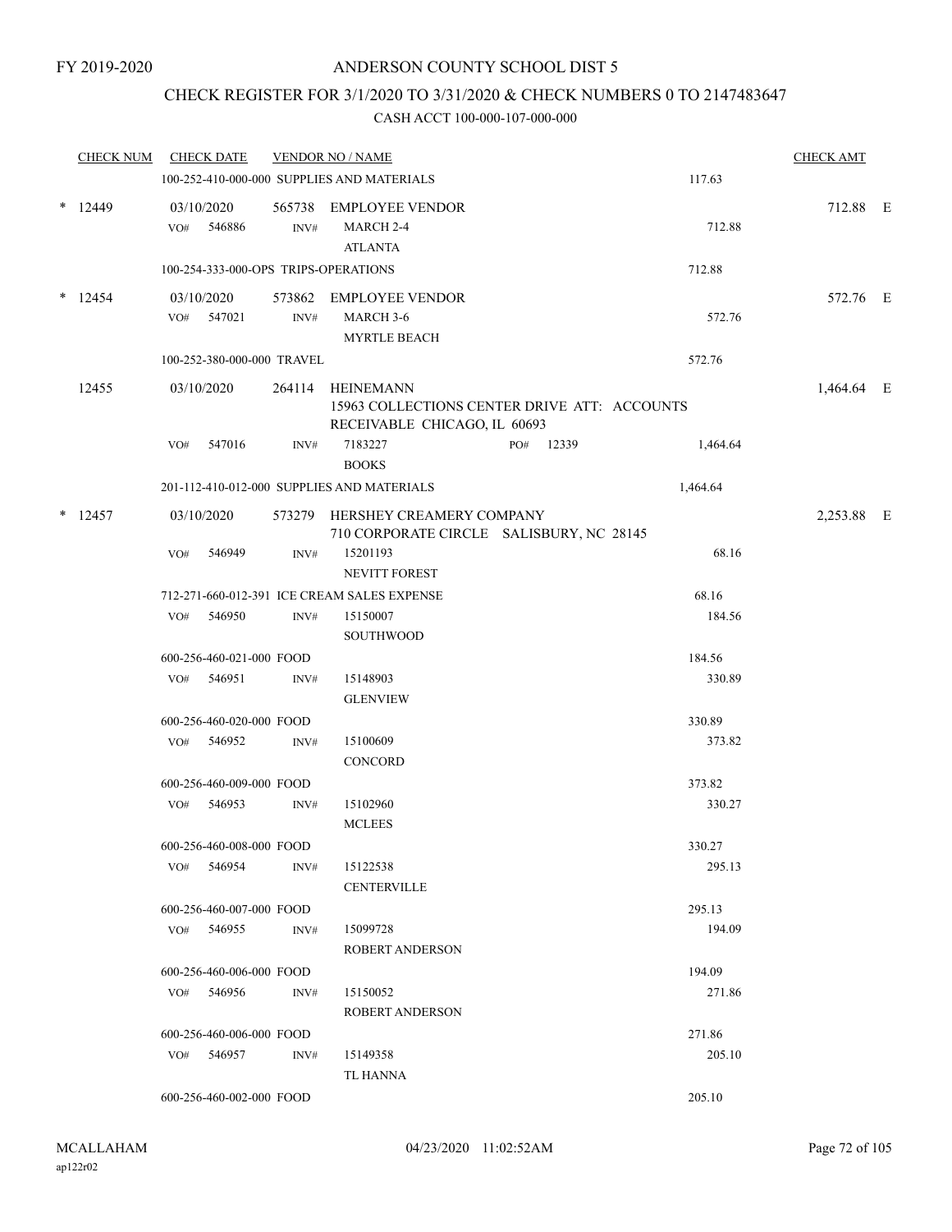FY 2019-2020

# ANDERSON COUNTY SCHOOL DIST 5

## CHECK REGISTER FOR 3/1/2020 TO 3/31/2020 & CHECK NUMBERS 0 TO 2147483647

### CASH ACCT 100-000-107-000-000

| CHECK NUM | CHECK DATE | VENDOR NO / NAME | | CHECK AMT |
|---|---|---|---|---|
| | 100-252-410-000-000 SUPPLIES AND MATERIALS | | 117.63 | |
| * 12449 | 03/10/2020 | 565738 EMPLOYEE VENDOR | | 712.88 E |
| | VO# 546886 | INV# MARCH 2-4 ATLANTA | 712.88 | |
| | 100-254-333-000-OPS TRIPS-OPERATIONS | | 712.88 | |
| * 12454 | 03/10/2020 | 573862 EMPLOYEE VENDOR | | 572.76 E |
| | VO# 547021 | INV# MARCH 3-6 MYRTLE BEACH | 572.76 | |
| | 100-252-380-000-000 TRAVEL | | 572.76 | |
| 12455 | 03/10/2020 | 264114 HEINEMANN 15963 COLLECTIONS CENTER DRIVE ATT: ACCOUNTS RECEIVABLE CHICAGO, IL 60693 | | 1,464.64 E |
| | VO# 547016 | INV# 7183227 PO# 12339 BOOKS | 1,464.64 | |
| | 201-112-410-012-000 SUPPLIES AND MATERIALS | | 1,464.64 | |
| * 12457 | 03/10/2020 | 573279 HERSHEY CREAMERY COMPANY 710 CORPORATE CIRCLE SALISBURY, NC 28145 | | 2,253.88 E |
| | VO# 546949 | INV# 15201193 NEVITT FOREST | 68.16 | |
| | 712-271-660-012-391 ICE CREAM SALES EXPENSE | | 68.16 | |
| | VO# 546950 | INV# 15150007 SOUTHWOOD | 184.56 | |
| | 600-256-460-021-000 FOOD | | 184.56 | |
| | VO# 546951 | INV# 15148903 GLENVIEW | 330.89 | |
| | 600-256-460-020-000 FOOD | | 330.89 | |
| | VO# 546952 | INV# 15100609 CONCORD | 373.82 | |
| | 600-256-460-009-000 FOOD | | 373.82 | |
| | VO# 546953 | INV# 15102960 MCLEES | 330.27 | |
| | 600-256-460-008-000 FOOD | | 330.27 | |
| | VO# 546954 | INV# 15122538 CENTERVILLE | 295.13 | |
| | 600-256-460-007-000 FOOD | | 295.13 | |
| | VO# 546955 | INV# 15099728 ROBERT ANDERSON | 194.09 | |
| | 600-256-460-006-000 FOOD | | 194.09 | |
| | VO# 546956 | INV# 15150052 ROBERT ANDERSON | 271.86 | |
| | 600-256-460-006-000 FOOD | | 271.86 | |
| | VO# 546957 | INV# 15149358 TL HANNA | 205.10 | |
| | 600-256-460-002-000 FOOD | | 205.10 | |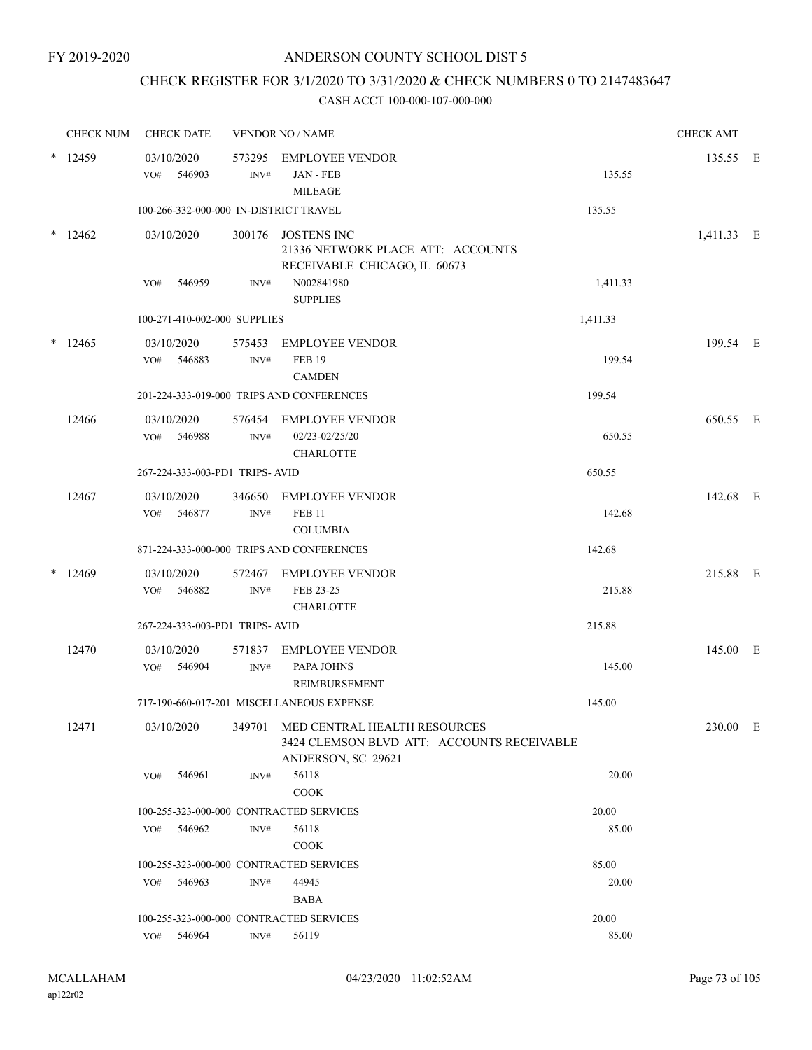FY 2019-2020

# ANDERSON COUNTY SCHOOL DIST 5

## CHECK REGISTER FOR 3/1/2020 TO 3/31/2020 & CHECK NUMBERS 0 TO 2147483647

### CASH ACCT 100-000-107-000-000

| CHECK NUM | CHECK DATE | VENDOR NO / NAME | | CHECK AMT |
|---|---|---|---|---|
| * 12459 | 03/10/2020 | 573295 EMPLOYEE VENDOR | | 135.55 E |
| | VO# 546903 | INV# JAN - FEB MILEAGE | 135.55 | |
| | 100-266-332-000-000 IN-DISTRICT TRAVEL | | 135.55 | |
| * 12462 | 03/10/2020 | 300176 JOSTENS INC 21336 NETWORK PLACE ATT: ACCOUNTS RECEIVABLE CHICAGO, IL 60673 | | 1,411.33 E |
| | VO# 546959 | INV# N002841980 SUPPLIES | 1,411.33 | |
| | 100-271-410-002-000 SUPPLIES | | 1,411.33 | |
| * 12465 | 03/10/2020 | 575453 EMPLOYEE VENDOR | | 199.54 E |
| | VO# 546883 | INV# FEB 19 CAMDEN | 199.54 | |
| | 201-224-333-019-000 TRIPS AND CONFERENCES | | 199.54 | |
| 12466 | 03/10/2020 | 576454 EMPLOYEE VENDOR | | 650.55 E |
| | VO# 546988 | INV# 02/23-02/25/20 CHARLOTTE | 650.55 | |
| | 267-224-333-003-PD1 TRIPS- AVID | | 650.55 | |
| 12467 | 03/10/2020 | 346650 EMPLOYEE VENDOR | | 142.68 E |
| | VO# 546877 | INV# FEB 11 COLUMBIA | 142.68 | |
| | 871-224-333-000-000 TRIPS AND CONFERENCES | | 142.68 | |
| * 12469 | 03/10/2020 | 572467 EMPLOYEE VENDOR | | 215.88 E |
| | VO# 546882 | INV# FEB 23-25 CHARLOTTE | 215.88 | |
| | 267-224-333-003-PD1 TRIPS- AVID | | 215.88 | |
| 12470 | 03/10/2020 | 571837 EMPLOYEE VENDOR | | 145.00 E |
| | VO# 546904 | INV# PAPA JOHNS REIMBURSEMENT | 145.00 | |
| | 717-190-660-017-201 MISCELLANEOUS EXPENSE | | 145.00 | |
| 12471 | 03/10/2020 | 349701 MED CENTRAL HEALTH RESOURCES 3424 CLEMSON BLVD ATT: ACCOUNTS RECEIVABLE ANDERSON, SC 29621 | | 230.00 E |
| | VO# 546961 | INV# 56118 COOK | 20.00 | |
| | 100-255-323-000-000 CONTRACTED SERVICES | | 20.00 | |
| | VO# 546962 | INV# 56118 COOK | 85.00 | |
| | 100-255-323-000-000 CONTRACTED SERVICES | | 85.00 | |
| | VO# 546963 | INV# 44945 BABA | 20.00 | |
| | 100-255-323-000-000 CONTRACTED SERVICES | | 20.00 | |
| | VO# 546964 | INV# 56119 | 85.00 | |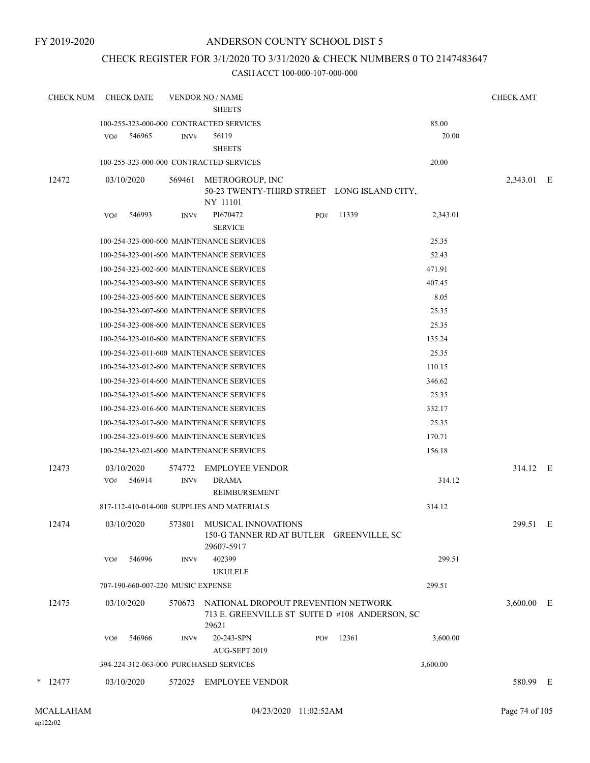FY 2019-2020

# ANDERSON COUNTY SCHOOL DIST 5

## CHECK REGISTER FOR 3/1/2020 TO 3/31/2020 & CHECK NUMBERS 0 TO 2147483647

### CASH ACCT 100-000-107-000-000

| CHECK NUM | CHECK DATE | VENDOR NO / NAME | | CHECK AMT | |
|---|---|---|---|---|---|
| | | SHEETS | | | |
| | 100-255-323-000-000 CONTRACTED SERVICES | | 85.00 | | |
| | VO# 546965 | INV# 56119 SHEETS | 20.00 | | |
| | 100-255-323-000-000 CONTRACTED SERVICES | | 20.00 | | |
| 12472 | 03/10/2020 | 569461 METROGROUP, INC 50-23 TWENTY-THIRD STREET LONG ISLAND CITY, NY 11101 | | 2,343.01 | E |
| | VO# 546993 | INV# PI670472 SERVICE PO# 11339 | 2,343.01 | | |
| | 100-254-323-000-600 MAINTENANCE SERVICES | | 25.35 | | |
| | 100-254-323-001-600 MAINTENANCE SERVICES | | 52.43 | | |
| | 100-254-323-002-600 MAINTENANCE SERVICES | | 471.91 | | |
| | 100-254-323-003-600 MAINTENANCE SERVICES | | 407.45 | | |
| | 100-254-323-005-600 MAINTENANCE SERVICES | | 8.05 | | |
| | 100-254-323-007-600 MAINTENANCE SERVICES | | 25.35 | | |
| | 100-254-323-008-600 MAINTENANCE SERVICES | | 25.35 | | |
| | 100-254-323-010-600 MAINTENANCE SERVICES | | 135.24 | | |
| | 100-254-323-011-600 MAINTENANCE SERVICES | | 25.35 | | |
| | 100-254-323-012-600 MAINTENANCE SERVICES | | 110.15 | | |
| | 100-254-323-014-600 MAINTENANCE SERVICES | | 346.62 | | |
| | 100-254-323-015-600 MAINTENANCE SERVICES | | 25.35 | | |
| | 100-254-323-016-600 MAINTENANCE SERVICES | | 332.17 | | |
| | 100-254-323-017-600 MAINTENANCE SERVICES | | 25.35 | | |
| | 100-254-323-019-600 MAINTENANCE SERVICES | | 170.71 | | |
| | 100-254-323-021-600 MAINTENANCE SERVICES | | 156.18 | | |
| 12473 | 03/10/2020 | 574772 EMPLOYEE VENDOR | | 314.12 | E |
| | VO# 546914 | INV# DRAMA REIMBURSEMENT | 314.12 | | |
| | 817-112-410-014-000 SUPPLIES AND MATERIALS | | 314.12 | | |
| 12474 | 03/10/2020 | 573801 MUSICAL INNOVATIONS 150-G TANNER RD AT BUTLER GREENVILLE, SC 29607-5917 | | 299.51 | E |
| | VO# 546996 | INV# 402399 UKULELE | 299.51 | | |
| | 707-190-660-007-220 MUSIC EXPENSE | | 299.51 | | |
| 12475 | 03/10/2020 | 570673 NATIONAL DROPOUT PREVENTION NETWORK 713 E. GREENVILLE ST SUITE D #108 ANDERSON, SC 29621 | | 3,600.00 | E |
| | VO# 546966 | INV# 20-243-SPN AUG-SEPT 2019 PO# 12361 | 3,600.00 | | |
| | 394-224-312-063-000 PURCHASED SERVICES | | 3,600.00 | | |
| * 12477 | 03/10/2020 | 572025 EMPLOYEE VENDOR | | 580.99 | E |

MCALLAHAM
ap122r02

04/23/2020 11:02:52AM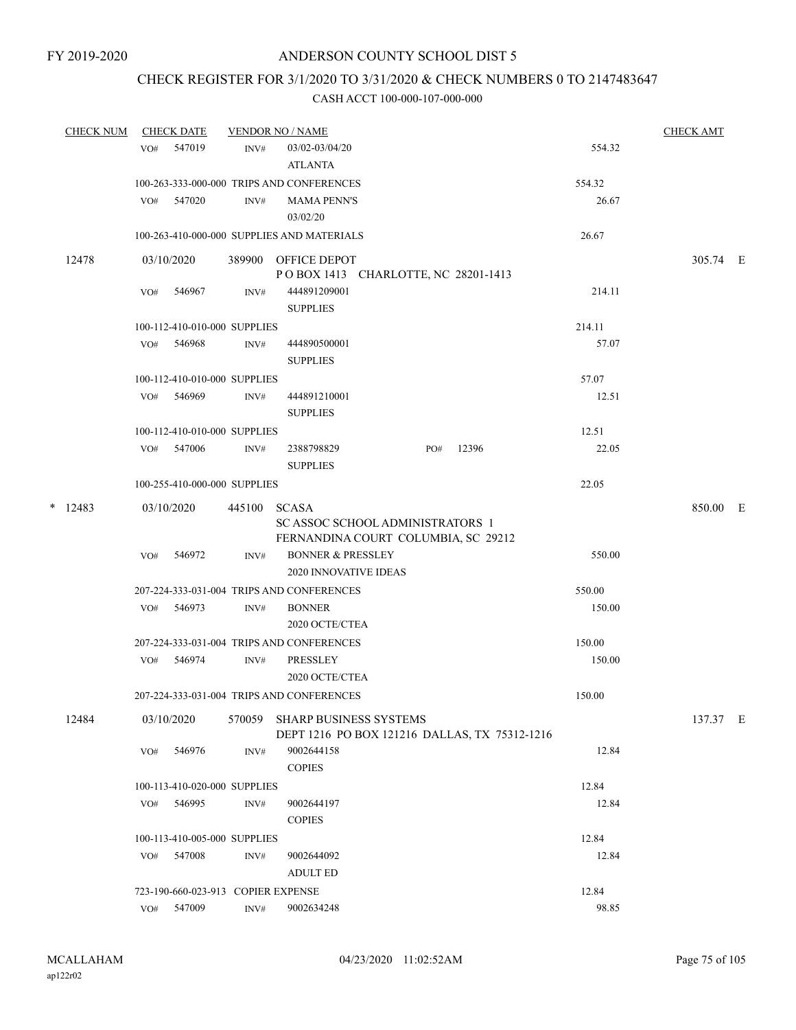FY 2019-2020

# ANDERSON COUNTY SCHOOL DIST 5

## CHECK REGISTER FOR 3/1/2020 TO 3/31/2020 & CHECK NUMBERS 0 TO 2147483647

### CASH ACCT 100-000-107-000-000

| CHECK NUM | CHECK DATE | VENDOR NO / NAME | | CHECK AMT |
|---|---|---|---|---|
| | VO# 547019 | INV# 03/02-03/04/20 ATLANTA | 554.32 | |
| | 100-263-333-000-000 TRIPS AND CONFERENCES | | 554.32 | |
| | VO# 547020 | INV# MAMA PENN'S 03/02/20 | 26.67 | |
| | 100-263-410-000-000 SUPPLIES AND MATERIALS | | 26.67 | |
| 12478 | 03/10/2020 | 389900 OFFICE DEPOT<br>P O BOX 1413 CHARLOTTE, NC 28201-1413 | | 305.74 E |
| | VO# 546967 | INV# 444891209001 SUPPLIES | 214.11 | |
| | 100-112-410-010-000 SUPPLIES | | 214.11 | |
| | VO# 546968 | INV# 444890500001 SUPPLIES | 57.07 | |
| | 100-112-410-010-000 SUPPLIES | | 57.07 | |
| | VO# 546969 | INV# 444891210001 SUPPLIES | 12.51 | |
| | 100-112-410-010-000 SUPPLIES | | 12.51 | |
| | VO# 547006 | INV# 2388798829 PO# 12396 SUPPLIES | 22.05 | |
| | 100-255-410-000-000 SUPPLIES | | 22.05 | |
| * 12483 | 03/10/2020 | 445100 SCASA<br>SC ASSOC SCHOOL ADMINISTRATORS 1<br>FERNANDINA COURT COLUMBIA, SC 29212 | | 850.00 E |
| | VO# 546972 | INV# BONNER & PRESSLEY 2020 INNOVATIVE IDEAS | 550.00 | |
| | 207-224-333-031-004 TRIPS AND CONFERENCES | | 550.00 | |
| | VO# 546973 | INV# BONNER 2020 OCTE/CTEA | 150.00 | |
| | 207-224-333-031-004 TRIPS AND CONFERENCES | | 150.00 | |
| | VO# 546974 | INV# PRESSLEY 2020 OCTE/CTEA | 150.00 | |
| | 207-224-333-031-004 TRIPS AND CONFERENCES | | 150.00 | |
| 12484 | 03/10/2020 | 570059 SHARP BUSINESS SYSTEMS<br>DEPT 1216 PO BOX 121216 DALLAS, TX 75312-1216 | | 137.37 E |
| | VO# 546976 | INV# 9002644158 COPIES | 12.84 | |
| | 100-113-410-020-000 SUPPLIES | | 12.84 | |
| | VO# 546995 | INV# 9002644197 COPIES | 12.84 | |
| | 100-113-410-005-000 SUPPLIES | | 12.84 | |
| | VO# 547008 | INV# 9002644092 ADULT ED | 12.84 | |
| | 723-190-660-023-913 COPIER EXPENSE | | 12.84 | |
| | VO# 547009 | INV# 9002634248 | 98.85 | |

MCALLAHAM ap122r02 04/23/2020 11:02:52AM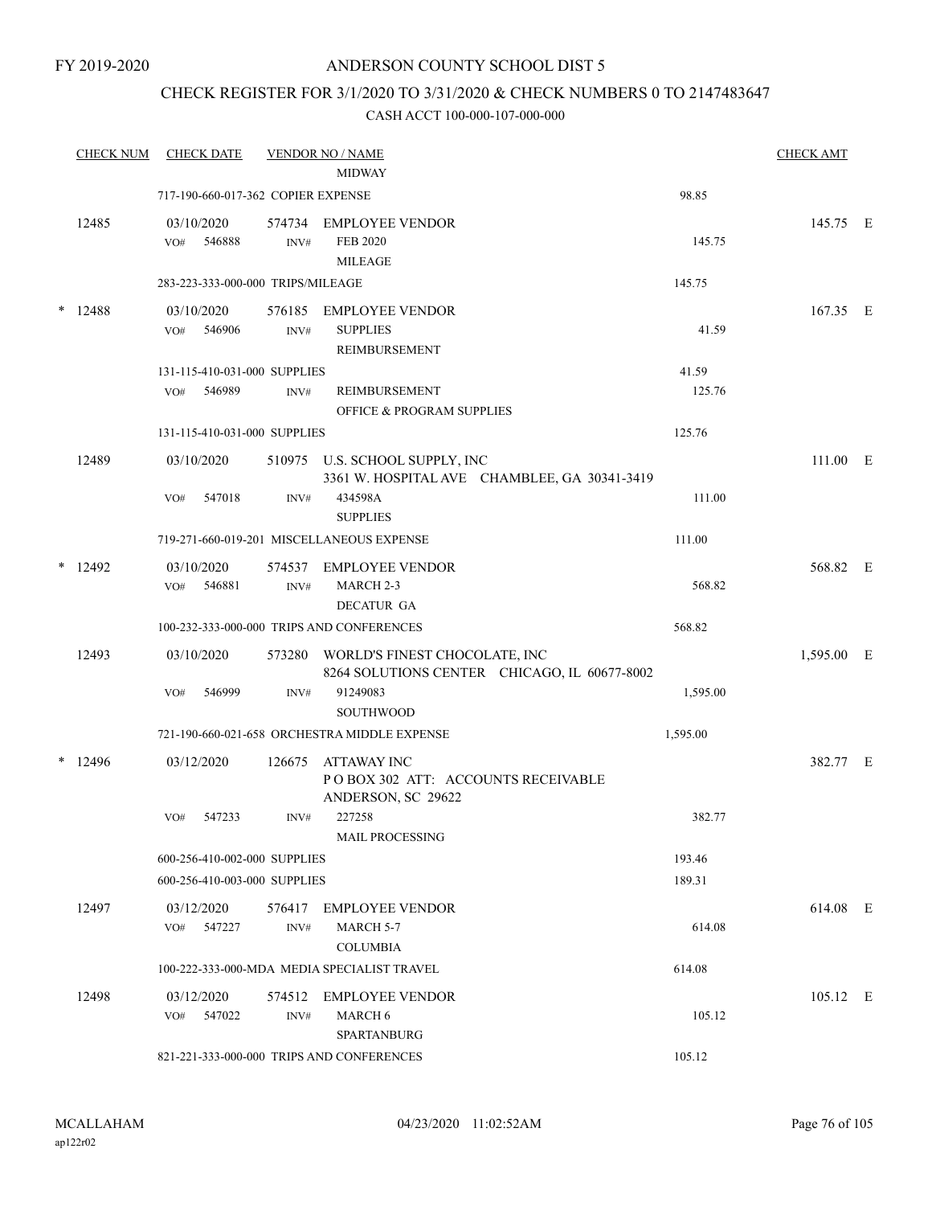FY 2019-2020

# ANDERSON COUNTY SCHOOL DIST 5

## CHECK REGISTER FOR 3/1/2020 TO 3/31/2020 & CHECK NUMBERS 0 TO 2147483647

### CASH ACCT 100-000-107-000-000

| CHECK NUM | CHECK DATE | VENDOR NO / NAME | | CHECK AMT | |
|---|---|---|---|---|---|
| | | MIDWAY | | | |
| | 717-190-660-017-362 COPIER EXPENSE | | 98.85 | | |
| 12485 | 03/10/2020 | 574734 EMPLOYEE VENDOR | | 145.75 | E |
| | VO# 546888 | INV# FEB 2020 MILEAGE | 145.75 | | |
| | 283-223-333-000-000 TRIPS/MILEAGE | | 145.75 | | |
| * 12488 | 03/10/2020 | 576185 EMPLOYEE VENDOR | | 167.35 | E |
| | VO# 546906 | INV# SUPPLIES REIMBURSEMENT | 41.59 | | |
| | 131-115-410-031-000 SUPPLIES | | 41.59 | | |
| | VO# 546989 | INV# REIMBURSEMENT OFFICE & PROGRAM SUPPLIES | 125.76 | | |
| | 131-115-410-031-000 SUPPLIES | | 125.76 | | |
| 12489 | 03/10/2020 | 510975 U.S. SCHOOL SUPPLY, INC 3361 W. HOSPITAL AVE CHAMBLEE, GA 30341-3419 | | 111.00 | E |
| | VO# 547018 | INV# 434598A SUPPLIES | 111.00 | | |
| | 719-271-660-019-201 MISCELLANEOUS EXPENSE | | 111.00 | | |
| * 12492 | 03/10/2020 | 574537 EMPLOYEE VENDOR | | 568.82 | E |
| | VO# 546881 | INV# MARCH 2-3 DECATUR GA | 568.82 | | |
| | 100-232-333-000-000 TRIPS AND CONFERENCES | | 568.82 | | |
| 12493 | 03/10/2020 | 573280 WORLD'S FINEST CHOCOLATE, INC 8264 SOLUTIONS CENTER CHICAGO, IL 60677-8002 | | 1,595.00 | E |
| | VO# 546999 | INV# 91249083 SOUTHWOOD | 1,595.00 | | |
| | 721-190-660-021-658 ORCHESTRA MIDDLE EXPENSE | | 1,595.00 | | |
| * 12496 | 03/12/2020 | 126675 ATTAWAY INC P O BOX 302 ATT: ACCOUNTS RECEIVABLE ANDERSON, SC 29622 | | 382.77 | E |
| | VO# 547233 | INV# 227258 MAIL PROCESSING | 382.77 | | |
| | 600-256-410-002-000 SUPPLIES | | 193.46 | | |
| | 600-256-410-003-000 SUPPLIES | | 189.31 | | |
| 12497 | 03/12/2020 | 576417 EMPLOYEE VENDOR | | 614.08 | E |
| | VO# 547227 | INV# MARCH 5-7 COLUMBIA | 614.08 | | |
| | 100-222-333-000-MDA MEDIA SPECIALIST TRAVEL | | 614.08 | | |
| 12498 | 03/12/2020 | 574512 EMPLOYEE VENDOR | | 105.12 | E |
| | VO# 547022 | INV# MARCH 6 SPARTANBURG | 105.12 | | |
| | 821-221-333-000-000 TRIPS AND CONFERENCES | | 105.12 | | |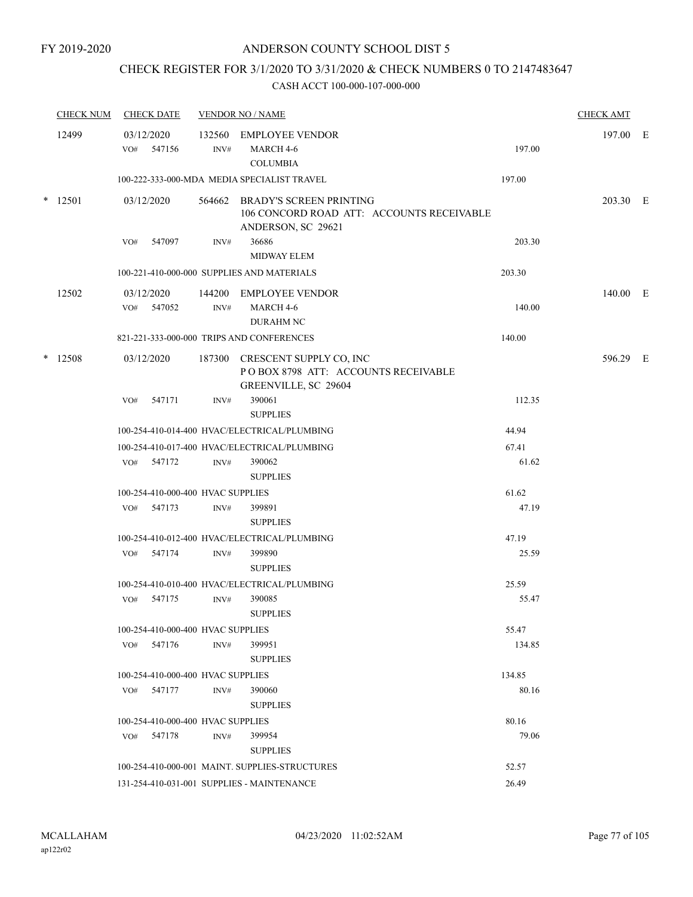FY 2019-2020

ANDERSON COUNTY SCHOOL DIST 5

CHECK REGISTER FOR 3/1/2020 TO 3/31/2020 & CHECK NUMBERS 0 TO 2147483647

CASH ACCT 100-000-107-000-000

| CHECK NUM | CHECK DATE | VENDOR NO / NAME | | CHECK AMT | |
|---|---|---|---|---|---|
| 12499 | 03/12/2020 | 132560 EMPLOYEE VENDOR | | 197.00 | E |
| | VO# 547156 | INV# MARCH 4-6 COLUMBIA | 197.00 | | |
| | 100-222-333-000-MDA MEDIA SPECIALIST TRAVEL | | 197.00 | | |
| * 12501 | 03/12/2020 | 564662 BRADY'S SCREEN PRINTING 106 CONCORD ROAD ATT: ACCOUNTS RECEIVABLE ANDERSON, SC 29621 | | 203.30 | E |
| | VO# 547097 | INV# 36686 MIDWAY ELEM | 203.30 | | |
| | 100-221-410-000-000 SUPPLIES AND MATERIALS | | 203.30 | | |
| 12502 | 03/12/2020 | 144200 EMPLOYEE VENDOR | | 140.00 | E |
| | VO# 547052 | INV# MARCH 4-6 DURAHM NC | 140.00 | | |
| | 821-221-333-000-000 TRIPS AND CONFERENCES | | 140.00 | | |
| * 12508 | 03/12/2020 | 187300 CRESCENT SUPPLY CO, INC P O BOX 8798 ATT: ACCOUNTS RECEIVABLE GREENVILLE, SC 29604 | | 596.29 | E |
| | VO# 547171 | INV# 390061 SUPPLIES | 112.35 | | |
| | 100-254-410-014-400 HVAC/ELECTRICAL/PLUMBING | | 44.94 | | |
| | 100-254-410-017-400 HVAC/ELECTRICAL/PLUMBING | | 67.41 | | |
| | VO# 547172 | INV# 390062 SUPPLIES | 61.62 | | |
| | 100-254-410-000-400 HVAC SUPPLIES | | 61.62 | | |
| | VO# 547173 | INV# 399891 SUPPLIES | 47.19 | | |
| | 100-254-410-012-400 HVAC/ELECTRICAL/PLUMBING | | 47.19 | | |
| | VO# 547174 | INV# 399890 SUPPLIES | 25.59 | | |
| | 100-254-410-010-400 HVAC/ELECTRICAL/PLUMBING | | 25.59 | | |
| | VO# 547175 | INV# 390085 SUPPLIES | 55.47 | | |
| | 100-254-410-000-400 HVAC SUPPLIES | | 55.47 | | |
| | VO# 547176 | INV# 399951 SUPPLIES | 134.85 | | |
| | 100-254-410-000-400 HVAC SUPPLIES | | 134.85 | | |
| | VO# 547177 | INV# 390060 SUPPLIES | 80.16 | | |
| | 100-254-410-000-400 HVAC SUPPLIES | | 80.16 | | |
| | VO# 547178 | INV# 399954 SUPPLIES | 79.06 | | |
| | 100-254-410-000-001 MAINT. SUPPLIES-STRUCTURES | | 52.57 | | |
| | 131-254-410-031-001 SUPPLIES - MAINTENANCE | | 26.49 | | |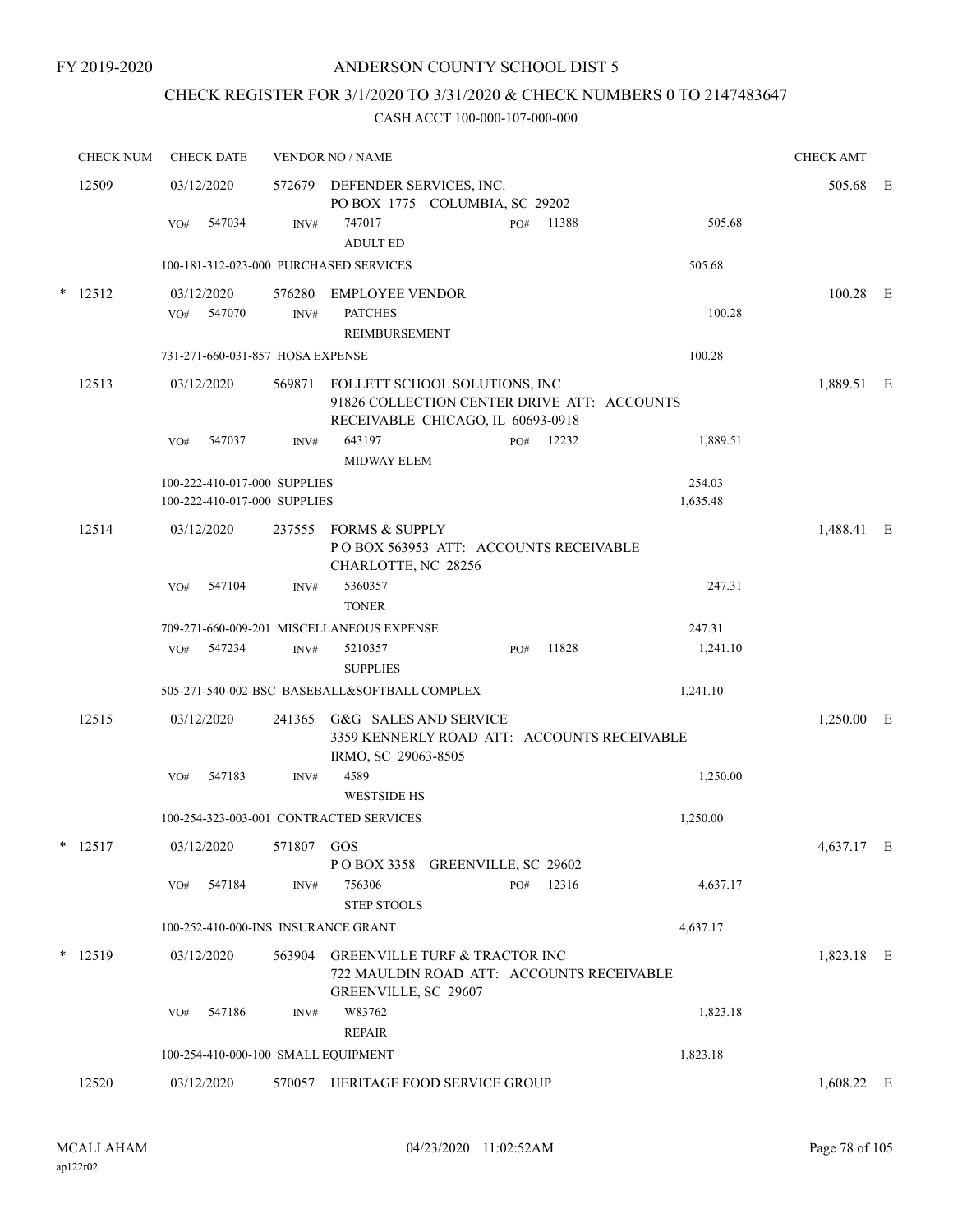FY 2019-2020

# ANDERSON COUNTY SCHOOL DIST 5

## CHECK REGISTER FOR 3/1/2020 TO 3/31/2020 & CHECK NUMBERS 0 TO 2147483647

### CASH ACCT 100-000-107-000-000

| CHECK NUM | CHECK DATE | VENDOR NO / NAME | | | CHECK AMT | |
|---|---|---|---|---|---|---|
| 12509 | 03/12/2020 | 572679 DEFENDER SERVICES, INC.<br>PO BOX 1775 COLUMBIA, SC 29202 | | | 505.68 | E |
| | VO# 547034 | INV# 747017<br>ADULT ED | PO# 11388 | 505.68 | | |
| | 100-181-312-023-000 PURCHASED SERVICES | | | 505.68 | | |
| * 12512 | 03/12/2020 | 576280 EMPLOYEE VENDOR | | | 100.28 | E |
| | VO# 547070 | INV# PATCHES<br>REIMBURSEMENT | | 100.28 | | |
| | 731-271-660-031-857 HOSA EXPENSE | | | 100.28 | | |
| 12513 | 03/12/2020 | 569871 FOLLETT SCHOOL SOLUTIONS, INC<br>91826 COLLECTION CENTER DRIVE ATT: ACCOUNTS RECEIVABLE CHICAGO, IL 60693-0918 | | | 1,889.51 | E |
| | VO# 547037 | INV# 643197<br>MIDWAY ELEM | PO# 12232 | 1,889.51 | | |
| | 100-222-410-017-000 SUPPLIES | | | 254.03 | | |
| | 100-222-410-017-000 SUPPLIES | | | 1,635.48 | | |
| 12514 | 03/12/2020 | 237555 FORMS & SUPPLY<br>P O BOX 563953 ATT: ACCOUNTS RECEIVABLE CHARLOTTE, NC 28256 | | | 1,488.41 | E |
| | VO# 547104 | INV# 5360357<br>TONER | | 247.31 | | |
| | 709-271-660-009-201 MISCELLANEOUS EXPENSE | | | 247.31 | | |
| | VO# 547234 | INV# 5210357<br>SUPPLIES | PO# 11828 | 1,241.10 | | |
| | 505-271-540-002-BSC BASEBALL&SOFTBALL COMPLEX | | | 1,241.10 | | |
| 12515 | 03/12/2020 | 241365 G&G SALES AND SERVICE<br>3359 KENNERLY ROAD ATT: ACCOUNTS RECEIVABLE IRMO, SC 29063-8505 | | | 1,250.00 | E |
| | VO# 547183 | INV# 4589<br>WESTSIDE HS | | 1,250.00 | | |
| | 100-254-323-003-001 CONTRACTED SERVICES | | | 1,250.00 | | |
| * 12517 | 03/12/2020 | 571807 GOS<br>P O BOX 3358 GREENVILLE, SC 29602 | | | 4,637.17 | E |
| | VO# 547184 | INV# 756306<br>STEP STOOLS | PO# 12316 | 4,637.17 | | |
| | 100-252-410-000-INS INSURANCE GRANT | | | 4,637.17 | | |
| * 12519 | 03/12/2020 | 563904 GREENVILLE TURF & TRACTOR INC<br>722 MAULDIN ROAD ATT: ACCOUNTS RECEIVABLE GREENVILLE, SC 29607 | | | 1,823.18 | E |
| | VO# 547186 | INV# W83762<br>REPAIR | | 1,823.18 | | |
| | 100-254-410-000-100 SMALL EQUIPMENT | | | 1,823.18 | | |
| 12520 | 03/12/2020 | 570057 HERITAGE FOOD SERVICE GROUP | | | 1,608.22 | E |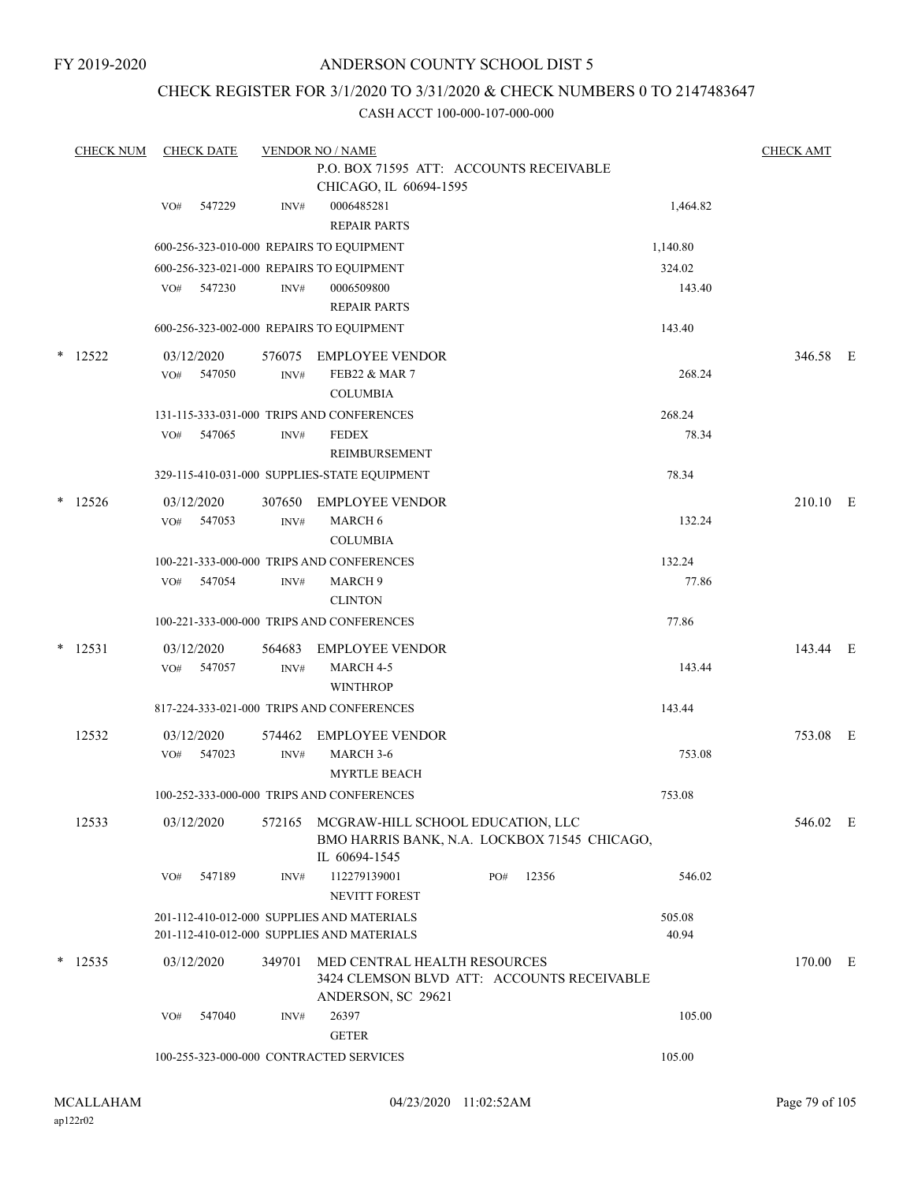FY 2019-2020

# ANDERSON COUNTY SCHOOL DIST 5

## CHECK REGISTER FOR 3/1/2020 TO 3/31/2020 & CHECK NUMBERS 0 TO 2147483647

CASH ACCT 100-000-107-000-000

| CHECK NUM | CHECK DATE | VENDOR NO / NAME | | CHECK AMT |
|---|---|---|---|---|
| | | P.O. BOX 71595 ATT: ACCOUNTS RECEIVABLE CHICAGO, IL 60694-1595 | | |
| | VO# 547229 | INV# 0006485281 REPAIR PARTS | 1,464.82 | |
| | | 600-256-323-010-000 REPAIRS TO EQUIPMENT | 1,140.80 | |
| | | 600-256-323-021-000 REPAIRS TO EQUIPMENT | 324.02 | |
| | VO# 547230 | INV# 0006509800 REPAIR PARTS | 143.40 | |
| | | 600-256-323-002-000 REPAIRS TO EQUIPMENT | 143.40 | |
| * 12522 | 03/12/2020 | 576075 EMPLOYEE VENDOR | | 346.58 E |
| | VO# 547050 | INV# FEB22 & MAR 7 COLUMBIA | 268.24 | |
| | | 131-115-333-031-000 TRIPS AND CONFERENCES | 268.24 | |
| | VO# 547065 | INV# FEDEX REIMBURSEMENT | 78.34 | |
| | | 329-115-410-031-000 SUPPLIES-STATE EQUIPMENT | 78.34 | |
| * 12526 | 03/12/2020 | 307650 EMPLOYEE VENDOR | | 210.10 E |
| | VO# 547053 | INV# MARCH 6 COLUMBIA | 132.24 | |
| | | 100-221-333-000-000 TRIPS AND CONFERENCES | 132.24 | |
| | VO# 547054 | INV# MARCH 9 CLINTON | 77.86 | |
| | | 100-221-333-000-000 TRIPS AND CONFERENCES | 77.86 | |
| * 12531 | 03/12/2020 | 564683 EMPLOYEE VENDOR | | 143.44 E |
| | VO# 547057 | INV# MARCH 4-5 WINTHROP | 143.44 | |
| | | 817-224-333-021-000 TRIPS AND CONFERENCES | 143.44 | |
| 12532 | 03/12/2020 | 574462 EMPLOYEE VENDOR | | 753.08 E |
| | VO# 547023 | INV# MARCH 3-6 MYRTLE BEACH | 753.08 | |
| | | 100-252-333-000-000 TRIPS AND CONFERENCES | 753.08 | |
| 12533 | 03/12/2020 | 572165 MCGRAW-HILL SCHOOL EDUCATION, LLC BMO HARRIS BANK, N.A. LOCKBOX 71545 CHICAGO, IL 60694-1545 | | 546.02 E |
| | VO# 547189 | INV# 112279139001 PO# 12356 NEVITT FOREST | 546.02 | |
| | | 201-112-410-012-000 SUPPLIES AND MATERIALS | 505.08 | |
| | | 201-112-410-012-000 SUPPLIES AND MATERIALS | 40.94 | |
| * 12535 | 03/12/2020 | 349701 MED CENTRAL HEALTH RESOURCES 3424 CLEMSON BLVD ATT: ACCOUNTS RECEIVABLE ANDERSON, SC 29621 | | 170.00 E |
| | VO# 547040 | INV# 26397 GETER | 105.00 | |
| | | 100-255-323-000-000 CONTRACTED SERVICES | 105.00 | |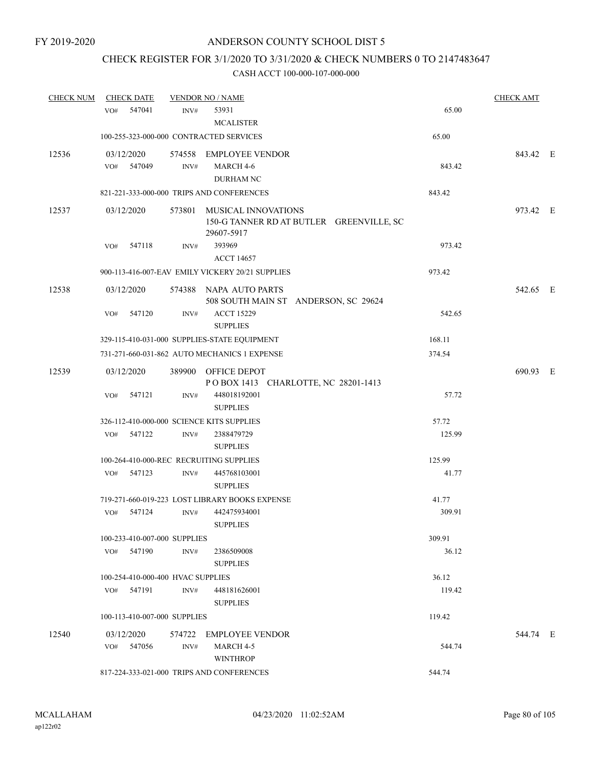# ANDERSON COUNTY SCHOOL DIST 5

## CHECK REGISTER FOR 3/1/2020 TO 3/31/2020 & CHECK NUMBERS 0 TO 2147483647

### CASH ACCT 100-000-107-000-000

| CHECK NUM | CHECK DATE | VENDOR NO / NAME | | CHECK AMT |
|---|---|---|---|---|
| | VO# 547041 | INV# 53931 MCALISTER | 65.00 | |
| | 100-255-323-000-000 CONTRACTED SERVICES | | 65.00 | |
| 12536 | 03/12/2020 | 574558 EMPLOYEE VENDOR | | 843.42 E |
| | VO# 547049 | INV# MARCH 4-6 DURHAM NC | 843.42 | |
| | 821-221-333-000-000 TRIPS AND CONFERENCES | | 843.42 | |
| 12537 | 03/12/2020 | 573801 MUSICAL INNOVATIONS 150-G TANNER RD AT BUTLER GREENVILLE, SC 29607-5917 | | 973.42 E |
| | VO# 547118 | INV# 393969 ACCT 14657 | 973.42 | |
| | 900-113-416-007-EAV EMILY VICKERY 20/21 SUPPLIES | | 973.42 | |
| 12538 | 03/12/2020 | 574388 NAPA AUTO PARTS 508 SOUTH MAIN ST ANDERSON, SC 29624 | | 542.65 E |
| | VO# 547120 | INV# ACCT 15229 SUPPLIES | 542.65 | |
| | 329-115-410-031-000 SUPPLIES-STATE EQUIPMENT | | 168.11 | |
| | 731-271-660-031-862 AUTO MECHANICS 1 EXPENSE | | 374.54 | |
| 12539 | 03/12/2020 | 389900 OFFICE DEPOT P O BOX 1413 CHARLOTTE, NC 28201-1413 | | 690.93 E |
| | VO# 547121 | INV# 448018192001 SUPPLIES | 57.72 | |
| | 326-112-410-000-000 SCIENCE KITS SUPPLIES | | 57.72 | |
| | VO# 547122 | INV# 2388479729 SUPPLIES | 125.99 | |
| | 100-264-410-000-REC RECRUITING SUPPLIES | | 125.99 | |
| | VO# 547123 | INV# 445768103001 SUPPLIES | 41.77 | |
| | 719-271-660-019-223 LOST LIBRARY BOOKS EXPENSE | | 41.77 | |
| | VO# 547124 | INV# 442475934001 SUPPLIES | 309.91 | |
| | 100-233-410-007-000 SUPPLIES | | 309.91 | |
| | VO# 547190 | INV# 2386509008 SUPPLIES | 36.12 | |
| | 100-254-410-000-400 HVAC SUPPLIES | | 36.12 | |
| | VO# 547191 | INV# 448181626001 SUPPLIES | 119.42 | |
| | 100-113-410-007-000 SUPPLIES | | 119.42 | |
| 12540 | 03/12/2020 | 574722 EMPLOYEE VENDOR | | 544.74 E |
| | VO# 547056 | INV# MARCH 4-5 WINTHROP | 544.74 | |
| | 817-224-333-021-000 TRIPS AND CONFERENCES | | 544.74 | |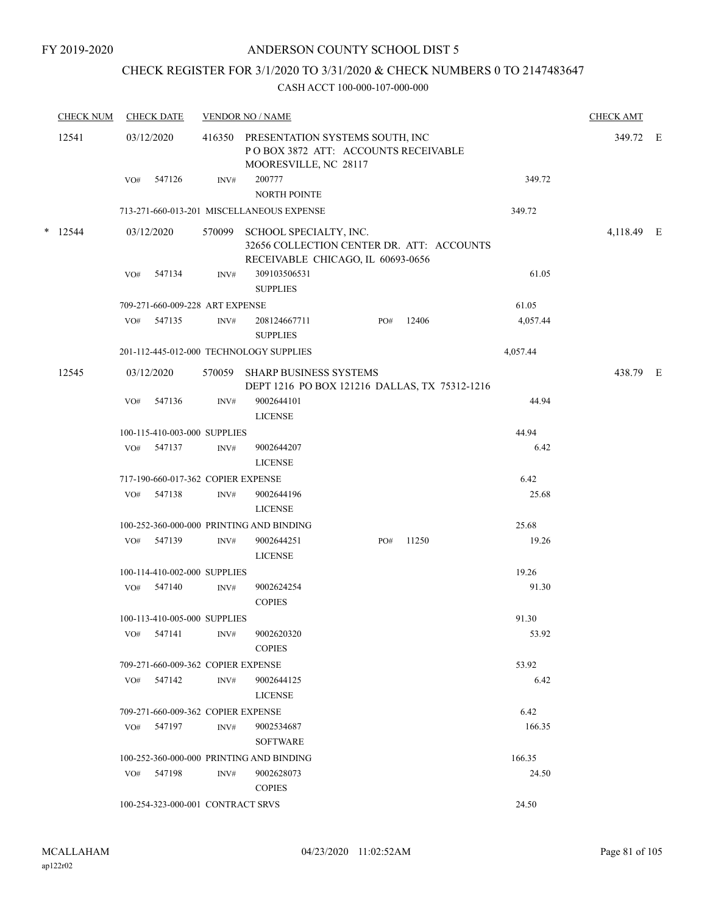FY 2019-2020

# ANDERSON COUNTY SCHOOL DIST 5

## CHECK REGISTER FOR 3/1/2020 TO 3/31/2020 & CHECK NUMBERS 0 TO 2147483647

### CASH ACCT 100-000-107-000-000

| CHECK NUM | CHECK DATE | VENDOR NO / NAME | | | CHECK AMT | |
|---|---|---|---|---|---|---|
| 12541 | 03/12/2020 | 416350 PRESENTATION SYSTEMS SOUTH, INC<br>P O BOX 3872 ATT: ACCOUNTS RECEIVABLE<br>MOORESVILLE, NC 28117 | | | 349.72 | E |
| | VO# 547126 | INV# 200777<br>NORTH POINTE | | 349.72 | | |
| | 713-271-660-013-201 MISCELLANEOUS EXPENSE | | | 349.72 | | |
| * 12544 | 03/12/2020 | 570099 SCHOOL SPECIALTY, INC.<br>32656 COLLECTION CENTER DR. ATT: ACCOUNTS<br>RECEIVABLE CHICAGO, IL 60693-0656 | | | 4,118.49 | E |
| | VO# 547134 | INV# 309103506531<br>SUPPLIES | | 61.05 | | |
| | 709-271-660-009-228 ART EXPENSE | | | 61.05 | | |
| | VO# 547135 | INV# 208124667711<br>SUPPLIES | PO# 12406 | 4,057.44 | | |
| | 201-112-445-012-000 TECHNOLOGY SUPPLIES | | | 4,057.44 | | |
| 12545 | 03/12/2020 | 570059 SHARP BUSINESS SYSTEMS<br>DEPT 1216 PO BOX 121216 DALLAS, TX 75312-1216 | | | 438.79 | E |
| | VO# 547136 | INV# 9002644101<br>LICENSE | | 44.94 | | |
| | 100-115-410-003-000 SUPPLIES | | | 44.94 | | |
| | VO# 547137 | INV# 9002644207<br>LICENSE | | 6.42 | | |
| | 717-190-660-017-362 COPIER EXPENSE | | | 6.42 | | |
| | VO# 547138 | INV# 9002644196<br>LICENSE | | 25.68 | | |
| | 100-252-360-000-000 PRINTING AND BINDING | | | 25.68 | | |
| | VO# 547139 | INV# 9002644251<br>LICENSE | PO# 11250 | 19.26 | | |
| | 100-114-410-002-000 SUPPLIES | | | 19.26 | | |
| | VO# 547140 | INV# 9002624254<br>COPIES | | 91.30 | | |
| | 100-113-410-005-000 SUPPLIES | | | 91.30 | | |
| | VO# 547141 | INV# 9002620320<br>COPIES | | 53.92 | | |
| | 709-271-660-009-362 COPIER EXPENSE | | | 53.92 | | |
| | VO# 547142 | INV# 9002644125<br>LICENSE | | 6.42 | | |
| | 709-271-660-009-362 COPIER EXPENSE | | | 6.42 | | |
| | VO# 547197 | INV# 9002534687<br>SOFTWARE | | 166.35 | | |
| | 100-252-360-000-000 PRINTING AND BINDING | | | 166.35 | | |
| | VO# 547198 | INV# 9002628073<br>COPIES | | 24.50 | | |
| | 100-254-323-000-001 CONTRACT SRVS | | | 24.50 | | |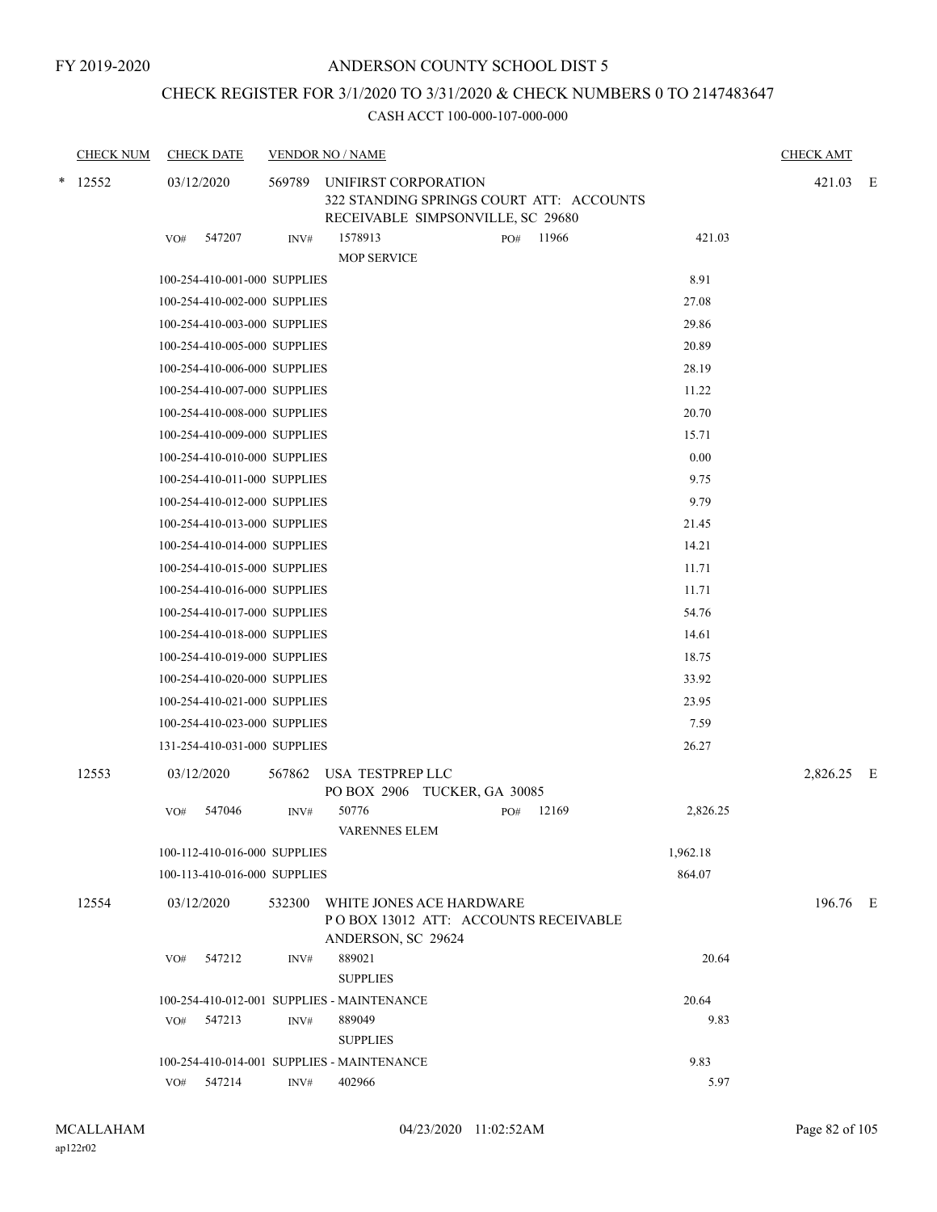FY 2019-2020

# ANDERSON COUNTY SCHOOL DIST 5

## CHECK REGISTER FOR 3/1/2020 TO 3/31/2020 & CHECK NUMBERS 0 TO 2147483647

### CASH ACCT 100-000-107-000-000

| CHECK NUM | CHECK DATE | VENDOR NO / NAME | | | CHECK AMT | |
|---|---|---|---|---|---|---|
| * 12552 | 03/12/2020 | 569789 UNIFIRST CORPORATION<br>322 STANDING SPRINGS COURT ATT: ACCOUNTS RECEIVABLE SIMPSONVILLE, SC 29680 | | | 421.03 | E |
| | VO# 547207 | INV# 1578913<br>MOP SERVICE | PO# 11966 | 421.03 | | |
| | 100-254-410-001-000 SUPPLIES | | | 8.91 | | |
| | 100-254-410-002-000 SUPPLIES | | | 27.08 | | |
| | 100-254-410-003-000 SUPPLIES | | | 29.86 | | |
| | 100-254-410-005-000 SUPPLIES | | | 20.89 | | |
| | 100-254-410-006-000 SUPPLIES | | | 28.19 | | |
| | 100-254-410-007-000 SUPPLIES | | | 11.22 | | |
| | 100-254-410-008-000 SUPPLIES | | | 20.70 | | |
| | 100-254-410-009-000 SUPPLIES | | | 15.71 | | |
| | 100-254-410-010-000 SUPPLIES | | | 0.00 | | |
| | 100-254-410-011-000 SUPPLIES | | | 9.75 | | |
| | 100-254-410-012-000 SUPPLIES | | | 9.79 | | |
| | 100-254-410-013-000 SUPPLIES | | | 21.45 | | |
| | 100-254-410-014-000 SUPPLIES | | | 14.21 | | |
| | 100-254-410-015-000 SUPPLIES | | | 11.71 | | |
| | 100-254-410-016-000 SUPPLIES | | | 11.71 | | |
| | 100-254-410-017-000 SUPPLIES | | | 54.76 | | |
| | 100-254-410-018-000 SUPPLIES | | | 14.61 | | |
| | 100-254-410-019-000 SUPPLIES | | | 18.75 | | |
| | 100-254-410-020-000 SUPPLIES | | | 33.92 | | |
| | 100-254-410-021-000 SUPPLIES | | | 23.95 | | |
| | 100-254-410-023-000 SUPPLIES | | | 7.59 | | |
| | 131-254-410-031-000 SUPPLIES | | | 26.27 | | |
| 12553 | 03/12/2020 | 567862 USA TESTPREP LLC<br>PO BOX 2906 TUCKER, GA 30085 | | | 2,826.25 | E |
| | VO# 547046 | INV# 50776<br>VARENNES ELEM | PO# 12169 | 2,826.25 | | |
| | 100-112-410-016-000 SUPPLIES | | | 1,962.18 | | |
| | 100-113-410-016-000 SUPPLIES | | | 864.07 | | |
| 12554 | 03/12/2020 | 532300 WHITE JONES ACE HARDWARE<br>P O BOX 13012 ATT: ACCOUNTS RECEIVABLE ANDERSON, SC 29624 | | | 196.76 | E |
| | VO# 547212 | INV# 889021<br>SUPPLIES | | 20.64 | | |
| | 100-254-410-012-001 SUPPLIES - MAINTENANCE | | | 20.64 | | |
| | VO# 547213 | INV# 889049<br>SUPPLIES | | 9.83 | | |
| | 100-254-410-014-001 SUPPLIES - MAINTENANCE | | | 9.83 | | |
| | VO# 547214 | INV# 402966 | | 5.97 | | |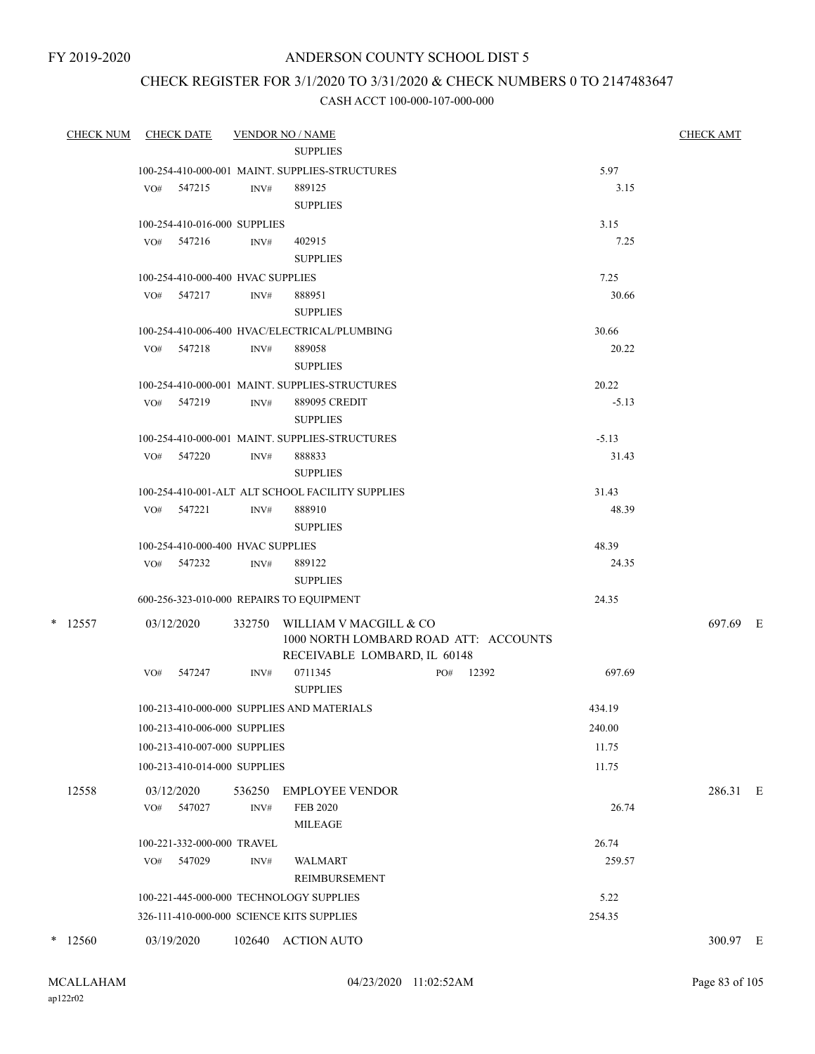FY 2019-2020

# ANDERSON COUNTY SCHOOL DIST 5

## CHECK REGISTER FOR 3/1/2020 TO 3/31/2020 & CHECK NUMBERS 0 TO 2147483647

### CASH ACCT 100-000-107-000-000

| CHECK NUM | CHECK DATE | VENDOR NO / NAME | | CHECK AMT |
|---|---|---|---|---|
| | | SUPPLIES | | |
| | 100-254-410-000-001 MAINT. SUPPLIES-STRUCTURES | | 5.97 | |
| | VO# 547215 INV# | 889125 SUPPLIES | 3.15 | |
| | 100-254-410-016-000 SUPPLIES | | 3.15 | |
| | VO# 547216 INV# | 402915 SUPPLIES | 7.25 | |
| | 100-254-410-000-400 HVAC SUPPLIES | | 7.25 | |
| | VO# 547217 INV# | 888951 SUPPLIES | 30.66 | |
| | 100-254-410-006-400 HVAC/ELECTRICAL/PLUMBING | | 30.66 | |
| | VO# 547218 INV# | 889058 SUPPLIES | 20.22 | |
| | 100-254-410-000-001 MAINT. SUPPLIES-STRUCTURES | | 20.22 | |
| | VO# 547219 INV# | 889095 CREDIT SUPPLIES | -5.13 | |
| | 100-254-410-000-001 MAINT. SUPPLIES-STRUCTURES | | -5.13 | |
| | VO# 547220 INV# | 888833 SUPPLIES | 31.43 | |
| | 100-254-410-001-ALT ALT SCHOOL FACILITY SUPPLIES | | 31.43 | |
| | VO# 547221 INV# | 888910 SUPPLIES | 48.39 | |
| | 100-254-410-000-400 HVAC SUPPLIES | | 48.39 | |
| | VO# 547232 INV# | 889122 SUPPLIES | 24.35 | |
| | 600-256-323-010-000 REPAIRS TO EQUIPMENT | | 24.35 | |
| * 12557 | 03/12/2020 | 332750 WILLIAM V MACGILL & CO 1000 NORTH LOMBARD ROAD ATT: ACCOUNTS RECEIVABLE LOMBARD, IL 60148 | | 697.69 E |
| | VO# 547247 INV# | 0711345 PO# 12392 SUPPLIES | 697.69 | |
| | 100-213-410-000-000 SUPPLIES AND MATERIALS | | 434.19 | |
| | 100-213-410-006-000 SUPPLIES | | 240.00 | |
| | 100-213-410-007-000 SUPPLIES | | 11.75 | |
| | 100-213-410-014-000 SUPPLIES | | 11.75 | |
| 12558 | 03/12/2020 | 536250 EMPLOYEE VENDOR | | 286.31 E |
| | VO# 547027 INV# | FEB 2020 MILEAGE | 26.74 | |
| | 100-221-332-000-000 TRAVEL | | 26.74 | |
| | VO# 547029 INV# | WALMART REIMBURSEMENT | 259.57 | |
| | 100-221-445-000-000 TECHNOLOGY SUPPLIES | | 5.22 | |
| | 326-111-410-000-000 SCIENCE KITS SUPPLIES | | 254.35 | |
| * 12560 | 03/19/2020 | 102640 ACTION AUTO | | 300.97 E |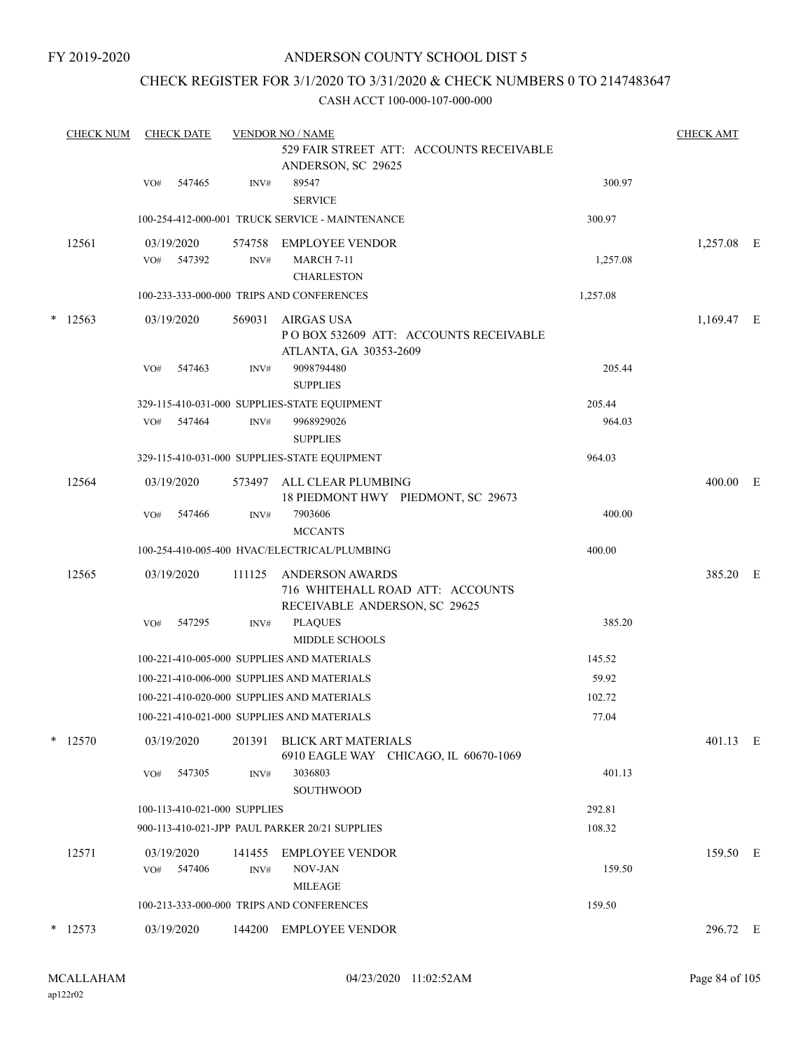FY 2019-2020

# ANDERSON COUNTY SCHOOL DIST 5

## CHECK REGISTER FOR 3/1/2020 TO 3/31/2020 & CHECK NUMBERS 0 TO 2147483647

### CASH ACCT 100-000-107-000-000

| CHECK NUM | CHECK DATE | VENDOR NO / NAME | | CHECK AMT |
|---|---|---|---|---|
| | | 529 FAIR STREET ATT: ACCOUNTS RECEIVABLE ANDERSON, SC 29625 | | |
| | VO# 547465 | INV# 89547 SERVICE | 300.97 | |
| | | 100-254-412-000-001 TRUCK SERVICE - MAINTENANCE | 300.97 | |
| 12561 | 03/19/2020 | 574758 EMPLOYEE VENDOR | | 1,257.08 E |
| | VO# 547392 | INV# MARCH 7-11 CHARLESTON | 1,257.08 | |
| | | 100-233-333-000-000 TRIPS AND CONFERENCES | 1,257.08 | |
| * 12563 | 03/19/2020 | 569031 AIRGAS USA P O BOX 532609 ATT: ACCOUNTS RECEIVABLE ATLANTA, GA 30353-2609 | | 1,169.47 E |
| | VO# 547463 | INV# 9098794480 SUPPLIES | 205.44 | |
| | | 329-115-410-031-000 SUPPLIES-STATE EQUIPMENT | 205.44 | |
| | VO# 547464 | INV# 9968929026 SUPPLIES | 964.03 | |
| | | 329-115-410-031-000 SUPPLIES-STATE EQUIPMENT | 964.03 | |
| 12564 | 03/19/2020 | 573497 ALL CLEAR PLUMBING 18 PIEDMONT HWY PIEDMONT, SC 29673 | | 400.00 E |
| | VO# 547466 | INV# 7903606 MCCANTS | 400.00 | |
| | | 100-254-410-005-400 HVAC/ELECTRICAL/PLUMBING | 400.00 | |
| 12565 | 03/19/2020 | 111125 ANDERSON AWARDS 716 WHITEHALL ROAD ATT: ACCOUNTS RECEIVABLE ANDERSON, SC 29625 | | 385.20 E |
| | VO# 547295 | INV# PLAQUES MIDDLE SCHOOLS | 385.20 | |
| | | 100-221-410-005-000 SUPPLIES AND MATERIALS | 145.52 | |
| | | 100-221-410-006-000 SUPPLIES AND MATERIALS | 59.92 | |
| | | 100-221-410-020-000 SUPPLIES AND MATERIALS | 102.72 | |
| | | 100-221-410-021-000 SUPPLIES AND MATERIALS | 77.04 | |
| * 12570 | 03/19/2020 | 201391 BLICK ART MATERIALS 6910 EAGLE WAY CHICAGO, IL 60670-1069 | | 401.13 E |
| | VO# 547305 | INV# 3036803 SOUTHWOOD | 401.13 | |
| | | 100-113-410-021-000 SUPPLIES | 292.81 | |
| | | 900-113-410-021-JPP PAUL PARKER 20/21 SUPPLIES | 108.32 | |
| 12571 | 03/19/2020 | 141455 EMPLOYEE VENDOR | | 159.50 E |
| | VO# 547406 | INV# NOV-JAN MILEAGE | 159.50 | |
| | | 100-213-333-000-000 TRIPS AND CONFERENCES | 159.50 | |
| * 12573 | 03/19/2020 | 144200 EMPLOYEE VENDOR | | 296.72 E |

MCALLAHAM
ap122r02

04/23/2020 11:02:52AM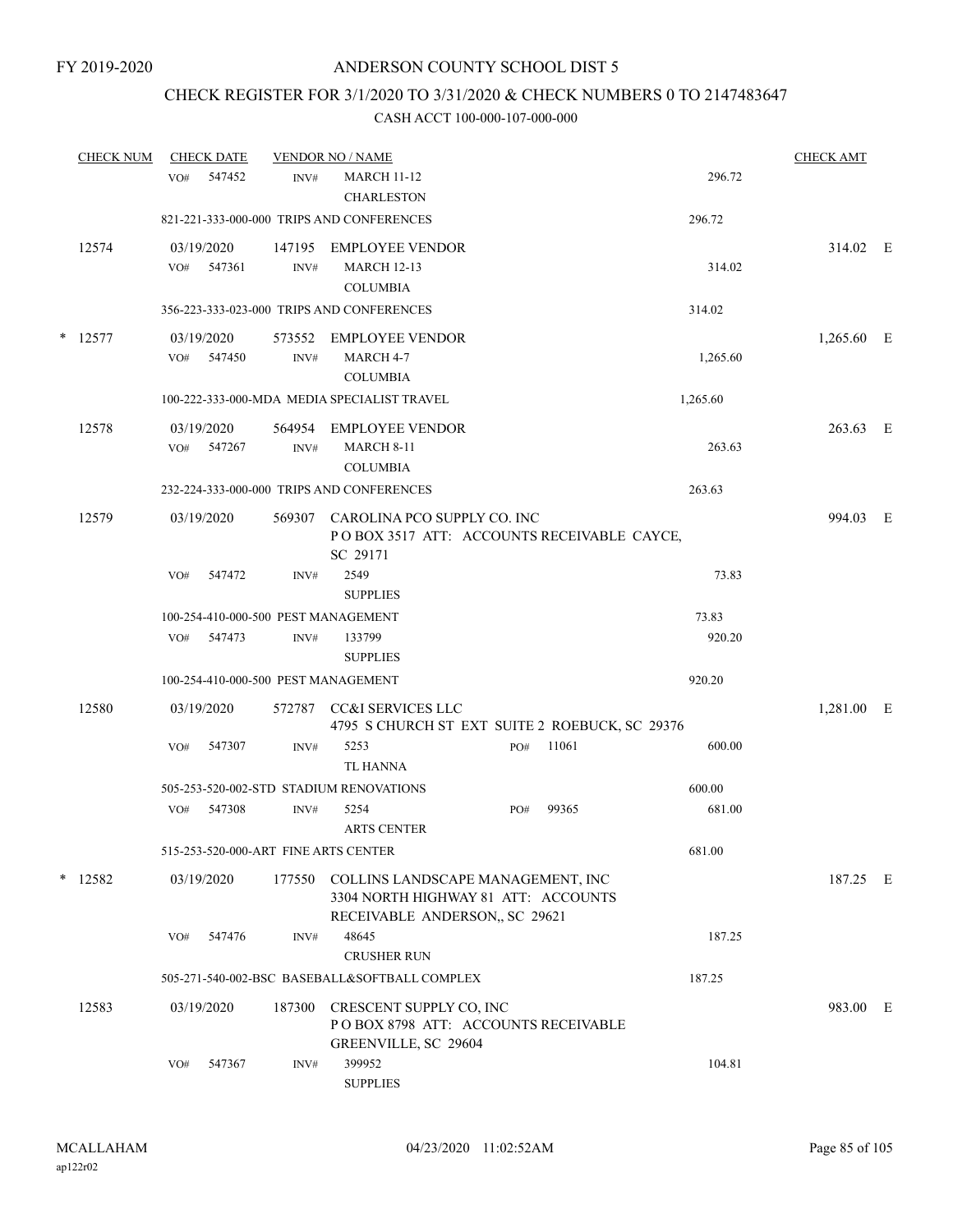FY 2019-2020

# ANDERSON COUNTY SCHOOL DIST 5

## CHECK REGISTER FOR 3/1/2020 TO 3/31/2020 & CHECK NUMBERS 0 TO 2147483647

### CASH ACCT 100-000-107-000-000

| CHECK NUM | CHECK DATE | VENDOR NO / NAME | | | CHECK AMT | |
|---|---|---|---|---|---|---|
| | VO# 547452 | INV# | MARCH 11-12 CHARLESTON | 296.72 | | |
| | 821-221-333-000-000 TRIPS AND CONFERENCES | | | 296.72 | | |
| 12574 | 03/19/2020 | 147195 | EMPLOYEE VENDOR | | 314.02 | E |
| | VO# 547361 | INV# | MARCH 12-13 COLUMBIA | 314.02 | | |
| | 356-223-333-023-000 TRIPS AND CONFERENCES | | | 314.02 | | |
| * 12577 | 03/19/2020 | 573552 | EMPLOYEE VENDOR | | 1,265.60 | E |
| | VO# 547450 | INV# | MARCH 4-7 COLUMBIA | 1,265.60 | | |
| | 100-222-333-000-MDA MEDIA SPECIALIST TRAVEL | | | 1,265.60 | | |
| 12578 | 03/19/2020 | 564954 | EMPLOYEE VENDOR | | 263.63 | E |
| | VO# 547267 | INV# | MARCH 8-11 COLUMBIA | 263.63 | | |
| | 232-224-333-000-000 TRIPS AND CONFERENCES | | | 263.63 | | |
| 12579 | 03/19/2020 | 569307 | CAROLINA PCO SUPPLY CO. INC<br>P O BOX 3517 ATT: ACCOUNTS RECEIVABLE CAYCE, SC 29171 | | 994.03 | E |
| | VO# 547472 | INV# | 2549 SUPPLIES | 73.83 | | |
| | 100-254-410-000-500 PEST MANAGEMENT | | | 73.83 | | |
| | VO# 547473 | INV# | 133799 SUPPLIES | 920.20 | | |
| | 100-254-410-000-500 PEST MANAGEMENT | | | 920.20 | | |
| 12580 | 03/19/2020 | 572787 | CC&I SERVICES LLC<br>4795 S CHURCH ST EXT SUITE 2 ROEBUCK, SC 29376 | | 1,281.00 | E |
| | VO# 547307 | INV# | 5253 TL HANNA PO# 11061 | 600.00 | | |
| | 505-253-520-002-STD STADIUM RENOVATIONS | | | 600.00 | | |
| | VO# 547308 | INV# | 5254 ARTS CENTER PO# 99365 | 681.00 | | |
| | 515-253-520-000-ART FINE ARTS CENTER | | | 681.00 | | |
| * 12582 | 03/19/2020 | 177550 | COLLINS LANDSCAPE MANAGEMENT, INC<br>3304 NORTH HIGHWAY 81 ATT: ACCOUNTS RECEIVABLE ANDERSON,, SC 29621 | | 187.25 | E |
| | VO# 547476 | INV# | 48645 CRUSHER RUN | 187.25 | | |
| | 505-271-540-002-BSC BASEBALL&SOFTBALL COMPLEX | | | 187.25 | | |
| 12583 | 03/19/2020 | 187300 | CRESCENT SUPPLY CO, INC<br>P O BOX 8798 ATT: ACCOUNTS RECEIVABLE GREENVILLE, SC 29604 | | 983.00 | E |
| | VO# 547367 | INV# | 399952 SUPPLIES | 104.81 | | |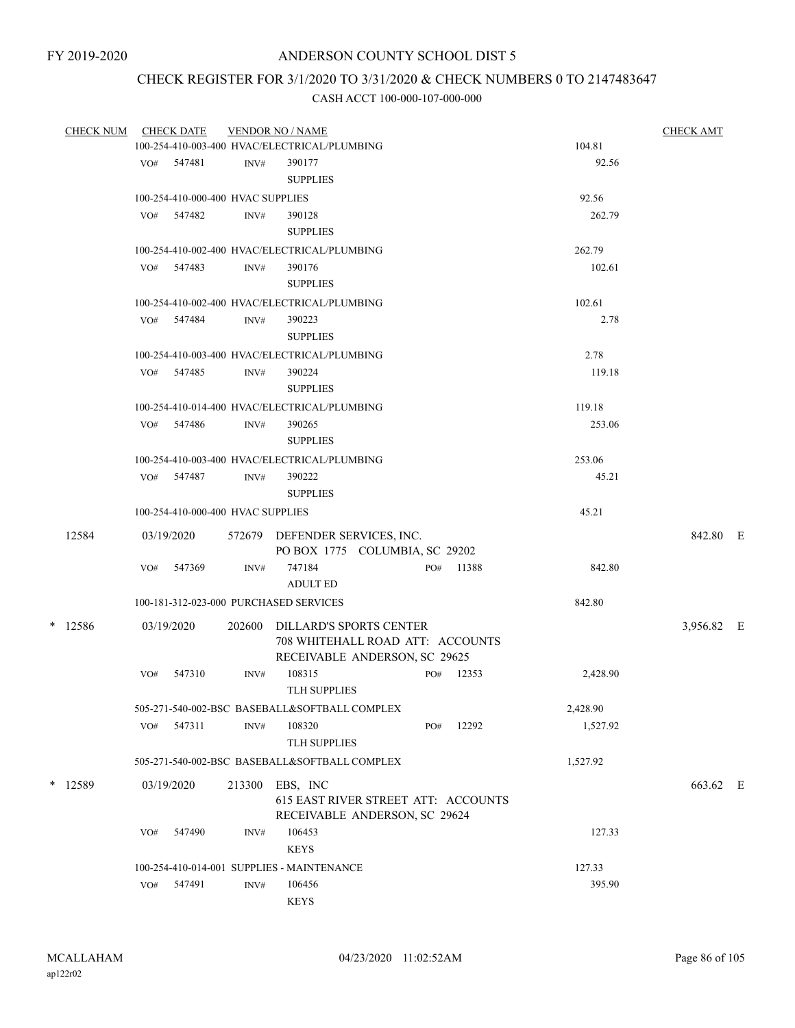FY 2019-2020

# ANDERSON COUNTY SCHOOL DIST 5

## CHECK REGISTER FOR 3/1/2020 TO 3/31/2020 & CHECK NUMBERS 0 TO 2147483647

### CASH ACCT 100-000-107-000-000

| CHECK NUM | CHECK DATE | VENDOR NO / NAME | | | CHECK AMT |
|---|---|---|---|---|---|
| | 100-254-410-003-400 HVAC/ELECTRICAL/PLUMBING | | | 104.81 | |
| | VO# 547481 | INV# 390177 SUPPLIES | | 92.56 | |
| | 100-254-410-000-400 HVAC SUPPLIES | | | 92.56 | |
| | VO# 547482 | INV# 390128 SUPPLIES | | 262.79 | |
| | 100-254-410-002-400 HVAC/ELECTRICAL/PLUMBING | | | 262.79 | |
| | VO# 547483 | INV# 390176 SUPPLIES | | 102.61 | |
| | 100-254-410-002-400 HVAC/ELECTRICAL/PLUMBING | | | 102.61 | |
| | VO# 547484 | INV# 390223 SUPPLIES | | 2.78 | |
| | 100-254-410-003-400 HVAC/ELECTRICAL/PLUMBING | | | 2.78 | |
| | VO# 547485 | INV# 390224 SUPPLIES | | 119.18 | |
| | 100-254-410-014-400 HVAC/ELECTRICAL/PLUMBING | | | 119.18 | |
| | VO# 547486 | INV# 390265 SUPPLIES | | 253.06 | |
| | 100-254-410-003-400 HVAC/ELECTRICAL/PLUMBING | | | 253.06 | |
| | VO# 547487 | INV# 390222 SUPPLIES | | 45.21 | |
| | 100-254-410-000-400 HVAC SUPPLIES | | | 45.21 | |
| 12584 | 03/19/2020 | 572679 DEFENDER SERVICES, INC. PO BOX 1775 COLUMBIA, SC 29202 | | | 842.80 E |
| | VO# 547369 | INV# 747184 ADULT ED | PO# 11388 | 842.80 | |
| | 100-181-312-023-000 PURCHASED SERVICES | | | 842.80 | |
| * 12586 | 03/19/2020 | 202600 DILLARD'S SPORTS CENTER 708 WHITEHALL ROAD ATT: ACCOUNTS RECEIVABLE ANDERSON, SC 29625 | | | 3,956.82 E |
| | VO# 547310 | INV# 108315 TLH SUPPLIES | PO# 12353 | 2,428.90 | |
| | 505-271-540-002-BSC BASEBALL&SOFTBALL COMPLEX | | | 2,428.90 | |
| | VO# 547311 | INV# 108320 TLH SUPPLIES | PO# 12292 | 1,527.92 | |
| | 505-271-540-002-BSC BASEBALL&SOFTBALL COMPLEX | | | 1,527.92 | |
| * 12589 | 03/19/2020 | 213300 EBS, INC 615 EAST RIVER STREET ATT: ACCOUNTS RECEIVABLE ANDERSON, SC 29624 | | | 663.62 E |
| | VO# 547490 | INV# 106453 KEYS | | 127.33 | |
| | 100-254-410-014-001 SUPPLIES - MAINTENANCE | | | 127.33 | |
| | VO# 547491 | INV# 106456 KEYS | | 395.90 | |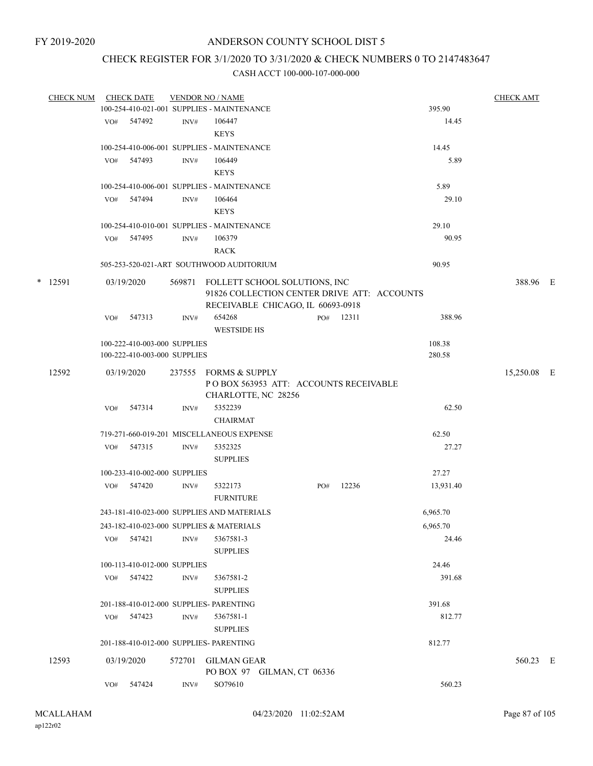FY 2019-2020

# ANDERSON COUNTY SCHOOL DIST 5

## CHECK REGISTER FOR 3/1/2020 TO 3/31/2020 & CHECK NUMBERS 0 TO 2147483647

### CASH ACCT 100-000-107-000-000

| CHECK NUM | CHECK DATE | VENDOR NO / NAME | | CHECK AMT |
|---|---|---|---|---|
| | | 100-254-410-021-001 SUPPLIES - MAINTENANCE | 395.90 | |
| | VO# 547492 | INV# 106447 KEYS | 14.45 | |
| | | 100-254-410-006-001 SUPPLIES - MAINTENANCE | 14.45 | |
| | VO# 547493 | INV# 106449 KEYS | 5.89 | |
| | | 100-254-410-006-001 SUPPLIES - MAINTENANCE | 5.89 | |
| | VO# 547494 | INV# 106464 KEYS | 29.10 | |
| | | 100-254-410-010-001 SUPPLIES - MAINTENANCE | 29.10 | |
| | VO# 547495 | INV# 106379 RACK | 90.95 | |
| | | 505-253-520-021-ART SOUTHWOOD AUDITORIUM | 90.95 | |
| * 12591 | 03/19/2020 | 569871 FOLLETT SCHOOL SOLUTIONS, INC 91826 COLLECTION CENTER DRIVE ATT: ACCOUNTS RECEIVABLE CHICAGO, IL 60693-0918 | | 388.96 E |
| | VO# 547313 | INV# 654268 WESTSIDE HS PO# 12311 | 388.96 | |
| | | 100-222-410-003-000 SUPPLIES | 108.38 | |
| | | 100-222-410-003-000 SUPPLIES | 280.58 | |
| 12592 | 03/19/2020 | 237555 FORMS & SUPPLY P O BOX 563953 ATT: ACCOUNTS RECEIVABLE CHARLOTTE, NC 28256 | | 15,250.08 E |
| | VO# 547314 | INV# 5352239 CHAIRMAT | 62.50 | |
| | | 719-271-660-019-201 MISCELLANEOUS EXPENSE | 62.50 | |
| | VO# 547315 | INV# 5352325 SUPPLIES | 27.27 | |
| | | 100-233-410-002-000 SUPPLIES | 27.27 | |
| | VO# 547420 | INV# 5322173 FURNITURE PO# 12236 | 13,931.40 | |
| | | 243-181-410-023-000 SUPPLIES AND MATERIALS | 6,965.70 | |
| | | 243-182-410-023-000 SUPPLIES & MATERIALS | 6,965.70 | |
| | VO# 547421 | INV# 5367581-3 SUPPLIES | 24.46 | |
| | | 100-113-410-012-000 SUPPLIES | 24.46 | |
| | VO# 547422 | INV# 5367581-2 SUPPLIES | 391.68 | |
| | | 201-188-410-012-000 SUPPLIES- PARENTING | 391.68 | |
| | VO# 547423 | INV# 5367581-1 SUPPLIES | 812.77 | |
| | | 201-188-410-012-000 SUPPLIES- PARENTING | 812.77 | |
| 12593 | 03/19/2020 | 572701 GILMAN GEAR PO BOX 97 GILMAN, CT 06336 | | 560.23 E |
| | VO# 547424 | INV# SO79610 | 560.23 | |

MCALLAHAM ap122r02 04/23/2020 11:02:52AM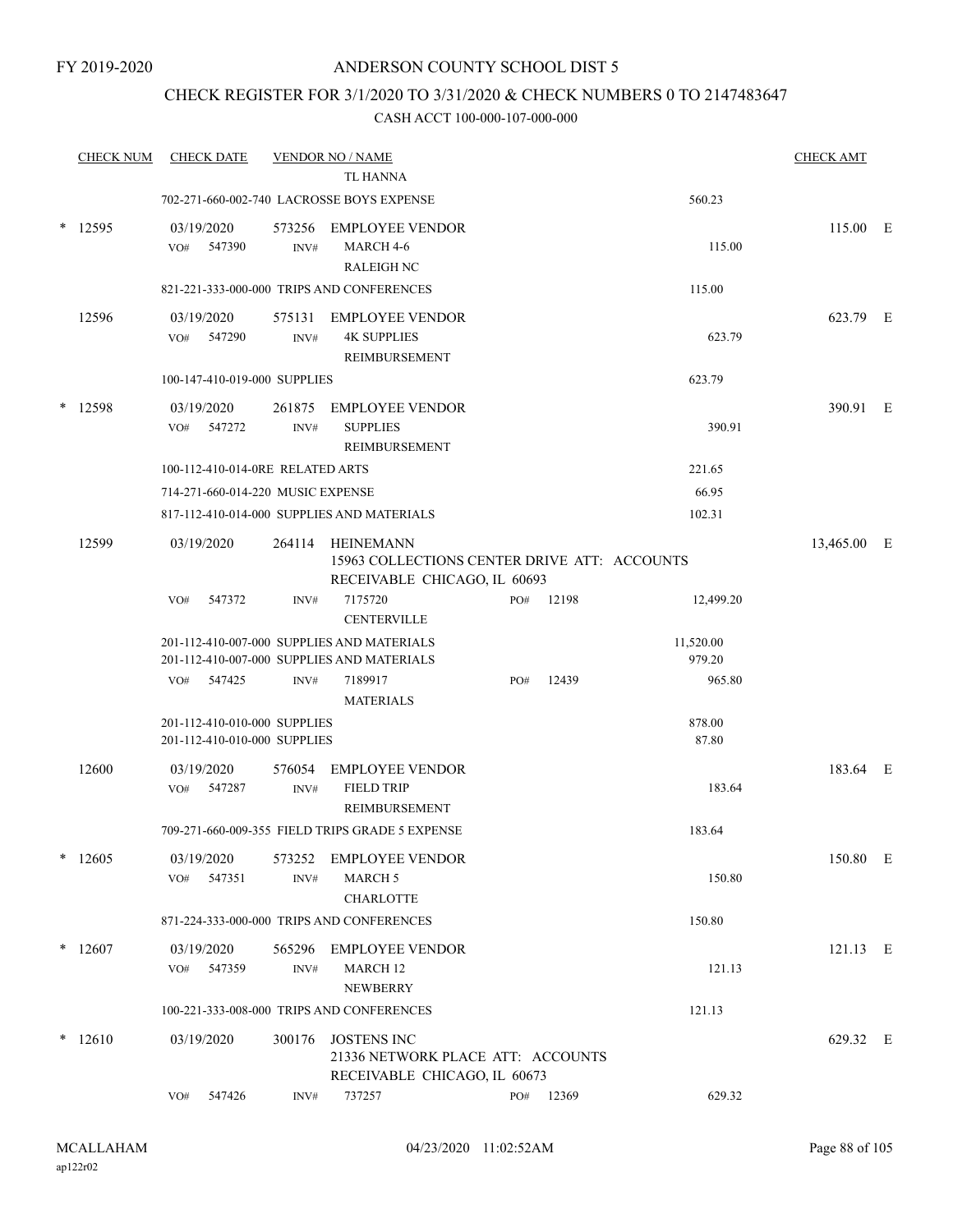FY 2019-2020

# ANDERSON COUNTY SCHOOL DIST 5

## CHECK REGISTER FOR 3/1/2020 TO 3/31/2020 & CHECK NUMBERS 0 TO 2147483647

### CASH ACCT 100-000-107-000-000

| CHECK NUM | CHECK DATE | VENDOR NO / NAME | | | CHECK AMT |
|---|---|---|---|---|---|
| | | TL HANNA | | | |
| | | 702-271-660-002-740 LACROSSE BOYS EXPENSE | | 560.23 | |
| * 12595 | 03/19/2020 | 573256 EMPLOYEE VENDOR | | | 115.00 E |
| | VO# 547390 | INV# MARCH 4-6 RALEIGH NC | | 115.00 | |
| | | 821-221-333-000-000 TRIPS AND CONFERENCES | | 115.00 | |
| 12596 | 03/19/2020 | 575131 EMPLOYEE VENDOR | | | 623.79 E |
| | VO# 547290 | INV# 4K SUPPLIES REIMBURSEMENT | | 623.79 | |
| | | 100-147-410-019-000 SUPPLIES | | 623.79 | |
| * 12598 | 03/19/2020 | 261875 EMPLOYEE VENDOR | | | 390.91 E |
| | VO# 547272 | INV# SUPPLIES REIMBURSEMENT | | 390.91 | |
| | | 100-112-410-014-0RE RELATED ARTS | | 221.65 | |
| | | 714-271-660-014-220 MUSIC EXPENSE | | 66.95 | |
| | | 817-112-410-014-000 SUPPLIES AND MATERIALS | | 102.31 | |
| 12599 | 03/19/2020 | 264114 HEINEMANN 15963 COLLECTIONS CENTER DRIVE ATT: ACCOUNTS RECEIVABLE CHICAGO, IL 60693 | | | 13,465.00 E |
| | VO# 547372 | INV# 7175720 CENTERVILLE | PO# 12198 | 12,499.20 | |
| | | 201-112-410-007-000 SUPPLIES AND MATERIALS | | 11,520.00 | |
| | | 201-112-410-007-000 SUPPLIES AND MATERIALS | | 979.20 | |
| | VO# 547425 | INV# 7189917 MATERIALS | PO# 12439 | 965.80 | |
| | | 201-112-410-010-000 SUPPLIES | | 878.00 | |
| | | 201-112-410-010-000 SUPPLIES | | 87.80 | |
| 12600 | 03/19/2020 | 576054 EMPLOYEE VENDOR | | | 183.64 E |
| | VO# 547287 | INV# FIELD TRIP REIMBURSEMENT | | 183.64 | |
| | | 709-271-660-009-355 FIELD TRIPS GRADE 5 EXPENSE | | 183.64 | |
| * 12605 | 03/19/2020 | 573252 EMPLOYEE VENDOR | | | 150.80 E |
| | VO# 547351 | INV# MARCH 5 CHARLOTTE | | 150.80 | |
| | | 871-224-333-000-000 TRIPS AND CONFERENCES | | 150.80 | |
| * 12607 | 03/19/2020 | 565296 EMPLOYEE VENDOR | | | 121.13 E |
| | VO# 547359 | INV# MARCH 12 NEWBERRY | | 121.13 | |
| | | 100-221-333-008-000 TRIPS AND CONFERENCES | | 121.13 | |
| * 12610 | 03/19/2020 | 300176 JOSTENS INC 21336 NETWORK PLACE ATT: ACCOUNTS RECEIVABLE CHICAGO, IL 60673 | | | 629.32 E |
| | VO# 547426 | INV# 737257 | PO# 12369 | 629.32 | |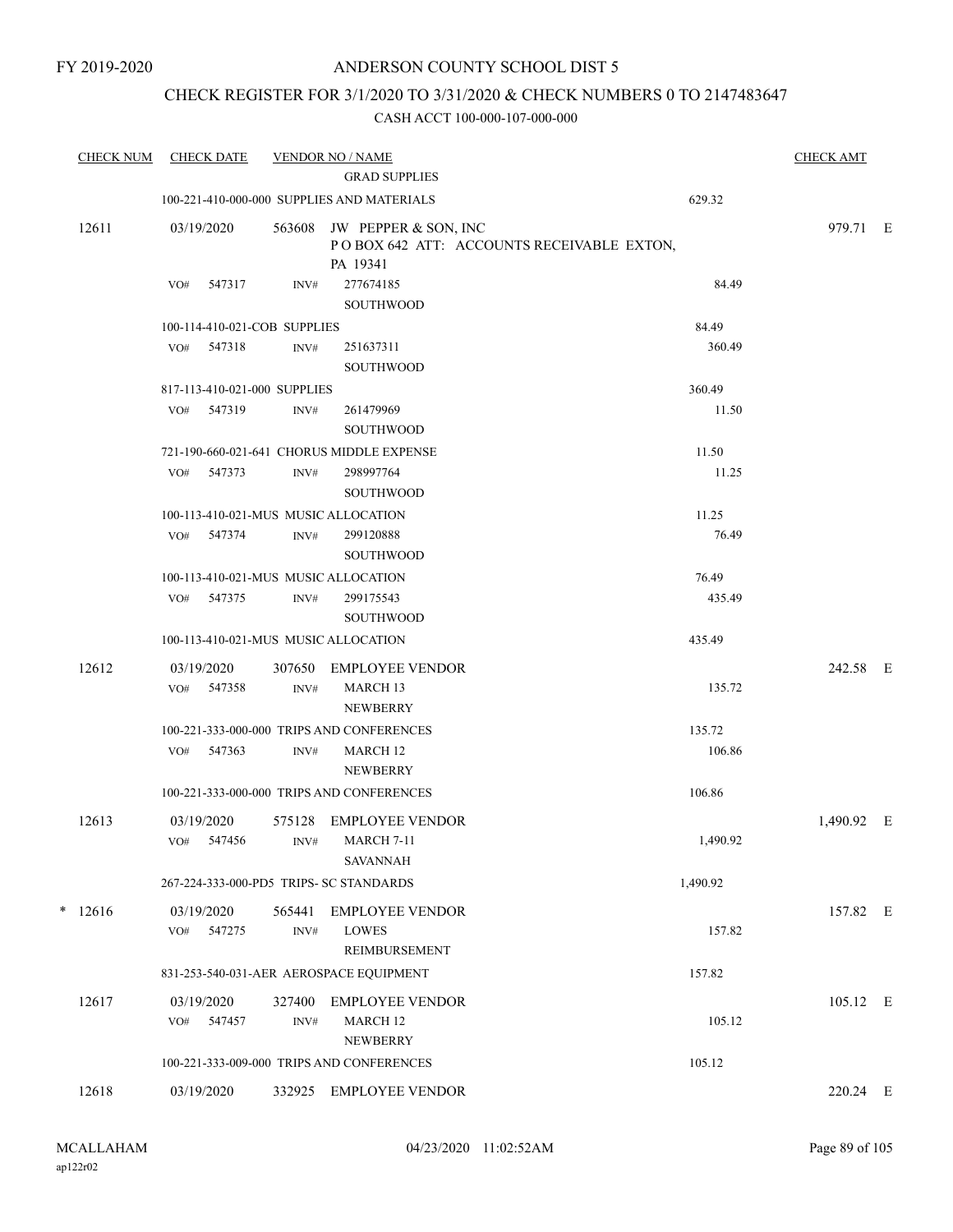FY 2019-2020

ANDERSON COUNTY SCHOOL DIST 5

CHECK REGISTER FOR 3/1/2020 TO 3/31/2020 & CHECK NUMBERS 0 TO 2147483647

CASH ACCT 100-000-107-000-000

| CHECK NUM | CHECK DATE | VENDOR NO / NAME | | CHECK AMT |
|---|---|---|---|---|
| | | GRAD SUPPLIES | | |
| | | 100-221-410-000-000 SUPPLIES AND MATERIALS | 629.32 | |
| 12611 | 03/19/2020 | 563608 JW PEPPER & SON, INC<br>P O BOX 642 ATT: ACCOUNTS RECEIVABLE EXTON, PA 19341 | | 979.71 E |
| | VO# 547317 | INV# 277674185<br>SOUTHWOOD | 84.49 | |
| | | 100-114-410-021-COB SUPPLIES | 84.49 | |
| | VO# 547318 | INV# 251637311<br>SOUTHWOOD | 360.49 | |
| | | 817-113-410-021-000 SUPPLIES | 360.49 | |
| | VO# 547319 | INV# 261479969<br>SOUTHWOOD | 11.50 | |
| | | 721-190-660-021-641 CHORUS MIDDLE EXPENSE | 11.50 | |
| | VO# 547373 | INV# 298997764<br>SOUTHWOOD | 11.25 | |
| | | 100-113-410-021-MUS MUSIC ALLOCATION | 11.25 | |
| | VO# 547374 | INV# 299120888<br>SOUTHWOOD | 76.49 | |
| | | 100-113-410-021-MUS MUSIC ALLOCATION | 76.49 | |
| | VO# 547375 | INV# 299175543<br>SOUTHWOOD | 435.49 | |
| | | 100-113-410-021-MUS MUSIC ALLOCATION | 435.49 | |
| 12612 | 03/19/2020 | 307650 EMPLOYEE VENDOR | | 242.58 E |
| | VO# 547358 | INV# MARCH 13<br>NEWBERRY | 135.72 | |
| | | 100-221-333-000-000 TRIPS AND CONFERENCES | 135.72 | |
| | VO# 547363 | INV# MARCH 12<br>NEWBERRY | 106.86 | |
| | | 100-221-333-000-000 TRIPS AND CONFERENCES | 106.86 | |
| 12613 | 03/19/2020 | 575128 EMPLOYEE VENDOR | | 1,490.92 E |
| | VO# 547456 | INV# MARCH 7-11<br>SAVANNAH | 1,490.92 | |
| | | 267-224-333-000-PD5 TRIPS- SC STANDARDS | 1,490.92 | |
| * 12616 | 03/19/2020 | 565441 EMPLOYEE VENDOR | | 157.82 E |
| | VO# 547275 | INV# LOWES<br>REIMBURSEMENT | 157.82 | |
| | | 831-253-540-031-AER AEROSPACE EQUIPMENT | 157.82 | |
| 12617 | 03/19/2020 | 327400 EMPLOYEE VENDOR | | 105.12 E |
| | VO# 547457 | INV# MARCH 12<br>NEWBERRY | 105.12 | |
| | | 100-221-333-009-000 TRIPS AND CONFERENCES | 105.12 | |
| 12618 | 03/19/2020 | 332925 EMPLOYEE VENDOR | | 220.24 E |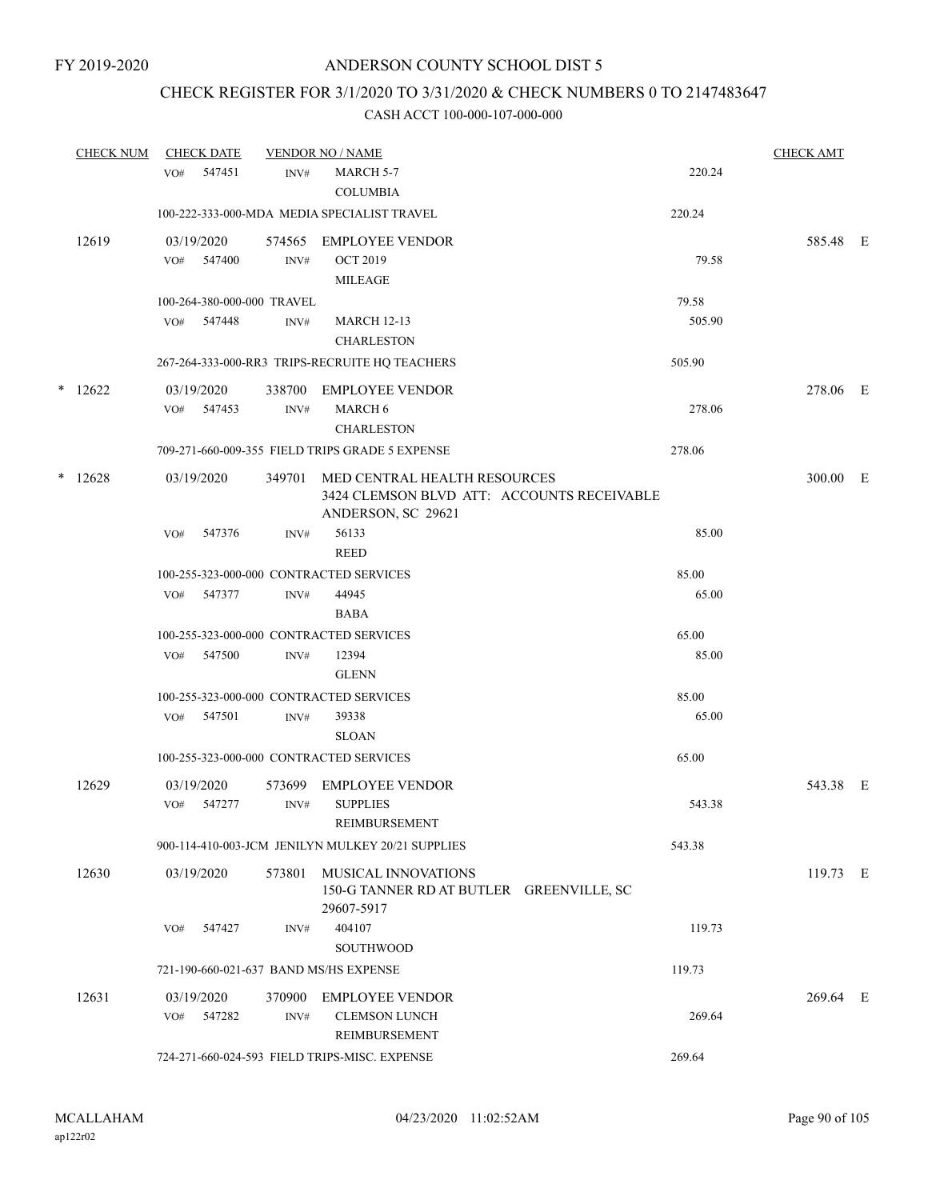FY 2019-2020

# ANDERSON COUNTY SCHOOL DIST 5

## CHECK REGISTER FOR 3/1/2020 TO 3/31/2020 & CHECK NUMBERS 0 TO 2147483647

### CASH ACCT 100-000-107-000-000

| CHECK NUM | CHECK DATE | VENDOR NO / NAME | | CHECK AMT |
|---|---|---|---|---|
| | VO# 547451 INV# | MARCH 5-7 COLUMBIA | 220.24 | |
| | 100-222-333-000-MDA MEDIA SPECIALIST TRAVEL | | 220.24 | |
| 12619 | 03/19/2020 | 574565 EMPLOYEE VENDOR | | 585.48 E |
| | VO# 547400 INV# | OCT 2019 MILEAGE | 79.58 | |
| | 100-264-380-000-000 TRAVEL | | 79.58 | |
| | VO# 547448 INV# | MARCH 12-13 CHARLESTON | 505.90 | |
| | 267-264-333-000-RR3 TRIPS-RECRUITE HQ TEACHERS | | 505.90 | |
| * 12622 | 03/19/2020 | 338700 EMPLOYEE VENDOR | | 278.06 E |
| | VO# 547453 INV# | MARCH 6 CHARLESTON | 278.06 | |
| | 709-271-660-009-355 FIELD TRIPS GRADE 5 EXPENSE | | 278.06 | |
| * 12628 | 03/19/2020 | 349701 MED CENTRAL HEALTH RESOURCES 3424 CLEMSON BLVD ATT: ACCOUNTS RECEIVABLE ANDERSON, SC 29621 | | 300.00 E |
| | VO# 547376 INV# | 56133 REED | 85.00 | |
| | 100-255-323-000-000 CONTRACTED SERVICES | | 85.00 | |
| | VO# 547377 INV# | 44945 BABA | 65.00 | |
| | 100-255-323-000-000 CONTRACTED SERVICES | | 65.00 | |
| | VO# 547500 INV# | 12394 GLENN | 85.00 | |
| | 100-255-323-000-000 CONTRACTED SERVICES | | 85.00 | |
| | VO# 547501 INV# | 39338 SLOAN | 65.00 | |
| | 100-255-323-000-000 CONTRACTED SERVICES | | 65.00 | |
| 12629 | 03/19/2020 | 573699 EMPLOYEE VENDOR | | 543.38 E |
| | VO# 547277 INV# | SUPPLIES REIMBURSEMENT | 543.38 | |
| | 900-114-410-003-JCM JENILYN MULKEY 20/21 SUPPLIES | | 543.38 | |
| 12630 | 03/19/2020 | 573801 MUSICAL INNOVATIONS 150-G TANNER RD AT BUTLER GREENVILLE, SC 29607-5917 | | 119.73 E |
| | VO# 547427 INV# | 404107 SOUTHWOOD | 119.73 | |
| | 721-190-660-021-637 BAND MS/HS EXPENSE | | 119.73 | |
| 12631 | 03/19/2020 | 370900 EMPLOYEE VENDOR | | 269.64 E |
| | VO# 547282 INV# | CLEMSON LUNCH REIMBURSEMENT | 269.64 | |
| | 724-271-660-024-593 FIELD TRIPS-MISC. EXPENSE | | 269.64 | |

MCALLAHAM
ap122r02

04/23/2020 11:02:52AM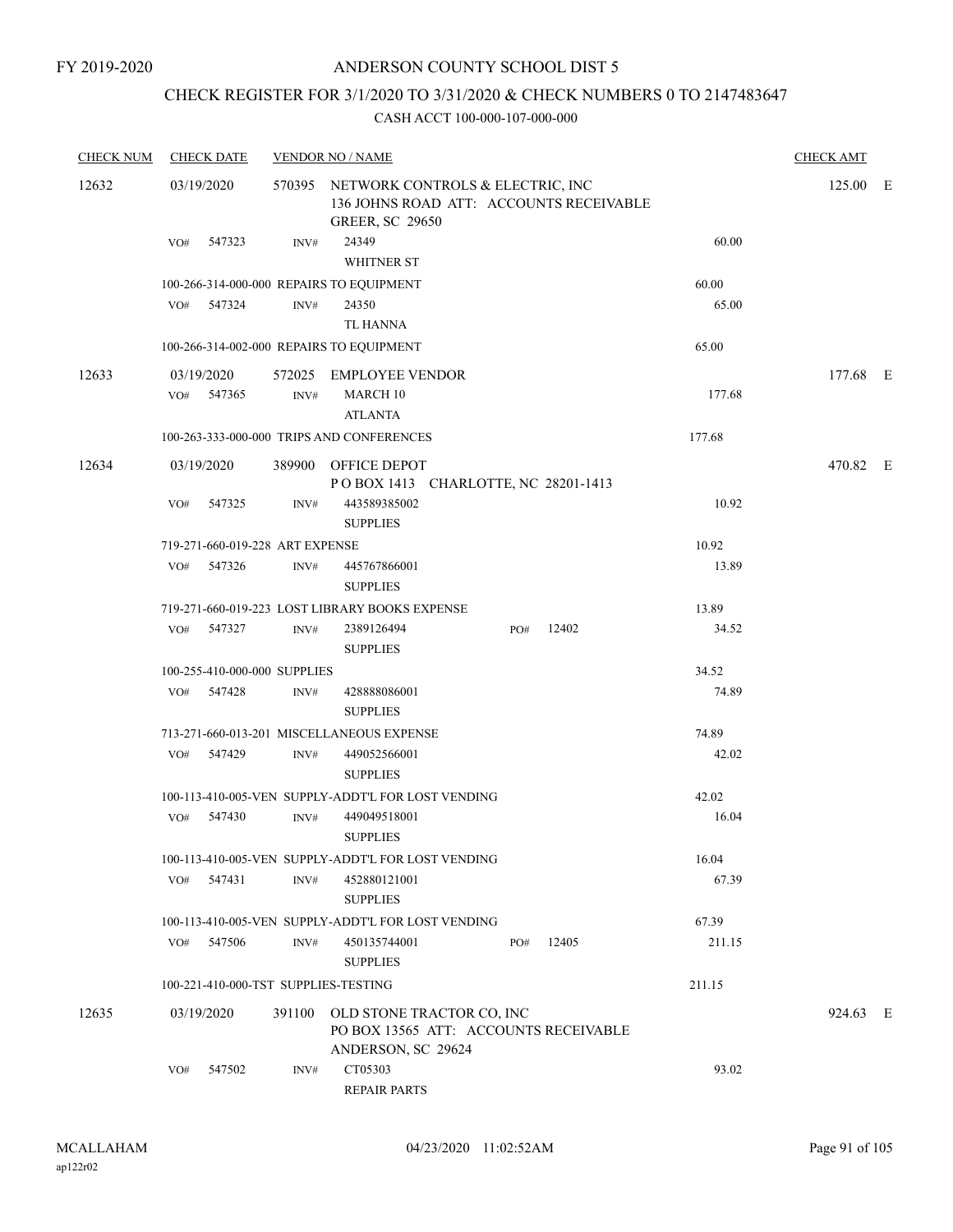FY 2019-2020

# ANDERSON COUNTY SCHOOL DIST 5

## CHECK REGISTER FOR 3/1/2020 TO 3/31/2020 & CHECK NUMBERS 0 TO 2147483647

CASH ACCT 100-000-107-000-000

| CHECK NUM | CHECK DATE | VENDOR NO / NAME | | CHECK AMT | |
|---|---|---|---|---|---|
| 12632 | 03/19/2020 | 570395 NETWORK CONTROLS & ELECTRIC, INC<br>136 JOHNS ROAD ATT: ACCOUNTS RECEIVABLE<br>GREER, SC 29650 | | 125.00 | E |
| | VO# 547323 | INV# 24349<br>WHITNER ST | 60.00 | | |
| | 100-266-314-000-000 REPAIRS TO EQUIPMENT | | 60.00 | | |
| | VO# 547324 | INV# 24350<br>TL HANNA | 65.00 | | |
| | 100-266-314-002-000 REPAIRS TO EQUIPMENT | | 65.00 | | |
| 12633 | 03/19/2020 | 572025 EMPLOYEE VENDOR | | 177.68 | E |
| | VO# 547365 | INV# MARCH 10<br>ATLANTA | 177.68 | | |
| | 100-263-333-000-000 TRIPS AND CONFERENCES | | 177.68 | | |
| 12634 | 03/19/2020 | 389900 OFFICE DEPOT<br>P O BOX 1413 CHARLOTTE, NC 28201-1413 | | 470.82 | E |
| | VO# 547325 | INV# 443589385002<br>SUPPLIES | 10.92 | | |
| | 719-271-660-019-228 ART EXPENSE | | 10.92 | | |
| | VO# 547326 | INV# 445767866001<br>SUPPLIES | 13.89 | | |
| | 719-271-660-019-223 LOST LIBRARY BOOKS EXPENSE | | 13.89 | | |
| | VO# 547327 | INV# 2389126494 PO# 12402<br>SUPPLIES | 34.52 | | |
| | 100-255-410-000-000 SUPPLIES | | 34.52 | | |
| | VO# 547428 | INV# 428888086001<br>SUPPLIES | 74.89 | | |
| | 713-271-660-013-201 MISCELLANEOUS EXPENSE | | 74.89 | | |
| | VO# 547429 | INV# 449052566001<br>SUPPLIES | 42.02 | | |
| | 100-113-410-005-VEN SUPPLY-ADDT'L FOR LOST VENDING | | 42.02 | | |
| | VO# 547430 | INV# 449049518001<br>SUPPLIES | 16.04 | | |
| | 100-113-410-005-VEN SUPPLY-ADDT'L FOR LOST VENDING | | 16.04 | | |
| | VO# 547431 | INV# 452880121001<br>SUPPLIES | 67.39 | | |
| | 100-113-410-005-VEN SUPPLY-ADDT'L FOR LOST VENDING | | 67.39 | | |
| | VO# 547506 | INV# 450135744001 PO# 12405<br>SUPPLIES | 211.15 | | |
| | 100-221-410-000-TST SUPPLIES-TESTING | | 211.15 | | |
| 12635 | 03/19/2020 | 391100 OLD STONE TRACTOR CO, INC<br>PO BOX 13565 ATT: ACCOUNTS RECEIVABLE<br>ANDERSON, SC 29624 | | 924.63 | E |
| | VO# 547502 | INV# CT05303<br>REPAIR PARTS | 93.02 | | |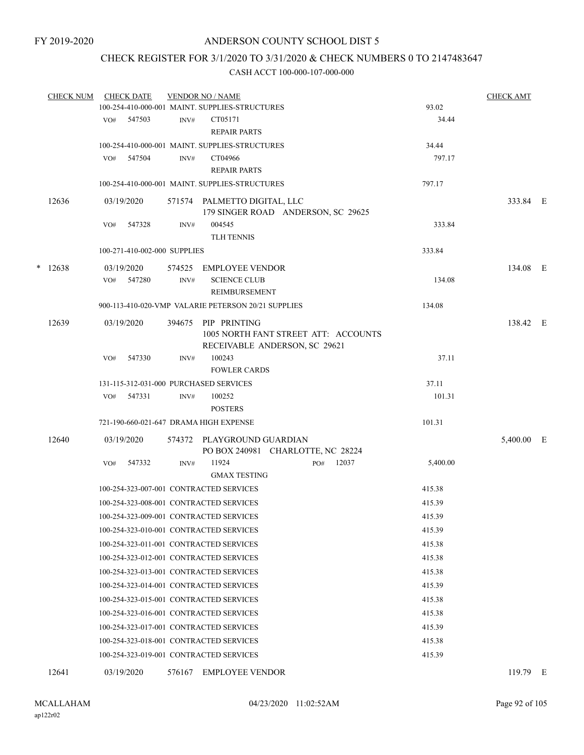FY 2019-2020

# ANDERSON COUNTY SCHOOL DIST 5

## CHECK REGISTER FOR 3/1/2020 TO 3/31/2020 & CHECK NUMBERS 0 TO 2147483647

### CASH ACCT 100-000-107-000-000

| CHECK NUM | CHECK DATE | VENDOR NO / NAME | | CHECK AMT |
|---|---|---|---|---|
| | | 100-254-410-000-001 MAINT. SUPPLIES-STRUCTURES | 93.02 | |
| | VO# 547503 | INV# CT05171 REPAIR PARTS | 34.44 | |
| | | 100-254-410-000-001 MAINT. SUPPLIES-STRUCTURES | 34.44 | |
| | VO# 547504 | INV# CT04966 REPAIR PARTS | 797.17 | |
| | | 100-254-410-000-001 MAINT. SUPPLIES-STRUCTURES | 797.17 | |
| 12636 | 03/19/2020 | 571574 PALMETTO DIGITAL, LLC 179 SINGER ROAD ANDERSON, SC 29625 | | 333.84 E |
| | VO# 547328 | INV# 004545 TLH TENNIS | 333.84 | |
| | | 100-271-410-002-000 SUPPLIES | 333.84 | |
| * 12638 | 03/19/2020 | 574525 EMPLOYEE VENDOR | | 134.08 E |
| | VO# 547280 | INV# SCIENCE CLUB REIMBURSEMENT | 134.08 | |
| | | 900-113-410-020-VMP VALARIE PETERSON 20/21 SUPPLIES | 134.08 | |
| 12639 | 03/19/2020 | 394675 PIP PRINTING 1005 NORTH FANT STREET ATT: ACCOUNTS RECEIVABLE ANDERSON, SC 29621 | | 138.42 E |
| | VO# 547330 | INV# 100243 FOWLER CARDS | 37.11 | |
| | | 131-115-312-031-000 PURCHASED SERVICES | 37.11 | |
| | VO# 547331 | INV# 100252 POSTERS | 101.31 | |
| | | 721-190-660-021-647 DRAMA HIGH EXPENSE | 101.31 | |
| 12640 | 03/19/2020 | 574372 PLAYGROUND GUARDIAN PO BOX 240981 CHARLOTTE, NC 28224 | | 5,400.00 E |
| | VO# 547332 | INV# 11924 PO# 12037 GMAX TESTING | 5,400.00 | |
| | | 100-254-323-007-001 CONTRACTED SERVICES | 415.38 | |
| | | 100-254-323-008-001 CONTRACTED SERVICES | 415.39 | |
| | | 100-254-323-009-001 CONTRACTED SERVICES | 415.39 | |
| | | 100-254-323-010-001 CONTRACTED SERVICES | 415.39 | |
| | | 100-254-323-011-001 CONTRACTED SERVICES | 415.38 | |
| | | 100-254-323-012-001 CONTRACTED SERVICES | 415.38 | |
| | | 100-254-323-013-001 CONTRACTED SERVICES | 415.38 | |
| | | 100-254-323-014-001 CONTRACTED SERVICES | 415.39 | |
| | | 100-254-323-015-001 CONTRACTED SERVICES | 415.38 | |
| | | 100-254-323-016-001 CONTRACTED SERVICES | 415.38 | |
| | | 100-254-323-017-001 CONTRACTED SERVICES | 415.39 | |
| | | 100-254-323-018-001 CONTRACTED SERVICES | 415.38 | |
| | | 100-254-323-019-001 CONTRACTED SERVICES | 415.39 | |
| 12641 | 03/19/2020 | 576167 EMPLOYEE VENDOR | | 119.79 E |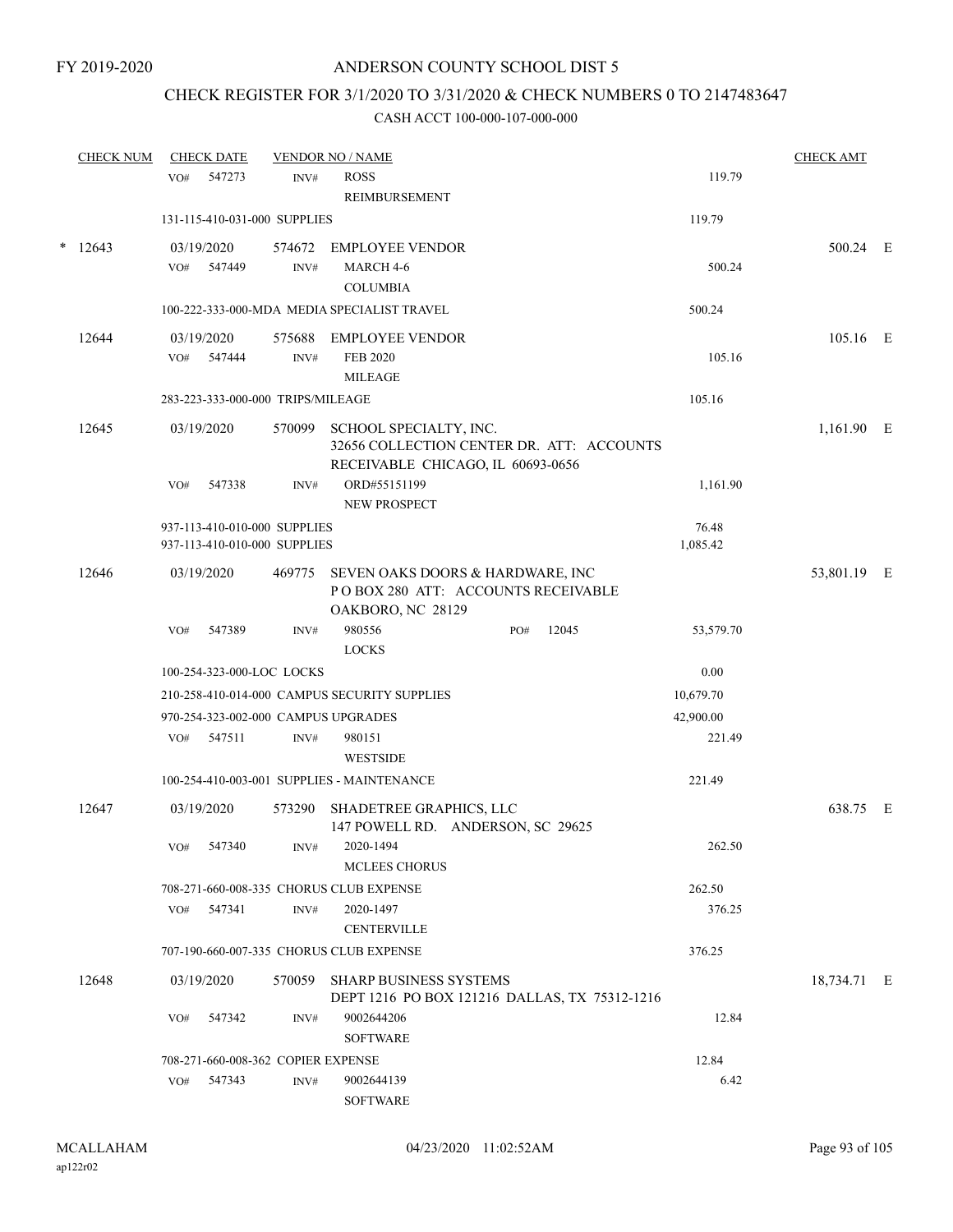FY 2019-2020

# ANDERSON COUNTY SCHOOL DIST 5

## CHECK REGISTER FOR 3/1/2020 TO 3/31/2020 & CHECK NUMBERS 0 TO 2147483647

### CASH ACCT 100-000-107-000-000

| CHECK NUM | CHECK DATE | VENDOR NO / NAME | | CHECK AMT | |
|---|---|---|---|---|---|
| | VO# 547273 INV# | ROSS REIMBURSEMENT | 119.79 | | |
| | 131-115-410-031-000 SUPPLIES | | 119.79 | | |
| * 12643 | 03/19/2020 | 574672 EMPLOYEE VENDOR | | 500.24 | E |
| | VO# 547449 INV# | MARCH 4-6 COLUMBIA | 500.24 | | |
| | 100-222-333-000-MDA MEDIA SPECIALIST TRAVEL | | 500.24 | | |
| 12644 | 03/19/2020 | 575688 EMPLOYEE VENDOR | | 105.16 | E |
| | VO# 547444 INV# | FEB 2020 MILEAGE | 105.16 | | |
| | 283-223-333-000-000 TRIPS/MILEAGE | | 105.16 | | |
| 12645 | 03/19/2020 | 570099 SCHOOL SPECIALTY, INC. 32656 COLLECTION CENTER DR. ATT: ACCOUNTS RECEIVABLE CHICAGO, IL 60693-0656 | | 1,161.90 | E |
| | VO# 547338 INV# | ORD#55151199 NEW PROSPECT | 1,161.90 | | |
| | 937-113-410-010-000 SUPPLIES | | 76.48 | | |
| | 937-113-410-010-000 SUPPLIES | | 1,085.42 | | |
| 12646 | 03/19/2020 | 469775 SEVEN OAKS DOORS & HARDWARE, INC P O BOX 280 ATT: ACCOUNTS RECEIVABLE OAKBORO, NC 28129 | | 53,801.19 | E |
| | VO# 547389 INV# | 980556 PO# 12045 LOCKS | 53,579.70 | | |
| | 100-254-323-000-LOC LOCKS | | 0.00 | | |
| | 210-258-410-014-000 CAMPUS SECURITY SUPPLIES | | 10,679.70 | | |
| | 970-254-323-002-000 CAMPUS UPGRADES | | 42,900.00 | | |
| | VO# 547511 INV# | 980151 WESTSIDE | 221.49 | | |
| | 100-254-410-003-001 SUPPLIES - MAINTENANCE | | 221.49 | | |
| 12647 | 03/19/2020 | 573290 SHADETREE GRAPHICS, LLC 147 POWELL RD. ANDERSON, SC 29625 | | 638.75 | E |
| | VO# 547340 INV# | 2020-1494 MCLEES CHORUS | 262.50 | | |
| | 708-271-660-008-335 CHORUS CLUB EXPENSE | | 262.50 | | |
| | VO# 547341 INV# | 2020-1497 CENTERVILLE | 376.25 | | |
| | 707-190-660-007-335 CHORUS CLUB EXPENSE | | 376.25 | | |
| 12648 | 03/19/2020 | 570059 SHARP BUSINESS SYSTEMS DEPT 1216 PO BOX 121216 DALLAS, TX 75312-1216 | | 18,734.71 | E |
| | VO# 547342 INV# | 9002644206 SOFTWARE | 12.84 | | |
| | 708-271-660-008-362 COPIER EXPENSE | | 12.84 | | |
| | VO# 547343 INV# | 9002644139 SOFTWARE | 6.42 | | |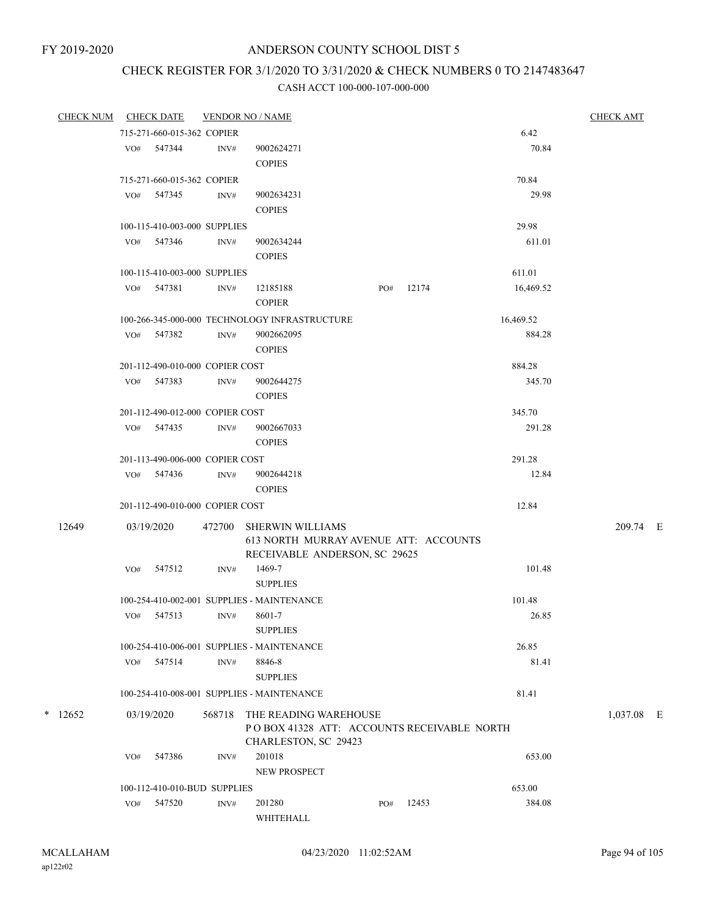FY 2019-2020

# ANDERSON COUNTY SCHOOL DIST 5

## CHECK REGISTER FOR 3/1/2020 TO 3/31/2020 & CHECK NUMBERS 0 TO 2147483647

### CASH ACCT 100-000-107-000-000

| CHECK NUM | CHECK DATE | VENDOR NO / NAME | | | CHECK AMT |
|---|---|---|---|---|---|
| | 715-271-660-015-362 COPIER | | | 6.42 | |
| | VO# 547344 | INV# 9002624271 COPIES | | 70.84 | |
| | 715-271-660-015-362 COPIER | | | 70.84 | |
| | VO# 547345 | INV# 9002634231 COPIES | | 29.98 | |
| | 100-115-410-003-000 SUPPLIES | | | 29.98 | |
| | VO# 547346 | INV# 9002634244 COPIES | | 611.01 | |
| | 100-115-410-003-000 SUPPLIES | | | 611.01 | |
| | VO# 547381 | INV# 12185188 COPIER | PO# 12174 | 16,469.52 | |
| | 100-266-345-000-000 TECHNOLOGY INFRASTRUCTURE | | | 16,469.52 | |
| | VO# 547382 | INV# 9002662095 COPIES | | 884.28 | |
| | 201-112-490-010-000 COPIER COST | | | 884.28 | |
| | VO# 547383 | INV# 9002644275 COPIES | | 345.70 | |
| | 201-112-490-012-000 COPIER COST | | | 345.70 | |
| | VO# 547435 | INV# 9002667033 COPIES | | 291.28 | |
| | 201-113-490-006-000 COPIER COST | | | 291.28 | |
| | VO# 547436 | INV# 9002644218 COPIES | | 12.84 | |
| | 201-112-490-010-000 COPIER COST | | | 12.84 | |
| 12649 | 03/19/2020 | 472700 SHERWIN WILLIAMS 613 NORTH MURRAY AVENUE ATT: ACCOUNTS RECEIVABLE ANDERSON, SC 29625 | | | 209.74 E |
| | VO# 547512 | INV# 1469-7 SUPPLIES | | 101.48 | |
| | 100-254-410-002-001 SUPPLIES - MAINTENANCE | | | 101.48 | |
| | VO# 547513 | INV# 8601-7 SUPPLIES | | 26.85 | |
| | 100-254-410-006-001 SUPPLIES - MAINTENANCE | | | 26.85 | |
| | VO# 547514 | INV# 8846-8 SUPPLIES | | 81.41 | |
| | 100-254-410-008-001 SUPPLIES - MAINTENANCE | | | 81.41 | |
| * 12652 | 03/19/2020 | 568718 THE READING WAREHOUSE P O BOX 41328 ATT: ACCOUNTS RECEIVABLE NORTH CHARLESTON, SC 29423 | | | 1,037.08 E |
| | VO# 547386 | INV# 201018 NEW PROSPECT | | 653.00 | |
| | 100-112-410-010-BUD SUPPLIES | | | 653.00 | |
| | VO# 547520 | INV# 201280 WHITEHALL | PO# 12453 | 384.08 | |

MCALLAHAM ap122r02 04/23/2020 11:02:52AM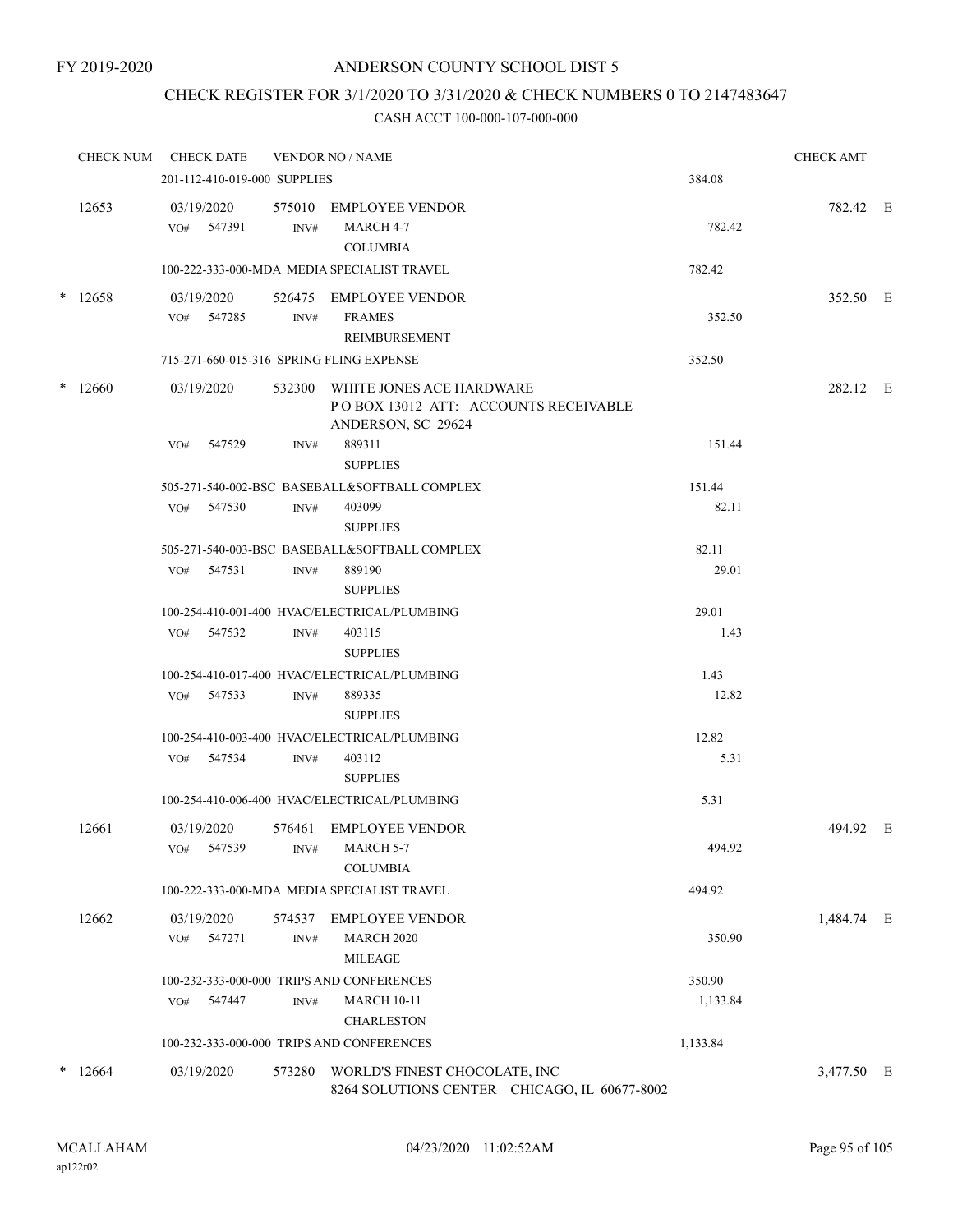FY 2019-2020

# ANDERSON COUNTY SCHOOL DIST 5

## CHECK REGISTER FOR 3/1/2020 TO 3/31/2020 & CHECK NUMBERS 0 TO 2147483647

### CASH ACCT 100-000-107-000-000

| CHECK NUM | CHECK DATE | VENDOR NO / NAME | | CHECK AMT |
|---|---|---|---|---|
| | 201-112-410-019-000 SUPPLIES | | 384.08 | |
| 12653 | 03/19/2020 | 575010 EMPLOYEE VENDOR | | 782.42 E |
| | VO# 547391 | INV# MARCH 4-7 COLUMBIA | 782.42 | |
| | 100-222-333-000-MDA MEDIA SPECIALIST TRAVEL | | 782.42 | |
| * 12658 | 03/19/2020 | 526475 EMPLOYEE VENDOR | | 352.50 E |
| | VO# 547285 | INV# FRAMES REIMBURSEMENT | 352.50 | |
| | 715-271-660-015-316 SPRING FLING EXPENSE | | 352.50 | |
| * 12660 | 03/19/2020 | 532300 WHITE JONES ACE HARDWARE P O BOX 13012 ATT: ACCOUNTS RECEIVABLE ANDERSON, SC 29624 | | 282.12 E |
| | VO# 547529 | INV# 889311 SUPPLIES | 151.44 | |
| | 505-271-540-002-BSC BASEBALL&SOFTBALL COMPLEX | | 151.44 | |
| | VO# 547530 | INV# 403099 SUPPLIES | 82.11 | |
| | 505-271-540-003-BSC BASEBALL&SOFTBALL COMPLEX | | 82.11 | |
| | VO# 547531 | INV# 889190 SUPPLIES | 29.01 | |
| | 100-254-410-001-400 HVAC/ELECTRICAL/PLUMBING | | 29.01 | |
| | VO# 547532 | INV# 403115 SUPPLIES | 1.43 | |
| | 100-254-410-017-400 HVAC/ELECTRICAL/PLUMBING | | 1.43 | |
| | VO# 547533 | INV# 889335 SUPPLIES | 12.82 | |
| | 100-254-410-003-400 HVAC/ELECTRICAL/PLUMBING | | 12.82 | |
| | VO# 547534 | INV# 403112 SUPPLIES | 5.31 | |
| | 100-254-410-006-400 HVAC/ELECTRICAL/PLUMBING | | 5.31 | |
| 12661 | 03/19/2020 | 576461 EMPLOYEE VENDOR | | 494.92 E |
| | VO# 547539 | INV# MARCH 5-7 COLUMBIA | 494.92 | |
| | 100-222-333-000-MDA MEDIA SPECIALIST TRAVEL | | 494.92 | |
| 12662 | 03/19/2020 | 574537 EMPLOYEE VENDOR | | 1,484.74 E |
| | VO# 547271 | INV# MARCH 2020 MILEAGE | 350.90 | |
| | 100-232-333-000-000 TRIPS AND CONFERENCES | | 350.90 | |
| | VO# 547447 | INV# MARCH 10-11 CHARLESTON | 1,133.84 | |
| | 100-232-333-000-000 TRIPS AND CONFERENCES | | 1,133.84 | |
| * 12664 | 03/19/2020 | 573280 WORLD'S FINEST CHOCOLATE, INC 8264 SOLUTIONS CENTER CHICAGO, IL 60677-8002 | | 3,477.50 E |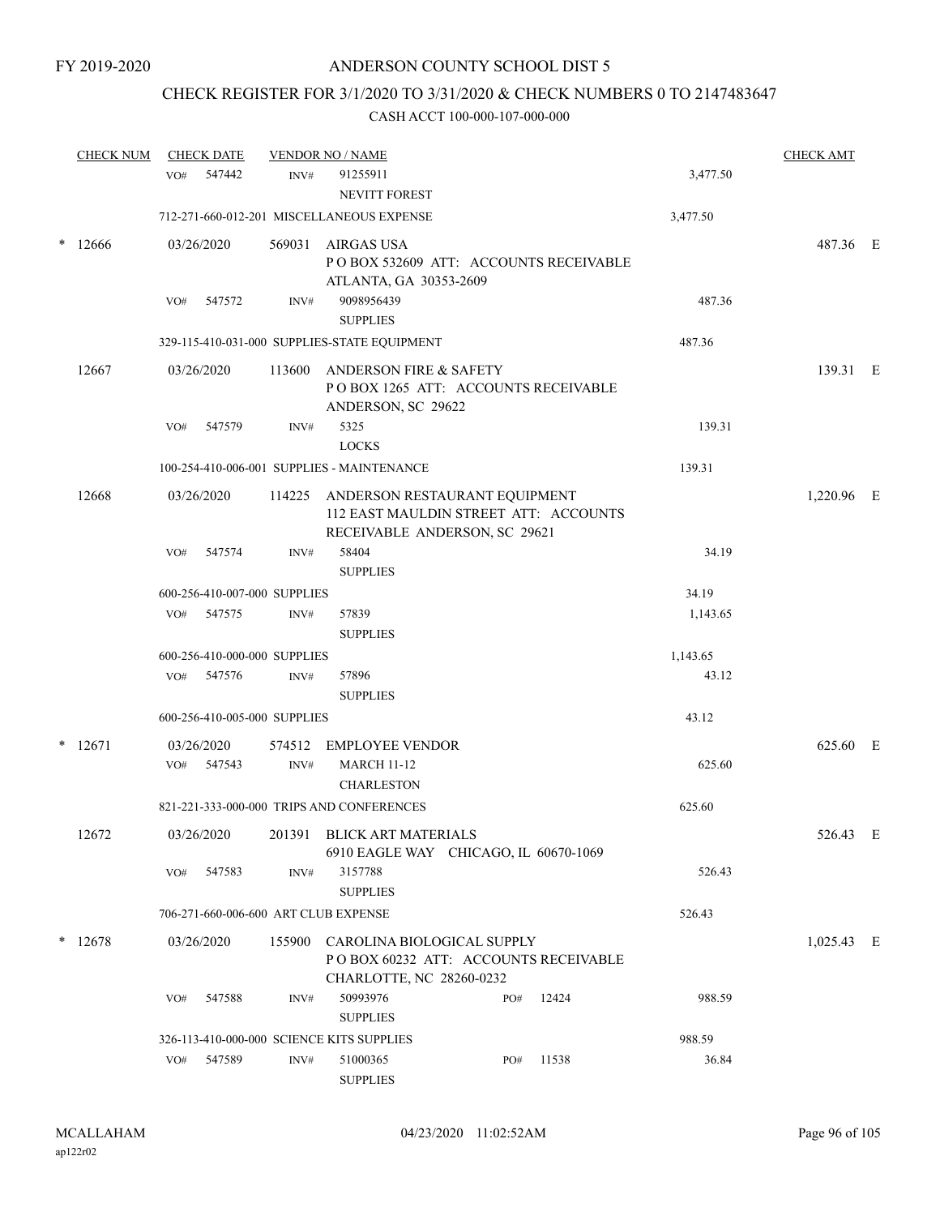FY 2019-2020

# ANDERSON COUNTY SCHOOL DIST 5

## CHECK REGISTER FOR 3/1/2020 TO 3/31/2020 & CHECK NUMBERS 0 TO 2147483647

CASH ACCT 100-000-107-000-000

| CHECK NUM | CHECK DATE | VENDOR NO / NAME | | | CHECK AMT |
|---|---|---|---|---|---|
| | VO# 547442 | INV# 91255911 NEVITT FOREST | | 3,477.50 | |
| | 712-271-660-012-201 MISCELLANEOUS EXPENSE | | | 3,477.50 | |
| * 12666 | 03/26/2020 | 569031 AIRGAS USA P O BOX 532609 ATT: ACCOUNTS RECEIVABLE ATLANTA, GA 30353-2609 | | | 487.36 E |
| | VO# 547572 | INV# 9098956439 SUPPLIES | | 487.36 | |
| | 329-115-410-031-000 SUPPLIES-STATE EQUIPMENT | | | 487.36 | |
| 12667 | 03/26/2020 | 113600 ANDERSON FIRE & SAFETY P O BOX 1265 ATT: ACCOUNTS RECEIVABLE ANDERSON, SC 29622 | | | 139.31 E |
| | VO# 547579 | INV# 5325 LOCKS | | 139.31 | |
| | 100-254-410-006-001 SUPPLIES - MAINTENANCE | | | 139.31 | |
| 12668 | 03/26/2020 | 114225 ANDERSON RESTAURANT EQUIPMENT 112 EAST MAULDIN STREET ATT: ACCOUNTS RECEIVABLE ANDERSON, SC 29621 | | | 1,220.96 E |
| | VO# 547574 | INV# 58404 SUPPLIES | | 34.19 | |
| | 600-256-410-007-000 SUPPLIES | | | 34.19 | |
| | VO# 547575 | INV# 57839 SUPPLIES | | 1,143.65 | |
| | 600-256-410-000-000 SUPPLIES | | | 1,143.65 | |
| | VO# 547576 | INV# 57896 SUPPLIES | | 43.12 | |
| | 600-256-410-005-000 SUPPLIES | | | 43.12 | |
| * 12671 | 03/26/2020 | 574512 EMPLOYEE VENDOR | | | 625.60 E |
| | VO# 547543 | INV# MARCH 11-12 CHARLESTON | | 625.60 | |
| | 821-221-333-000-000 TRIPS AND CONFERENCES | | | 625.60 | |
| 12672 | 03/26/2020 | 201391 BLICK ART MATERIALS 6910 EAGLE WAY CHICAGO, IL 60670-1069 | | | 526.43 E |
| | VO# 547583 | INV# 3157788 SUPPLIES | | 526.43 | |
| | 706-271-660-006-600 ART CLUB EXPENSE | | | 526.43 | |
| * 12678 | 03/26/2020 | 155900 CAROLINA BIOLOGICAL SUPPLY P O BOX 60232 ATT: ACCOUNTS RECEIVABLE CHARLOTTE, NC 28260-0232 | | | 1,025.43 E |
| | VO# 547588 | INV# 50993976 SUPPLIES | PO# 12424 | 988.59 | |
| | 326-113-410-000-000 SCIENCE KITS SUPPLIES | | | 988.59 | |
| | VO# 547589 | INV# 51000365 SUPPLIES | PO# 11538 | 36.84 | |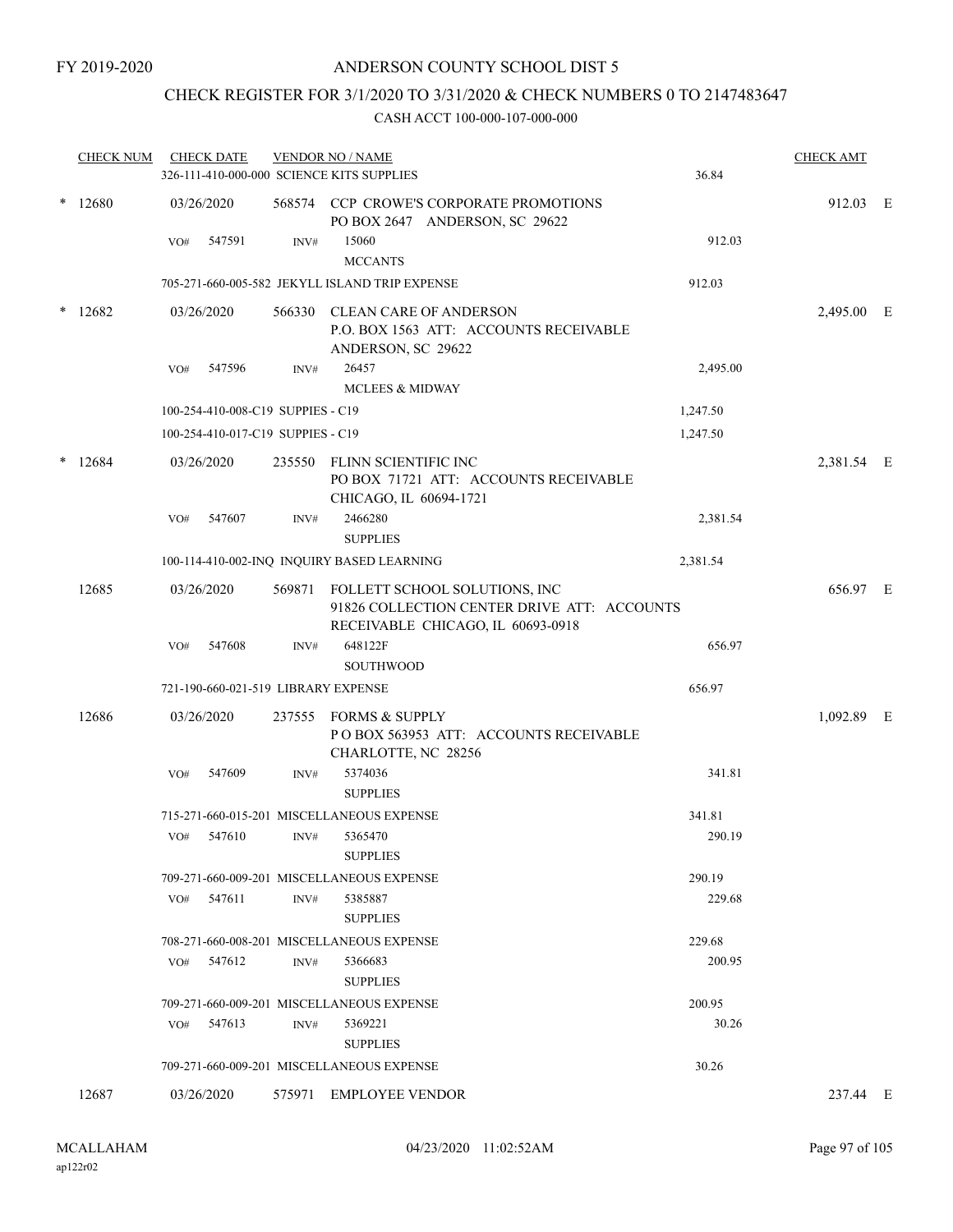FY 2019-2020

# ANDERSON COUNTY SCHOOL DIST 5

## CHECK REGISTER FOR 3/1/2020 TO 3/31/2020 & CHECK NUMBERS 0 TO 2147483647

CASH ACCT 100-000-107-000-000

| CHECK NUM | CHECK DATE | VENDOR NO / NAME | | CHECK AMT | |
|---|---|---|---|---|---|
| | 326-111-410-000-000 SCIENCE KITS SUPPLIES | | 36.84 | | |
| * 12680 | 03/26/2020 | 568574 CCP CROWE'S CORPORATE PROMOTIONS PO BOX 2647 ANDERSON, SC 29622 | | 912.03 | E |
| | VO# 547591 | INV# 15060 MCCANTS | 912.03 | | |
| | 705-271-660-005-582 JEKYLL ISLAND TRIP EXPENSE | | 912.03 | | |
| * 12682 | 03/26/2020 | 566330 CLEAN CARE OF ANDERSON P.O. BOX 1563 ATT: ACCOUNTS RECEIVABLE ANDERSON, SC 29622 | | 2,495.00 | E |
| | VO# 547596 | INV# 26457 MCLEES & MIDWAY | 2,495.00 | | |
| | 100-254-410-008-C19 SUPPIES - C19 | | 1,247.50 | | |
| | 100-254-410-017-C19 SUPPIES - C19 | | 1,247.50 | | |
| * 12684 | 03/26/2020 | 235550 FLINN SCIENTIFIC INC PO BOX 71721 ATT: ACCOUNTS RECEIVABLE CHICAGO, IL 60694-1721 | | 2,381.54 | E |
| | VO# 547607 | INV# 2466280 SUPPLIES | 2,381.54 | | |
| | 100-114-410-002-INQ INQUIRY BASED LEARNING | | 2,381.54 | | |
| 12685 | 03/26/2020 | 569871 FOLLETT SCHOOL SOLUTIONS, INC 91826 COLLECTION CENTER DRIVE ATT: ACCOUNTS RECEIVABLE CHICAGO, IL 60693-0918 | | 656.97 | E |
| | VO# 547608 | INV# 648122F SOUTHWOOD | 656.97 | | |
| | 721-190-660-021-519 LIBRARY EXPENSE | | 656.97 | | |
| 12686 | 03/26/2020 | 237555 FORMS & SUPPLY P O BOX 563953 ATT: ACCOUNTS RECEIVABLE CHARLOTTE, NC 28256 | | 1,092.89 | E |
| | VO# 547609 | INV# 5374036 SUPPLIES | 341.81 | | |
| | 715-271-660-015-201 MISCELLANEOUS EXPENSE | | 341.81 | | |
| | VO# 547610 | INV# 5365470 SUPPLIES | 290.19 | | |
| | 709-271-660-009-201 MISCELLANEOUS EXPENSE | | 290.19 | | |
| | VO# 547611 | INV# 5385887 SUPPLIES | 229.68 | | |
| | 708-271-660-008-201 MISCELLANEOUS EXPENSE | | 229.68 | | |
| | VO# 547612 | INV# 5366683 SUPPLIES | 200.95 | | |
| | 709-271-660-009-201 MISCELLANEOUS EXPENSE | | 200.95 | | |
| | VO# 547613 | INV# 5369221 SUPPLIES | 30.26 | | |
| | 709-271-660-009-201 MISCELLANEOUS EXPENSE | | 30.26 | | |
| 12687 | 03/26/2020 | 575971 EMPLOYEE VENDOR | | 237.44 | E |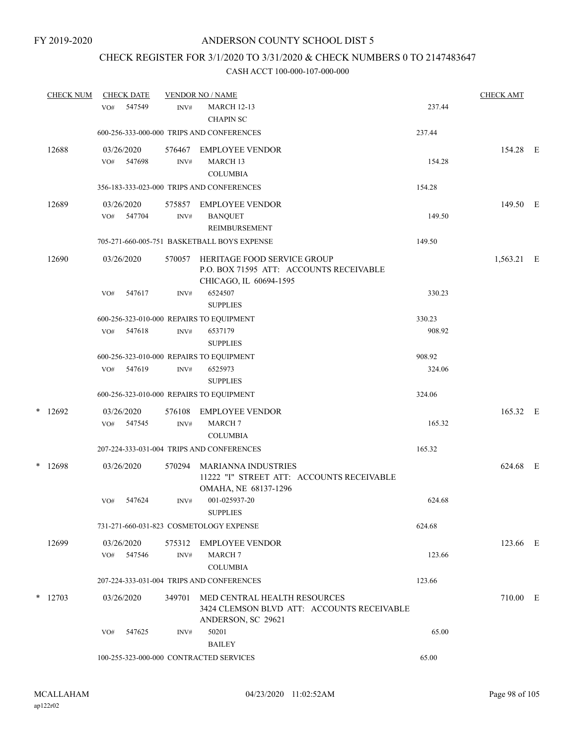FY 2019-2020

# ANDERSON COUNTY SCHOOL DIST 5

## CHECK REGISTER FOR 3/1/2020 TO 3/31/2020 & CHECK NUMBERS 0 TO 2147483647

### CASH ACCT 100-000-107-000-000

| CHECK NUM | CHECK DATE | VENDOR NO / NAME | | CHECK AMT |
|---|---|---|---|---|
| | VO# 547549 | INV# MARCH 12-13 CHAPIN SC | 237.44 | |
| | 600-256-333-000-000 TRIPS AND CONFERENCES | | 237.44 | |
| 12688 | 03/26/2020 | 576467 EMPLOYEE VENDOR | | 154.28 E |
| | VO# 547698 | INV# MARCH 13 COLUMBIA | 154.28 | |
| | 356-183-333-023-000 TRIPS AND CONFERENCES | | 154.28 | |
| 12689 | 03/26/2020 | 575857 EMPLOYEE VENDOR | | 149.50 E |
| | VO# 547704 | INV# BANQUET REIMBURSEMENT | 149.50 | |
| | 705-271-660-005-751 BASKETBALL BOYS EXPENSE | | 149.50 | |
| 12690 | 03/26/2020 | 570057 HERITAGE FOOD SERVICE GROUP P.O. BOX 71595 ATT: ACCOUNTS RECEIVABLE CHICAGO, IL 60694-1595 | | 1,563.21 E |
| | VO# 547617 | INV# 6524507 SUPPLIES | 330.23 | |
| | 600-256-323-010-000 REPAIRS TO EQUIPMENT | | 330.23 | |
| | VO# 547618 | INV# 6537179 SUPPLIES | 908.92 | |
| | 600-256-323-010-000 REPAIRS TO EQUIPMENT | | 908.92 | |
| | VO# 547619 | INV# 6525973 SUPPLIES | 324.06 | |
| | 600-256-323-010-000 REPAIRS TO EQUIPMENT | | 324.06 | |
| * 12692 | 03/26/2020 | 576108 EMPLOYEE VENDOR | | 165.32 E |
| | VO# 547545 | INV# MARCH 7 COLUMBIA | 165.32 | |
| | 207-224-333-031-004 TRIPS AND CONFERENCES | | 165.32 | |
| * 12698 | 03/26/2020 | 570294 MARIANNA INDUSTRIES 11222 "I" STREET ATT: ACCOUNTS RECEIVABLE OMAHA, NE 68137-1296 | | 624.68 E |
| | VO# 547624 | INV# 001-025937-20 SUPPLIES | 624.68 | |
| | 731-271-660-031-823 COSMETOLOGY EXPENSE | | 624.68 | |
| 12699 | 03/26/2020 | 575312 EMPLOYEE VENDOR | | 123.66 E |
| | VO# 547546 | INV# MARCH 7 COLUMBIA | 123.66 | |
| | 207-224-333-031-004 TRIPS AND CONFERENCES | | 123.66 | |
| * 12703 | 03/26/2020 | 349701 MED CENTRAL HEALTH RESOURCES 3424 CLEMSON BLVD ATT: ACCOUNTS RECEIVABLE ANDERSON, SC 29621 | | 710.00 E |
| | VO# 547625 | INV# 50201 BAILEY | 65.00 | |
| | 100-255-323-000-000 CONTRACTED SERVICES | | 65.00 | |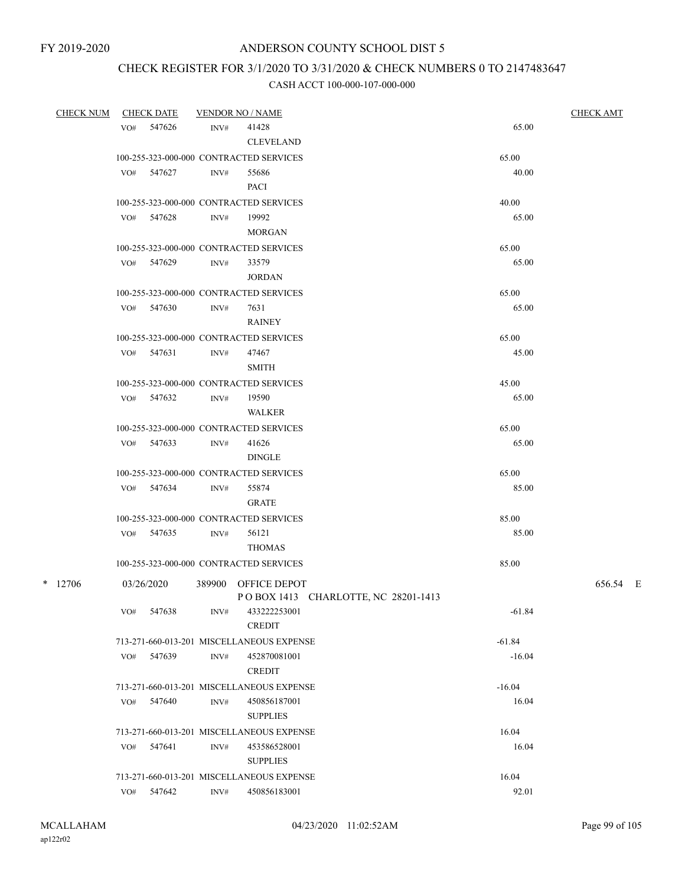FY 2019-2020

# ANDERSON COUNTY SCHOOL DIST 5

## CHECK REGISTER FOR 3/1/2020 TO 3/31/2020 & CHECK NUMBERS 0 TO 2147483647

### CASH ACCT 100-000-107-000-000

| CHECK NUM | CHECK DATE | VENDOR NO / NAME | | CHECK AMT |
|---|---|---|---|---|
| | VO# 547626 | INV# 41428 CLEVELAND | 65.00 | |
| | 100-255-323-000-000 CONTRACTED SERVICES | | 65.00 | |
| | VO# 547627 | INV# 55686 PACI | 40.00 | |
| | 100-255-323-000-000 CONTRACTED SERVICES | | 40.00 | |
| | VO# 547628 | INV# 19992 MORGAN | 65.00 | |
| | 100-255-323-000-000 CONTRACTED SERVICES | | 65.00 | |
| | VO# 547629 | INV# 33579 JORDAN | 65.00 | |
| | 100-255-323-000-000 CONTRACTED SERVICES | | 65.00 | |
| | VO# 547630 | INV# 7631 RAINEY | 65.00 | |
| | 100-255-323-000-000 CONTRACTED SERVICES | | 65.00 | |
| | VO# 547631 | INV# 47467 SMITH | 45.00 | |
| | 100-255-323-000-000 CONTRACTED SERVICES | | 45.00 | |
| | VO# 547632 | INV# 19590 WALKER | 65.00 | |
| | 100-255-323-000-000 CONTRACTED SERVICES | | 65.00 | |
| | VO# 547633 | INV# 41626 DINGLE | 65.00 | |
| | 100-255-323-000-000 CONTRACTED SERVICES | | 65.00 | |
| | VO# 547634 | INV# 55874 GRATE | 85.00 | |
| | 100-255-323-000-000 CONTRACTED SERVICES | | 85.00 | |
| | VO# 547635 | INV# 56121 THOMAS | 85.00 | |
| | 100-255-323-000-000 CONTRACTED SERVICES | | 85.00 | |
| * 12706 | 03/26/2020 | 389900 OFFICE DEPOT P O BOX 1413 CHARLOTTE, NC 28201-1413 | | 656.54 E |
| | VO# 547638 | INV# 433222253001 CREDIT | -61.84 | |
| | 713-271-660-013-201 MISCELLANEOUS EXPENSE | | -61.84 | |
| | VO# 547639 | INV# 452870081001 CREDIT | -16.04 | |
| | 713-271-660-013-201 MISCELLANEOUS EXPENSE | | -16.04 | |
| | VO# 547640 | INV# 450856187001 SUPPLIES | 16.04 | |
| | 713-271-660-013-201 MISCELLANEOUS EXPENSE | | 16.04 | |
| | VO# 547641 | INV# 453586528001 SUPPLIES | 16.04 | |
| | 713-271-660-013-201 MISCELLANEOUS EXPENSE | | 16.04 | |
| | VO# 547642 | INV# 450856183001 | 92.01 | |

MCALLAHAM
ap122r02

04/23/2020 11:02:52AM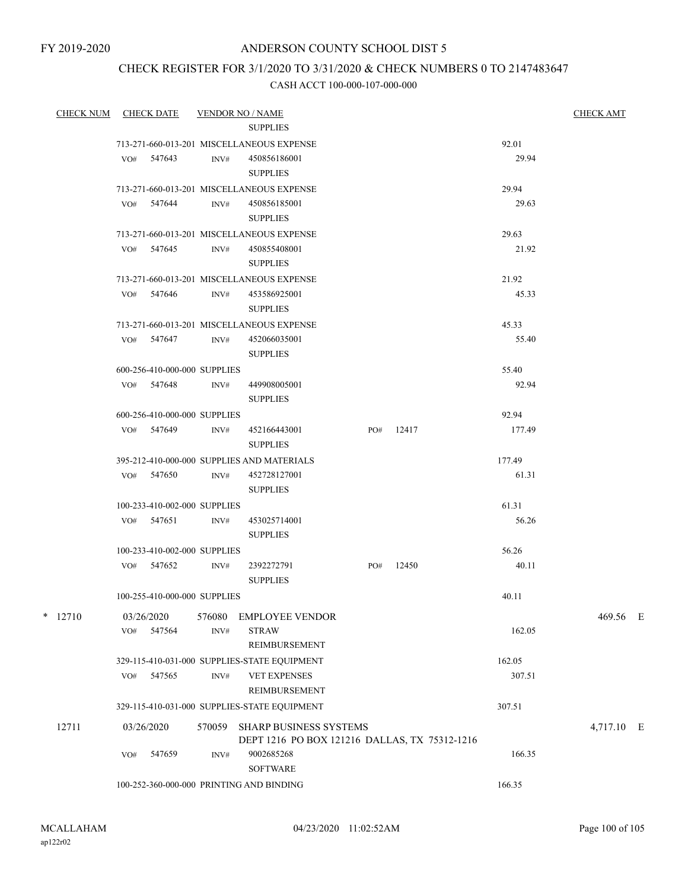FY 2019-2020

# ANDERSON COUNTY SCHOOL DIST 5

## CHECK REGISTER FOR 3/1/2020 TO 3/31/2020 & CHECK NUMBERS 0 TO 2147483647

### CASH ACCT 100-000-107-000-000

| CHECK NUM | CHECK DATE | VENDOR NO / NAME | | | | CHECK AMT |
|---|---|---|---|---|---|---|
| | | | SUPPLIES | | | |
| | 713-271-660-013-201 MISCELLANEOUS EXPENSE | | | | 92.01 | |
| | VO# 547643 | INV# | 450856186001 SUPPLIES | | 29.94 | |
| | 713-271-660-013-201 MISCELLANEOUS EXPENSE | | | | 29.94 | |
| | VO# 547644 | INV# | 450856185001 SUPPLIES | | 29.63 | |
| | 713-271-660-013-201 MISCELLANEOUS EXPENSE | | | | 29.63 | |
| | VO# 547645 | INV# | 450855408001 SUPPLIES | | 21.92 | |
| | 713-271-660-013-201 MISCELLANEOUS EXPENSE | | | | 21.92 | |
| | VO# 547646 | INV# | 453586925001 SUPPLIES | | 45.33 | |
| | 713-271-660-013-201 MISCELLANEOUS EXPENSE | | | | 45.33 | |
| | VO# 547647 | INV# | 452066035001 SUPPLIES | | 55.40 | |
| | 600-256-410-000-000 SUPPLIES | | | | 55.40 | |
| | VO# 547648 | INV# | 449908005001 SUPPLIES | | 92.94 | |
| | 600-256-410-000-000 SUPPLIES | | | | 92.94 | |
| | VO# 547649 | INV# | 452166443001 SUPPLIES | PO# 12417 | 177.49 | |
| | 395-212-410-000-000 SUPPLIES AND MATERIALS | | | | 177.49 | |
| | VO# 547650 | INV# | 452728127001 SUPPLIES | | 61.31 | |
| | 100-233-410-002-000 SUPPLIES | | | | 61.31 | |
| | VO# 547651 | INV# | 453025714001 SUPPLIES | | 56.26 | |
| | 100-233-410-002-000 SUPPLIES | | | | 56.26 | |
| | VO# 547652 | INV# | 2392272791 SUPPLIES | PO# 12450 | 40.11 | |
| | 100-255-410-000-000 SUPPLIES | | | | 40.11 | |
| * 12710 | 03/26/2020 | 576080 | EMPLOYEE VENDOR | | | 469.56 E |
| | VO# 547564 | INV# | STRAW REIMBURSEMENT | | 162.05 | |
| | 329-115-410-031-000 SUPPLIES-STATE EQUIPMENT | | | | 162.05 | |
| | VO# 547565 | INV# | VET EXPENSES REIMBURSEMENT | | 307.51 | |
| | 329-115-410-031-000 SUPPLIES-STATE EQUIPMENT | | | | 307.51 | |
| 12711 | 03/26/2020 | 570059 | SHARP BUSINESS SYSTEMS DEPT 1216 PO BOX 121216 DALLAS, TX 75312-1216 | | | 4,717.10 E |
| | VO# 547659 | INV# | 9002685268 SOFTWARE | | 166.35 | |
| | 100-252-360-000-000 PRINTING AND BINDING | | | | 166.35 | |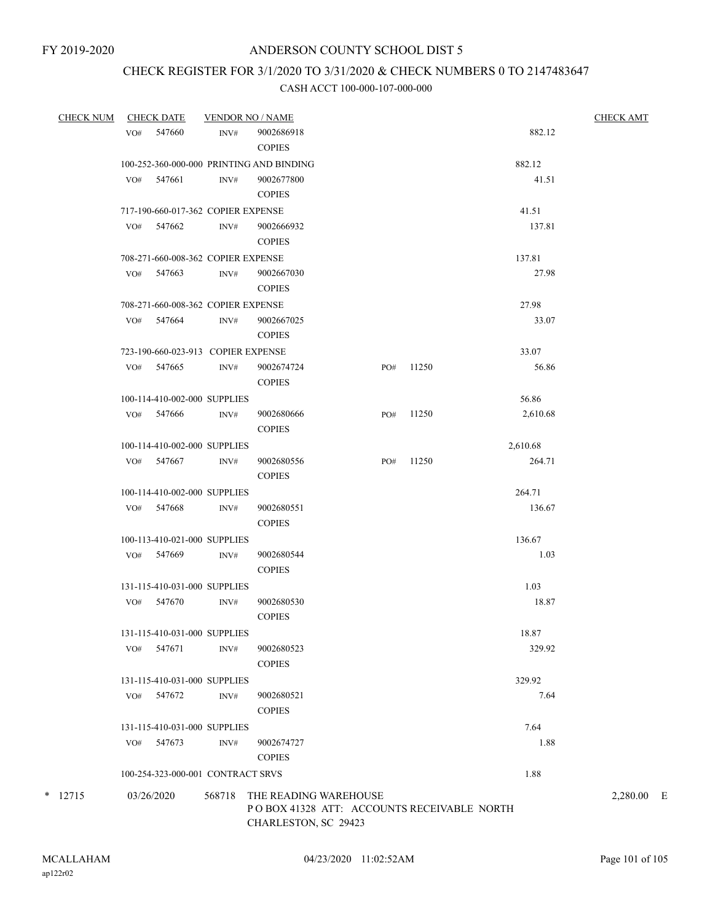FY 2019-2020

# ANDERSON COUNTY SCHOOL DIST 5

## CHECK REGISTER FOR 3/1/2020 TO 3/31/2020 & CHECK NUMBERS 0 TO 2147483647

### CASH ACCT 100-000-107-000-000

| CHECK NUM | CHECK DATE | VENDOR NO / NAME | | | | CHECK AMT |
|---|---|---|---|---|---|---|
| | VO# 547660 | INV# 9002686918 COPIES | | | 882.12 | |
| | 100-252-360-000-000 PRINTING AND BINDING | | | | 882.12 | |
| | VO# 547661 | INV# 9002677800 COPIES | | | 41.51 | |
| | 717-190-660-017-362 COPIER EXPENSE | | | | 41.51 | |
| | VO# 547662 | INV# 9002666932 COPIES | | | 137.81 | |
| | 708-271-660-008-362 COPIER EXPENSE | | | | 137.81 | |
| | VO# 547663 | INV# 9002667030 COPIES | | | 27.98 | |
| | 708-271-660-008-362 COPIER EXPENSE | | | | 27.98 | |
| | VO# 547664 | INV# 9002667025 COPIES | | | 33.07 | |
| | 723-190-660-023-913 COPIER EXPENSE | | | | 33.07 | |
| | VO# 547665 | INV# 9002674724 COPIES | PO# | 11250 | 56.86 | |
| | 100-114-410-002-000 SUPPLIES | | | | 56.86 | |
| | VO# 547666 | INV# 9002680666 COPIES | PO# | 11250 | 2,610.68 | |
| | 100-114-410-002-000 SUPPLIES | | | | 2,610.68 | |
| | VO# 547667 | INV# 9002680556 COPIES | PO# | 11250 | 264.71 | |
| | 100-114-410-002-000 SUPPLIES | | | | 264.71 | |
| | VO# 547668 | INV# 9002680551 COPIES | | | 136.67 | |
| | 100-113-410-021-000 SUPPLIES | | | | 136.67 | |
| | VO# 547669 | INV# 9002680544 COPIES | | | 1.03 | |
| | 131-115-410-031-000 SUPPLIES | | | | 1.03 | |
| | VO# 547670 | INV# 9002680530 COPIES | | | 18.87 | |
| | 131-115-410-031-000 SUPPLIES | | | | 18.87 | |
| | VO# 547671 | INV# 9002680523 COPIES | | | 329.92 | |
| | 131-115-410-031-000 SUPPLIES | | | | 329.92 | |
| | VO# 547672 | INV# 9002680521 COPIES | | | 7.64 | |
| | 131-115-410-031-000 SUPPLIES | | | | 7.64 | |
| | VO# 547673 | INV# 9002674727 COPIES | | | 1.88 | |
| | 100-254-323-000-001 CONTRACT SRVS | | | | 1.88 | |
| * 12715 | 03/26/2020 | 568718 THE READING WAREHOUSE P O BOX 41328 ATT: ACCOUNTS RECEIVABLE NORTH CHARLESTON, SC 29423 | | | | 2,280.00 E |

MCALLAHAM ap122r02 04/23/2020 11:02:52AM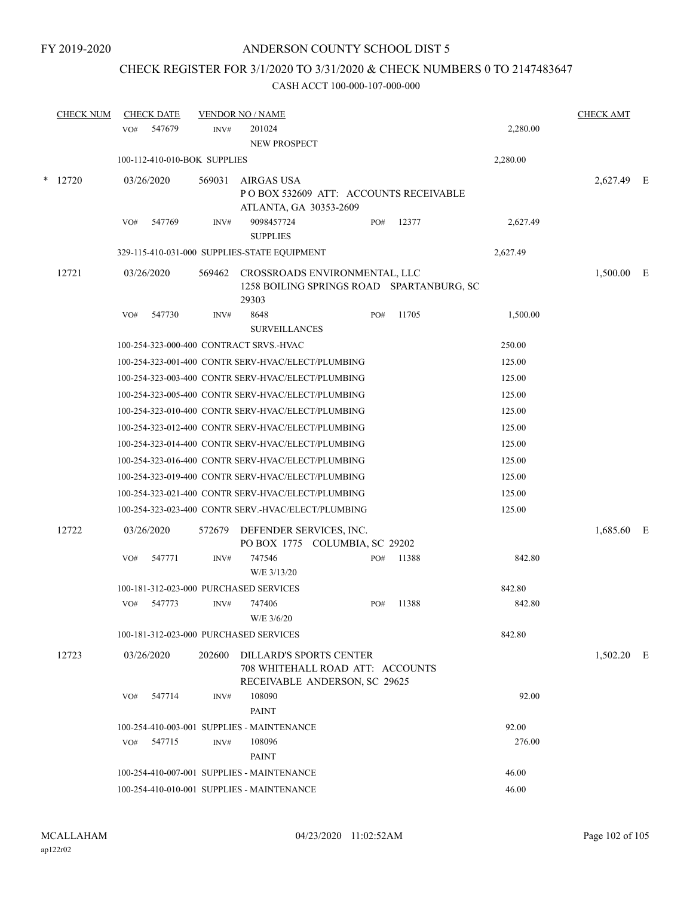FY 2019-2020

# ANDERSON COUNTY SCHOOL DIST 5

## CHECK REGISTER FOR 3/1/2020 TO 3/31/2020 & CHECK NUMBERS 0 TO 2147483647

### CASH ACCT 100-000-107-000-000

| CHECK NUM | CHECK DATE | VENDOR NO / NAME | | | CHECK AMT |
|---|---|---|---|---|---|
| | VO# 547679 | INV# 201024 NEW PROSPECT | | 2,280.00 | |
| | 100-112-410-010-BOK SUPPLIES | | | 2,280.00 | |
| * 12720 | 03/26/2020 | 569031 AIRGAS USA P O BOX 532609 ATT: ACCOUNTS RECEIVABLE ATLANTA, GA 30353-2609 | | | 2,627.49 E |
| | VO# 547769 | INV# 9098457724 SUPPLIES | PO# 12377 | 2,627.49 | |
| | 329-115-410-031-000 SUPPLIES-STATE EQUIPMENT | | | 2,627.49 | |
| 12721 | 03/26/2020 | 569462 CROSSROADS ENVIRONMENTAL, LLC 1258 BOILING SPRINGS ROAD SPARTANBURG, SC 29303 | | | 1,500.00 E |
| | VO# 547730 | INV# 8648 SURVEILLANCES | PO# 11705 | 1,500.00 | |
| | 100-254-323-000-400 CONTRACT SRVS.-HVAC | | | 250.00 | |
| | 100-254-323-001-400 CONTR SERV-HVAC/ELECT/PLUMBING | | | 125.00 | |
| | 100-254-323-003-400 CONTR SERV-HVAC/ELECT/PLUMBING | | | 125.00 | |
| | 100-254-323-005-400 CONTR SERV-HVAC/ELECT/PLUMBING | | | 125.00 | |
| | 100-254-323-010-400 CONTR SERV-HVAC/ELECT/PLUMBING | | | 125.00 | |
| | 100-254-323-012-400 CONTR SERV-HVAC/ELECT/PLUMBING | | | 125.00 | |
| | 100-254-323-014-400 CONTR SERV-HVAC/ELECT/PLUMBING | | | 125.00 | |
| | 100-254-323-016-400 CONTR SERV-HVAC/ELECT/PLUMBING | | | 125.00 | |
| | 100-254-323-019-400 CONTR SERV-HVAC/ELECT/PLUMBING | | | 125.00 | |
| | 100-254-323-021-400 CONTR SERV-HVAC/ELECT/PLUMBING | | | 125.00 | |
| | 100-254-323-023-400 CONTR SERV.-HVAC/ELECT/PLUMBING | | | 125.00 | |
| 12722 | 03/26/2020 | 572679 DEFENDER SERVICES, INC. PO BOX 1775 COLUMBIA, SC 29202 | | | 1,685.60 E |
| | VO# 547771 | INV# 747546 W/E 3/13/20 | PO# 11388 | 842.80 | |
| | 100-181-312-023-000 PURCHASED SERVICES | | | 842.80 | |
| | VO# 547773 | INV# 747406 W/E 3/6/20 | PO# 11388 | 842.80 | |
| | 100-181-312-023-000 PURCHASED SERVICES | | | 842.80 | |
| 12723 | 03/26/2020 | 202600 DILLARD'S SPORTS CENTER 708 WHITEHALL ROAD ATT: ACCOUNTS RECEIVABLE ANDERSON, SC 29625 | | | 1,502.20 E |
| | VO# 547714 | INV# 108090 PAINT | | 92.00 | |
| | 100-254-410-003-001 SUPPLIES - MAINTENANCE | | | 92.00 | |
| | VO# 547715 | INV# 108096 PAINT | | 276.00 | |
| | 100-254-410-007-001 SUPPLIES - MAINTENANCE | | | 46.00 | |
| | 100-254-410-010-001 SUPPLIES - MAINTENANCE | | | 46.00 | |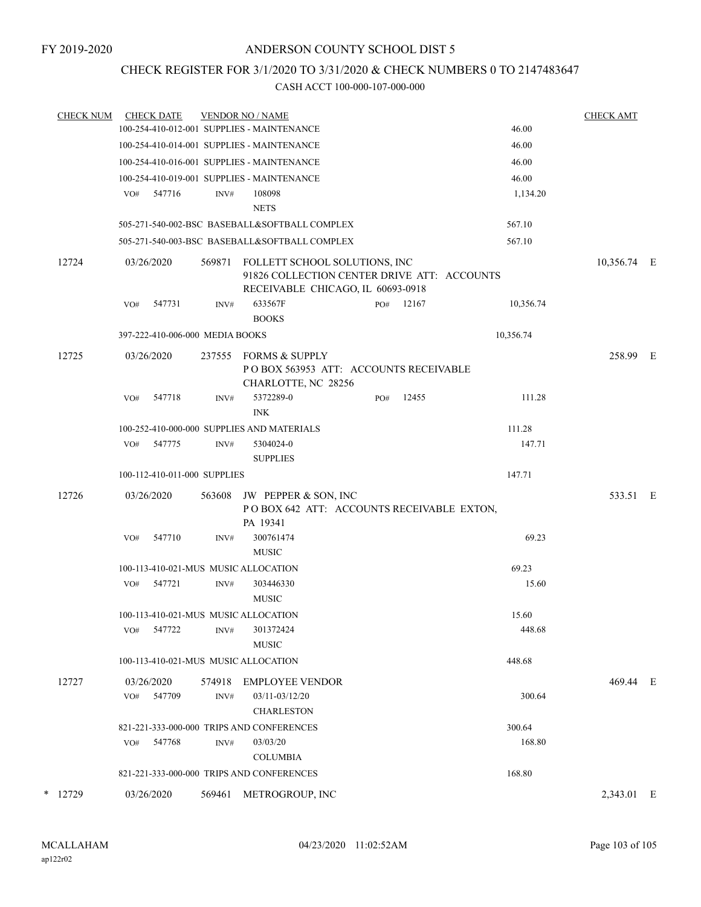FY 2019-2020

# ANDERSON COUNTY SCHOOL DIST 5

## CHECK REGISTER FOR 3/1/2020 TO 3/31/2020 & CHECK NUMBERS 0 TO 2147483647

### CASH ACCT 100-000-107-000-000

| CHECK NUM | CHECK DATE | VENDOR NO / NAME | | CHECK AMT | |
|---|---|---|---|---|---|
| | 100-254-410-012-001 SUPPLIES - MAINTENANCE | | 46.00 | | |
| | 100-254-410-014-001 SUPPLIES - MAINTENANCE | | 46.00 | | |
| | 100-254-410-016-001 SUPPLIES - MAINTENANCE | | 46.00 | | |
| | 100-254-410-019-001 SUPPLIES - MAINTENANCE | | 46.00 | | |
| | VO# 547716 | INV# 108098 NETS | 1,134.20 | | |
| | 505-271-540-002-BSC BASEBALL&SOFTBALL COMPLEX | | 567.10 | | |
| | 505-271-540-003-BSC BASEBALL&SOFTBALL COMPLEX | | 567.10 | | |
| 12724 | 03/26/2020 | 569871 FOLLETT SCHOOL SOLUTIONS, INC 91826 COLLECTION CENTER DRIVE ATT: ACCOUNTS RECEIVABLE CHICAGO, IL 60693-0918 | | 10,356.74 | E |
| | VO# 547731 | INV# 633567F BOOKS PO# 12167 | 10,356.74 | | |
| | 397-222-410-006-000 MEDIA BOOKS | | 10,356.74 | | |
| 12725 | 03/26/2020 | 237555 FORMS & SUPPLY P O BOX 563953 ATT: ACCOUNTS RECEIVABLE CHARLOTTE, NC 28256 | | 258.99 | E |
| | VO# 547718 | INV# 5372289-0 INK PO# 12455 | 111.28 | | |
| | 100-252-410-000-000 SUPPLIES AND MATERIALS | | 111.28 | | |
| | VO# 547775 | INV# 5304024-0 SUPPLIES | 147.71 | | |
| | 100-112-410-011-000 SUPPLIES | | 147.71 | | |
| 12726 | 03/26/2020 | 563608 JW PEPPER & SON, INC P O BOX 642 ATT: ACCOUNTS RECEIVABLE EXTON, PA 19341 | | 533.51 | E |
| | VO# 547710 | INV# 300761474 MUSIC | 69.23 | | |
| | 100-113-410-021-MUS MUSIC ALLOCATION | | 69.23 | | |
| | VO# 547721 | INV# 303446330 MUSIC | 15.60 | | |
| | 100-113-410-021-MUS MUSIC ALLOCATION | | 15.60 | | |
| | VO# 547722 | INV# 301372424 MUSIC | 448.68 | | |
| | 100-113-410-021-MUS MUSIC ALLOCATION | | 448.68 | | |
| 12727 | 03/26/2020 | 574918 EMPLOYEE VENDOR | | 469.44 | E |
| | VO# 547709 | INV# 03/11-03/12/20 CHARLESTON | 300.64 | | |
| | 821-221-333-000-000 TRIPS AND CONFERENCES | | 300.64 | | |
| | VO# 547768 | INV# 03/03/20 COLUMBIA | 168.80 | | |
| | 821-221-333-000-000 TRIPS AND CONFERENCES | | 168.80 | | |
| * 12729 | 03/26/2020 | 569461 METROGROUP, INC | | 2,343.01 | E |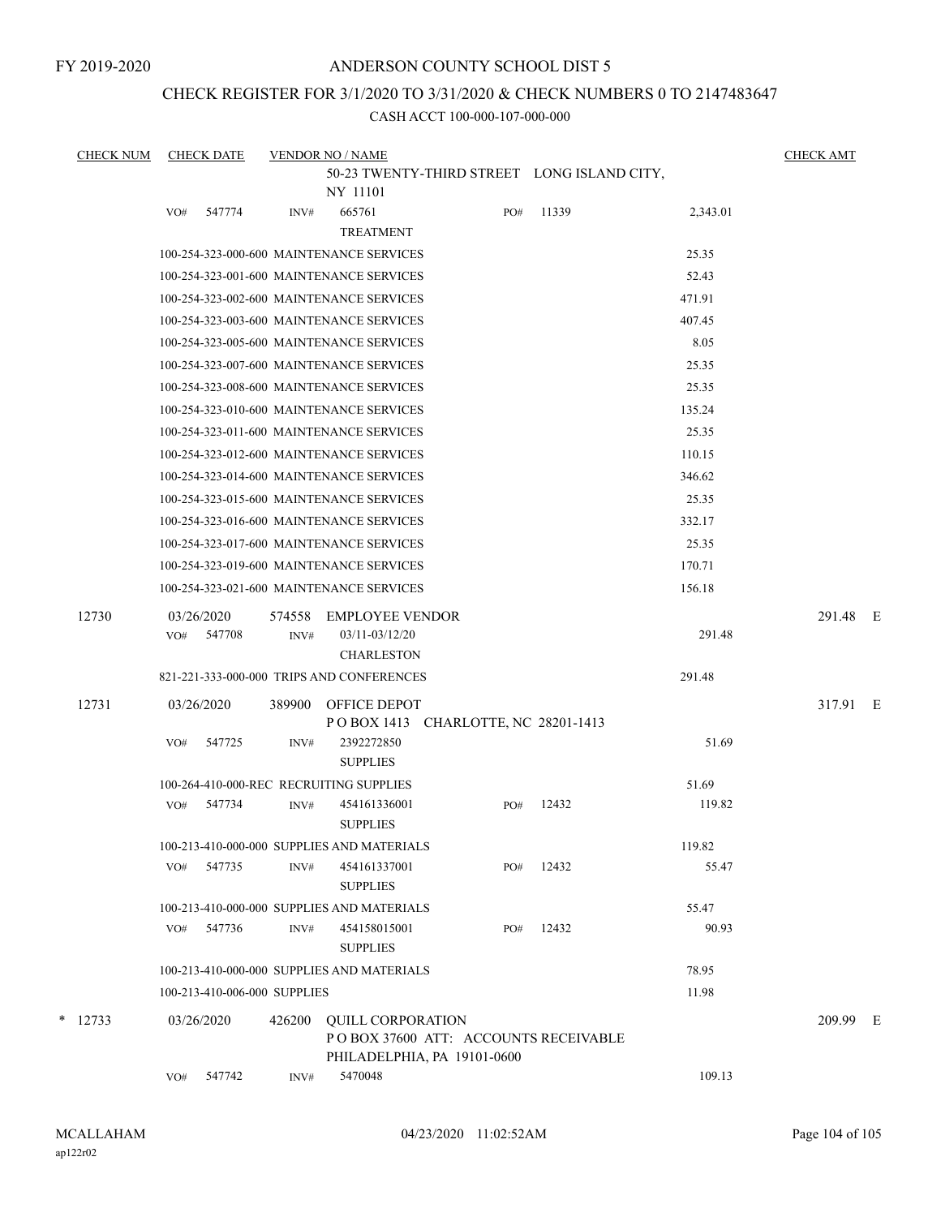FY 2019-2020

# ANDERSON COUNTY SCHOOL DIST 5

## CHECK REGISTER FOR 3/1/2020 TO 3/31/2020 & CHECK NUMBERS 0 TO 2147483647

### CASH ACCT 100-000-107-000-000

| CHECK NUM | CHECK DATE | VENDOR NO / NAME | | | | CHECK AMT |
|---|---|---|---|---|---|---|
| | | 50-23 TWENTY-THIRD STREET LONG ISLAND CITY, NY 11101 | | | | |
| | VO# 547774 | INV# 665761 TREATMENT | PO# 11339 | | 2,343.01 | |
| | | 100-254-323-000-600 MAINTENANCE SERVICES | | | 25.35 | |
| | | 100-254-323-001-600 MAINTENANCE SERVICES | | | 52.43 | |
| | | 100-254-323-002-600 MAINTENANCE SERVICES | | | 471.91 | |
| | | 100-254-323-003-600 MAINTENANCE SERVICES | | | 407.45 | |
| | | 100-254-323-005-600 MAINTENANCE SERVICES | | | 8.05 | |
| | | 100-254-323-007-600 MAINTENANCE SERVICES | | | 25.35 | |
| | | 100-254-323-008-600 MAINTENANCE SERVICES | | | 25.35 | |
| | | 100-254-323-010-600 MAINTENANCE SERVICES | | | 135.24 | |
| | | 100-254-323-011-600 MAINTENANCE SERVICES | | | 25.35 | |
| | | 100-254-323-012-600 MAINTENANCE SERVICES | | | 110.15 | |
| | | 100-254-323-014-600 MAINTENANCE SERVICES | | | 346.62 | |
| | | 100-254-323-015-600 MAINTENANCE SERVICES | | | 25.35 | |
| | | 100-254-323-016-600 MAINTENANCE SERVICES | | | 332.17 | |
| | | 100-254-323-017-600 MAINTENANCE SERVICES | | | 25.35 | |
| | | 100-254-323-019-600 MAINTENANCE SERVICES | | | 170.71 | |
| | | 100-254-323-021-600 MAINTENANCE SERVICES | | | 156.18 | |
| 12730 | 03/26/2020 | 574558 EMPLOYEE VENDOR | | | | 291.48 E |
| | VO# 547708 | INV# 03/11-03/12/20 CHARLESTON | | | 291.48 | |
| | | 821-221-333-000-000 TRIPS AND CONFERENCES | | | 291.48 | |
| 12731 | 03/26/2020 | 389900 OFFICE DEPOT P O BOX 1413 CHARLOTTE, NC 28201-1413 | | | | 317.91 E |
| | VO# 547725 | INV# 2392272850 SUPPLIES | | | 51.69 | |
| | | 100-264-410-000-REC RECRUITING SUPPLIES | | | 51.69 | |
| | VO# 547734 | INV# 454161336001 SUPPLIES | PO# 12432 | | 119.82 | |
| | | 100-213-410-000-000 SUPPLIES AND MATERIALS | | | 119.82 | |
| | VO# 547735 | INV# 454161337001 SUPPLIES | PO# 12432 | | 55.47 | |
| | | 100-213-410-000-000 SUPPLIES AND MATERIALS | | | 55.47 | |
| | VO# 547736 | INV# 454158015001 SUPPLIES | PO# 12432 | | 90.93 | |
| | | 100-213-410-000-000 SUPPLIES AND MATERIALS | | | 78.95 | |
| | | 100-213-410-006-000 SUPPLIES | | | 11.98 | |
| * 12733 | 03/26/2020 | 426200 QUILL CORPORATION P O BOX 37600 ATT: ACCOUNTS RECEIVABLE PHILADELPHIA, PA 19101-0600 | | | | 209.99 E |
| | VO# 547742 | INV# 5470048 | | | 109.13 | |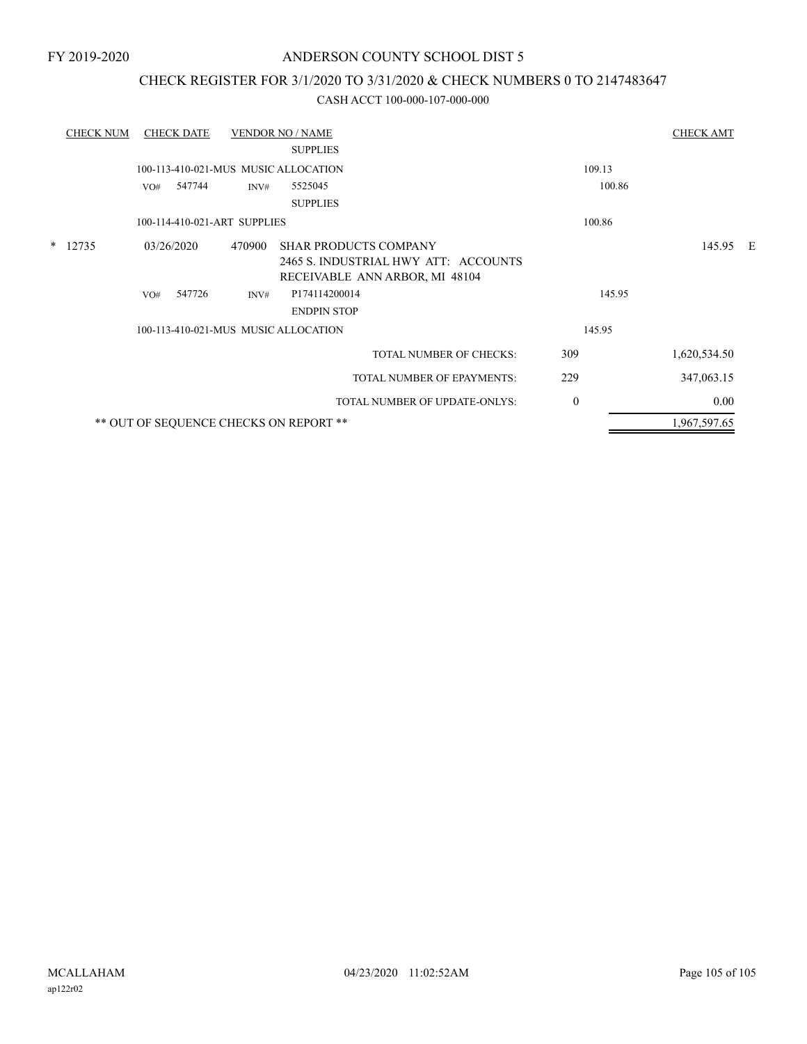FY 2019-2020

ANDERSON COUNTY SCHOOL DIST 5

CHECK REGISTER FOR 3/1/2020 TO 3/31/2020 & CHECK NUMBERS 0 TO 2147483647

CASH ACCT 100-000-107-000-000

| CHECK NUM | CHECK DATE | VENDOR NO / NAME | | | CHECK AMT | |
|---|---|---|---|---|---|---|
| | | | SUPPLIES | | | |
| | 100-113-410-021-MUS MUSIC ALLOCATION | | | 109.13 | | |
| | VO# 547744 | INV# | 5525045 | 100.86 | | |
| | | | SUPPLIES | | | |
| | 100-114-410-021-ART SUPPLIES | | | 100.86 | | |
| * 12735 | 03/26/2020 | 470900 | SHAR PRODUCTS COMPANY<br>2465 S. INDUSTRIAL HWY ATT: ACCOUNTS<br>RECEIVABLE ANN ARBOR, MI 48104 | | 145.95 | E |
| | VO# 547726 | INV# | P174114200014 | 145.95 | | |
| | | | ENDPIN STOP | | | |
| | 100-113-410-021-MUS MUSIC ALLOCATION | | | 145.95 | | |
| | | | TOTAL NUMBER OF CHECKS: | 309 | 1,620,534.50 | |
| | | | TOTAL NUMBER OF EPAYMENTS: | 229 | 347,063.15 | |
| | | | TOTAL NUMBER OF UPDATE-ONLYS: | 0 | 0.00 | |
| ** OUT OF SEQUENCE CHECKS ON REPORT ** | | | | | 1,967,597.65 | |

MCALLAHAM
ap122r02

04/23/2020 11:02:52AM